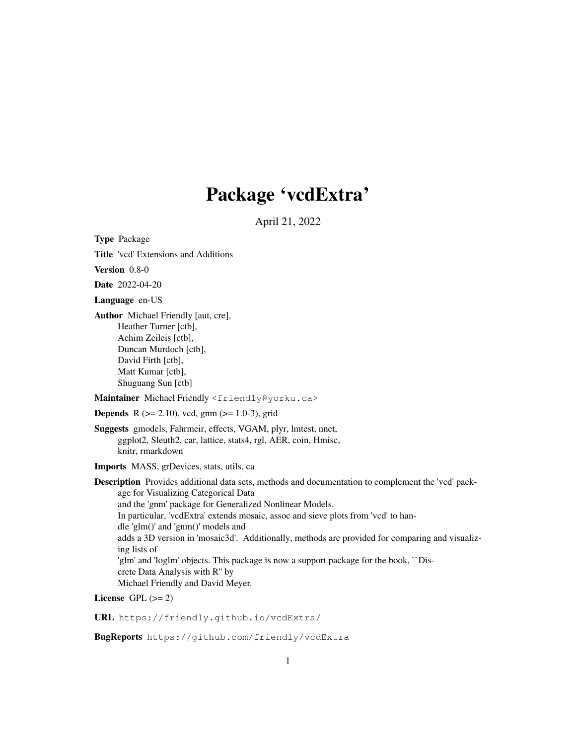# Package 'vcdExtra'

April 21, 2022

**Type** Package

**Title** 'vcd' Extensions and Additions

**Version** 0.8-0

**Date** 2022-04-20

**Language** en-US

**Author** Michael Friendly [aut, cre],
Heather Turner [ctb],
Achim Zeileis [ctb],
Duncan Murdoch [ctb],
David Firth [ctb],
Matt Kumar [ctb],
Shuguang Sun [ctb]

**Maintainer** Michael Friendly <friendly@yorku.ca>

**Depends** R (>= 2.10), vcd, gnm (>= 1.0-3), grid

**Suggests** gmodels, Fahrmeir, effects, VGAM, plyr, lmtest, nnet,
ggplot2, Sleuth2, car, lattice, stats4, rgl, AER, coin, Hmisc,
knitr, rmarkdown

**Imports** MASS, grDevices, stats, utils, ca

**Description** Provides additional data sets, methods and documentation to complement the 'vcd' package for Visualizing Categorical Data
and the 'gnm' package for Generalized Nonlinear Models.
In particular, 'vcdExtra' extends mosaic, assoc and sieve plots from 'vcd' to handle 'glm()' and 'gnm()' models and
adds a 3D version in 'mosaic3d'. Additionally, methods are provided for comparing and visualizing lists of
'glm' and 'loglm' objects. This package is now a support package for the book, ``Discrete Data Analysis with R'' by
Michael Friendly and David Meyer.

**License** GPL (>= 2)

**URL** https://friendly.github.io/vcdExtra/

**BugReports** https://github.com/friendly/vcdExtra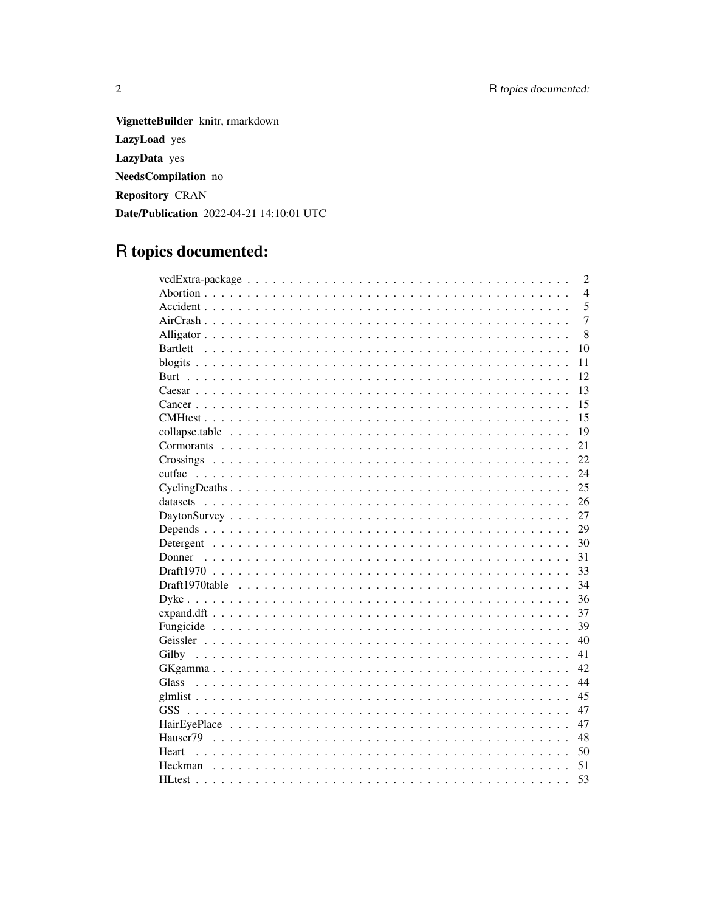**VignetteBuilder** knitr, rmarkdown

**LazyLoad** yes

**LazyData** yes

**NeedsCompilation** no

**Repository** CRAN

**Date/Publication** 2022-04-21 14:10:01 UTC

# R topics documented:

| | |
|---|---|
| vcdExtra-package | 2 |
| Abortion | 4 |
| Accident | 5 |
| AirCrash | 7 |
| Alligator | 8 |
| Bartlett | 10 |
| blogits | 11 |
| Burt | 12 |
| Caesar | 13 |
| Cancer | 15 |
| CMHtest | 15 |
| collapse.table | 19 |
| Cormorants | 21 |
| Crossings | 22 |
| cutfac | 24 |
| CyclingDeaths | 25 |
| datasets | 26 |
| DaytonSurvey | 27 |
| Depends | 29 |
| Detergent | 30 |
| Donner | 31 |
| Draft1970 | 33 |
| Draft1970table | 34 |
| Dyke | 36 |
| expand.dft | 37 |
| Fungicide | 39 |
| Geissler | 40 |
| Gilby | 41 |
| GKgamma | 42 |
| Glass | 44 |
| glmlist | 45 |
| GSS | 47 |
| HairEyePlace | 47 |
| Hauser79 | 48 |
| Heart | 50 |
| Heckman | 51 |
| HLtest | 53 |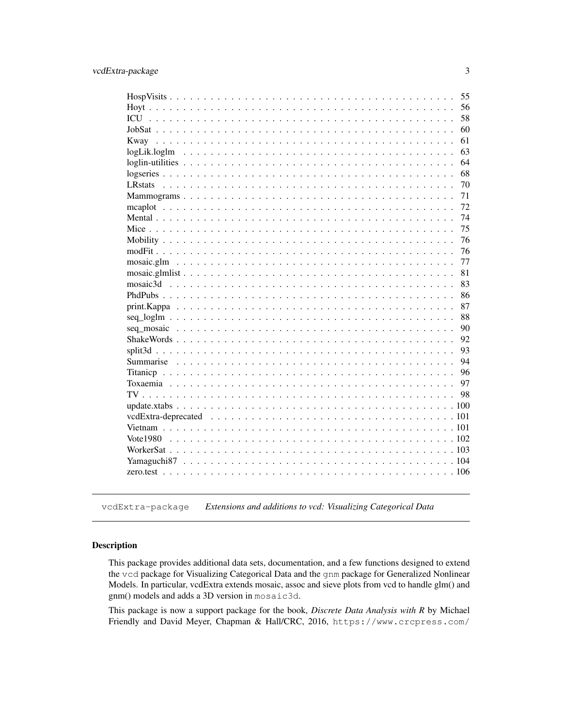| | |
|---|---|
| HospVisits | 55 |
| Hoyt | 56 |
| ICU | 58 |
| JobSat | 60 |
| Kway | 61 |
| logLik.loglm | 63 |
| loglin-utilities | 64 |
| logseries | 68 |
| LRstats | 70 |
| Mammograms | 71 |
| mcaplot | 72 |
| Mental | 74 |
| Mice | 75 |
| Mobility | 76 |
| modFit | 76 |
| mosaic.glm | 77 |
| mosaic.glmlist | 81 |
| mosaic3d | 83 |
| PhdPubs | 86 |
| print.Kappa | 87 |
| seq_loglm | 88 |
| seq_mosaic | 90 |
| ShakeWords | 92 |
| split3d | 93 |
| Summarise | 94 |
| Titanicp | 96 |
| Toxaemia | 97 |
| TV | 98 |
| update.xtabs | 100 |
| vcdExtra-deprecated | 101 |
| Vietnam | 101 |
| Vote1980 | 102 |
| WorkerSat | 103 |
| Yamaguchi87 | 104 |
| zero.test | 106 |

## `vcdExtra-package` *Extensions and additions to vcd: Visualizing Categorical Data*

### Description

This package provides additional data sets, documentation, and a few functions designed to extend the `vcd` package for Visualizing Categorical Data and the `gnm` package for Generalized Nonlinear Models. In particular, vcdExtra extends mosaic, assoc and sieve plots from vcd to handle glm() and gnm() models and adds a 3D version in `mosaic3d`.

This package is now a support package for the book, *Discrete Data Analysis with R* by Michael Friendly and David Meyer, Chapman & Hall/CRC, 2016, `https://www.crcpress.com/`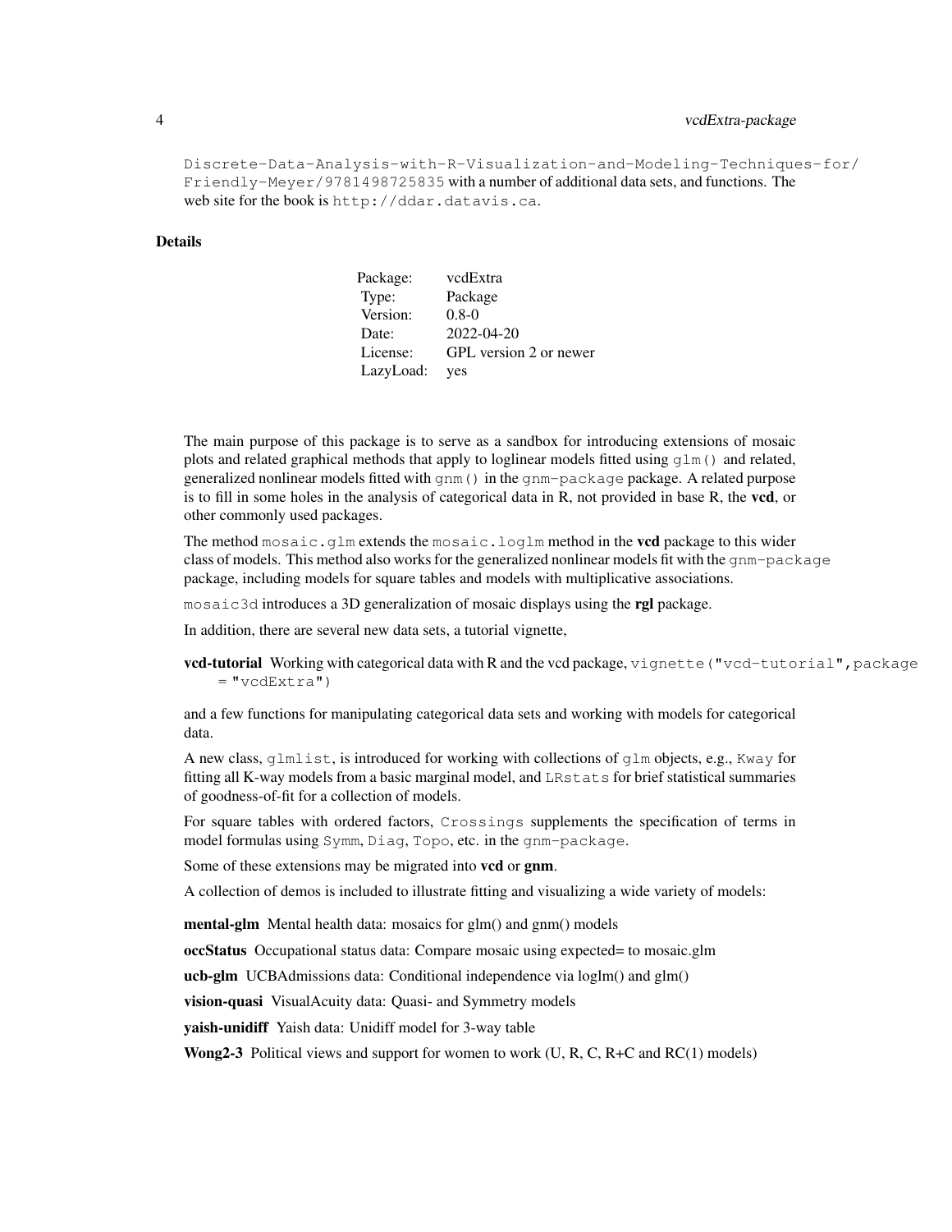Discrete-Data-Analysis-with-R-Visualization-and-Modeling-Techniques-for/Friendly-Meyer/9781498725835 with a number of additional data sets, and functions. The web site for the book is `http://ddar.datavis.ca`.

## Details

| Package: | vcdExtra |
|---|---|
| Type: | Package |
| Version: | 0.8-0 |
| Date: | 2022-04-20 |
| License: | GPL version 2 or newer |
| LazyLoad: | yes |

The main purpose of this package is to serve as a sandbox for introducing extensions of mosaic plots and related graphical methods that apply to loglinear models fitted using `glm()` and related, generalized nonlinear models fitted with `gnm()` in the `gnm-package` package. A related purpose is to fill in some holes in the analysis of categorical data in R, not provided in base R, the **vcd**, or other commonly used packages.

The method `mosaic.glm` extends the `mosaic.loglm` method in the **vcd** package to this wider class of models. This method also works for the generalized nonlinear models fit with the `gnm-package` package, including models for square tables and models with multiplicative associations.

`mosaic3d` introduces a 3D generalization of mosaic displays using the **rgl** package.

In addition, there are several new data sets, a tutorial vignette,

**vcd-tutorial** Working with categorical data with R and the vcd package, `vignette("vcd-tutorial",package = "vcdExtra")`

and a few functions for manipulating categorical data sets and working with models for categorical data.

A new class, `glmlist`, is introduced for working with collections of `glm` objects, e.g., `Kway` for fitting all K-way models from a basic marginal model, and `LRstats` for brief statistical summaries of goodness-of-fit for a collection of models.

For square tables with ordered factors, `Crossings` supplements the specification of terms in model formulas using `Symm`, `Diag`, `Topo`, etc. in the `gnm-package`.

Some of these extensions may be migrated into **vcd** or **gnm**.

A collection of demos is included to illustrate fitting and visualizing a wide variety of models:

**mental-glm** Mental health data: mosaics for glm() and gnm() models

**occStatus** Occupational status data: Compare mosaic using expected= to mosaic.glm

**ucb-glm** UCBAdmissions data: Conditional independence via loglm() and glm()

**vision-quasi** VisualAcuity data: Quasi- and Symmetry models

**yaish-unidiff** Yaish data: Unidiff model for 3-way table

**Wong2-3** Political views and support for women to work (U, R, C, R+C and RC(1) models)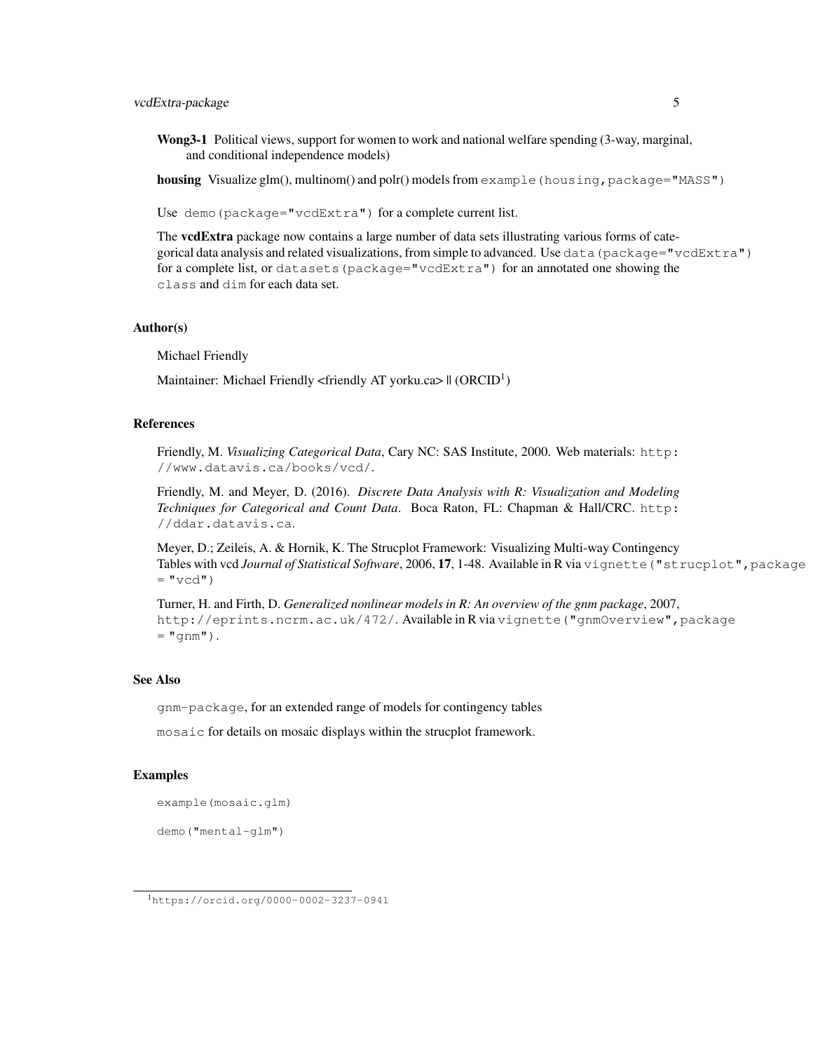**Wong3-1** Political views, support for women to work and national welfare spending (3-way, marginal, and conditional independence models)

**housing** Visualize glm(), multinom() and polr() models from `example(housing,package="MASS")`

Use `demo(package="vcdExtra")` for a complete current list.

The **vcdExtra** package now contains a large number of data sets illustrating various forms of categorical data analysis and related visualizations, from simple to advanced. Use `data(package="vcdExtra")` for a complete list, or `datasets(package="vcdExtra")` for an annotated one showing the `class` and `dim` for each data set.

## Author(s)

Michael Friendly

Maintainer: Michael Friendly <friendly AT yorku.ca> || (ORCID[1])

## References

Friendly, M. *Visualizing Categorical Data*, Cary NC: SAS Institute, 2000. Web materials: `http://www.datavis.ca/books/vcd/`.

Friendly, M. and Meyer, D. (2016). *Discrete Data Analysis with R: Visualization and Modeling Techniques for Categorical and Count Data*. Boca Raton, FL: Chapman & Hall/CRC. `http://ddar.datavis.ca`.

Meyer, D.; Zeileis, A. & Hornik, K. The Strucplot Framework: Visualizing Multi-way Contingency Tables with vcd *Journal of Statistical Software*, 2006, **17**, 1-48. Available in R via `vignette("strucplot",package = "vcd")`

Turner, H. and Firth, D. *Generalized nonlinear models in R: An overview of the gnm package*, 2007, `http://eprints.ncrm.ac.uk/472/`. Available in R via `vignette("gnmOverview",package = "gnm")`.

## See Also

`gnm-package`, for an extended range of models for contingency tables

`mosaic` for details on mosaic displays within the strucplot framework.

## Examples

```
example(mosaic.glm)

demo("mental-glm")
```

[1] `https://orcid.org/0000-0002-3237-0941`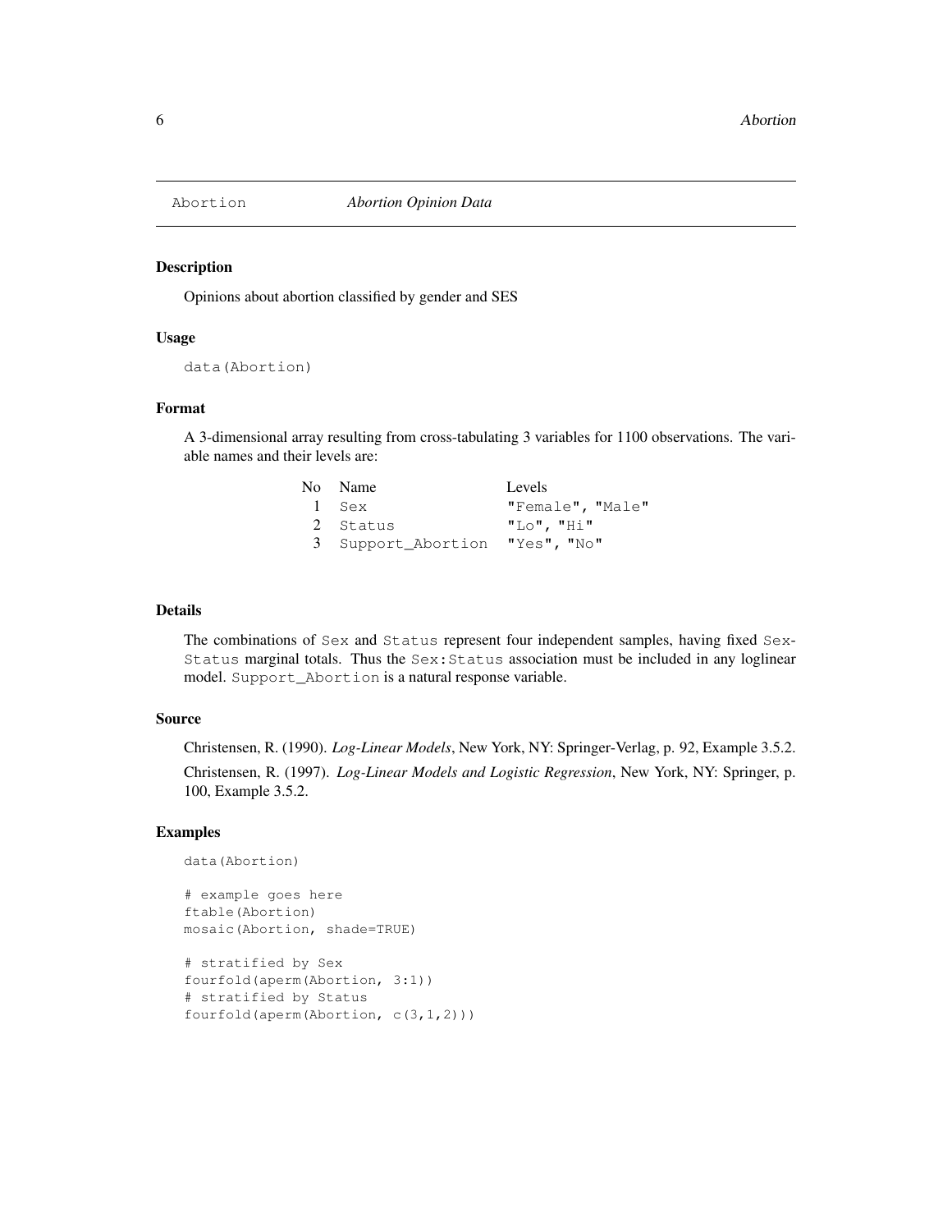Abortion *Abortion Opinion Data*

## Description

Opinions about abortion classified by gender and SES

## Usage

```
data(Abortion)
```

## Format

A 3-dimensional array resulting from cross-tabulating 3 variables for 1100 observations. The variable names and their levels are:

| No | Name | Levels |
|---|---|---|
| 1 | Sex | "Female", "Male" |
| 2 | Status | "Lo", "Hi" |
| 3 | Support_Abortion | "Yes", "No" |

## Details

The combinations of Sex and Status represent four independent samples, having fixed Sex-Status marginal totals. Thus the Sex:Status association must be included in any loglinear model. Support_Abortion is a natural response variable.

## Source

Christensen, R. (1990). *Log-Linear Models*, New York, NY: Springer-Verlag, p. 92, Example 3.5.2.

Christensen, R. (1997). *Log-Linear Models and Logistic Regression*, New York, NY: Springer, p. 100, Example 3.5.2.

## Examples

```
data(Abortion)

# example goes here
ftable(Abortion)
mosaic(Abortion, shade=TRUE)

# stratified by Sex
fourfold(aperm(Abortion, 3:1))
# stratified by Status
fourfold(aperm(Abortion, c(3,1,2)))
```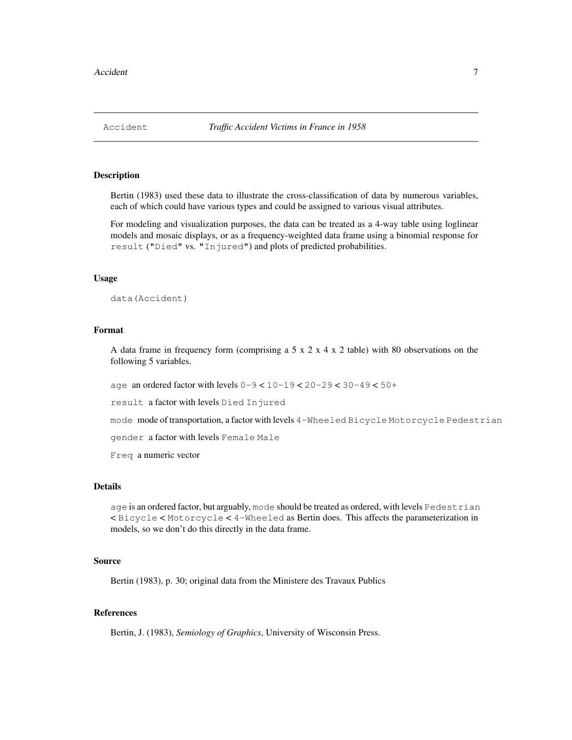Accident *Traffic Accident Victims in France in 1958*

### Description

Bertin (1983) used these data to illustrate the cross-classification of data by numerous variables, each of which could have various types and could be assigned to various visual attributes.

For modeling and visualization purposes, the data can be treated as a 4-way table using loglinear models and mosaic displays, or as a frequency-weighted data frame using a binomial response for `result` (`"Died"` vs. `"Injured"`) and plots of predicted probabilities.

### Usage

```
data(Accident)
```

### Format

A data frame in frequency form (comprising a 5 x 2 x 4 x 2 table) with 80 observations on the following 5 variables.

`age` an ordered factor with levels `0-9` < `10-19` < `20-29` < `30-49` < `50+`

`result` a factor with levels `Died` `Injured`

`mode` mode of transportation, a factor with levels `4-Wheeled` `Bicycle` `Motorcycle` `Pedestrian`

`gender` a factor with levels `Female` `Male`

`Freq` a numeric vector

### Details

`age` is an ordered factor, but arguably, `mode` should be treated as ordered, with levels `Pedestrian` < `Bicycle` < `Motorcycle` < `4-Wheeled` as Bertin does. This affects the parameterization in models, so we don't do this directly in the data frame.

### Source

Bertin (1983), p. 30; original data from the Ministere des Travaux Publics

### References

Bertin, J. (1983), *Semiology of Graphics*, University of Wisconsin Press.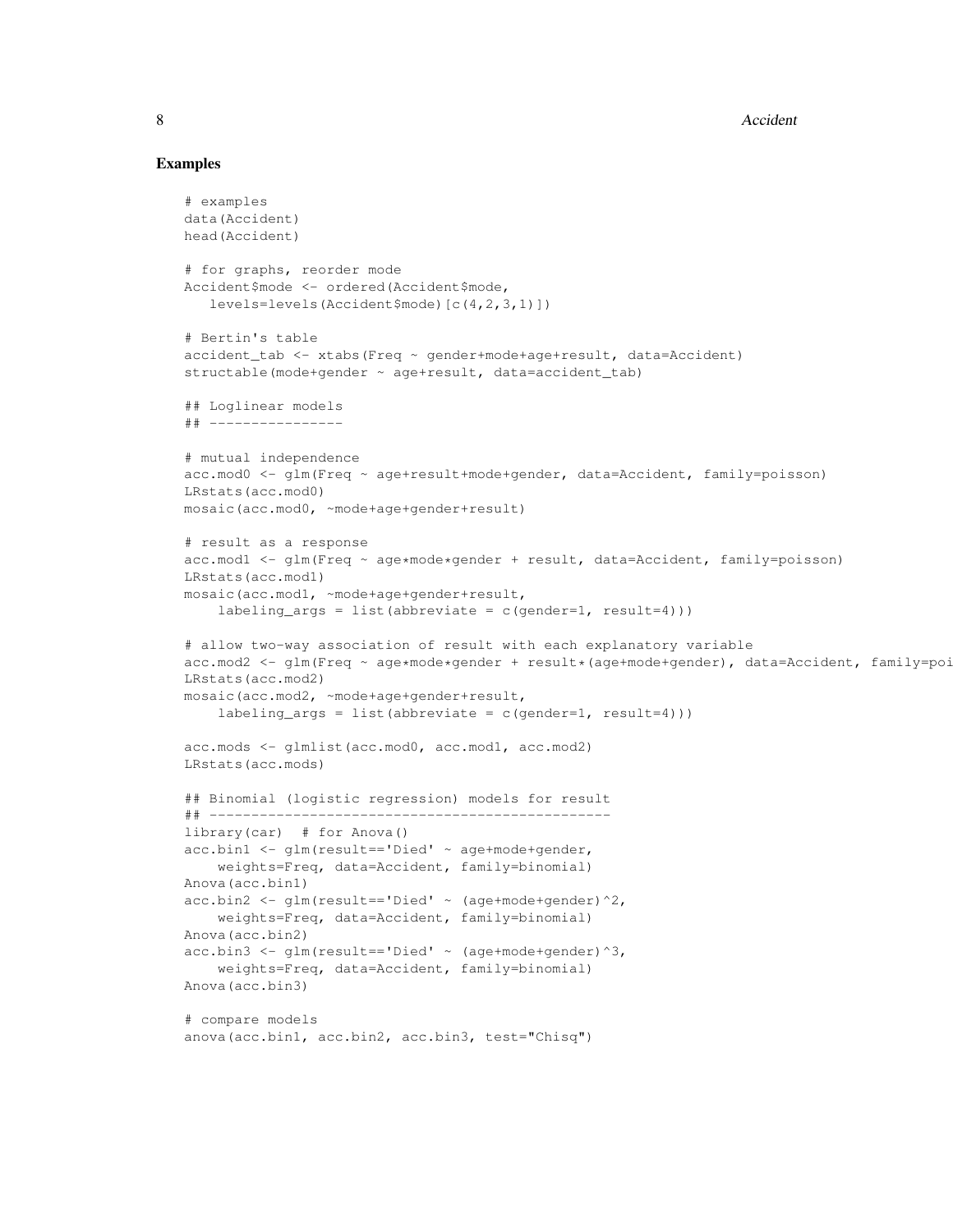### Examples

```
# examples
data(Accident)
head(Accident)

# for graphs, reorder mode
Accident$mode <- ordered(Accident$mode,
   levels=levels(Accident$mode)[c(4,2,3,1)])

# Bertin's table
accident_tab <- xtabs(Freq ~ gender+mode+age+result, data=Accident)
structable(mode+gender ~ age+result, data=accident_tab)

## Loglinear models
## ----------------

# mutual independence
acc.mod0 <- glm(Freq ~ age+result+mode+gender, data=Accident, family=poisson)
LRstats(acc.mod0)
mosaic(acc.mod0, ~mode+age+gender+result)

# result as a response
acc.mod1 <- glm(Freq ~ age*mode*gender + result, data=Accident, family=poisson)
LRstats(acc.mod1)
mosaic(acc.mod1, ~mode+age+gender+result,
    labeling_args = list(abbreviate = c(gender=1, result=4)))

# allow two-way association of result with each explanatory variable
acc.mod2 <- glm(Freq ~ age*mode*gender + result*(age+mode+gender), data=Accident, family=poi
LRstats(acc.mod2)
mosaic(acc.mod2, ~mode+age+gender+result,
    labeling_args = list(abbreviate = c(gender=1, result=4)))

acc.mods <- glmlist(acc.mod0, acc.mod1, acc.mod2)
LRstats(acc.mods)

## Binomial (logistic regression) models for result
## ------------------------------------------------
library(car)  # for Anova()
acc.bin1 <- glm(result=='Died' ~ age+mode+gender,
    weights=Freq, data=Accident, family=binomial)
Anova(acc.bin1)
acc.bin2 <- glm(result=='Died' ~ (age+mode+gender)^2,
    weights=Freq, data=Accident, family=binomial)
Anova(acc.bin2)
acc.bin3 <- glm(result=='Died' ~ (age+mode+gender)^3,
    weights=Freq, data=Accident, family=binomial)
Anova(acc.bin3)

# compare models
anova(acc.bin1, acc.bin2, acc.bin3, test="Chisq")
```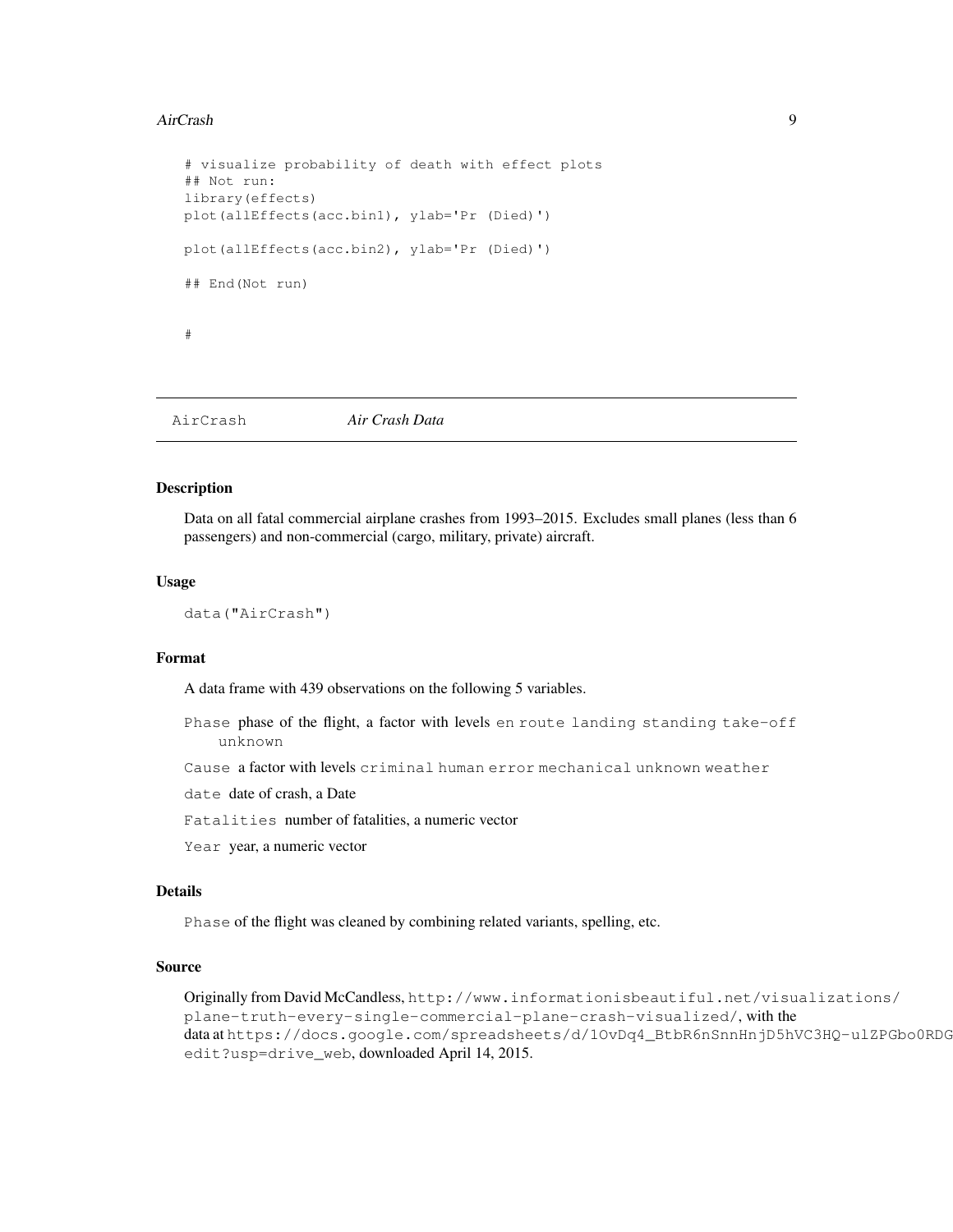```
# visualize probability of death with effect plots
## Not run:
library(effects)
plot(allEffects(acc.bin1), ylab='Pr (Died)')

plot(allEffects(acc.bin2), ylab='Pr (Died)')

## End(Not run)


#
```

---

## AirCrash *Air Crash Data*

---

### Description

Data on all fatal commercial airplane crashes from 1993–2015. Excludes small planes (less than 6 passengers) and non-commercial (cargo, military, private) aircraft.

### Usage

```
data("AirCrash")
```

### Format

A data frame with 439 observations on the following 5 variables.

`Phase` phase of the flight, a factor with levels `en route` `landing` `standing` `take-off` `unknown`

`Cause` a factor with levels `criminal` `human error` `mechanical` `unknown` `weather`

`date` date of crash, a Date

`Fatalities` number of fatalities, a numeric vector

`Year` year, a numeric vector

### Details

`Phase` of the flight was cleaned by combining related variants, spelling, etc.

### Source

Originally from David McCandless, `http://www.informationisbeautiful.net/visualizations/plane-truth-every-single-commercial-plane-crash-visualized/`, with the data at `https://docs.google.com/spreadsheets/d/1OvDq4_BtbR6nSnnHnjD5hVC3HQ-ulZPGbo0RDGedit?usp=drive_web`, downloaded April 14, 2015.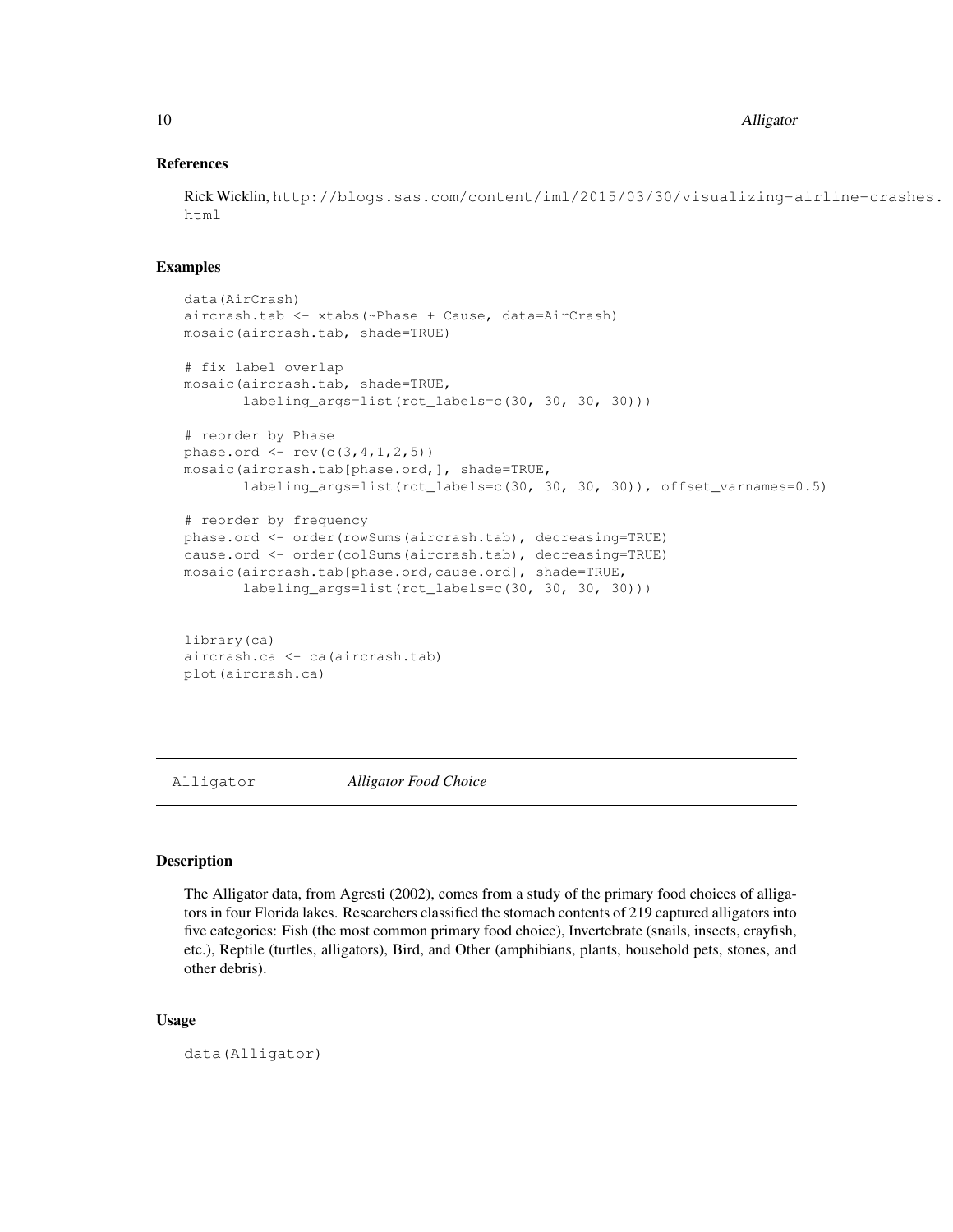### References

Rick Wicklin, http://blogs.sas.com/content/iml/2015/03/30/visualizing-airline-crashes.html

### Examples

```
data(AirCrash)
aircrash.tab <- xtabs(~Phase + Cause, data=AirCrash)
mosaic(aircrash.tab, shade=TRUE)

# fix label overlap
mosaic(aircrash.tab, shade=TRUE,
       labeling_args=list(rot_labels=c(30, 30, 30, 30)))

# reorder by Phase
phase.ord <- rev(c(3,4,1,2,5))
mosaic(aircrash.tab[phase.ord,], shade=TRUE,
       labeling_args=list(rot_labels=c(30, 30, 30, 30)), offset_varnames=0.5)

# reorder by frequency
phase.ord <- order(rowSums(aircrash.tab), decreasing=TRUE)
cause.ord <- order(colSums(aircrash.tab), decreasing=TRUE)
mosaic(aircrash.tab[phase.ord,cause.ord], shade=TRUE,
       labeling_args=list(rot_labels=c(30, 30, 30, 30)))


library(ca)
aircrash.ca <- ca(aircrash.tab)
plot(aircrash.ca)
```

---

## Alligator *Alligator Food Choice*

---

### Description

The Alligator data, from Agresti (2002), comes from a study of the primary food choices of alligators in four Florida lakes. Researchers classified the stomach contents of 219 captured alligators into five categories: Fish (the most common primary food choice), Invertebrate (snails, insects, crayfish, etc.), Reptile (turtles, alligators), Bird, and Other (amphibians, plants, household pets, stones, and other debris).

### Usage

```
data(Alligator)
```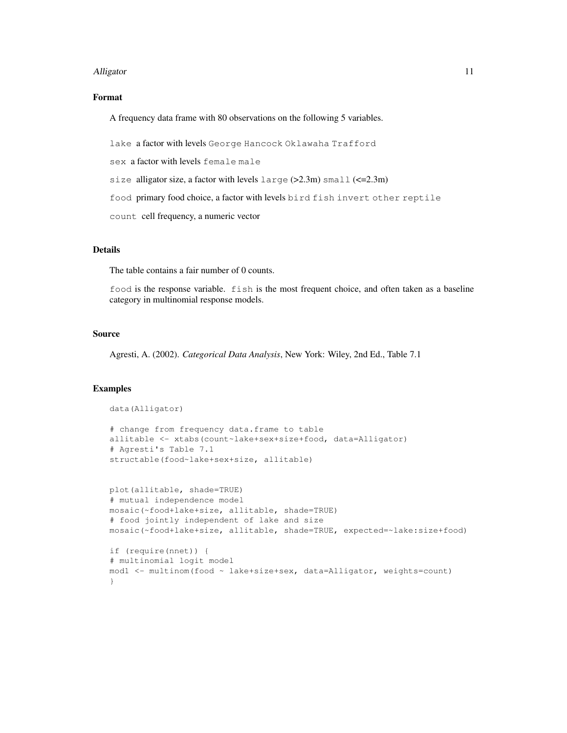## Format

A frequency data frame with 80 observations on the following 5 variables.

`lake` a factor with levels `George` `Hancock` `Oklawaha` `Trafford`

`sex` a factor with levels `female` `male`

`size` alligator size, a factor with levels `large` (>2.3m) `small` (<=2.3m)

`food` primary food choice, a factor with levels `bird` `fish` `invert` `other` `reptile`

`count` cell frequency, a numeric vector

## Details

The table contains a fair number of 0 counts.

`food` is the response variable. `fish` is the most frequent choice, and often taken as a baseline category in multinomial response models.

## Source

Agresti, A. (2002). *Categorical Data Analysis*, New York: Wiley, 2nd Ed., Table 7.1

## Examples

```
data(Alligator)

# change from frequency data.frame to table
allitable <- xtabs(count~lake+sex+size+food, data=Alligator)
# Agresti's Table 7.1
structable(food~lake+sex+size, allitable)


plot(allitable, shade=TRUE)
# mutual independence model
mosaic(~food+lake+size, allitable, shade=TRUE)
# food jointly independent of lake and size
mosaic(~food+lake+size, allitable, shade=TRUE, expected=~lake:size+food)

if (require(nnet)) {
# multinomial logit model
mod1 <- multinom(food ~ lake+size+sex, data=Alligator, weights=count)
}
```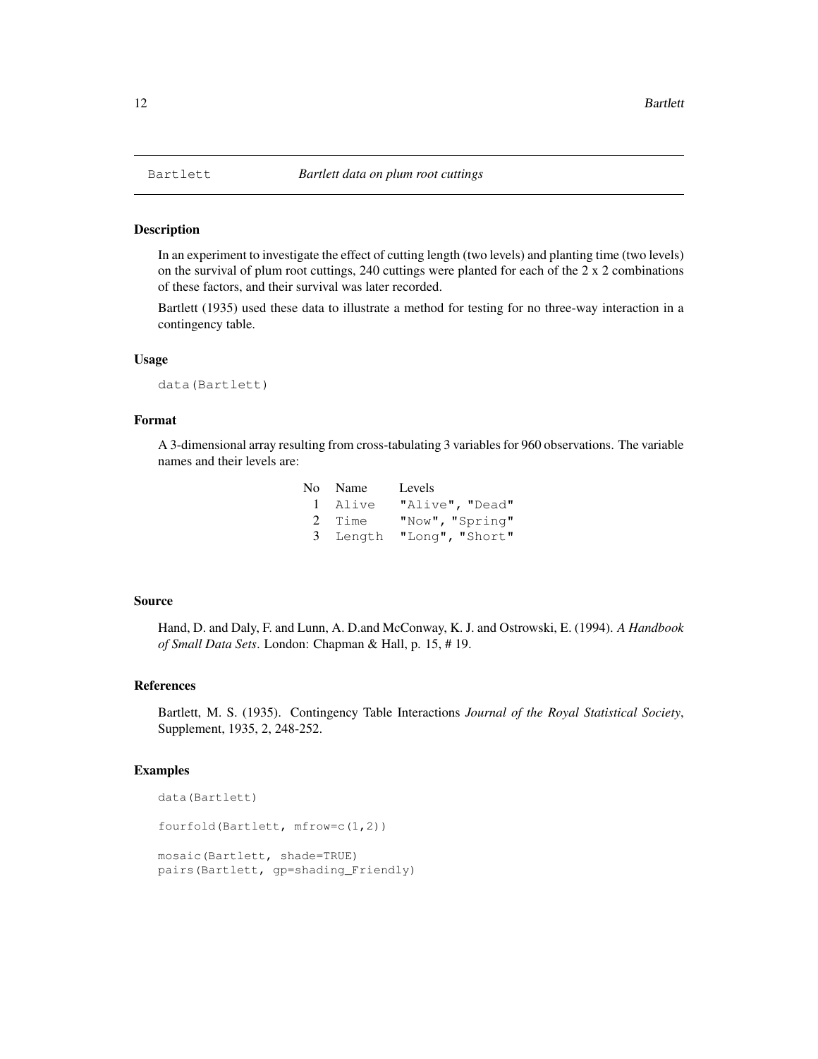Bartlett *Bartlett data on plum root cuttings*

## Description

In an experiment to investigate the effect of cutting length (two levels) and planting time (two levels) on the survival of plum root cuttings, 240 cuttings were planted for each of the 2 x 2 combinations of these factors, and their survival was later recorded.

Bartlett (1935) used these data to illustrate a method for testing for no three-way interaction in a contingency table.

## Usage

```
data(Bartlett)
```

## Format

A 3-dimensional array resulting from cross-tabulating 3 variables for 960 observations. The variable names and their levels are:

| No | Name | Levels |
|---|---|---|
| 1 | `Alive` | `"Alive", "Dead"` |
| 2 | `Time` | `"Now", "Spring"` |
| 3 | `Length` | `"Long", "Short"` |

## Source

Hand, D. and Daly, F. and Lunn, A. D.and McConway, K. J. and Ostrowski, E. (1994). *A Handbook of Small Data Sets*. London: Chapman & Hall, p. 15, # 19.

## References

Bartlett, M. S. (1935). Contingency Table Interactions *Journal of the Royal Statistical Society*, Supplement, 1935, 2, 248-252.

## Examples

```
data(Bartlett)

fourfold(Bartlett, mfrow=c(1,2))

mosaic(Bartlett, shade=TRUE)
pairs(Bartlett, gp=shading_Friendly)
```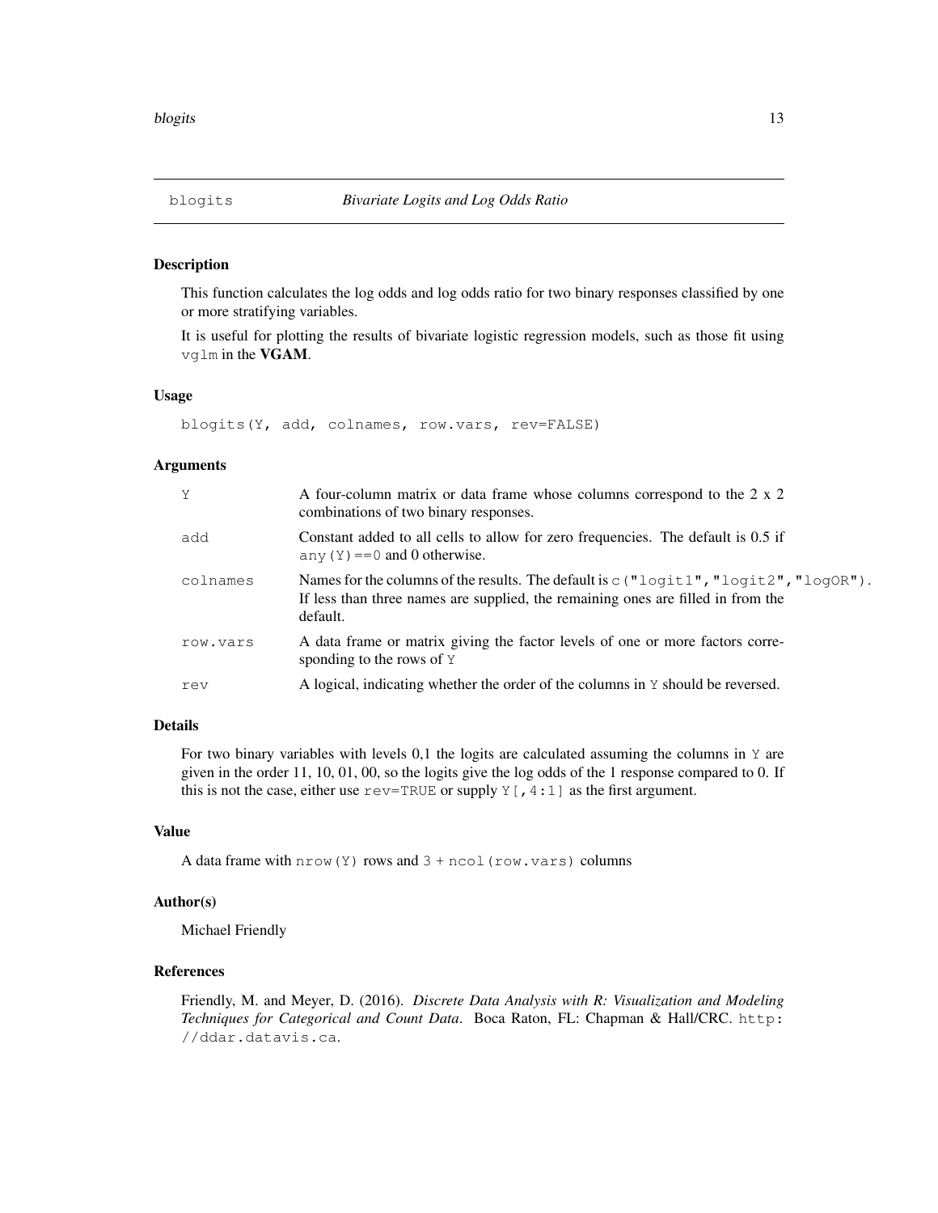## blogits *Bivariate Logits and Log Odds Ratio*

### Description

This function calculates the log odds and log odds ratio for two binary responses classified by one or more stratifying variables.

It is useful for plotting the results of bivariate logistic regression models, such as those fit using `vglm` in the **VGAM**.

### Usage

```
blogits(Y, add, colnames, row.vars, rev=FALSE)
```

### Arguments

| | |
|---|---|
| `Y` | A four-column matrix or data frame whose columns correspond to the 2 x 2 combinations of two binary responses. |
| `add` | Constant added to all cells to allow for zero frequencies. The default is 0.5 if `any(Y)==0` and 0 otherwise. |
| `colnames` | Names for the columns of the results. The default is `c("logit1","logit2","logOR")`. If less than three names are supplied, the remaining ones are filled in from the default. |
| `row.vars` | A data frame or matrix giving the factor levels of one or more factors corresponding to the rows of `Y` |
| `rev` | A logical, indicating whether the order of the columns in `Y` should be reversed. |

### Details

For two binary variables with levels 0,1 the logits are calculated assuming the columns in `Y` are given in the order 11, 10, 01, 00, so the logits give the log odds of the 1 response compared to 0. If this is not the case, either use `rev=TRUE` or supply `Y[,4:1]` as the first argument.

### Value

A data frame with `nrow(Y)` rows and `3 + ncol(row.vars)` columns

### Author(s)

Michael Friendly

### References

Friendly, M. and Meyer, D. (2016). *Discrete Data Analysis with R: Visualization and Modeling Techniques for Categorical and Count Data*. Boca Raton, FL: Chapman & Hall/CRC. `http://ddar.datavis.ca`.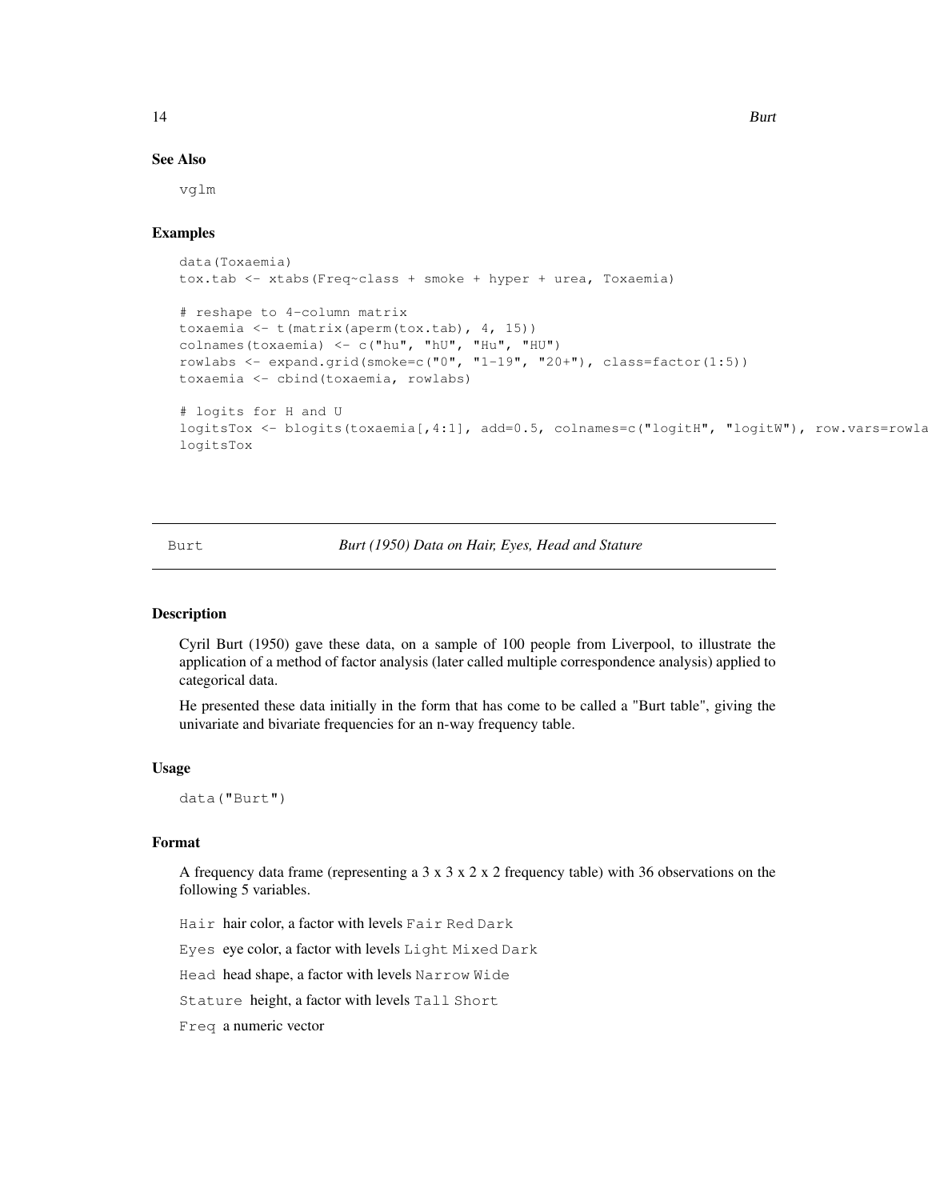### See Also

vglm

### Examples

```
data(Toxaemia)
tox.tab <- xtabs(Freq~class + smoke + hyper + urea, Toxaemia)

# reshape to 4-column matrix
toxaemia <- t(matrix(aperm(tox.tab), 4, 15))
colnames(toxaemia) <- c("hu", "hU", "Hu", "HU")
rowlabs <- expand.grid(smoke=c("0", "1-19", "20+"), class=factor(1:5))
toxaemia <- cbind(toxaemia, rowlabs)

# logits for H and U
logitsTox <- blogits(toxaemia[,4:1], add=0.5, colnames=c("logitH", "logitW"), row.vars=rowla
logitsTox
```

---

## Burt — *Burt (1950) Data on Hair, Eyes, Head and Stature*

### Description

Cyril Burt (1950) gave these data, on a sample of 100 people from Liverpool, to illustrate the application of a method of factor analysis (later called multiple correspondence analysis) applied to categorical data.

He presented these data initially in the form that has come to be called a "Burt table", giving the univariate and bivariate frequencies for an n-way frequency table.

### Usage

```
data("Burt")
```

### Format

A frequency data frame (representing a 3 x 3 x 2 x 2 frequency table) with 36 observations on the following 5 variables.

- `Hair` hair color, a factor with levels `Fair` `Red` `Dark`
- `Eyes` eye color, a factor with levels `Light` `Mixed` `Dark`
- `Head` head shape, a factor with levels `Narrow` `Wide`
- `Stature` height, a factor with levels `Tall` `Short`
- `Freq` a numeric vector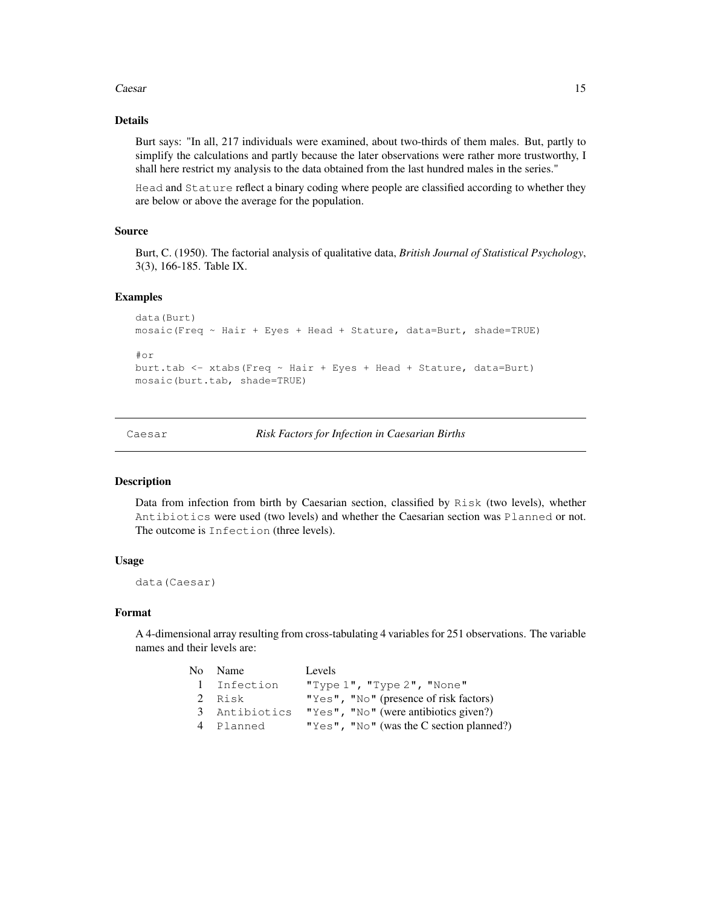### Details

Burt says: "In all, 217 individuals were examined, about two-thirds of them males. But, partly to simplify the calculations and partly because the later observations were rather more trustworthy, I shall here restrict my analysis to the data obtained from the last hundred males in the series."

`Head` and `Stature` reflect a binary coding where people are classified according to whether they are below or above the average for the population.

### Source

Burt, C. (1950). The factorial analysis of qualitative data, *British Journal of Statistical Psychology*, 3(3), 166-185. Table IX.

### Examples

```
data(Burt)
mosaic(Freq ~ Hair + Eyes + Head + Stature, data=Burt, shade=TRUE)

#or
burt.tab <- xtabs(Freq ~ Hair + Eyes + Head + Stature, data=Burt)
mosaic(burt.tab, shade=TRUE)
```

---

## Caesar — *Risk Factors for Infection in Caesarian Births*

### Description

Data from infection from birth by Caesarian section, classified by `Risk` (two levels), whether `Antibiotics` were used (two levels) and whether the Caesarian section was `Planned` or not. The outcome is `Infection` (three levels).

### Usage

```
data(Caesar)
```

### Format

A 4-dimensional array resulting from cross-tabulating 4 variables for 251 observations. The variable names and their levels are:

| No | Name | Levels |
|---|---|---|
| 1 | `Infection` | `"Type 1"`, `"Type 2"`, `"None"` |
| 2 | `Risk` | `"Yes"`, `"No"` (presence of risk factors) |
| 3 | `Antibiotics` | `"Yes"`, `"No"` (were antibiotics given?) |
| 4 | `Planned` | `"Yes"`, `"No"` (was the C section planned?) |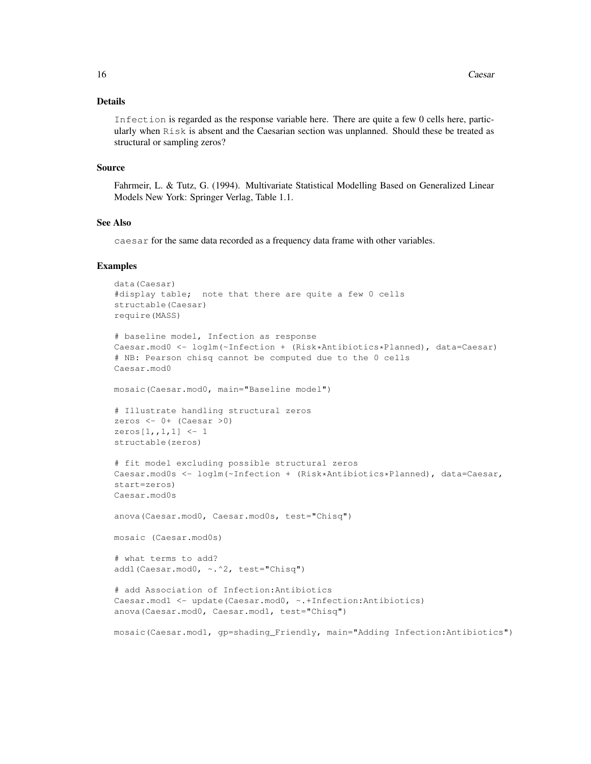### Details

Infection is regarded as the response variable here. There are quite a few 0 cells here, particularly when Risk is absent and the Caesarian section was unplanned. Should these be treated as structural or sampling zeros?

### Source

Fahrmeir, L. & Tutz, G. (1994). Multivariate Statistical Modelling Based on Generalized Linear Models New York: Springer Verlag, Table 1.1.

### See Also

caesar for the same data recorded as a frequency data frame with other variables.

### Examples

```
data(Caesar)
#display table;  note that there are quite a few 0 cells
structable(Caesar)
require(MASS)

# baseline model, Infection as response
Caesar.mod0 <- loglm(~Infection + (Risk*Antibiotics*Planned), data=Caesar)
# NB: Pearson chisq cannot be computed due to the 0 cells
Caesar.mod0

mosaic(Caesar.mod0, main="Baseline model")

# Illustrate handling structural zeros
zeros <- 0+ (Caesar >0)
zeros[1,,1,1] <- 1
structable(zeros)

# fit model excluding possible structural zeros
Caesar.mod0s <- loglm(~Infection + (Risk*Antibiotics*Planned), data=Caesar,
start=zeros)
Caesar.mod0s

anova(Caesar.mod0, Caesar.mod0s, test="Chisq")

mosaic (Caesar.mod0s)

# what terms to add?
add1(Caesar.mod0, ~.^2, test="Chisq")

# add Association of Infection:Antibiotics
Caesar.mod1 <- update(Caesar.mod0, ~.+Infection:Antibiotics)
anova(Caesar.mod0, Caesar.mod1, test="Chisq")

mosaic(Caesar.mod1, gp=shading_Friendly, main="Adding Infection:Antibiotics")
```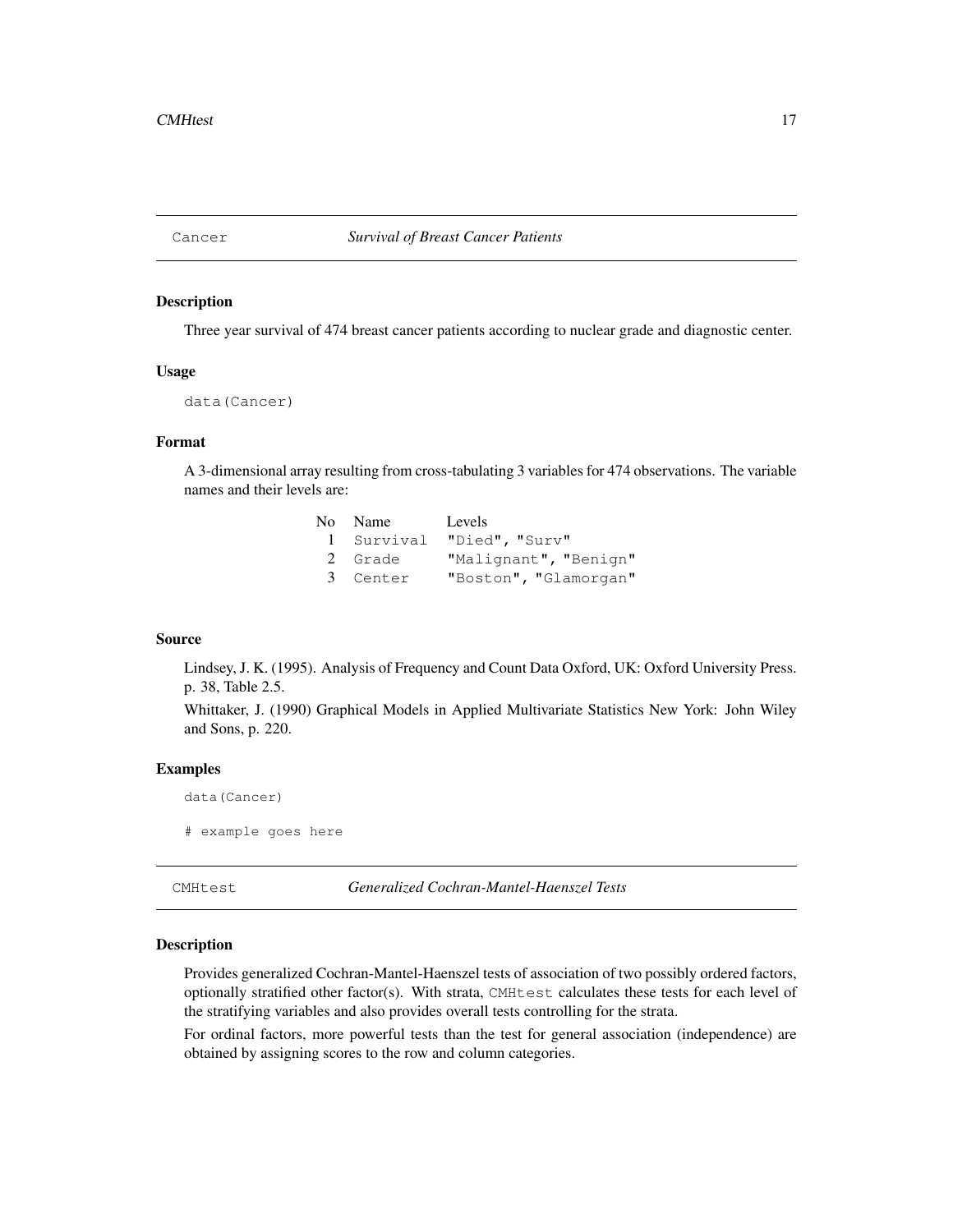## Cancer *Survival of Breast Cancer Patients*

### Description

Three year survival of 474 breast cancer patients according to nuclear grade and diagnostic center.

### Usage

```
data(Cancer)
```

### Format

A 3-dimensional array resulting from cross-tabulating 3 variables for 474 observations. The variable names and their levels are:

| No | Name | Levels |
|---|---|---|
| 1 | `Survival` | `"Died", "Surv"` |
| 2 | `Grade` | `"Malignant", "Benign"` |
| 3 | `Center` | `"Boston", "Glamorgan"` |

### Source

Lindsey, J. K. (1995). Analysis of Frequency and Count Data Oxford, UK: Oxford University Press. p. 38, Table 2.5.

Whittaker, J. (1990) Graphical Models in Applied Multivariate Statistics New York: John Wiley and Sons, p. 220.

### Examples

```
data(Cancer)

# example goes here
```

## CMHtest *Generalized Cochran-Mantel-Haenszel Tests*

### Description

Provides generalized Cochran-Mantel-Haenszel tests of association of two possibly ordered factors, optionally stratified other factor(s). With strata, `CMHtest` calculates these tests for each level of the stratifying variables and also provides overall tests controlling for the strata.

For ordinal factors, more powerful tests than the test for general association (independence) are obtained by assigning scores to the row and column categories.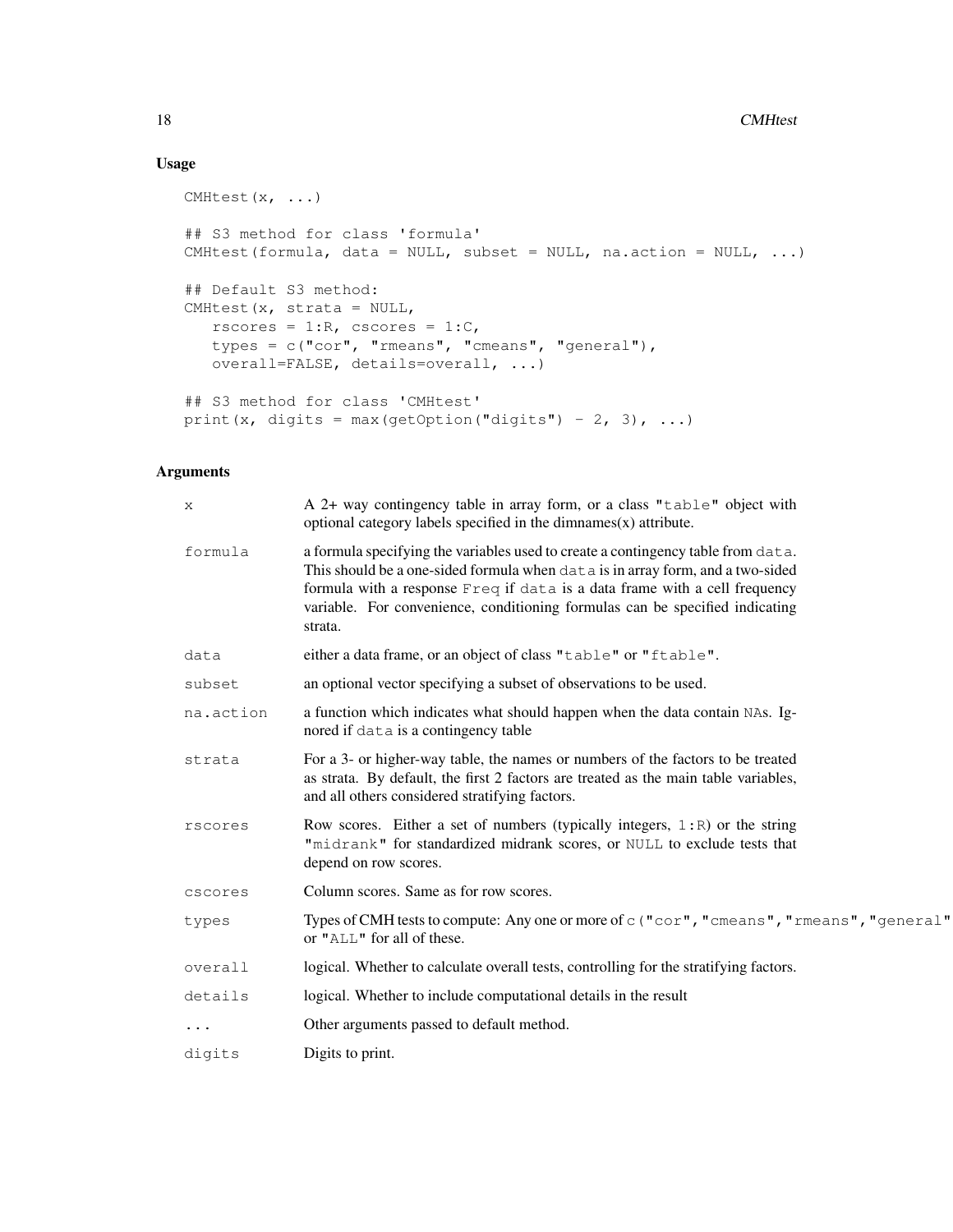## Usage

```
CMHtest(x, ...)

## S3 method for class 'formula'
CMHtest(formula, data = NULL, subset = NULL, na.action = NULL, ...)

## Default S3 method:
CMHtest(x, strata = NULL,
   rscores = 1:R, cscores = 1:C,
   types = c("cor", "rmeans", "cmeans", "general"),
   overall=FALSE, details=overall, ...)

## S3 method for class 'CMHtest'
print(x, digits = max(getOption("digits") - 2, 3), ...)
```

## Arguments

| | |
|---|---|
| `x` | A 2+ way contingency table in array form, or a class `"table"` object with optional category labels specified in the dimnames(x) attribute. |
| `formula` | a formula specifying the variables used to create a contingency table from `data`. This should be a one-sided formula when `data` is in array form, and a two-sided formula with a response `Freq` if `data` is a data frame with a cell frequency variable. For convenience, conditioning formulas can be specified indicating strata. |
| `data` | either a data frame, or an object of class `"table"` or `"ftable"`. |
| `subset` | an optional vector specifying a subset of observations to be used. |
| `na.action` | a function which indicates what should happen when the data contain `NA`s. Ignored if `data` is a contingency table |
| `strata` | For a 3- or higher-way table, the names or numbers of the factors to be treated as strata. By default, the first 2 factors are treated as the main table variables, and all others considered stratifying factors. |
| `rscores` | Row scores. Either a set of numbers (typically integers, `1:R`) or the string `"midrank"` for standardized midrank scores, or `NULL` to exclude tests that depend on row scores. |
| `cscores` | Column scores. Same as for row scores. |
| `types` | Types of CMH tests to compute: Any one or more of `c("cor","cmeans","rmeans","general"` or `"ALL"` for all of these. |
| `overall` | logical. Whether to calculate overall tests, controlling for the stratifying factors. |
| `details` | logical. Whether to include computational details in the result |
| `...` | Other arguments passed to default method. |
| `digits` | Digits to print. |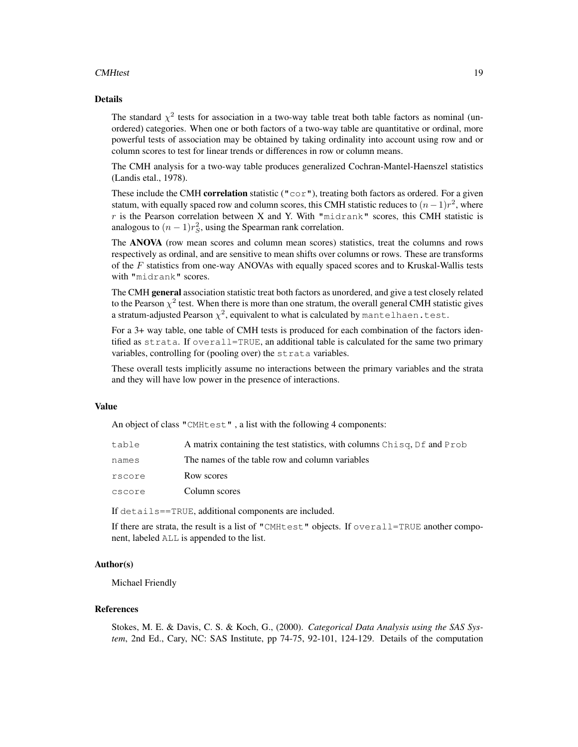## Details

The standard $\chi^2$ tests for association in a two-way table treat both table factors as nominal (unordered) categories. When one or both factors of a two-way table are quantitative or ordinal, more powerful tests of association may be obtained by taking ordinality into account using row and or column scores to test for linear trends or differences in row or column means.

The CMH analysis for a two-way table produces generalized Cochran-Mantel-Haenszel statistics (Landis etal., 1978).

These include the CMH **correlation** statistic (`"cor"`), treating both factors as ordered. For a given statum, with equally spaced row and column scores, this CMH statistic reduces to $(n-1)r^2$, where $r$ is the Pearson correlation between X and Y. With `"midrank"` scores, this CMH statistic is analogous to $(n-1)r_S^2$, using the Spearman rank correlation.

The **ANOVA** (row mean scores and column mean scores) statistics, treat the columns and rows respectively as ordinal, and are sensitive to mean shifts over columns or rows. These are transforms of the $F$ statistics from one-way ANOVAs with equally spaced scores and to Kruskal-Wallis tests with `"midrank"` scores.

The CMH **general** association statistic treat both factors as unordered, and give a test closely related to the Pearson $\chi^2$ test. When there is more than one stratum, the overall general CMH statistic gives a stratum-adjusted Pearson $\chi^2$, equivalent to what is calculated by `mantelhaen.test`.

For a 3+ way table, one table of CMH tests is produced for each combination of the factors identified as `strata`. If `overall=TRUE`, an additional table is calculated for the same two primary variables, controlling for (pooling over) the `strata` variables.

These overall tests implicitly assume no interactions between the primary variables and the strata and they will have low power in the presence of interactions.

## Value

An object of class `"CMHtest"` , a list with the following 4 components:

| | |
|---|---|
| `table` | A matrix containing the test statistics, with columns `Chisq`, `Df` and `Prob` |
| `names` | The names of the table row and column variables |
| `rscore` | Row scores |
| `cscore` | Column scores |

If `details==TRUE`, additional components are included.

If there are strata, the result is a list of `"CMHtest"` objects. If `overall=TRUE` another component, labeled `ALL` is appended to the list.

## Author(s)

Michael Friendly

## References

Stokes, M. E. & Davis, C. S. & Koch, G., (2000). *Categorical Data Analysis using the SAS System*, 2nd Ed., Cary, NC: SAS Institute, pp 74-75, 92-101, 124-129. Details of the computation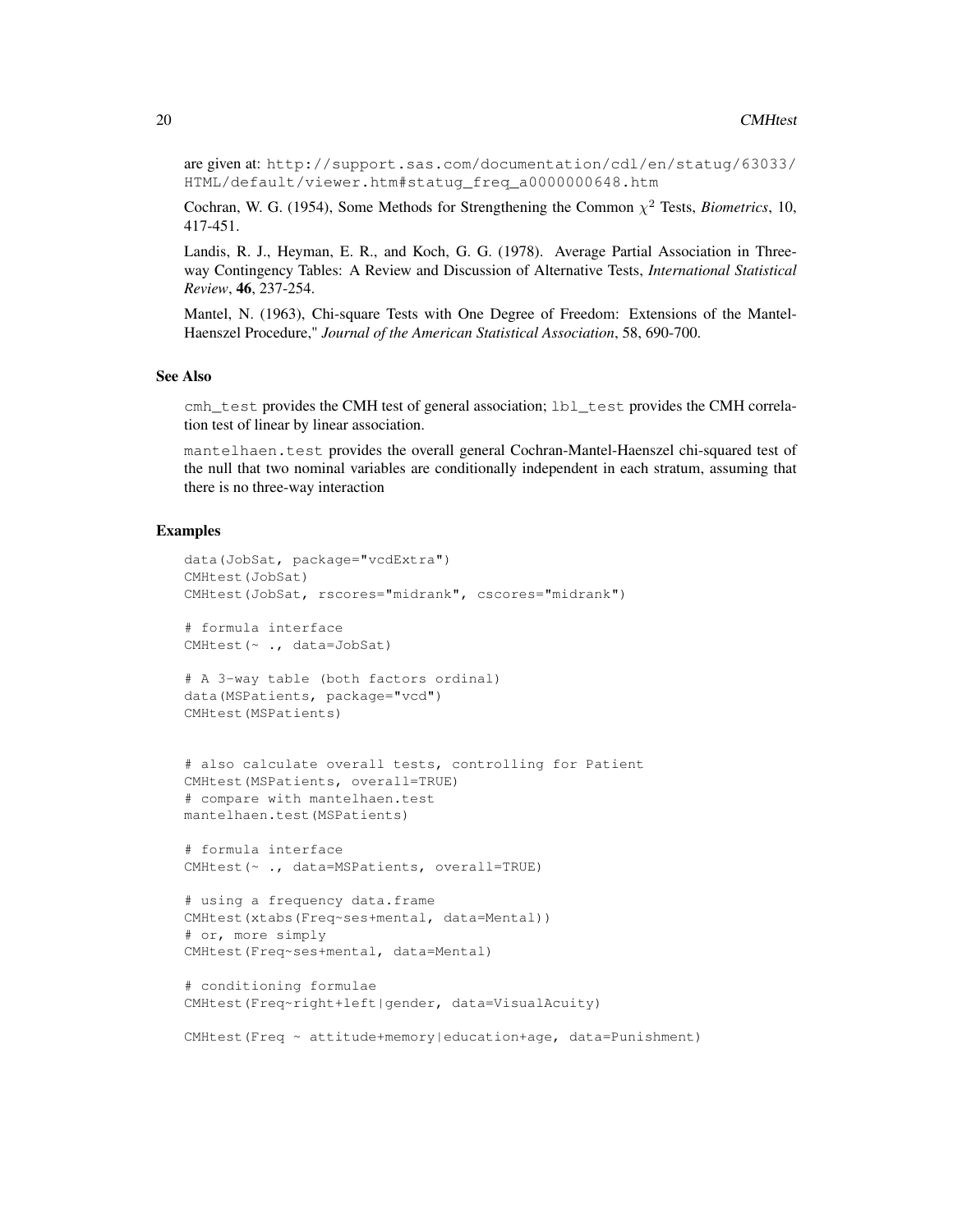are given at: `http://support.sas.com/documentation/cdl/en/statug/63033/HTML/default/viewer.htm#statug_freq_a0000000648.htm`

Cochran, W. G. (1954), Some Methods for Strengthening the Common $\chi^2$ Tests, *Biometrics*, 10, 417-451.

Landis, R. J., Heyman, E. R., and Koch, G. G. (1978). Average Partial Association in Three-way Contingency Tables: A Review and Discussion of Alternative Tests, *International Statistical Review*, **46**, 237-254.

Mantel, N. (1963), Chi-square Tests with One Degree of Freedom: Extensions of the Mantel-Haenszel Procedure," *Journal of the American Statistical Association*, 58, 690-700.

## See Also

`cmh_test` provides the CMH test of general association; `lbl_test` provides the CMH correlation test of linear by linear association.

`mantelhaen.test` provides the overall general Cochran-Mantel-Haenszel chi-squared test of the null that two nominal variables are conditionally independent in each stratum, assuming that there is no three-way interaction

## Examples

```
data(JobSat, package="vcdExtra")
CMHtest(JobSat)
CMHtest(JobSat, rscores="midrank", cscores="midrank")

# formula interface
CMHtest(~ ., data=JobSat)

# A 3-way table (both factors ordinal)
data(MSPatients, package="vcd")
CMHtest(MSPatients)


# also calculate overall tests, controlling for Patient
CMHtest(MSPatients, overall=TRUE)
# compare with mantelhaen.test
mantelhaen.test(MSPatients)

# formula interface
CMHtest(~ ., data=MSPatients, overall=TRUE)

# using a frequency data.frame
CMHtest(xtabs(Freq~ses+mental, data=Mental))
# or, more simply
CMHtest(Freq~ses+mental, data=Mental)

# conditioning formulae
CMHtest(Freq~right+left|gender, data=VisualAcuity)

CMHtest(Freq ~ attitude+memory|education+age, data=Punishment)
```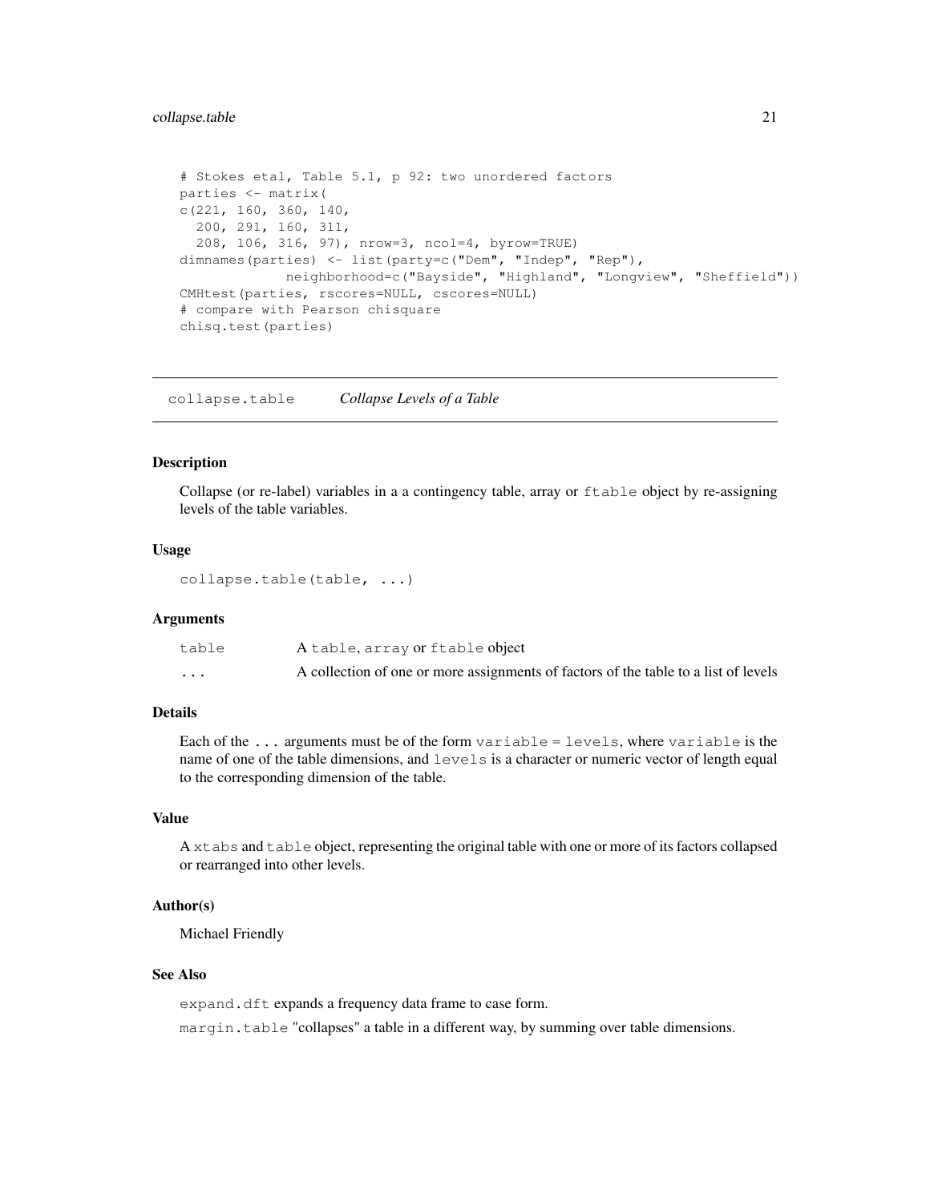```
# Stokes etal, Table 5.1, p 92: two unordered factors
parties <- matrix(
c(221, 160, 360, 140,
  200, 291, 160, 311,
  208, 106, 316, 97), nrow=3, ncol=4, byrow=TRUE)
dimnames(parties) <- list(party=c("Dem", "Indep", "Rep"),
             neighborhood=c("Bayside", "Highland", "Longview", "Sheffield"))
CMHtest(parties, rscores=NULL, cscores=NULL)
# compare with Pearson chisquare
chisq.test(parties)
```

## collapse.table *Collapse Levels of a Table*

### Description

Collapse (or re-label) variables in a a contingency table, array or `ftable` object by re-assigning levels of the table variables.

### Usage

```
collapse.table(table, ...)
```

### Arguments

| | |
|---|---|
| `table` | A `table`, `array` or `ftable` object |
| `...` | A collection of one or more assignments of factors of the table to a list of levels |

### Details

Each of the `...` arguments must be of the form `variable = levels`, where `variable` is the name of one of the table dimensions, and `levels` is a character or numeric vector of length equal to the corresponding dimension of the table.

### Value

A `xtabs` and `table` object, representing the original table with one or more of its factors collapsed or rearranged into other levels.

### Author(s)

Michael Friendly

### See Also

`expand.dft` expands a frequency data frame to case form.

`margin.table` "collapses" a table in a different way, by summing over table dimensions.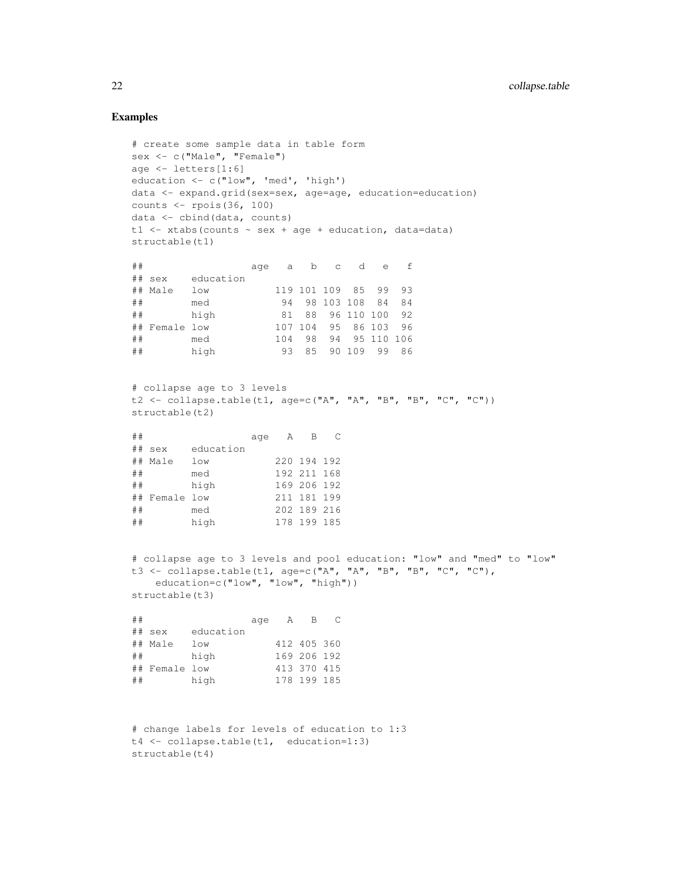## Examples

```
# create some sample data in table form
sex <- c("Male", "Female")
age <- letters[1:6]
education <- c("low", 'med', 'high')
data <- expand.grid(sex=sex, age=age, education=education)
counts <- rpois(36, 100)
data <- cbind(data, counts)
t1 <- xtabs(counts ~ sex + age + education, data=data)
structable(t1)

##                  age   a   b   c   d   e   f
## sex    education
## Male   low           119 101 109  85  99  93
##        med            94  98 103 108  84  84
##        high           81  88  96 110 100  92
## Female low           107 104  95  86 103  96
##        med           104  98  94  95 110 106
##        high           93  85  90 109  99  86


# collapse age to 3 levels
t2 <- collapse.table(t1, age=c("A", "A", "B", "B", "C", "C"))
structable(t2)

##                  age   A   B   C
## sex    education
## Male   low           220 194 192
##        med           192 211 168
##        high          169 206 192
## Female low           211 181 199
##        med           202 189 216
##        high          178 199 185


# collapse age to 3 levels and pool education: "low" and "med" to "low"
t3 <- collapse.table(t1, age=c("A", "A", "B", "B", "C", "C"),
    education=c("low", "low", "high"))
structable(t3)

##                  age   A   B   C
## sex    education
## Male   low           412 405 360
##        high          169 206 192
## Female low           413 370 415
##        high          178 199 185



# change labels for levels of education to 1:3
t4 <- collapse.table(t1,  education=1:3)
structable(t4)
```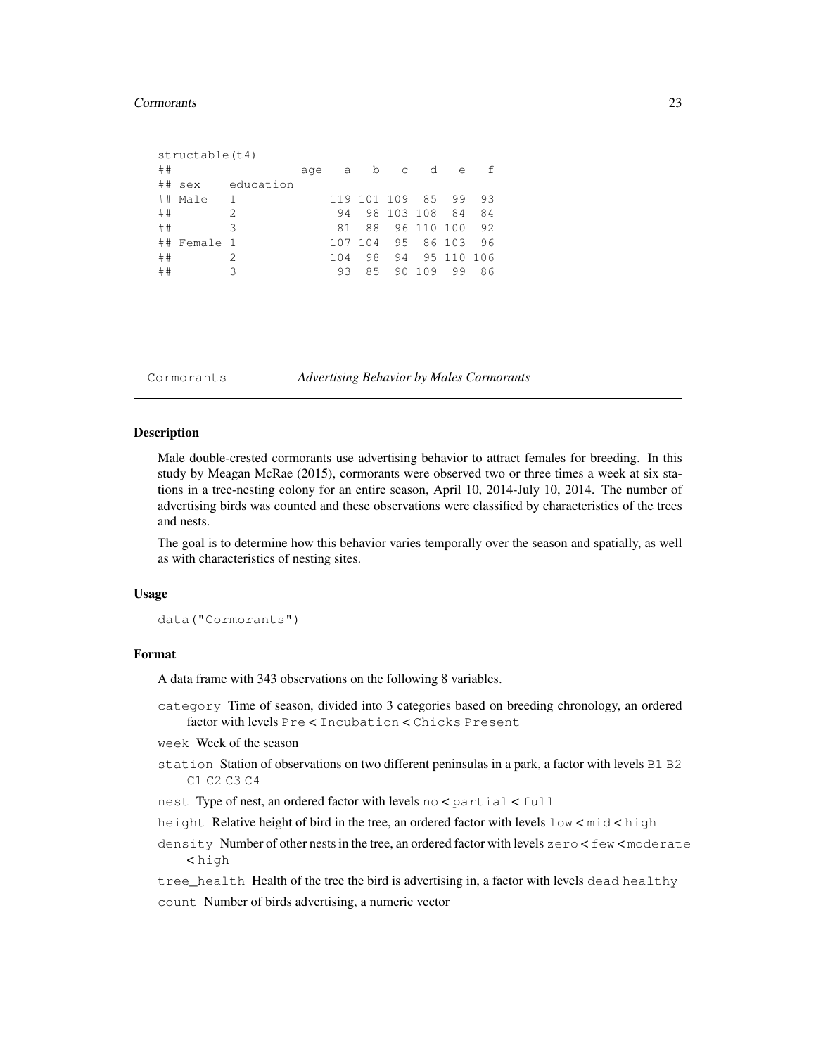```
structable(t4)
##                age   a   b   c   d   e   f
## sex    education
## Male   1           119 101 109  85  99  93
##        2            94  98 103 108  84  84
##        3            81  88  96 110 100  92
## Female 1           107 104  95  86 103  96
##        2           104  98  94  95 110 106
##        3            93  85  90 109  99  86
```

---

## Cormorants — *Advertising Behavior by Males Cormorants*

---

### Description

Male double-crested cormorants use advertising behavior to attract females for breeding. In this study by Meagan McRae (2015), cormorants were observed two or three times a week at six stations in a tree-nesting colony for an entire season, April 10, 2014-July 10, 2014. The number of advertising birds was counted and these observations were classified by characteristics of the trees and nests.

The goal is to determine how this behavior varies temporally over the season and spatially, as well as with characteristics of nesting sites.

### Usage

```
data("Cormorants")
```

### Format

A data frame with 343 observations on the following 8 variables.

- `category` Time of season, divided into 3 categories based on breeding chronology, an ordered factor with levels `Pre` < `Incubation` < `Chicks Present`
- `week` Week of the season
- `station` Station of observations on two different peninsulas in a park, a factor with levels `B1` `B2` `C1` `C2` `C3` `C4`
- `nest` Type of nest, an ordered factor with levels `no` < `partial` < `full`
- `height` Relative height of bird in the tree, an ordered factor with levels `low` < `mid` < `high`
- `density` Number of other nests in the tree, an ordered factor with levels `zero` < `few` < `moderate` < `high`
- `tree_health` Health of the tree the bird is advertising in, a factor with levels `dead` `healthy`
- `count` Number of birds advertising, a numeric vector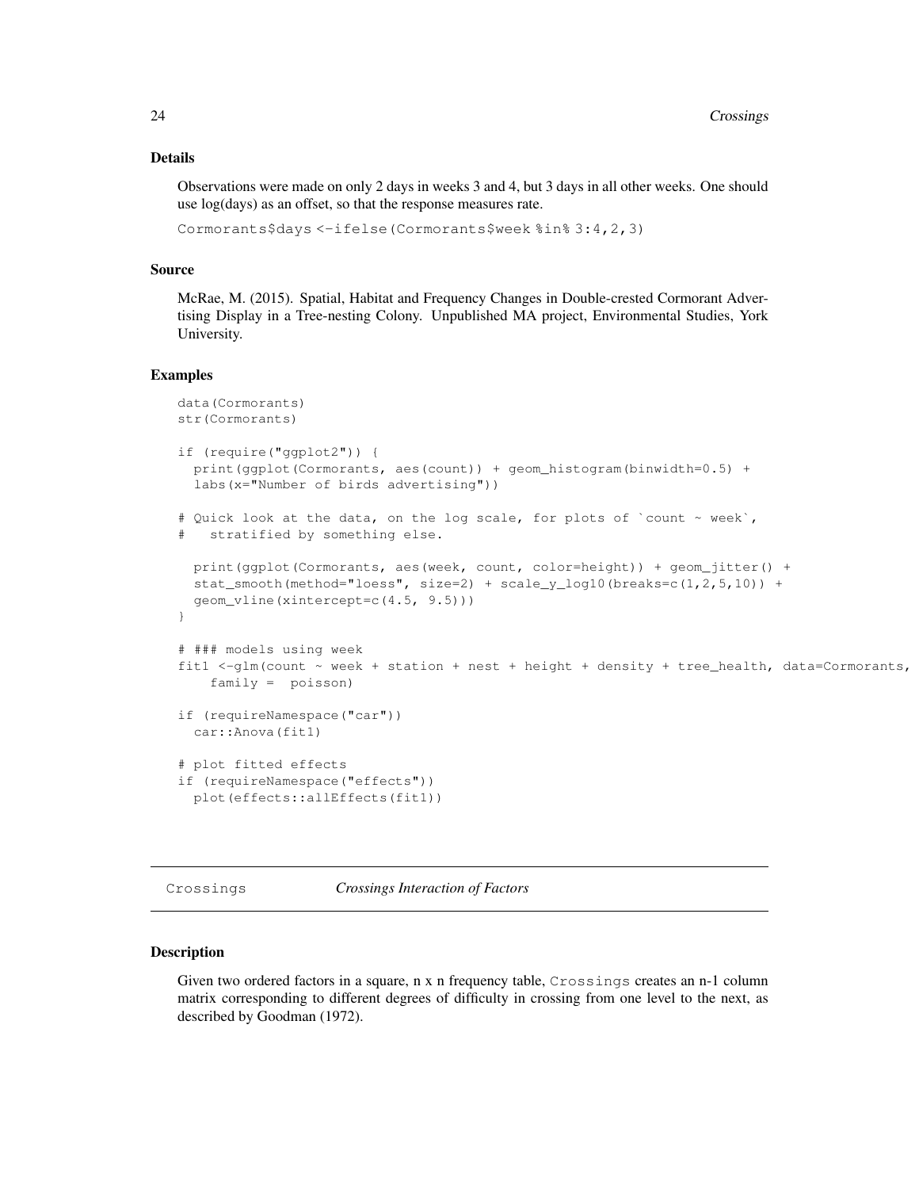## Details

Observations were made on only 2 days in weeks 3 and 4, but 3 days in all other weeks. One should use log(days) as an offset, so that the response measures rate.

```
Cormorants$days <-ifelse(Cormorants$week %in% 3:4,2,3)
```

## Source

McRae, M. (2015). Spatial, Habitat and Frequency Changes in Double-crested Cormorant Advertising Display in a Tree-nesting Colony. Unpublished MA project, Environmental Studies, York University.

## Examples

```
data(Cormorants)
str(Cormorants)

if (require("ggplot2")) {
  print(ggplot(Cormorants, aes(count)) + geom_histogram(binwidth=0.5) +
  labs(x="Number of birds advertising"))

# Quick look at the data, on the log scale, for plots of `count ~ week`,
#   stratified by something else.

  print(ggplot(Cormorants, aes(week, count, color=height)) + geom_jitter() +
  stat_smooth(method="loess", size=2) + scale_y_log10(breaks=c(1,2,5,10)) +
  geom_vline(xintercept=c(4.5, 9.5)))
}

# ### models using week
fit1 <-glm(count ~ week + station + nest + height + density + tree_health, data=Cormorants,
    family =  poisson)

if (requireNamespace("car"))
  car::Anova(fit1)

# plot fitted effects
if (requireNamespace("effects"))
  plot(effects::allEffects(fit1))
```

---

# Crossings — *Crossings Interaction of Factors*

## Description

Given two ordered factors in a square, n x n frequency table, `Crossings` creates an n-1 column matrix corresponding to different degrees of difficulty in crossing from one level to the next, as described by Goodman (1972).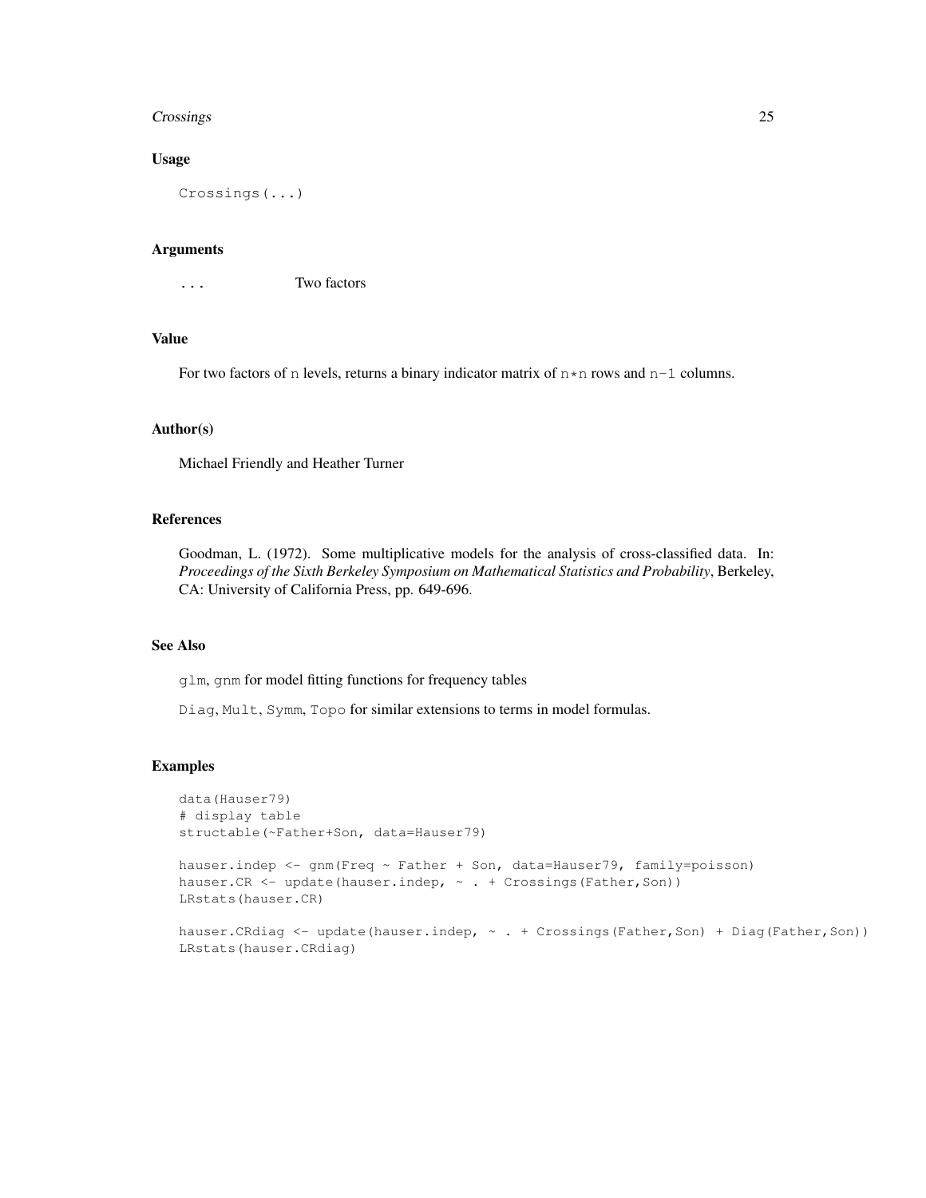### Usage

```
Crossings(...)
```

### Arguments

| | |
|---|---|
| `...` | Two factors |

### Value

For two factors of `n` levels, returns a binary indicator matrix of `n*n` rows and `n-1` columns.

### Author(s)

Michael Friendly and Heather Turner

### References

Goodman, L. (1972). Some multiplicative models for the analysis of cross-classified data. In: *Proceedings of the Sixth Berkeley Symposium on Mathematical Statistics and Probability*, Berkeley, CA: University of California Press, pp. 649-696.

### See Also

`glm`, `gnm` for model fitting functions for frequency tables

`Diag`, `Mult`, `Symm`, `Topo` for similar extensions to terms in model formulas.

### Examples

```
data(Hauser79)
# display table
structable(~Father+Son, data=Hauser79)

hauser.indep <- gnm(Freq ~ Father + Son, data=Hauser79, family=poisson)
hauser.CR <- update(hauser.indep, ~ . + Crossings(Father,Son))
LRstats(hauser.CR)

hauser.CRdiag <- update(hauser.indep, ~ . + Crossings(Father,Son) + Diag(Father,Son))
LRstats(hauser.CRdiag)
```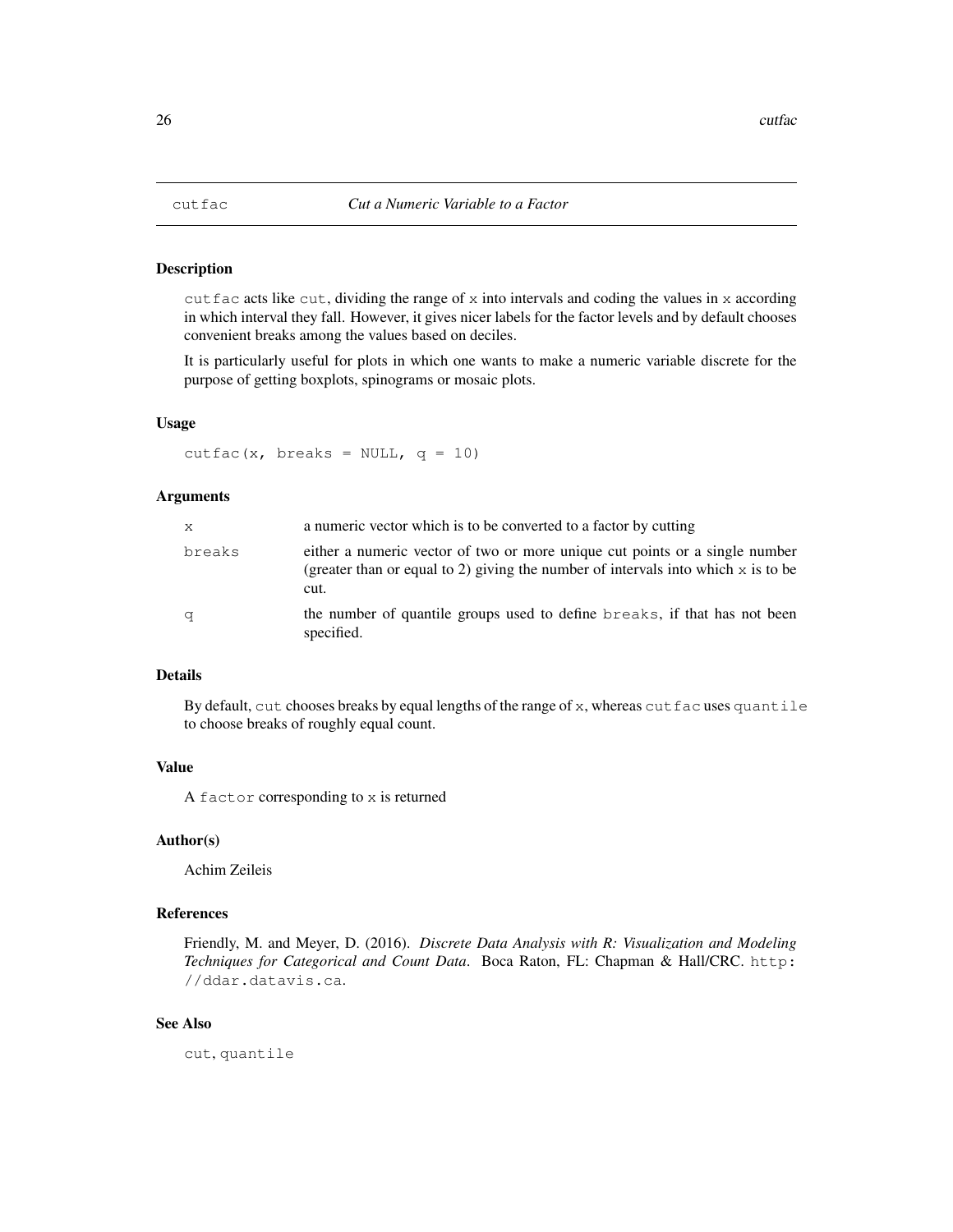## cutfac — *Cut a Numeric Variable to a Factor*

### Description

cutfac acts like cut, dividing the range of x into intervals and coding the values in x according in which interval they fall. However, it gives nicer labels for the factor levels and by default chooses convenient breaks among the values based on deciles.

It is particularly useful for plots in which one wants to make a numeric variable discrete for the purpose of getting boxplots, spinograms or mosaic plots.

### Usage

```
cutfac(x, breaks = NULL, q = 10)
```

### Arguments

| | |
|---|---|
| x | a numeric vector which is to be converted to a factor by cutting |
| breaks | either a numeric vector of two or more unique cut points or a single number (greater than or equal to 2) giving the number of intervals into which x is to be cut. |
| q | the number of quantile groups used to define breaks, if that has not been specified. |

### Details

By default, cut chooses breaks by equal lengths of the range of x, whereas cutfac uses quantile to choose breaks of roughly equal count.

### Value

A factor corresponding to x is returned

### Author(s)

Achim Zeileis

### References

Friendly, M. and Meyer, D. (2016). *Discrete Data Analysis with R: Visualization and Modeling Techniques for Categorical and Count Data*. Boca Raton, FL: Chapman & Hall/CRC. http://ddar.datavis.ca.

### See Also

cut, quantile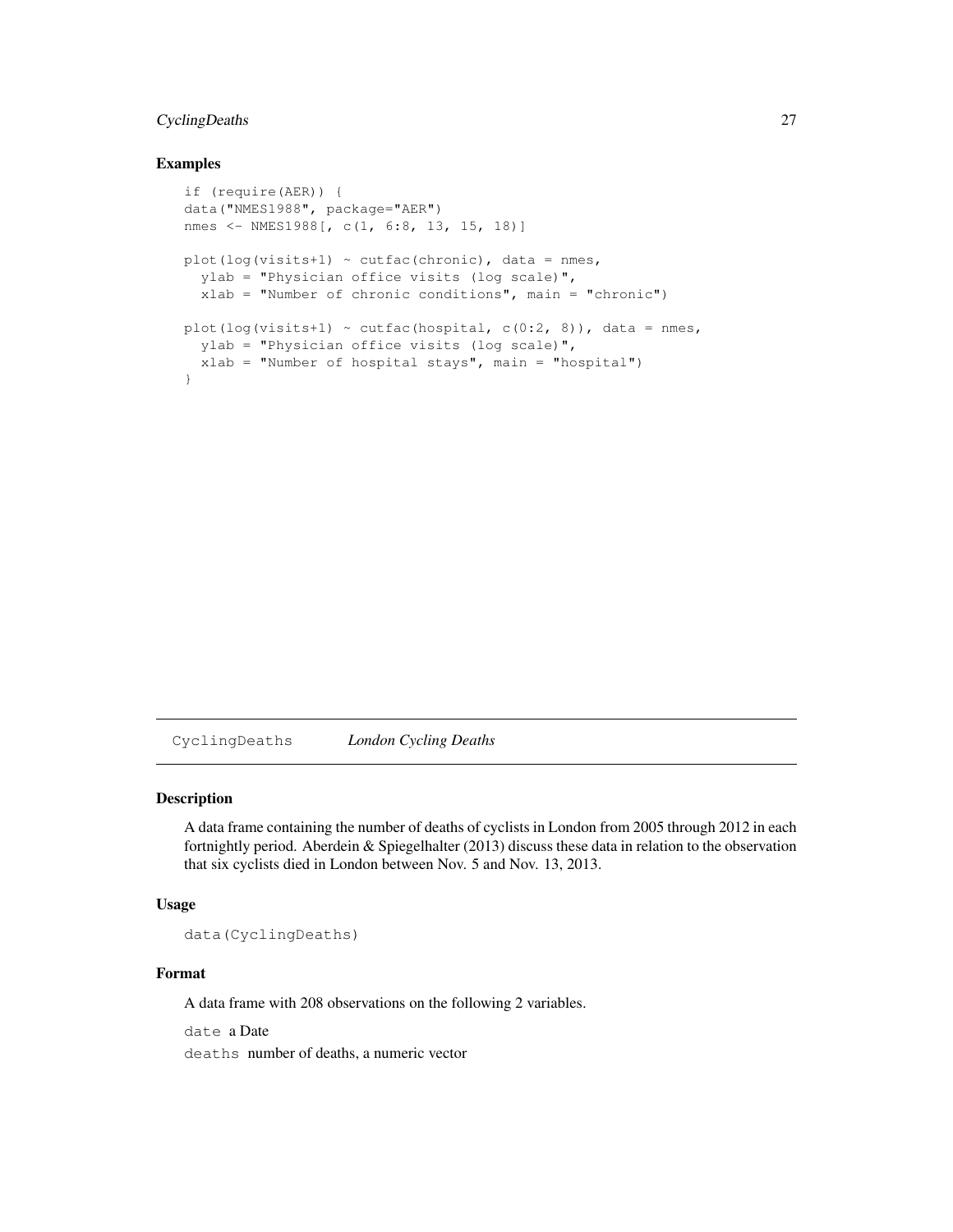### Examples

```
if (require(AER)) {
data("NMES1988", package="AER")
nmes <- NMES1988[, c(1, 6:8, 13, 15, 18)]

plot(log(visits+1) ~ cutfac(chronic), data = nmes,
  ylab = "Physician office visits (log scale)",
  xlab = "Number of chronic conditions", main = "chronic")

plot(log(visits+1) ~ cutfac(hospital, c(0:2, 8)), data = nmes,
  ylab = "Physician office visits (log scale)",
  xlab = "Number of hospital stays", main = "hospital")
}
```

---

## CyclingDeaths *London Cycling Deaths*

### Description

A data frame containing the number of deaths of cyclists in London from 2005 through 2012 in each fortnightly period. Aberdein & Spiegelhalter (2013) discuss these data in relation to the observation that six cyclists died in London between Nov. 5 and Nov. 13, 2013.

### Usage

```
data(CyclingDeaths)
```

### Format

A data frame with 208 observations on the following 2 variables.

`date` a Date

`deaths` number of deaths, a numeric vector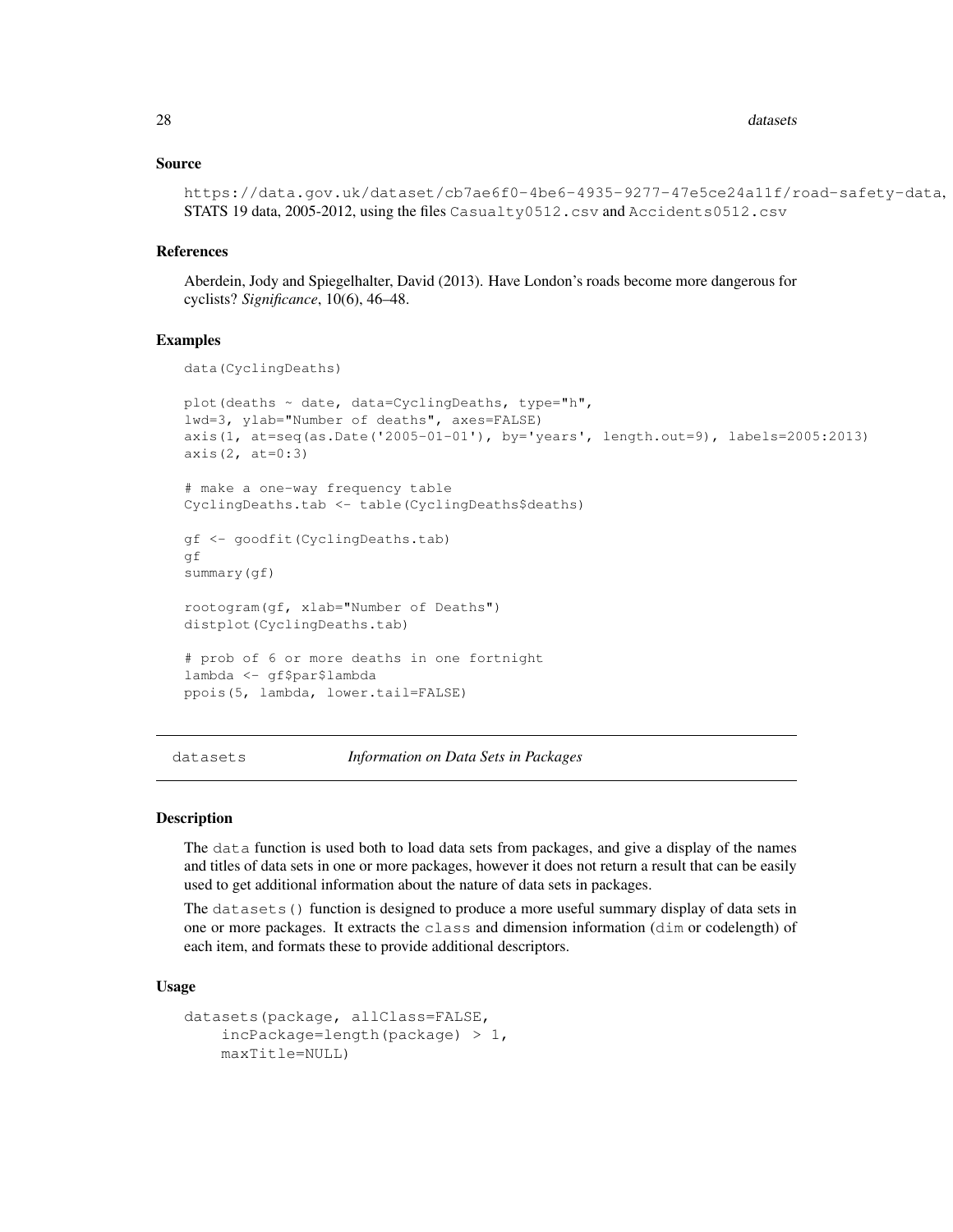### Source

https://data.gov.uk/dataset/cb7ae6f0-4be6-4935-9277-47e5ce24a11f/road-safety-data, STATS 19 data, 2005-2012, using the files `Casualty0512.csv` and `Accidents0512.csv`

### References

Aberdein, Jody and Spiegelhalter, David (2013). Have London's roads become more dangerous for cyclists? *Significance*, 10(6), 46–48.

### Examples

```
data(CyclingDeaths)

plot(deaths ~ date, data=CyclingDeaths, type="h",
lwd=3, ylab="Number of deaths", axes=FALSE)
axis(1, at=seq(as.Date('2005-01-01'), by='years', length.out=9), labels=2005:2013)
axis(2, at=0:3)

# make a one-way frequency table
CyclingDeaths.tab <- table(CyclingDeaths$deaths)

gf <- goodfit(CyclingDeaths.tab)
gf
summary(gf)

rootogram(gf, xlab="Number of Deaths")
distplot(CyclingDeaths.tab)

# prob of 6 or more deaths in one fortnight
lambda <- gf$par$lambda
ppois(5, lambda, lower.tail=FALSE)
```

---

## datasets — *Information on Data Sets in Packages*

### Description

The `data` function is used both to load data sets from packages, and give a display of the names and titles of data sets in one or more packages, however it does not return a result that can be easily used to get additional information about the nature of data sets in packages.

The `datasets()` function is designed to produce a more useful summary display of data sets in one or more packages. It extracts the `class` and dimension information (`dim` or codelength) of each item, and formats these to provide additional descriptors.

### Usage

```
datasets(package, allClass=FALSE,
    incPackage=length(package) > 1,
    maxTitle=NULL)
```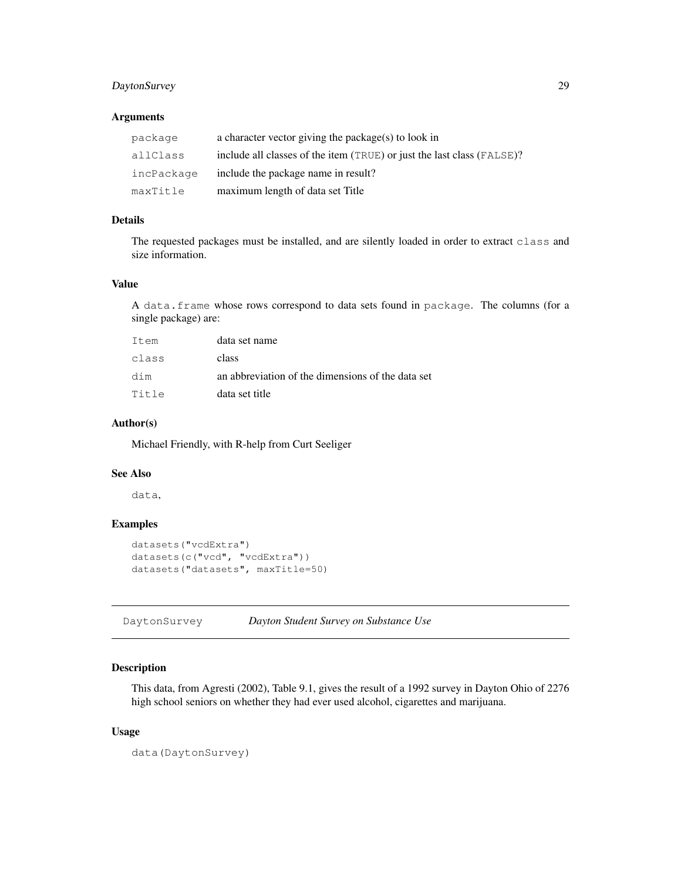### Arguments

| | |
|---|---|
| `package` | a character vector giving the package(s) to look in |
| `allClass` | include all classes of the item (`TRUE`) or just the last class (`FALSE`)? |
| `incPackage` | include the package name in result? |
| `maxTitle` | maximum length of data set Title |

### Details

The requested packages must be installed, and are silently loaded in order to extract `class` and size information.

### Value

A `data.frame` whose rows correspond to data sets found in `package`. The columns (for a single package) are:

| | |
|---|---|
| `Item` | data set name |
| `class` | class |
| `dim` | an abbreviation of the dimensions of the data set |
| `Title` | data set title |

### Author(s)

Michael Friendly, with R-help from Curt Seeliger

### See Also

`data`,

### Examples

```
datasets("vcdExtra")
datasets(c("vcd", "vcdExtra"))
datasets("datasets", maxTitle=50)
```

---

## `DaytonSurvey` *Dayton Student Survey on Substance Use*

---

### Description

This data, from Agresti (2002), Table 9.1, gives the result of a 1992 survey in Dayton Ohio of 2276 high school seniors on whether they had ever used alcohol, cigarettes and marijuana.

### Usage

```
data(DaytonSurvey)
```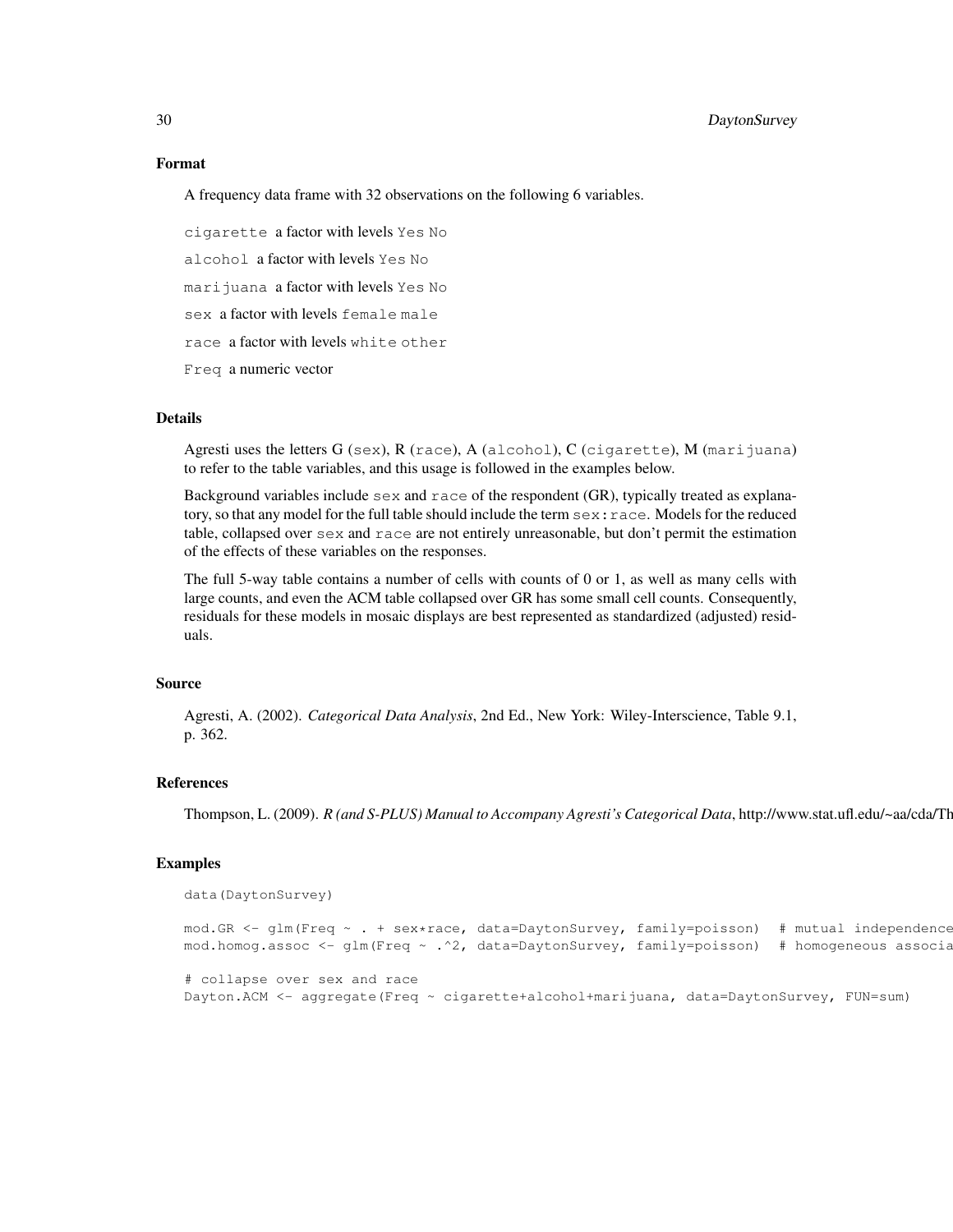### Format

A frequency data frame with 32 observations on the following 6 variables.

`cigarette` a factor with levels `Yes` `No`

`alcohol` a factor with levels `Yes` `No`

`marijuana` a factor with levels `Yes` `No`

`sex` a factor with levels `female` `male`

`race` a factor with levels `white` `other`

`Freq` a numeric vector

### Details

Agresti uses the letters G (`sex`), R (`race`), A (`alcohol`), C (`cigarette`), M (`marijuana`) to refer to the table variables, and this usage is followed in the examples below.

Background variables include `sex` and `race` of the respondent (GR), typically treated as explanatory, so that any model for the full table should include the term `sex:race`. Models for the reduced table, collapsed over `sex` and `race` are not entirely unreasonable, but don't permit the estimation of the effects of these variables on the responses.

The full 5-way table contains a number of cells with counts of 0 or 1, as well as many cells with large counts, and even the ACM table collapsed over GR has some small cell counts. Consequently, residuals for these models in mosaic displays are best represented as standardized (adjusted) residuals.

### Source

Agresti, A. (2002). *Categorical Data Analysis*, 2nd Ed., New York: Wiley-Interscience, Table 9.1, p. 362.

### References

Thompson, L. (2009). *R (and S-PLUS) Manual to Accompany Agresti's Categorical Data*, http://www.stat.ufl.edu/~aa/cda/Th

### Examples

```
data(DaytonSurvey)

mod.GR <- glm(Freq ~ . + sex*race, data=DaytonSurvey, family=poisson)  # mutual independence
mod.homog.assoc <- glm(Freq ~ .^2, data=DaytonSurvey, family=poisson)  # homogeneous associa

# collapse over sex and race
Dayton.ACM <- aggregate(Freq ~ cigarette+alcohol+marijuana, data=DaytonSurvey, FUN=sum)
```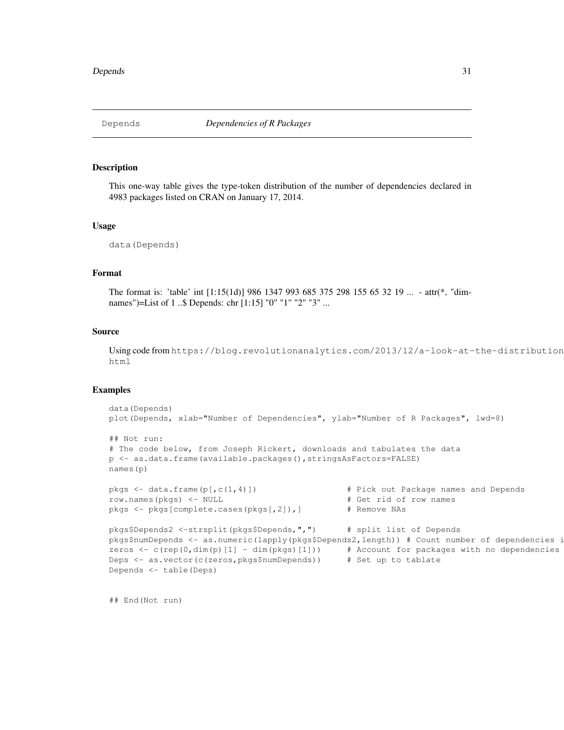# Depends — *Dependencies of R Packages*

## Description

This one-way table gives the type-token distribution of the number of dependencies declared in 4983 packages listed on CRAN on January 17, 2014.

## Usage

```
data(Depends)
```

## Format

The format is: 'table' int [1:15(1d)] 986 1347 993 685 375 298 155 65 32 19 ... - attr(*, "dimnames")=List of 1 ..$ Depends: chr [1:15] "0" "1" "2" "3" ...

## Source

Using code from https://blog.revolutionanalytics.com/2013/12/a-look-at-the-distribution html

## Examples

```
data(Depends)
plot(Depends, xlab="Number of Dependencies", ylab="Number of R Packages", lwd=8)

## Not run:
# The code below, from Joseph Rickert, downloads and tabulates the data
p <- as.data.frame(available.packages(),stringsAsFactors=FALSE)
names(p)

pkgs <- data.frame(p[,c(1,4)])                  # Pick out Package names and Depends
row.names(pkgs) <- NULL                         # Get rid of row names
pkgs <- pkgs[complete.cases(pkgs[,2]),]         # Remove NAs

pkgs$Depends2 <-strsplit(pkgs$Depends,",")      # split list of Depends
pkgs$numDepends <- as.numeric(lapply(pkgs$Depends2,length)) # Count number of dependencies i
zeros <- c(rep(0,dim(p)[1] - dim(pkgs)[1]))     # Account for packages with no dependencies
Deps <- as.vector(c(zeros,pkgs$numDepends))     # Set up to tablate
Depends <- table(Deps)


## End(Not run)
```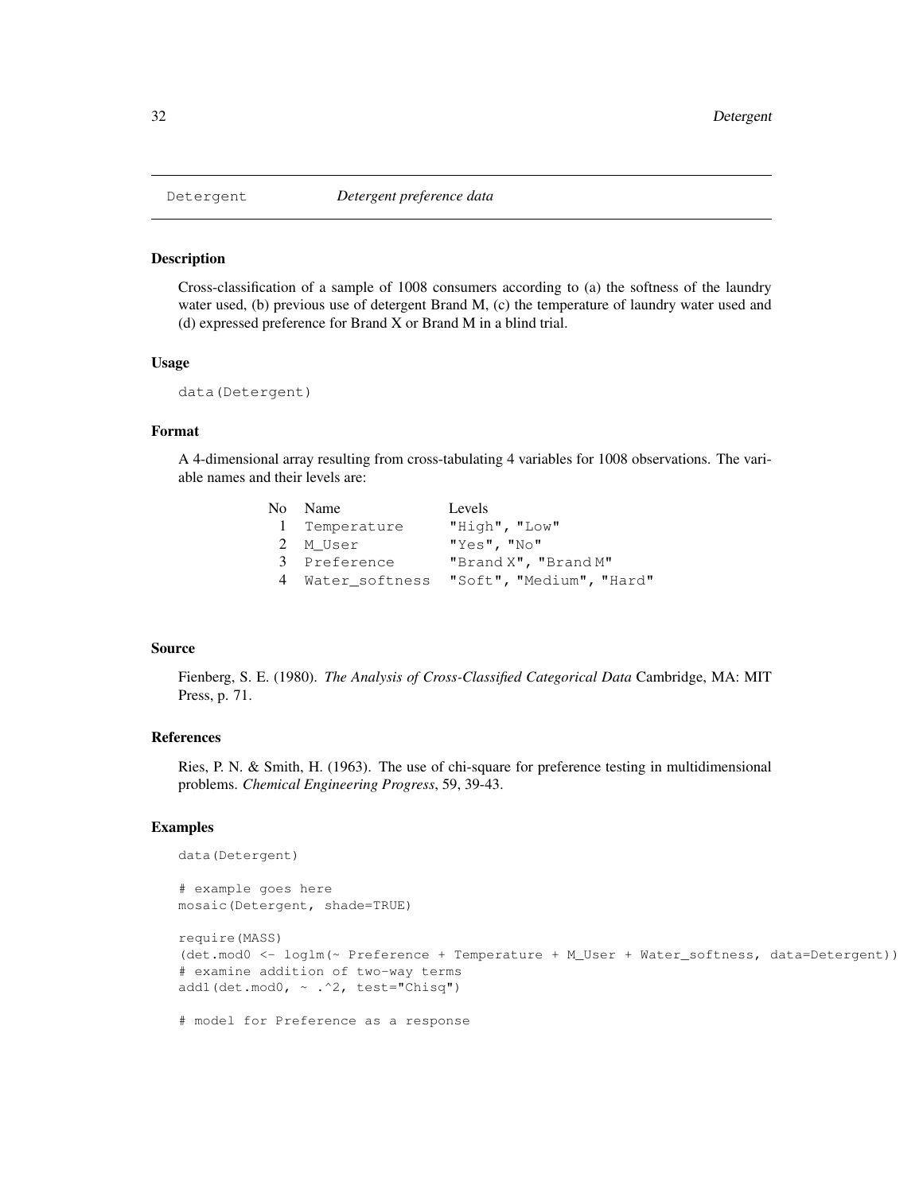Detergent *Detergent preference data*

## Description

Cross-classification of a sample of 1008 consumers according to (a) the softness of the laundry water used, (b) previous use of detergent Brand M, (c) the temperature of laundry water used and (d) expressed preference for Brand X or Brand M in a blind trial.

## Usage

```
data(Detergent)
```

## Format

A 4-dimensional array resulting from cross-tabulating 4 variables for 1008 observations. The variable names and their levels are:

| No | Name | Levels |
|---|---|---|
| 1 | Temperature | "High", "Low" |
| 2 | M_User | "Yes", "No" |
| 3 | Preference | "Brand X", "Brand M" |
| 4 | Water_softness | "Soft", "Medium", "Hard" |

## Source

Fienberg, S. E. (1980). *The Analysis of Cross-Classified Categorical Data* Cambridge, MA: MIT Press, p. 71.

## References

Ries, P. N. & Smith, H. (1963). The use of chi-square for preference testing in multidimensional problems. *Chemical Engineering Progress*, 59, 39-43.

## Examples

```
data(Detergent)

# example goes here
mosaic(Detergent, shade=TRUE)

require(MASS)
(det.mod0 <- loglm(~ Preference + Temperature + M_User + Water_softness, data=Detergent))
# examine addition of two-way terms
add1(det.mod0, ~ .^2, test="Chisq")

# model for Preference as a response
```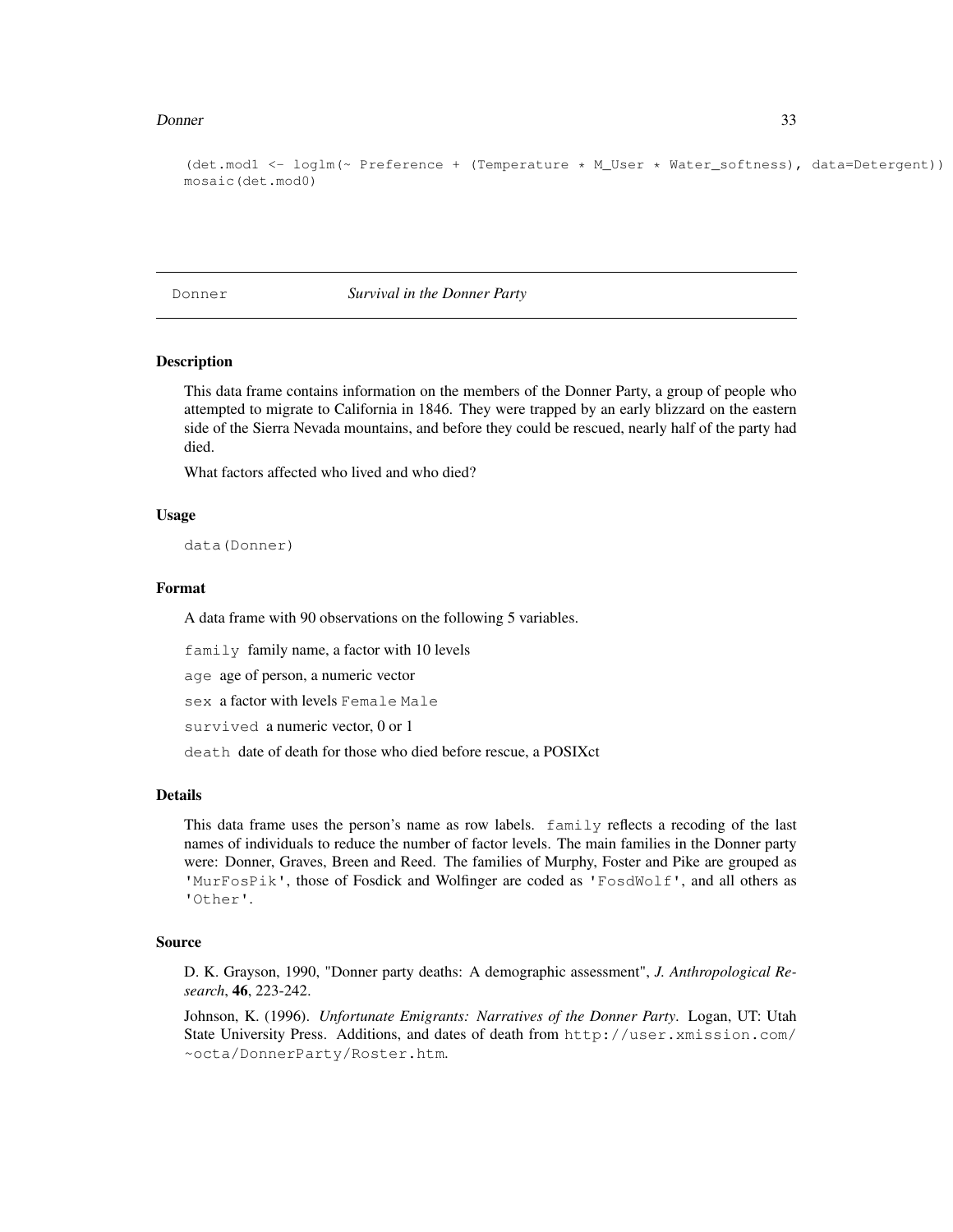```
(det.mod1 <- loglm(~ Preference + (Temperature * M_User * Water_softness), data=Detergent))
mosaic(det.mod0)
```

## Donner — *Survival in the Donner Party*

### Description

This data frame contains information on the members of the Donner Party, a group of people who attempted to migrate to California in 1846. They were trapped by an early blizzard on the eastern side of the Sierra Nevada mountains, and before they could be rescued, nearly half of the party had died.

What factors affected who lived and who died?

### Usage

```
data(Donner)
```

### Format

A data frame with 90 observations on the following 5 variables.

- `family` family name, a factor with 10 levels
- `age` age of person, a numeric vector
- `sex` a factor with levels `Female` `Male`
- `survived` a numeric vector, 0 or 1
- `death` date of death for those who died before rescue, a POSIXct

### Details

This data frame uses the person's name as row labels. `family` reflects a recoding of the last names of individuals to reduce the number of factor levels. The main families in the Donner party were: Donner, Graves, Breen and Reed. The families of Murphy, Foster and Pike are grouped as `'MurFosPik'`, those of Fosdick and Wolfinger are coded as `'FosdWolf'`, and all others as `'Other'`.

### Source

D. K. Grayson, 1990, "Donner party deaths: A demographic assessment", *J. Anthropological Research*, **46**, 223-242.

Johnson, K. (1996). *Unfortunate Emigrants: Narratives of the Donner Party*. Logan, UT: Utah State University Press. Additions, and dates of death from `http://user.xmission.com/~octa/DonnerParty/Roster.htm`.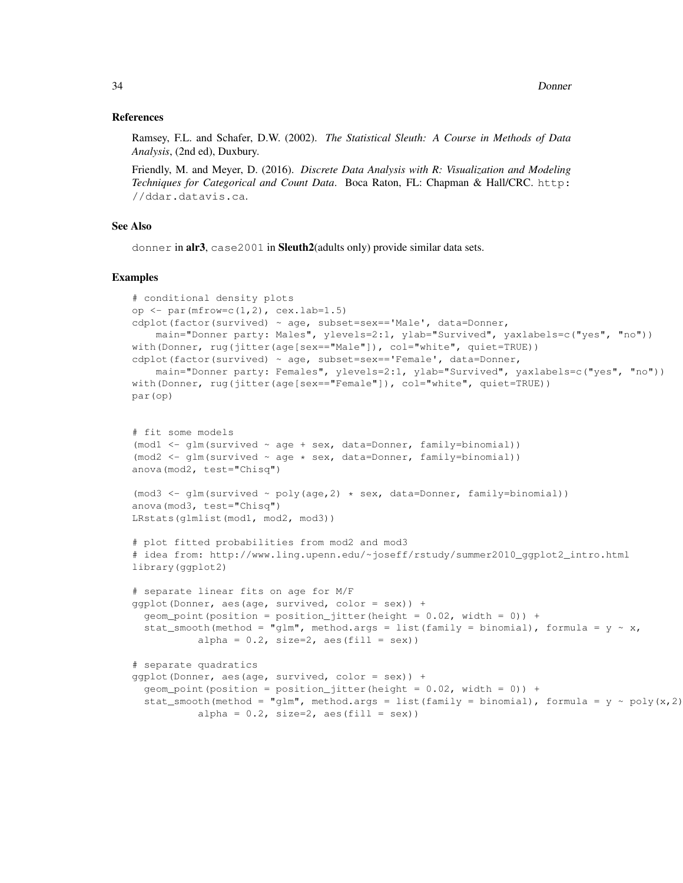### References

Ramsey, F.L. and Schafer, D.W. (2002). *The Statistical Sleuth: A Course in Methods of Data Analysis*, (2nd ed), Duxbury.

Friendly, M. and Meyer, D. (2016). *Discrete Data Analysis with R: Visualization and Modeling Techniques for Categorical and Count Data*. Boca Raton, FL: Chapman & Hall/CRC. http://ddar.datavis.ca.

### See Also

donner in **alr3**, case2001 in **Sleuth2**(adults only) provide similar data sets.

### Examples

```
# conditional density plots
op <- par(mfrow=c(1,2), cex.lab=1.5)
cdplot(factor(survived) ~ age, subset=sex=='Male', data=Donner,
    main="Donner party: Males", ylevels=2:1, ylab="Survived", yaxlabels=c("yes", "no"))
with(Donner, rug(jitter(age[sex=="Male"]), col="white", quiet=TRUE))
cdplot(factor(survived) ~ age, subset=sex=='Female', data=Donner,
    main="Donner party: Females", ylevels=2:1, ylab="Survived", yaxlabels=c("yes", "no"))
with(Donner, rug(jitter(age[sex=="Female"]), col="white", quiet=TRUE))
par(op)


# fit some models
(mod1 <- glm(survived ~ age + sex, data=Donner, family=binomial))
(mod2 <- glm(survived ~ age * sex, data=Donner, family=binomial))
anova(mod2, test="Chisq")

(mod3 <- glm(survived ~ poly(age,2) * sex, data=Donner, family=binomial))
anova(mod3, test="Chisq")
LRstats(glmlist(mod1, mod2, mod3))

# plot fitted probabilities from mod2 and mod3
# idea from: http://www.ling.upenn.edu/~joseff/rstudy/summer2010_ggplot2_intro.html
library(ggplot2)

# separate linear fits on age for M/F
ggplot(Donner, aes(age, survived, color = sex)) +
  geom_point(position = position_jitter(height = 0.02, width = 0)) +
  stat_smooth(method = "glm", method.args = list(family = binomial), formula = y ~ x,
           alpha = 0.2, size=2, aes(fill = sex))

# separate quadratics
ggplot(Donner, aes(age, survived, color = sex)) +
  geom_point(position = position_jitter(height = 0.02, width = 0)) +
  stat_smooth(method = "glm", method.args = list(family = binomial), formula = y ~ poly(x,2)
           alpha = 0.2, size=2, aes(fill = sex))
```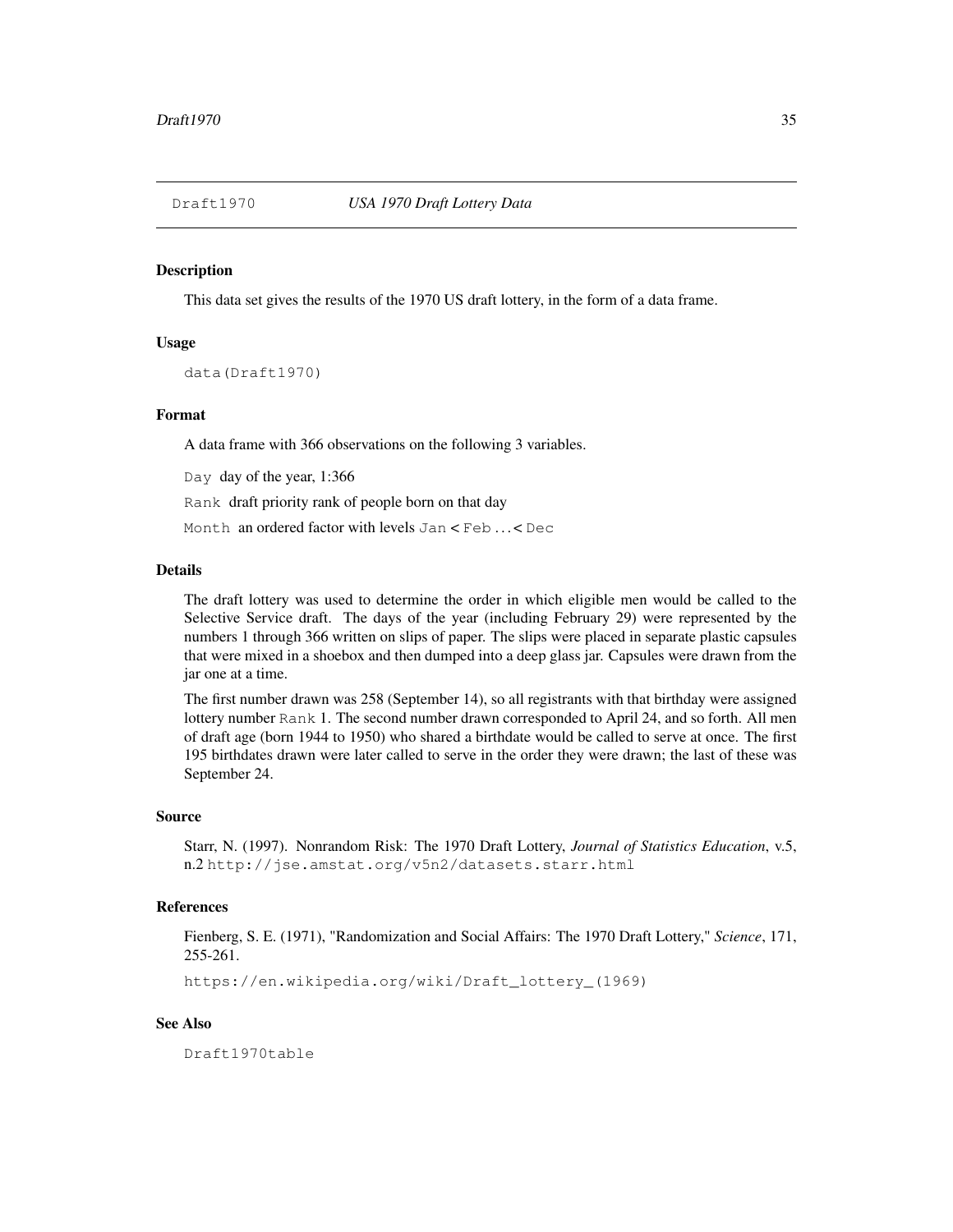# Draft1970 — *USA 1970 Draft Lottery Data*

## Description

This data set gives the results of the 1970 US draft lottery, in the form of a data frame.

## Usage

```
data(Draft1970)
```

## Format

A data frame with 366 observations on the following 3 variables.

`Day` day of the year, 1:366

`Rank` draft priority rank of people born on that day

`Month` an ordered factor with levels `Jan` < `Feb` ... < `Dec`

## Details

The draft lottery was used to determine the order in which eligible men would be called to the Selective Service draft. The days of the year (including February 29) were represented by the numbers 1 through 366 written on slips of paper. The slips were placed in separate plastic capsules that were mixed in a shoebox and then dumped into a deep glass jar. Capsules were drawn from the jar one at a time.

The first number drawn was 258 (September 14), so all registrants with that birthday were assigned lottery number `Rank` 1. The second number drawn corresponded to April 24, and so forth. All men of draft age (born 1944 to 1950) who shared a birthdate would be called to serve at once. The first 195 birthdates drawn were later called to serve in the order they were drawn; the last of these was September 24.

## Source

Starr, N. (1997). Nonrandom Risk: The 1970 Draft Lottery, *Journal of Statistics Education*, v.5, n.2 `http://jse.amstat.org/v5n2/datasets.starr.html`

## References

Fienberg, S. E. (1971), "Randomization and Social Affairs: The 1970 Draft Lottery," *Science*, 171, 255-261.

`https://en.wikipedia.org/wiki/Draft_lottery_(1969)`

## See Also

`Draft1970table`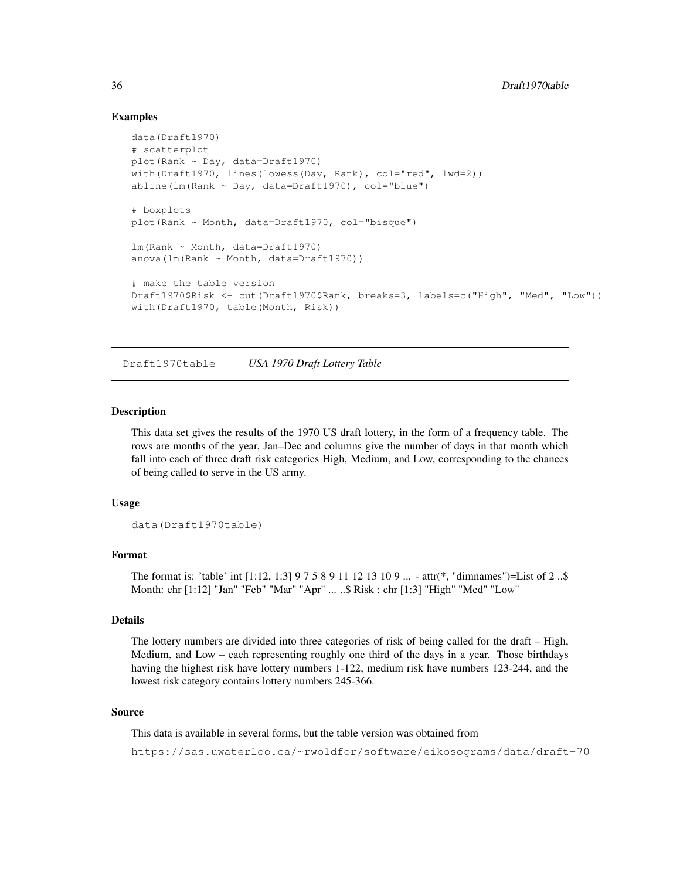### Examples

```
data(Draft1970)
# scatterplot
plot(Rank ~ Day, data=Draft1970)
with(Draft1970, lines(lowess(Day, Rank), col="red", lwd=2))
abline(lm(Rank ~ Day, data=Draft1970), col="blue")

# boxplots
plot(Rank ~ Month, data=Draft1970, col="bisque")

lm(Rank ~ Month, data=Draft1970)
anova(lm(Rank ~ Month, data=Draft1970))

# make the table version
Draft1970$Risk <- cut(Draft1970$Rank, breaks=3, labels=c("High", "Med", "Low"))
with(Draft1970, table(Month, Risk))
```

---

## Draft1970table *USA 1970 Draft Lottery Table*

---

### Description

This data set gives the results of the 1970 US draft lottery, in the form of a frequency table. The rows are months of the year, Jan–Dec and columns give the number of days in that month which fall into each of three draft risk categories High, Medium, and Low, corresponding to the chances of being called to serve in the US army.

### Usage

```
data(Draft1970table)
```

### Format

The format is: 'table' int [1:12, 1:3] 9 7 5 8 9 11 12 13 10 9 ... - attr(*, "dimnames")=List of 2 ..$ Month: chr [1:12] "Jan" "Feb" "Mar" "Apr" ... ..$ Risk : chr [1:3] "High" "Med" "Low"

### Details

The lottery numbers are divided into three categories of risk of being called for the draft – High, Medium, and Low – each representing roughly one third of the days in a year. Those birthdays having the highest risk have lottery numbers 1-122, medium risk have numbers 123-244, and the lowest risk category contains lottery numbers 245-366.

### Source

This data is available in several forms, but the table version was obtained from

https://sas.uwaterloo.ca/~rwoldfor/software/eikosograms/data/draft-70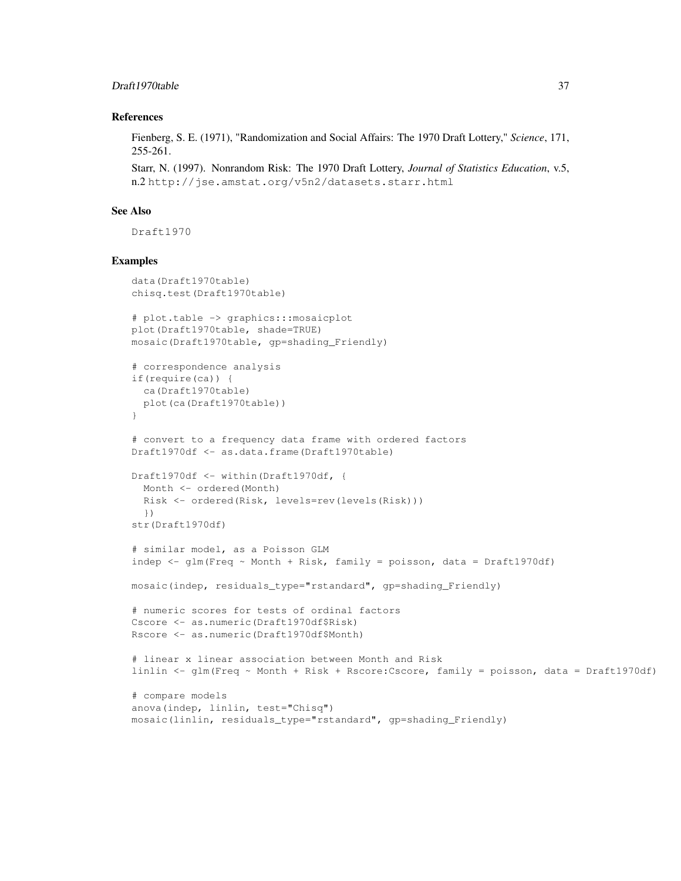### References

Fienberg, S. E. (1971), "Randomization and Social Affairs: The 1970 Draft Lottery," *Science*, 171, 255-261.

Starr, N. (1997). Nonrandom Risk: The 1970 Draft Lottery, *Journal of Statistics Education*, v.5, n.2 http://jse.amstat.org/v5n2/datasets.starr.html

### See Also

Draft1970

### Examples

```
data(Draft1970table)
chisq.test(Draft1970table)

# plot.table -> graphics:::mosaicplot
plot(Draft1970table, shade=TRUE)
mosaic(Draft1970table, gp=shading_Friendly)

# correspondence analysis
if(require(ca)) {
  ca(Draft1970table)
  plot(ca(Draft1970table))
}

# convert to a frequency data frame with ordered factors
Draft1970df <- as.data.frame(Draft1970table)

Draft1970df <- within(Draft1970df, {
  Month <- ordered(Month)
  Risk <- ordered(Risk, levels=rev(levels(Risk)))
  })
str(Draft1970df)

# similar model, as a Poisson GLM
indep <- glm(Freq ~ Month + Risk, family = poisson, data = Draft1970df)

mosaic(indep, residuals_type="rstandard", gp=shading_Friendly)

# numeric scores for tests of ordinal factors
Cscore <- as.numeric(Draft1970df$Risk)
Rscore <- as.numeric(Draft1970df$Month)

# linear x linear association between Month and Risk
linlin <- glm(Freq ~ Month + Risk + Rscore:Cscore, family = poisson, data = Draft1970df)

# compare models
anova(indep, linlin, test="Chisq")
mosaic(linlin, residuals_type="rstandard", gp=shading_Friendly)
```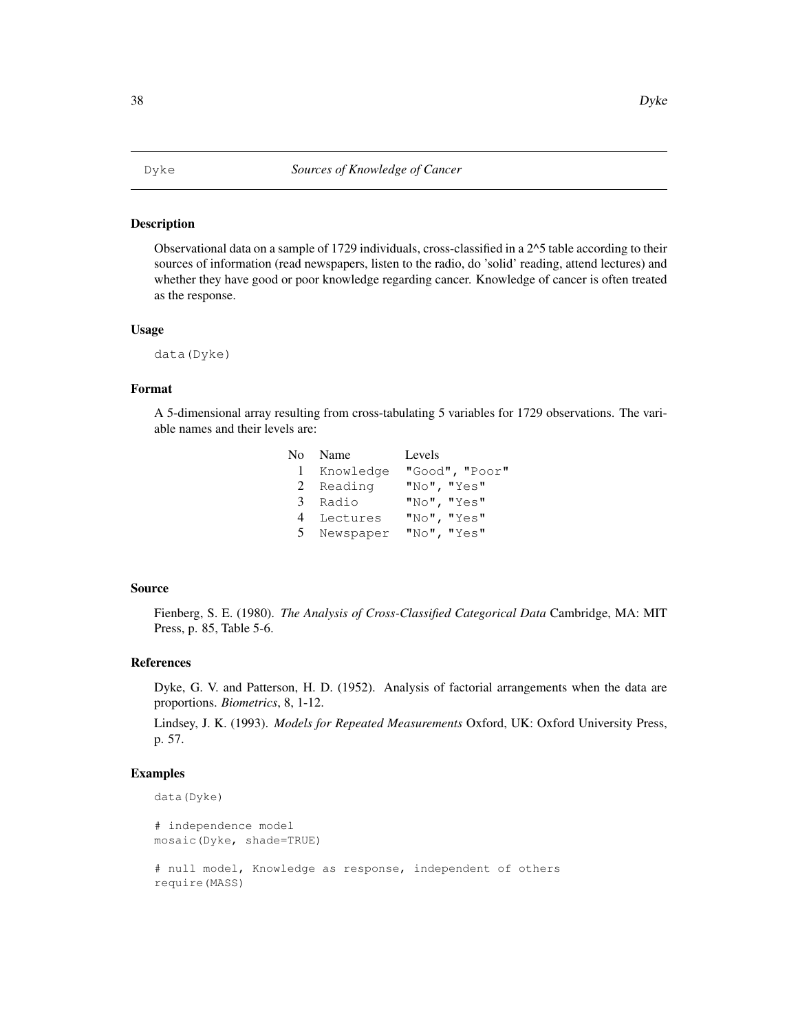Dyke *Sources of Knowledge of Cancer*

## Description

Observational data on a sample of 1729 individuals, cross-classified in a 2^5 table according to their sources of information (read newspapers, listen to the radio, do 'solid' reading, attend lectures) and whether they have good or poor knowledge regarding cancer. Knowledge of cancer is often treated as the response.

## Usage

```
data(Dyke)
```

## Format

A 5-dimensional array resulting from cross-tabulating 5 variables for 1729 observations. The variable names and their levels are:

| No | Name | Levels |
|---|---|---|
| 1 | Knowledge | "Good", "Poor" |
| 2 | Reading | "No", "Yes" |
| 3 | Radio | "No", "Yes" |
| 4 | Lectures | "No", "Yes" |
| 5 | Newspaper | "No", "Yes" |

## Source

Fienberg, S. E. (1980). *The Analysis of Cross-Classified Categorical Data* Cambridge, MA: MIT Press, p. 85, Table 5-6.

## References

Dyke, G. V. and Patterson, H. D. (1952). Analysis of factorial arrangements when the data are proportions. *Biometrics*, 8, 1-12.

Lindsey, J. K. (1993). *Models for Repeated Measurements* Oxford, UK: Oxford University Press, p. 57.

## Examples

```
data(Dyke)

# independence model
mosaic(Dyke, shade=TRUE)

# null model, Knowledge as response, independent of others
require(MASS)
```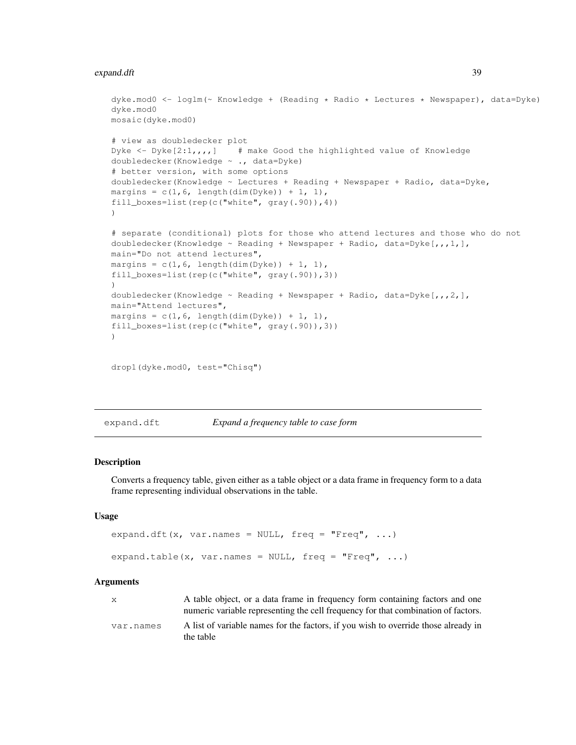```
dyke.mod0 <- loglm(~ Knowledge + (Reading * Radio * Lectures * Newspaper), data=Dyke)
dyke.mod0
mosaic(dyke.mod0)

# view as doubledecker plot
Dyke <- Dyke[2:1,,,,]    # make Good the highlighted value of Knowledge
doubledecker(Knowledge ~ ., data=Dyke)
# better version, with some options
doubledecker(Knowledge ~ Lectures + Reading + Newspaper + Radio, data=Dyke,
margins = c(1,6, length(dim(Dyke)) + 1, 1),
fill_boxes=list(rep(c("white", gray(.90)),4))
)

# separate (conditional) plots for those who attend lectures and those who do not
doubledecker(Knowledge ~ Reading + Newspaper + Radio, data=Dyke[,,,1,],
main="Do not attend lectures",
margins = c(1,6, length(dim(Dyke)) + 1, 1),
fill_boxes=list(rep(c("white", gray(.90)),3))
)
doubledecker(Knowledge ~ Reading + Newspaper + Radio, data=Dyke[,,,2,],
main="Attend lectures",
margins = c(1,6, length(dim(Dyke)) + 1, 1),
fill_boxes=list(rep(c("white", gray(.90)),3))
)


drop1(dyke.mod0, test="Chisq")
```

---

## expand.dft — *Expand a frequency table to case form*

### Description

Converts a frequency table, given either as a table object or a data frame in frequency form to a data frame representing individual observations in the table.

### Usage

```
expand.dft(x, var.names = NULL, freq = "Freq", ...)

expand.table(x, var.names = NULL, freq = "Freq", ...)
```

### Arguments

| | |
|---|---|
| `x` | A table object, or a data frame in frequency form containing factors and one numeric variable representing the cell frequency for that combination of factors. |
| `var.names` | A list of variable names for the factors, if you wish to override those already in the table |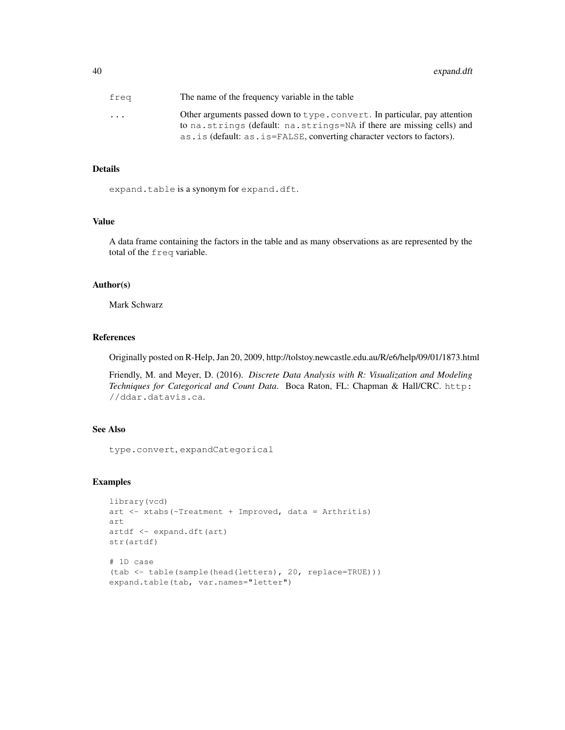| | |
|---|---|
| `freq` | The name of the frequency variable in the table |
| `...` | Other arguments passed down to `type.convert`. In particular, pay attention to `na.strings` (default: `na.strings=NA` if there are missing cells) and `as.is` (default: `as.is=FALSE`, converting character vectors to factors). |

### Details

`expand.table` is a synonym for `expand.dft`.

### Value

A data frame containing the factors in the table and as many observations as are represented by the total of the `freq` variable.

### Author(s)

Mark Schwarz

### References

Originally posted on R-Help, Jan 20, 2009, http://tolstoy.newcastle.edu.au/R/e6/help/09/01/1873.html

Friendly, M. and Meyer, D. (2016). *Discrete Data Analysis with R: Visualization and Modeling Techniques for Categorical and Count Data*. Boca Raton, FL: Chapman & Hall/CRC. `http://ddar.datavis.ca`.

### See Also

`type.convert`, `expandCategorical`

### Examples

```
library(vcd)
art <- xtabs(~Treatment + Improved, data = Arthritis)
art
artdf <- expand.dft(art)
str(artdf)

# 1D case
(tab <- table(sample(head(letters), 20, replace=TRUE)))
expand.table(tab, var.names="letter")
```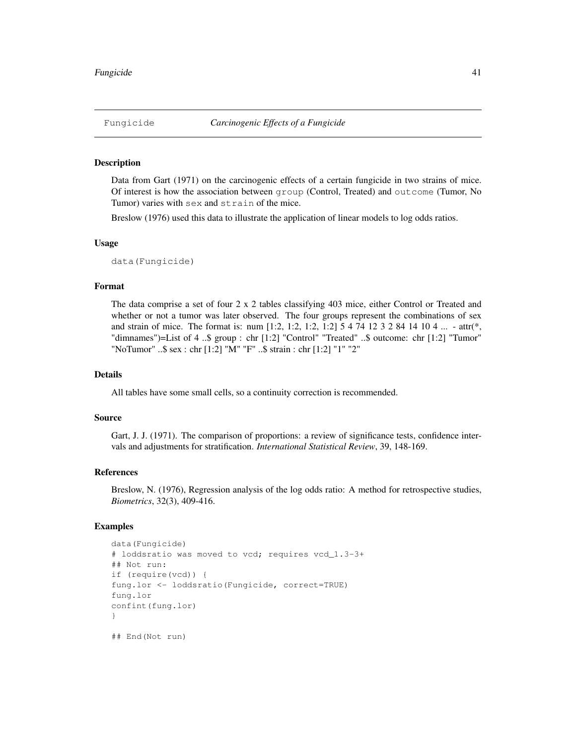# Fungicide — *Carcinogenic Effects of a Fungicide*

## Description

Data from Gart (1971) on the carcinogenic effects of a certain fungicide in two strains of mice. Of interest is how the association between `group` (Control, Treated) and `outcome` (Tumor, No Tumor) varies with `sex` and `strain` of the mice.

Breslow (1976) used this data to illustrate the application of linear models to log odds ratios.

## Usage

```
data(Fungicide)
```

## Format

The data comprise a set of four 2 x 2 tables classifying 403 mice, either Control or Treated and whether or not a tumor was later observed. The four groups represent the combinations of sex and strain of mice. The format is: num [1:2, 1:2, 1:2, 1:2] 5 4 74 12 3 2 84 14 10 4 ... - attr(*, "dimnames")=List of 4 ..$ group : chr [1:2] "Control" "Treated" ..$ outcome: chr [1:2] "Tumor" "NoTumor" ..$ sex : chr [1:2] "M" "F" ..$ strain : chr [1:2] "1" "2"

## Details

All tables have some small cells, so a continuity correction is recommended.

## Source

Gart, J. J. (1971). The comparison of proportions: a review of significance tests, confidence intervals and adjustments for stratification. *International Statistical Review*, 39, 148-169.

## References

Breslow, N. (1976), Regression analysis of the log odds ratio: A method for retrospective studies, *Biometrics*, 32(3), 409-416.

## Examples

```
data(Fungicide)
# loddsratio was moved to vcd; requires vcd_1.3-3+
## Not run:
if (require(vcd)) {
fung.lor <- loddsratio(Fungicide, correct=TRUE)
fung.lor
confint(fung.lor)
}

## End(Not run)
```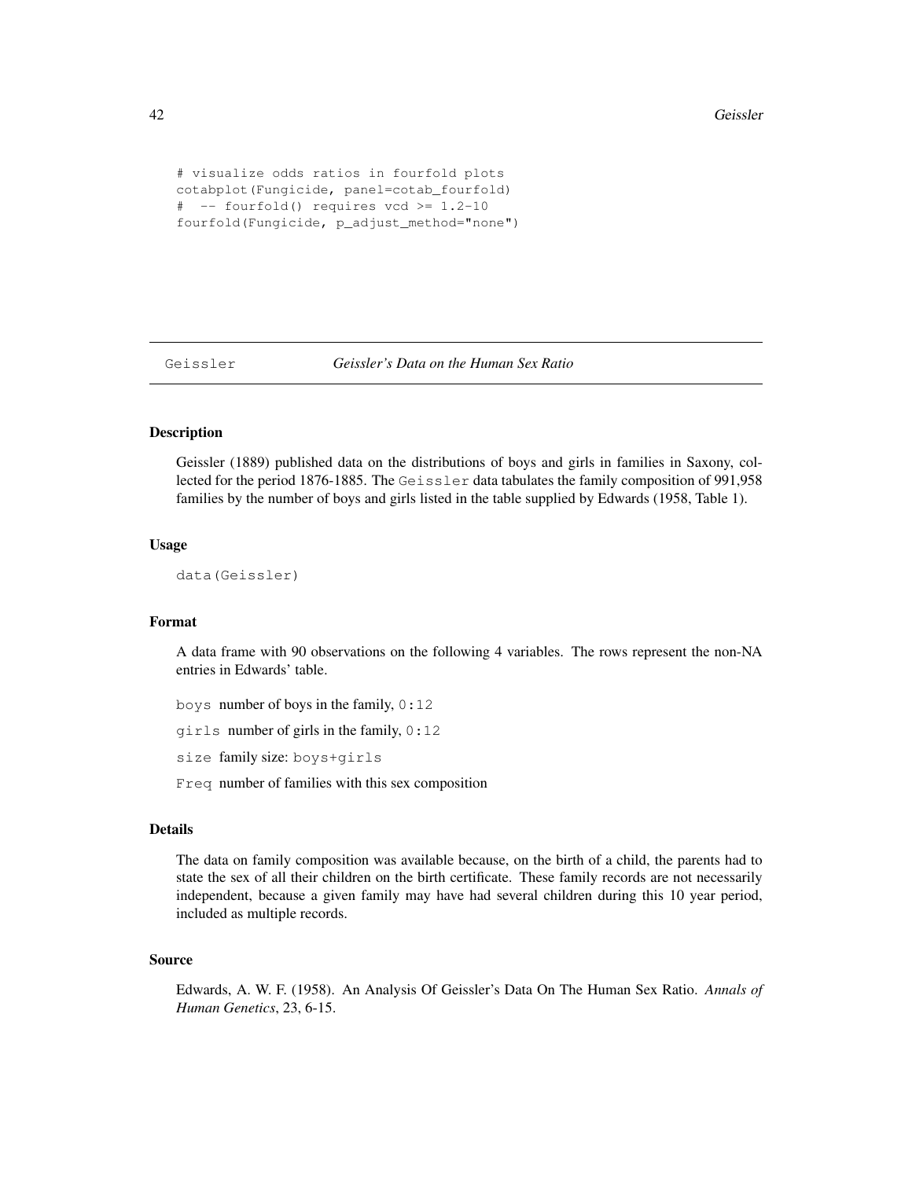```
# visualize odds ratios in fourfold plots
cotabplot(Fungicide, panel=cotab_fourfold)
#  -- fourfold() requires vcd >= 1.2-10
fourfold(Fungicide, p_adjust_method="none")
```

---

## Geissler — *Geissler's Data on the Human Sex Ratio*

---

### Description

Geissler (1889) published data on the distributions of boys and girls in families in Saxony, collected for the period 1876-1885. The `Geissler` data tabulates the family composition of 991,958 families by the number of boys and girls listed in the table supplied by Edwards (1958, Table 1).

### Usage

```
data(Geissler)
```

### Format

A data frame with 90 observations on the following 4 variables. The rows represent the non-NA entries in Edwards' table.

`boys` number of boys in the family, `0:12`

`girls` number of girls in the family, `0:12`

`size` family size: `boys+girls`

`Freq` number of families with this sex composition

### Details

The data on family composition was available because, on the birth of a child, the parents had to state the sex of all their children on the birth certificate. These family records are not necessarily independent, because a given family may have had several children during this 10 year period, included as multiple records.

### Source

Edwards, A. W. F. (1958). An Analysis Of Geissler's Data On The Human Sex Ratio. *Annals of Human Genetics*, 23, 6-15.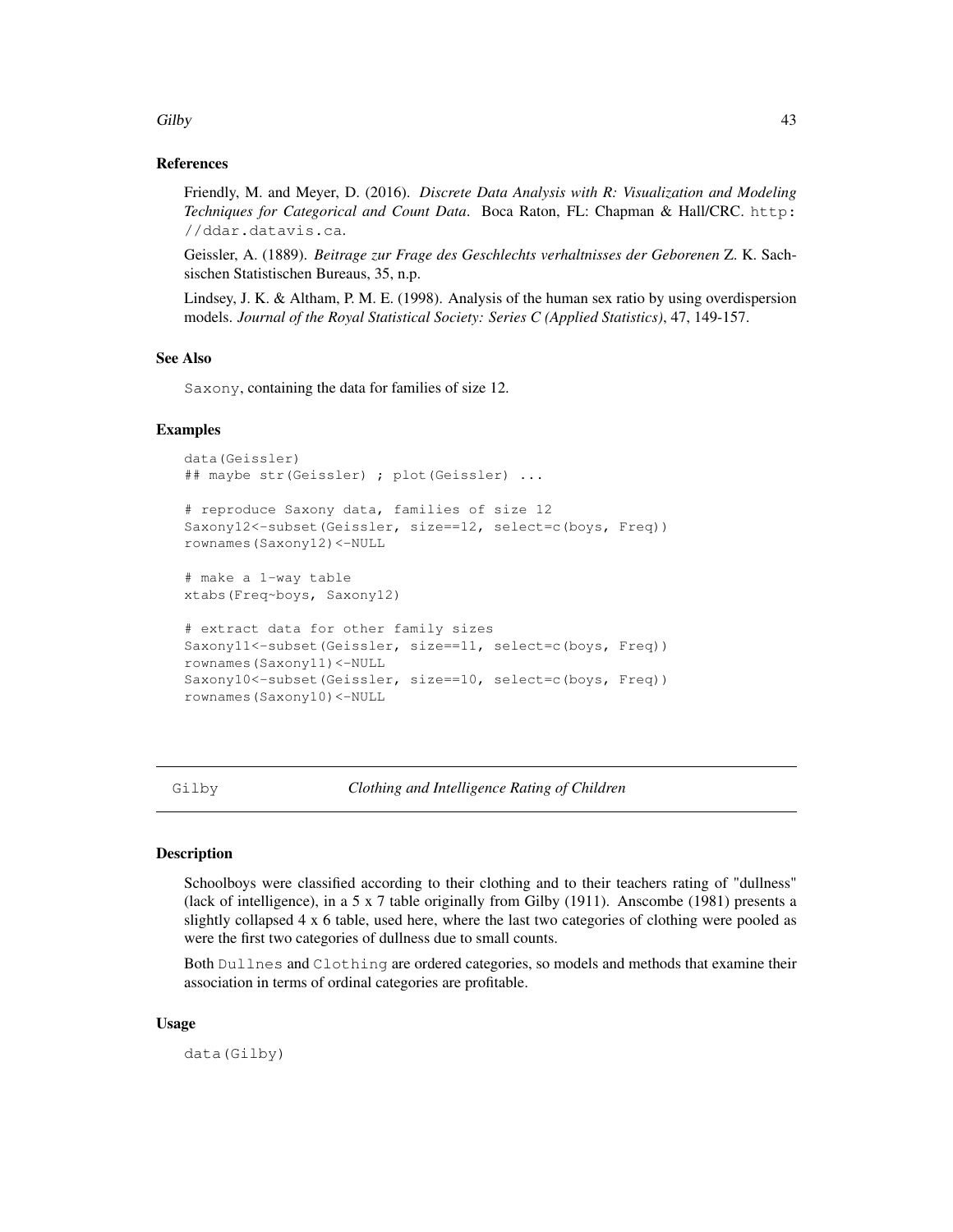### References

Friendly, M. and Meyer, D. (2016). *Discrete Data Analysis with R: Visualization and Modeling Techniques for Categorical and Count Data*. Boca Raton, FL: Chapman & Hall/CRC. `http://ddar.datavis.ca`.

Geissler, A. (1889). *Beitrage zur Frage des Geschlechts verhaltnisses der Geborenen* Z. K. Sachsischen Statistischen Bureaus, 35, n.p.

Lindsey, J. K. & Altham, P. M. E. (1998). Analysis of the human sex ratio by using overdispersion models. *Journal of the Royal Statistical Society: Series C (Applied Statistics)*, 47, 149-157.

### See Also

`Saxony`, containing the data for families of size 12.

### Examples

```
data(Geissler)
## maybe str(Geissler) ; plot(Geissler) ...

# reproduce Saxony data, families of size 12
Saxony12<-subset(Geissler, size==12, select=c(boys, Freq))
rownames(Saxony12)<-NULL

# make a 1-way table
xtabs(Freq~boys, Saxony12)

# extract data for other family sizes
Saxony11<-subset(Geissler, size==11, select=c(boys, Freq))
rownames(Saxony11)<-NULL
Saxony10<-subset(Geissler, size==10, select=c(boys, Freq))
rownames(Saxony10)<-NULL
```

---

## Gilby — *Clothing and Intelligence Rating of Children*

---

### Description

Schoolboys were classified according to their clothing and to their teachers rating of "dullness" (lack of intelligence), in a 5 x 7 table originally from Gilby (1911). Anscombe (1981) presents a slightly collapsed 4 x 6 table, used here, where the last two categories of clothing were pooled as were the first two categories of dullness due to small counts.

Both `Dullnes` and `Clothing` are ordered categories, so models and methods that examine their association in terms of ordinal categories are profitable.

### Usage

```
data(Gilby)
```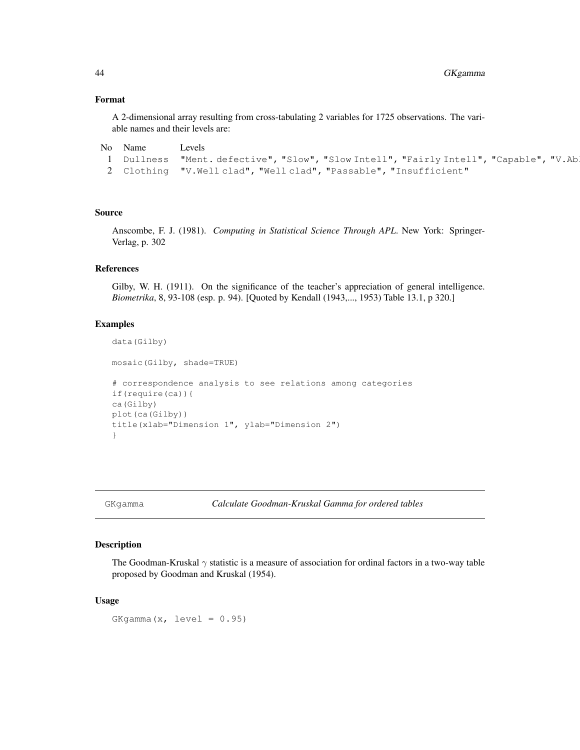### Format

A 2-dimensional array resulting from cross-tabulating 2 variables for 1725 observations. The variable names and their levels are:

| No | Name | Levels |
|---|---|---|
| 1 | Dullness | "Ment. defective", "Slow", "Slow Intell", "Fairly Intell", "Capable", "V.Abl |
| 2 | Clothing | "V.Well clad", "Well clad", "Passable", "Insufficient" |

### Source

Anscombe, F. J. (1981). *Computing in Statistical Science Through APL*. New York: Springer-Verlag, p. 302

### References

Gilby, W. H. (1911). On the significance of the teacher's appreciation of general intelligence. *Biometrika*, 8, 93-108 (esp. p. 94). [Quoted by Kendall (1943,..., 1953) Table 13.1, p 320.]

### Examples

```
data(Gilby)

mosaic(Gilby, shade=TRUE)

# correspondence analysis to see relations among categories
if(require(ca)){
ca(Gilby)
plot(ca(Gilby))
title(xlab="Dimension 1", ylab="Dimension 2")
}
```

---

## GKgamma — *Calculate Goodman-Kruskal Gamma for ordered tables*

### Description

The Goodman-Kruskal $\gamma$ statistic is a measure of association for ordinal factors in a two-way table proposed by Goodman and Kruskal (1954).

### Usage

```
GKgamma(x, level = 0.95)
```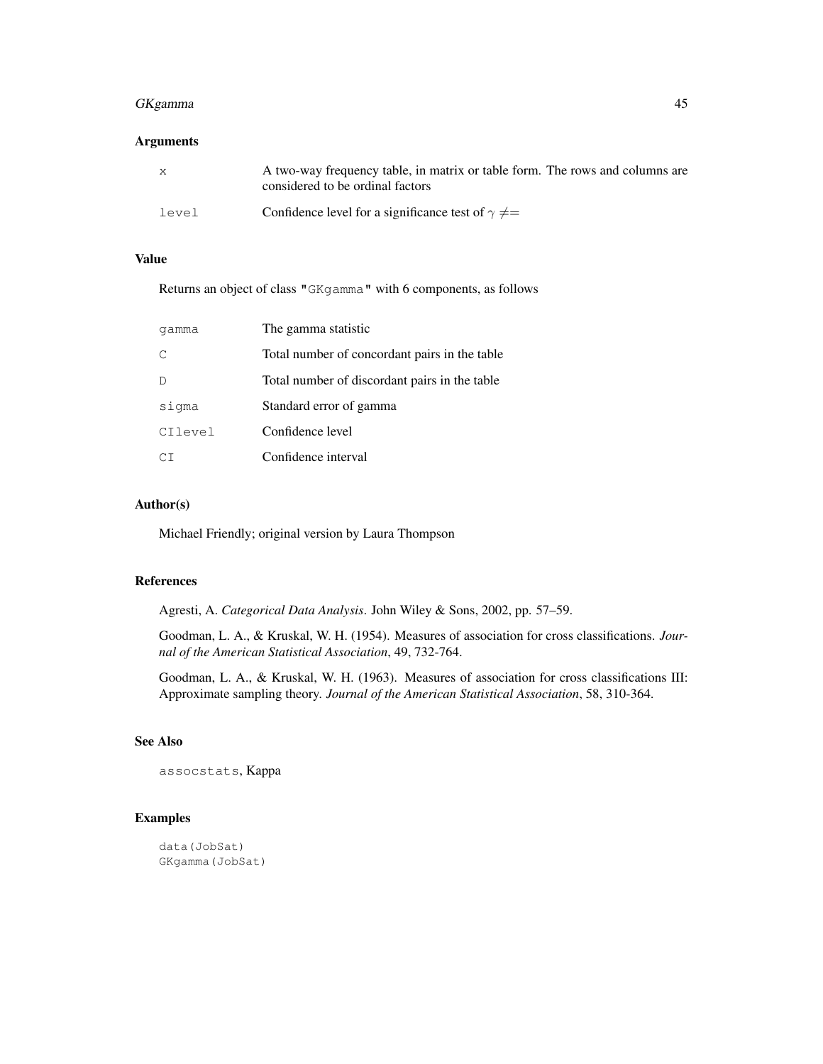### Arguments

| | |
|---|---|
| x | A two-way frequency table, in matrix or table form. The rows and columns are considered to be ordinal factors |
| level | Confidence level for a significance test of $\gamma \neq=$ |

### Value

Returns an object of class "GKgamma" with 6 components, as follows

| | |
|---|---|
| gamma | The gamma statistic |
| C | Total number of concordant pairs in the table |
| D | Total number of discordant pairs in the table |
| sigma | Standard error of gamma |
| CIlevel | Confidence level |
| CI | Confidence interval |

### Author(s)

Michael Friendly; original version by Laura Thompson

### References

Agresti, A. *Categorical Data Analysis*. John Wiley & Sons, 2002, pp. 57–59.

Goodman, L. A., & Kruskal, W. H. (1954). Measures of association for cross classifications. *Journal of the American Statistical Association*, 49, 732-764.

Goodman, L. A., & Kruskal, W. H. (1963). Measures of association for cross classifications III: Approximate sampling theory. *Journal of the American Statistical Association*, 58, 310-364.

### See Also

assocstats, Kappa

### Examples

```
data(JobSat)
GKgamma(JobSat)
```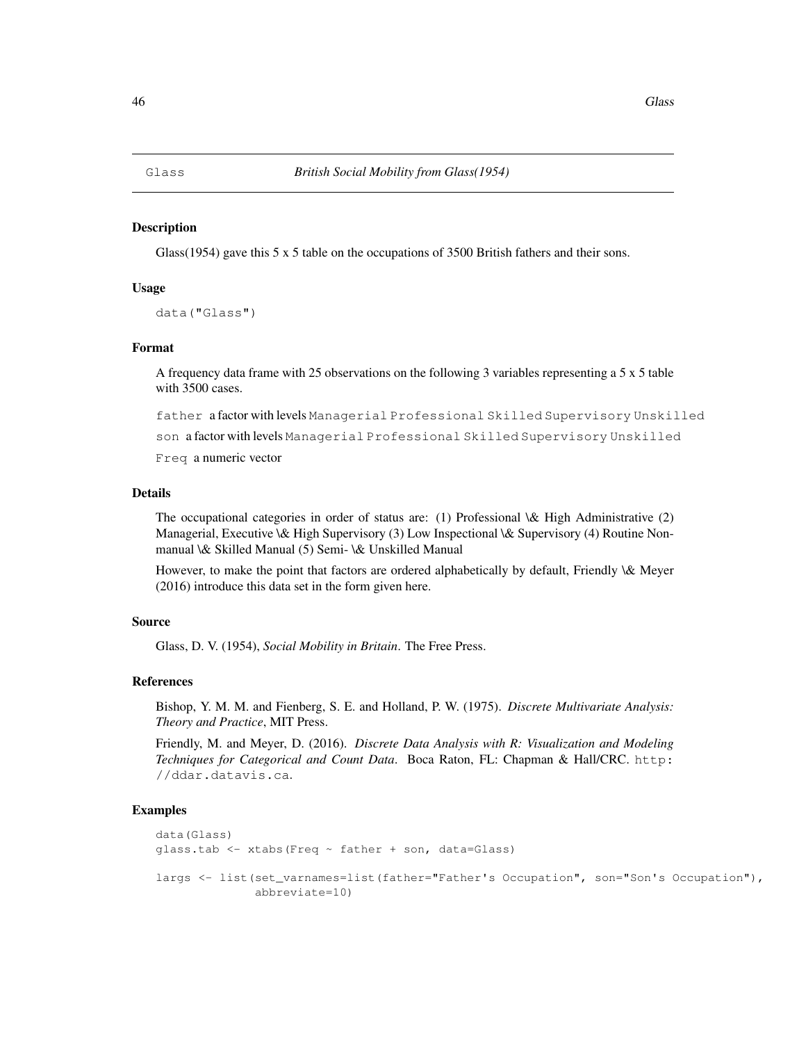Glass — *British Social Mobility from Glass(1954)*

## Description

Glass(1954) gave this 5 x 5 table on the occupations of 3500 British fathers and their sons.

## Usage

```
data("Glass")
```

## Format

A frequency data frame with 25 observations on the following 3 variables representing a 5 x 5 table with 3500 cases.

`father` a factor with levels `Managerial` `Professional` `Skilled` `Supervisory` `Unskilled`

`son` a factor with levels `Managerial` `Professional` `Skilled` `Supervisory` `Unskilled`

`Freq` a numeric vector

## Details

The occupational categories in order of status are: (1) Professional \& High Administrative (2) Managerial, Executive \& High Supervisory (3) Low Inspectional \& Supervisory (4) Routine Non-manual \& Skilled Manual (5) Semi- \& Unskilled Manual

However, to make the point that factors are ordered alphabetically by default, Friendly \& Meyer (2016) introduce this data set in the form given here.

## Source

Glass, D. V. (1954), *Social Mobility in Britain*. The Free Press.

## References

Bishop, Y. M. M. and Fienberg, S. E. and Holland, P. W. (1975). *Discrete Multivariate Analysis: Theory and Practice*, MIT Press.

Friendly, M. and Meyer, D. (2016). *Discrete Data Analysis with R: Visualization and Modeling Techniques for Categorical and Count Data*. Boca Raton, FL: Chapman & Hall/CRC. `http://ddar.datavis.ca`.

## Examples

```
data(Glass)
glass.tab <- xtabs(Freq ~ father + son, data=Glass)

largs <- list(set_varnames=list(father="Father's Occupation", son="Son's Occupation"),
              abbreviate=10)
```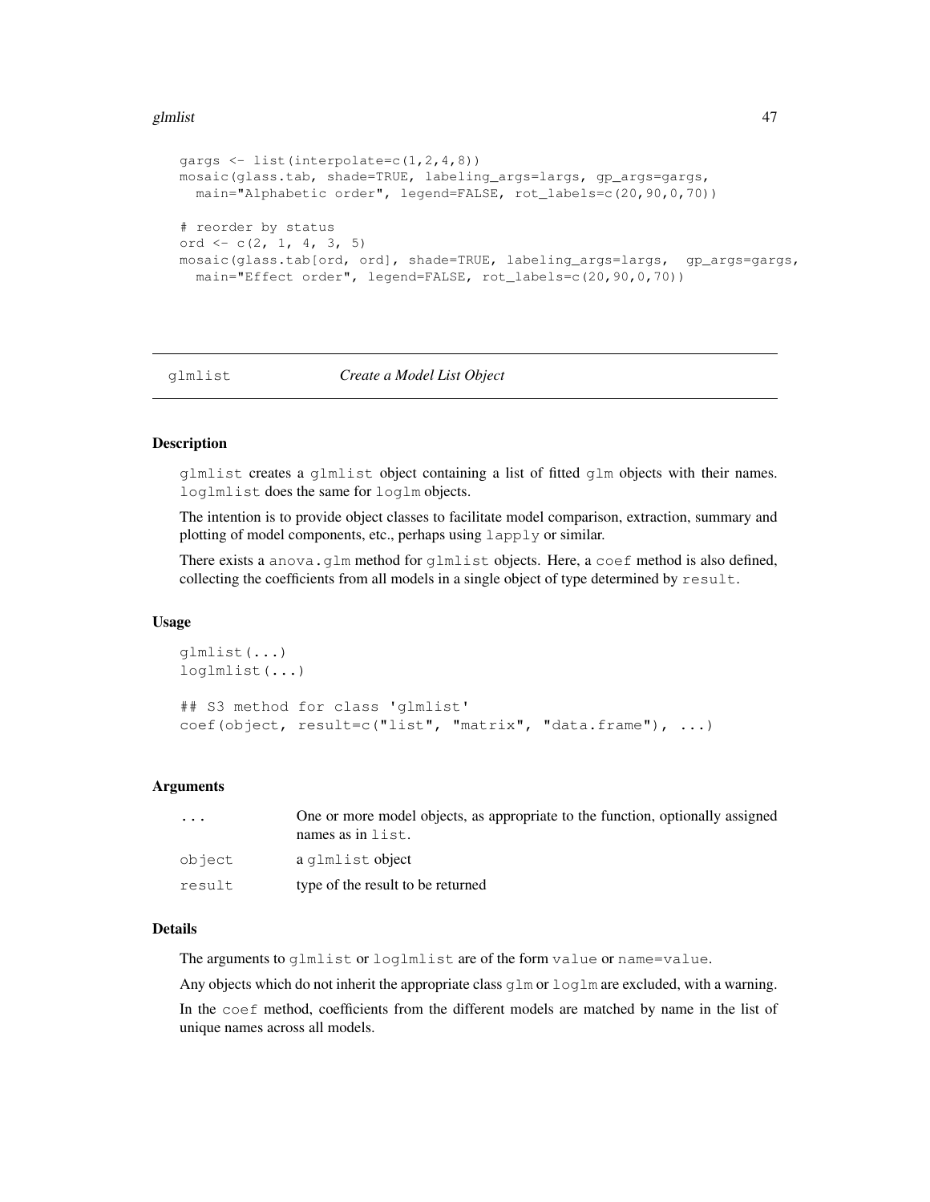```
gargs <- list(interpolate=c(1,2,4,8))
mosaic(glass.tab, shade=TRUE, labeling_args=largs, gp_args=gargs,
  main="Alphabetic order", legend=FALSE, rot_labels=c(20,90,0,70))

# reorder by status
ord <- c(2, 1, 4, 3, 5)
mosaic(glass.tab[ord, ord], shade=TRUE, labeling_args=largs,  gp_args=gargs,
  main="Effect order", legend=FALSE, rot_labels=c(20,90,0,70))
```

---

## glmlist *Create a Model List Object*

---

### Description

glmlist creates a glmlist object containing a list of fitted glm objects with their names. loglmlist does the same for loglm objects.

The intention is to provide object classes to facilitate model comparison, extraction, summary and plotting of model components, etc., perhaps using lapply or similar.

There exists a anova.glm method for glmlist objects. Here, a coef method is also defined, collecting the coefficients from all models in a single object of type determined by result.

### Usage

```
glmlist(...)
loglmlist(...)

## S3 method for class 'glmlist'
coef(object, result=c("list", "matrix", "data.frame"), ...)
```

### Arguments

| | |
|---|---|
| ... | One or more model objects, as appropriate to the function, optionally assigned names as in list. |
| object | a glmlist object |
| result | type of the result to be returned |

### Details

The arguments to glmlist or loglmlist are of the form value or name=value.

Any objects which do not inherit the appropriate class glm or loglm are excluded, with a warning.

In the coef method, coefficients from the different models are matched by name in the list of unique names across all models.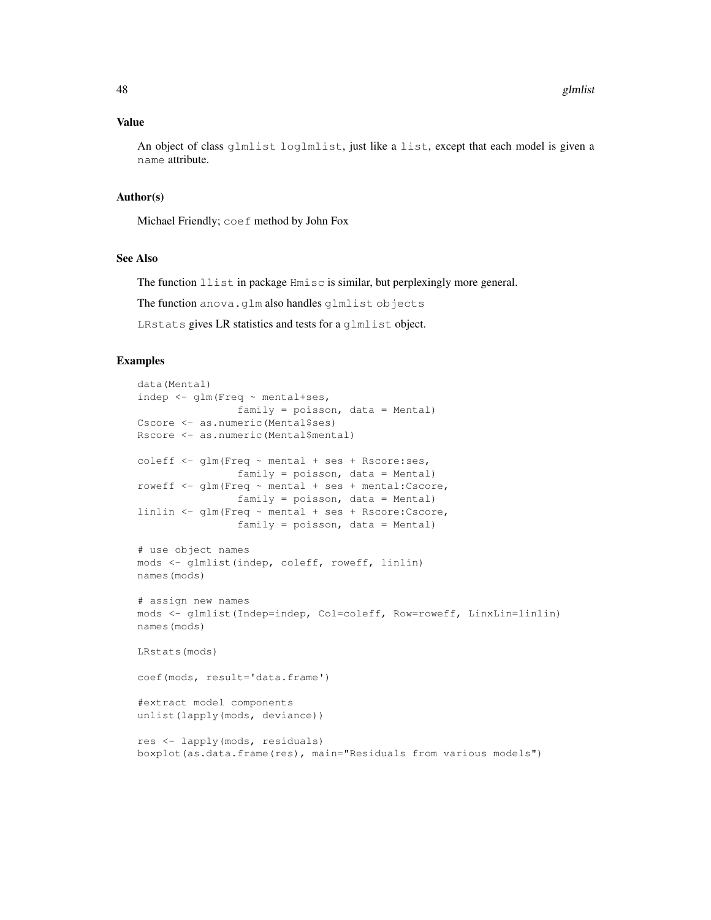## Value

An object of class `glmlist loglmlist`, just like a `list`, except that each model is given a `name` attribute.

## Author(s)

Michael Friendly; `coef` method by John Fox

## See Also

The function `llist` in package `Hmisc` is similar, but perplexingly more general.

The function `anova.glm` also handles `glmlist objects`

`LRstats` gives LR statistics and tests for a `glmlist` object.

## Examples

```
data(Mental)
indep <- glm(Freq ~ mental+ses,
                family = poisson, data = Mental)
Cscore <- as.numeric(Mental$ses)
Rscore <- as.numeric(Mental$mental)

coleff <- glm(Freq ~ mental + ses + Rscore:ses,
                family = poisson, data = Mental)
roweff <- glm(Freq ~ mental + ses + mental:Cscore,
                family = poisson, data = Mental)
linlin <- glm(Freq ~ mental + ses + Rscore:Cscore,
                family = poisson, data = Mental)

# use object names
mods <- glmlist(indep, coleff, roweff, linlin)
names(mods)

# assign new names
mods <- glmlist(Indep=indep, Col=coleff, Row=roweff, LinxLin=linlin)
names(mods)

LRstats(mods)

coef(mods, result='data.frame')

#extract model components
unlist(lapply(mods, deviance))

res <- lapply(mods, residuals)
boxplot(as.data.frame(res), main="Residuals from various models")
```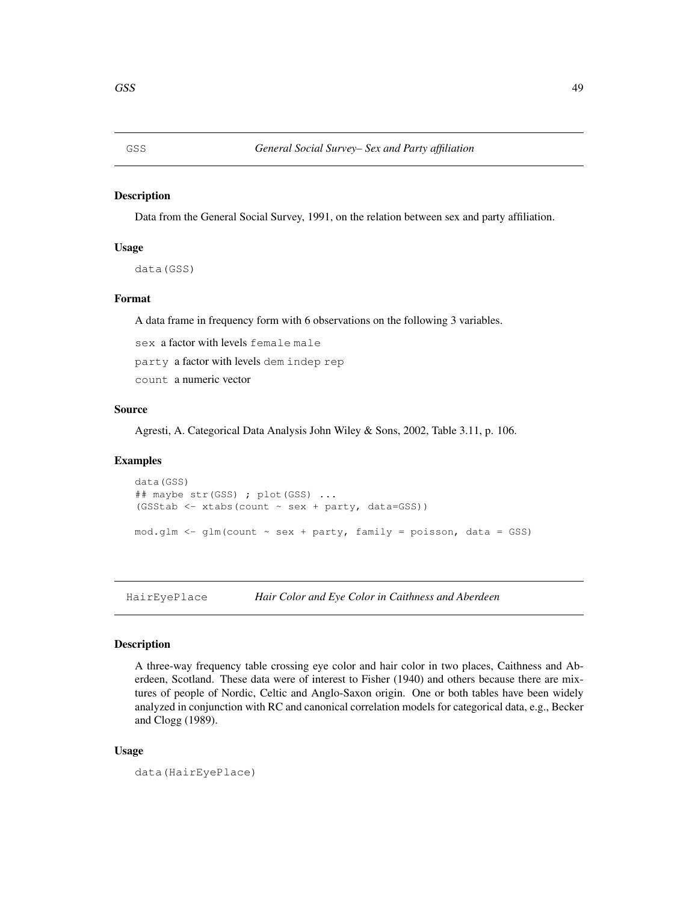## GSS — *General Social Survey– Sex and Party affiliation*

### Description

Data from the General Social Survey, 1991, on the relation between sex and party affiliation.

### Usage

```
data(GSS)
```

### Format

A data frame in frequency form with 6 observations on the following 3 variables.

`sex` a factor with levels `female` `male`

`party` a factor with levels `dem` `indep` `rep`

`count` a numeric vector

### Source

Agresti, A. Categorical Data Analysis John Wiley & Sons, 2002, Table 3.11, p. 106.

### Examples

```
data(GSS)
## maybe str(GSS) ; plot(GSS) ...
(GSStab <- xtabs(count ~ sex + party, data=GSS))

mod.glm <- glm(count ~ sex + party, family = poisson, data = GSS)
```

## HairEyePlace — *Hair Color and Eye Color in Caithness and Aberdeen*

### Description

A three-way frequency table crossing eye color and hair color in two places, Caithness and Aberdeen, Scotland. These data were of interest to Fisher (1940) and others because there are mixtures of people of Nordic, Celtic and Anglo-Saxon origin. One or both tables have been widely analyzed in conjunction with RC and canonical correlation models for categorical data, e.g., Becker and Clogg (1989).

### Usage

```
data(HairEyePlace)
```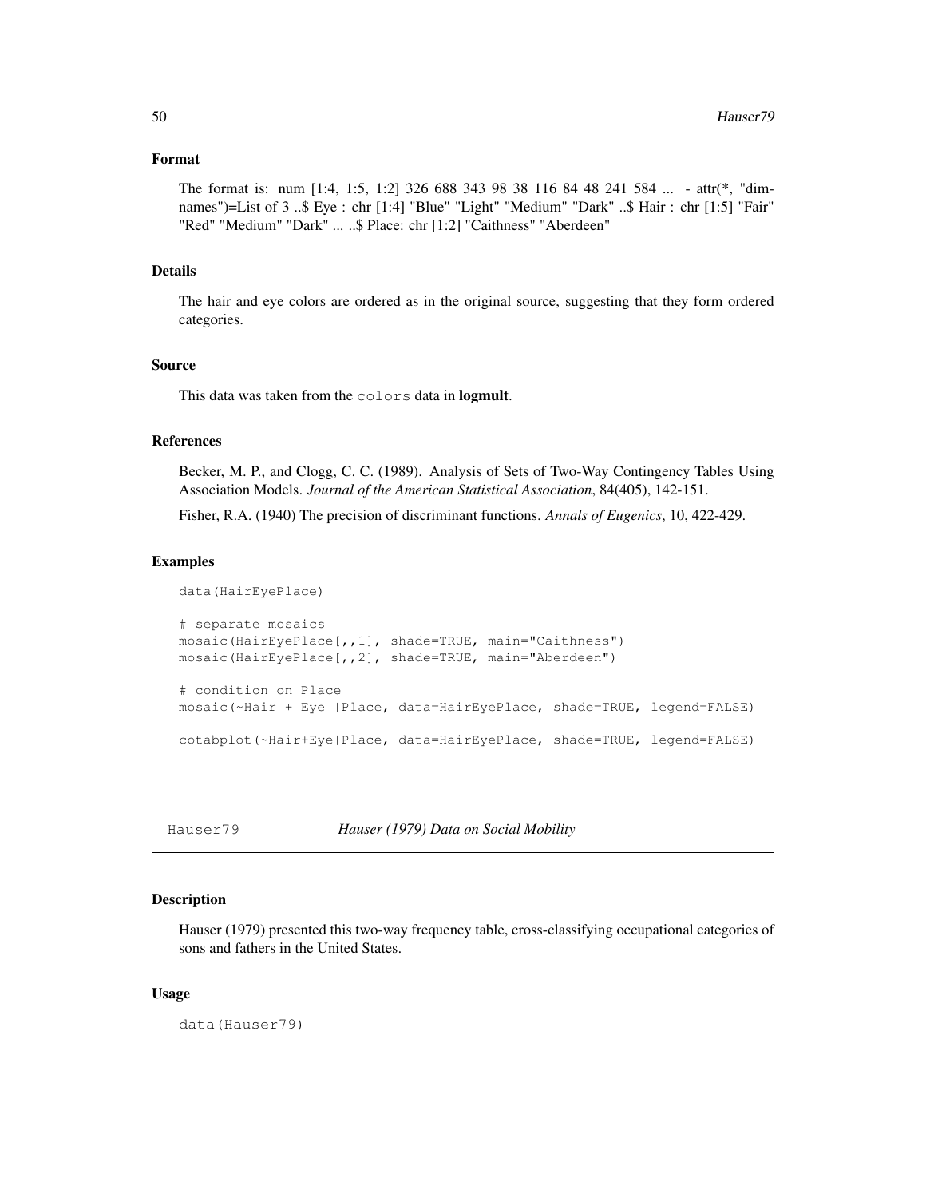### Format

The format is: num [1:4, 1:5, 1:2] 326 688 343 98 38 116 84 48 241 584 ... - attr(*, "dimnames")=List of 3 ..$ Eye : chr [1:4] "Blue" "Light" "Medium" "Dark" ..$ Hair : chr [1:5] "Fair" "Red" "Medium" "Dark" ... ..$ Place: chr [1:2] "Caithness" "Aberdeen"

### Details

The hair and eye colors are ordered as in the original source, suggesting that they form ordered categories.

### Source

This data was taken from the `colors` data in **logmult**.

### References

Becker, M. P., and Clogg, C. C. (1989). Analysis of Sets of Two-Way Contingency Tables Using Association Models. *Journal of the American Statistical Association*, 84(405), 142-151.

Fisher, R.A. (1940) The precision of discriminant functions. *Annals of Eugenics*, 10, 422-429.

### Examples

```
data(HairEyePlace)

# separate mosaics
mosaic(HairEyePlace[,,1], shade=TRUE, main="Caithness")
mosaic(HairEyePlace[,,2], shade=TRUE, main="Aberdeen")

# condition on Place
mosaic(~Hair + Eye |Place, data=HairEyePlace, shade=TRUE, legend=FALSE)

cotabplot(~Hair+Eye|Place, data=HairEyePlace, shade=TRUE, legend=FALSE)
```

---

## Hauser79 — *Hauser (1979) Data on Social Mobility*

---

### Description

Hauser (1979) presented this two-way frequency table, cross-classifying occupational categories of sons and fathers in the United States.

### Usage

```
data(Hauser79)
```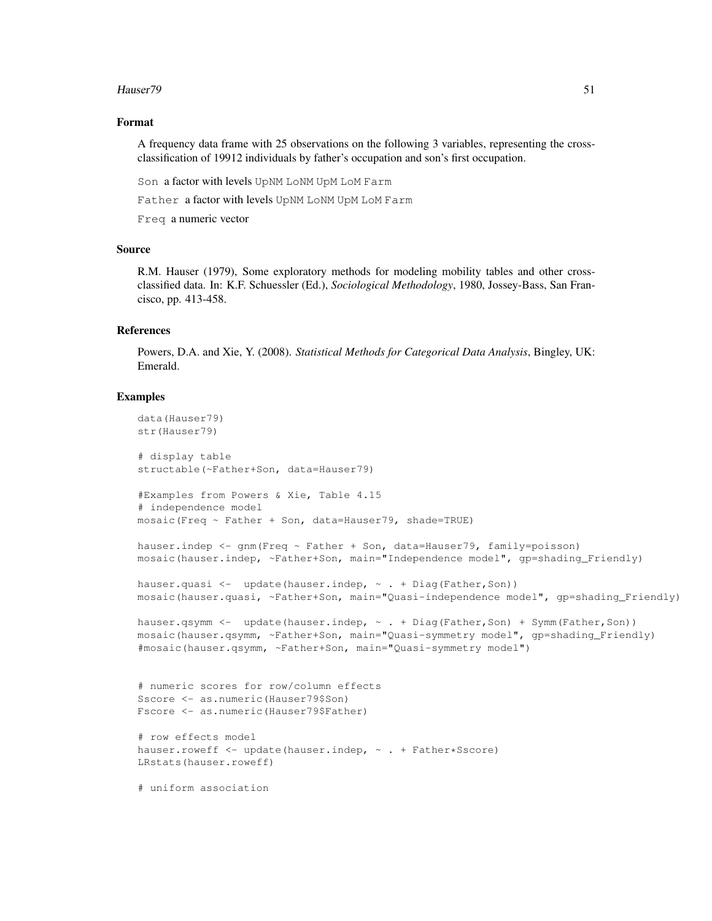## Format

A frequency data frame with 25 observations on the following 3 variables, representing the cross-classification of 19912 individuals by father's occupation and son's first occupation.

`Son` a factor with levels `UpNM` `LoNM` `UpM` `LoM` `Farm`

`Father` a factor with levels `UpNM` `LoNM` `UpM` `LoM` `Farm`

`Freq` a numeric vector

## Source

R.M. Hauser (1979), Some exploratory methods for modeling mobility tables and other cross-classified data. In: K.F. Schuessler (Ed.), *Sociological Methodology*, 1980, Jossey-Bass, San Francisco, pp. 413-458.

## References

Powers, D.A. and Xie, Y. (2008). *Statistical Methods for Categorical Data Analysis*, Bingley, UK: Emerald.

## Examples

```
data(Hauser79)
str(Hauser79)

# display table
structable(~Father+Son, data=Hauser79)

#Examples from Powers & Xie, Table 4.15
# independence model
mosaic(Freq ~ Father + Son, data=Hauser79, shade=TRUE)

hauser.indep <- gnm(Freq ~ Father + Son, data=Hauser79, family=poisson)
mosaic(hauser.indep, ~Father+Son, main="Independence model", gp=shading_Friendly)

hauser.quasi <-  update(hauser.indep, ~ . + Diag(Father,Son))
mosaic(hauser.quasi, ~Father+Son, main="Quasi-independence model", gp=shading_Friendly)

hauser.qsymm <-  update(hauser.indep, ~ . + Diag(Father,Son) + Symm(Father,Son))
mosaic(hauser.qsymm, ~Father+Son, main="Quasi-symmetry model", gp=shading_Friendly)
#mosaic(hauser.qsymm, ~Father+Son, main="Quasi-symmetry model")


# numeric scores for row/column effects
Sscore <- as.numeric(Hauser79$Son)
Fscore <- as.numeric(Hauser79$Father)

# row effects model
hauser.roweff <- update(hauser.indep, ~ . + Father*Sscore)
LRstats(hauser.roweff)

# uniform association
```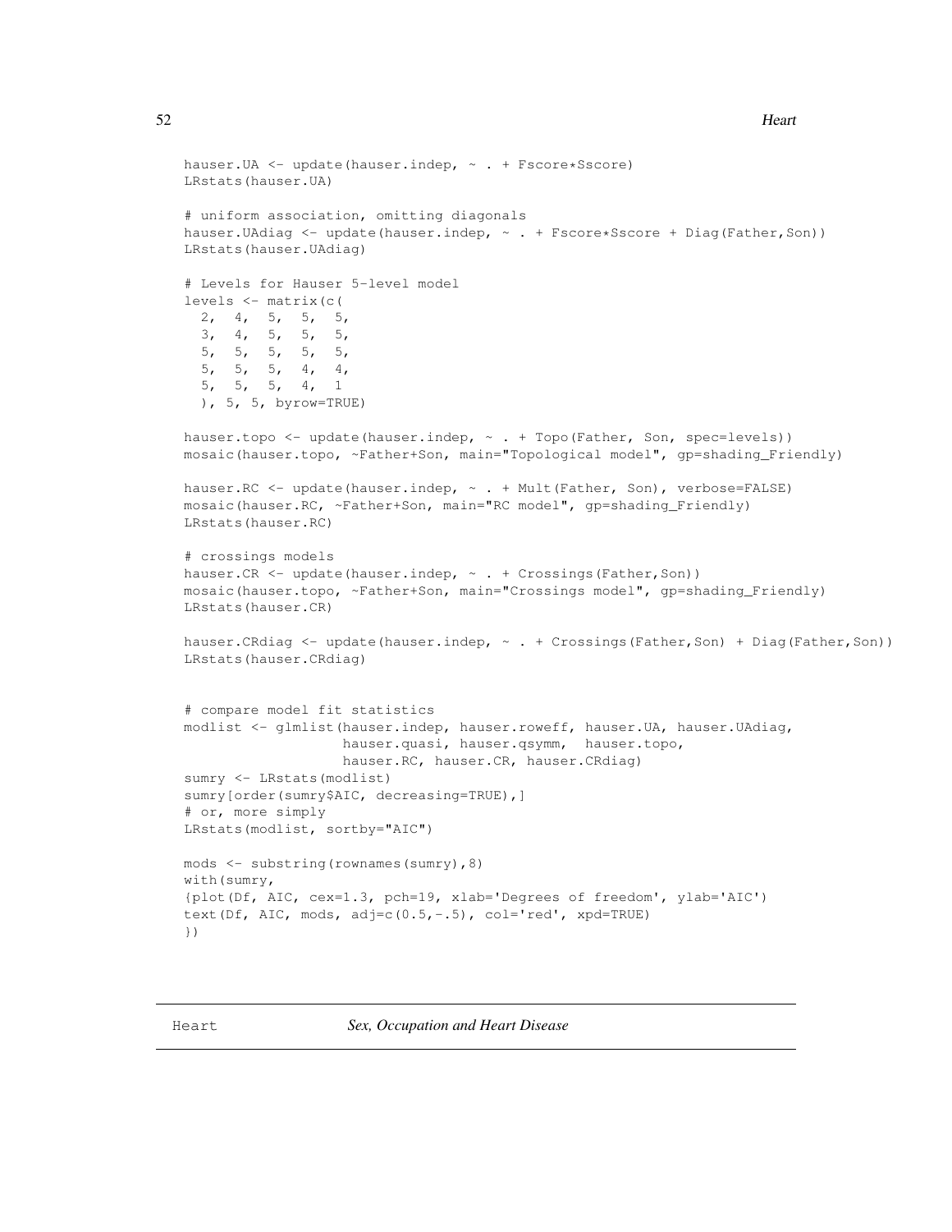```
hauser.UA <- update(hauser.indep, ~ . + Fscore*Sscore)
LRstats(hauser.UA)

# uniform association, omitting diagonals
hauser.UAdiag <- update(hauser.indep, ~ . + Fscore*Sscore + Diag(Father,Son))
LRstats(hauser.UAdiag)

# Levels for Hauser 5-level model
levels <- matrix(c(
  2,  4,  5,  5,  5,
  3,  4,  5,  5,  5,
  5,  5,  5,  5,  5,
  5,  5,  5,  4,  4,
  5,  5,  5,  4,  1
  ), 5, 5, byrow=TRUE)

hauser.topo <- update(hauser.indep, ~ . + Topo(Father, Son, spec=levels))
mosaic(hauser.topo, ~Father+Son, main="Topological model", gp=shading_Friendly)

hauser.RC <- update(hauser.indep, ~ . + Mult(Father, Son), verbose=FALSE)
mosaic(hauser.RC, ~Father+Son, main="RC model", gp=shading_Friendly)
LRstats(hauser.RC)

# crossings models
hauser.CR <- update(hauser.indep, ~ . + Crossings(Father,Son))
mosaic(hauser.topo, ~Father+Son, main="Crossings model", gp=shading_Friendly)
LRstats(hauser.CR)

hauser.CRdiag <- update(hauser.indep, ~ . + Crossings(Father,Son) + Diag(Father,Son))
LRstats(hauser.CRdiag)


# compare model fit statistics
modlist <- glmlist(hauser.indep, hauser.roweff, hauser.UA, hauser.UAdiag,
                   hauser.quasi, hauser.qsymm,  hauser.topo,
                   hauser.RC, hauser.CR, hauser.CRdiag)
sumry <- LRstats(modlist)
sumry[order(sumry$AIC, decreasing=TRUE),]
# or, more simply
LRstats(modlist, sortby="AIC")

mods <- substring(rownames(sumry),8)
with(sumry,
{plot(Df, AIC, cex=1.3, pch=19, xlab='Degrees of freedom', ylab='AIC')
text(Df, AIC, mods, adj=c(0.5,-.5), col='red', xpd=TRUE)
})
```

---

Heart *Sex, Occupation and Heart Disease*

---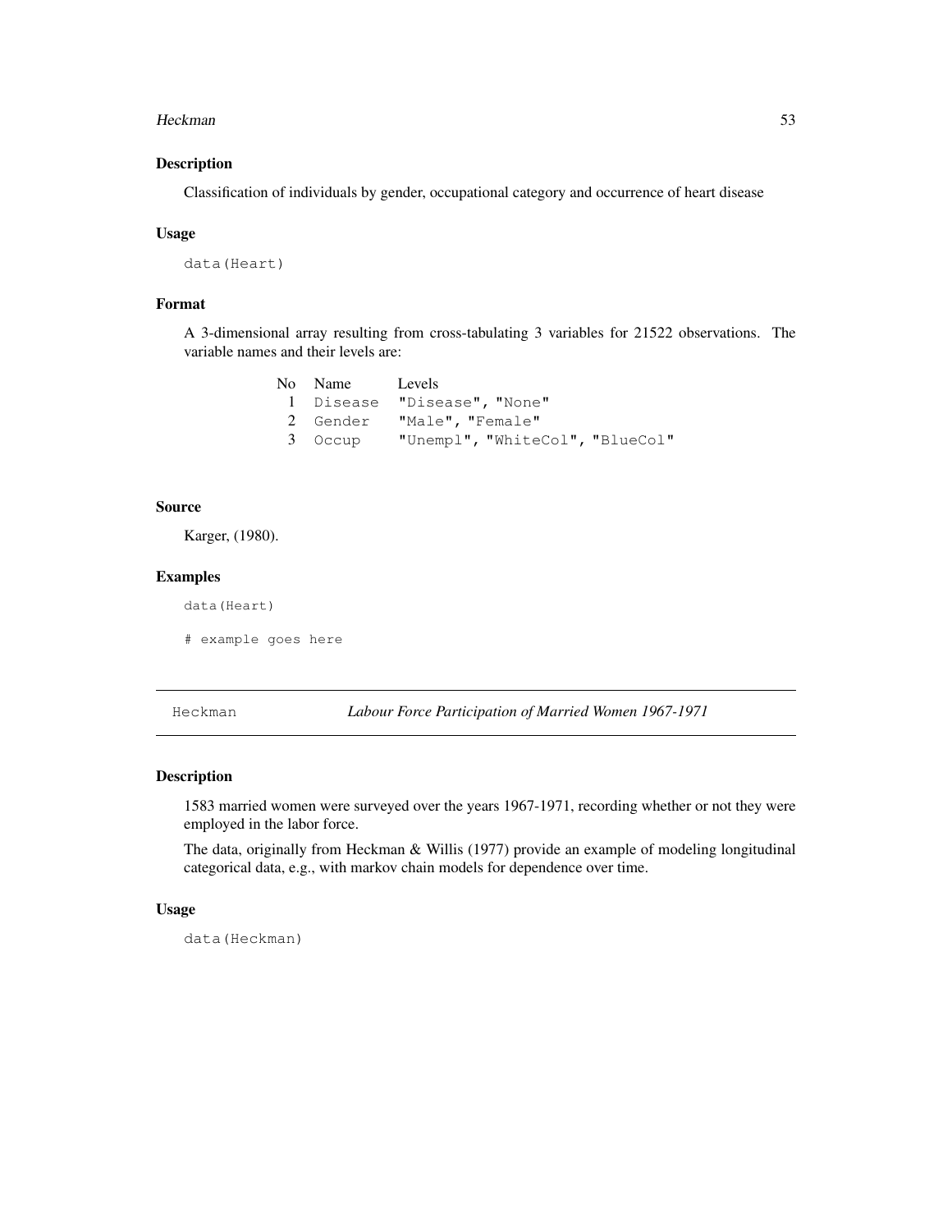### Description

Classification of individuals by gender, occupational category and occurrence of heart disease

### Usage

```
data(Heart)
```

### Format

A 3-dimensional array resulting from cross-tabulating 3 variables for 21522 observations. The variable names and their levels are:

| No | Name | Levels |
|---|---|---|
| 1 | `Disease` | `"Disease", "None"` |
| 2 | `Gender` | `"Male", "Female"` |
| 3 | `Occup` | `"Unempl", "WhiteCol", "BlueCol"` |

### Source

Karger, (1980).

### Examples

```
data(Heart)

# example goes here
```

---

## Heckman — *Labour Force Participation of Married Women 1967-1971*

---

### Description

1583 married women were surveyed over the years 1967-1971, recording whether or not they were employed in the labor force.

The data, originally from Heckman & Willis (1977) provide an example of modeling longitudinal categorical data, e.g., with markov chain models for dependence over time.

### Usage

```
data(Heckman)
```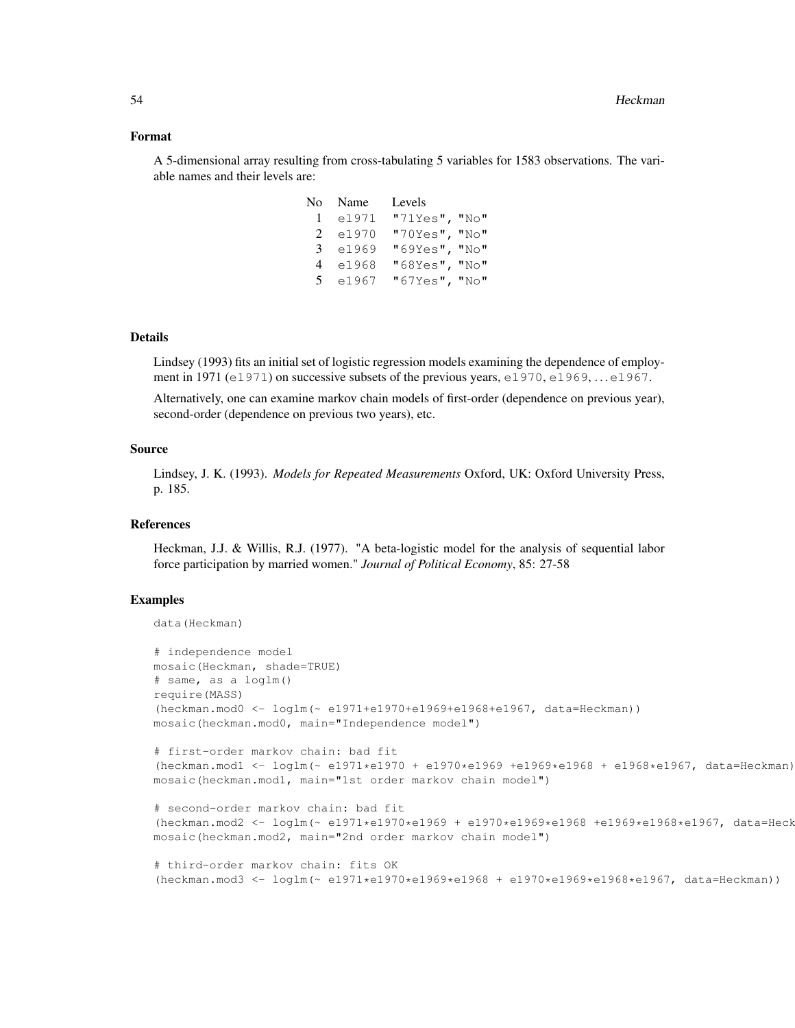## Format

A 5-dimensional array resulting from cross-tabulating 5 variables for 1583 observations. The variable names and their levels are:

| No | Name | Levels |
|---|---|---|
| 1 | e1971 | "71Yes", "No" |
| 2 | e1970 | "70Yes", "No" |
| 3 | e1969 | "69Yes", "No" |
| 4 | e1968 | "68Yes", "No" |
| 5 | e1967 | "67Yes", "No" |

## Details

Lindsey (1993) fits an initial set of logistic regression models examining the dependence of employment in 1971 (e1971) on successive subsets of the previous years, e1970, e1969, ... e1967.

Alternatively, one can examine markov chain models of first-order (dependence on previous year), second-order (dependence on previous two years), etc.

## Source

Lindsey, J. K. (1993). *Models for Repeated Measurements* Oxford, UK: Oxford University Press, p. 185.

## References

Heckman, J.J. & Willis, R.J. (1977). "A beta-logistic model for the analysis of sequential labor force participation by married women." *Journal of Political Economy*, 85: 27-58

## Examples

```
data(Heckman)

# independence model
mosaic(Heckman, shade=TRUE)
# same, as a loglm()
require(MASS)
(heckman.mod0 <- loglm(~ e1971+e1970+e1969+e1968+e1967, data=Heckman))
mosaic(heckman.mod0, main="Independence model")

# first-order markov chain: bad fit
(heckman.mod1 <- loglm(~ e1971*e1970 + e1970*e1969 +e1969*e1968 + e1968*e1967, data=Heckman)
mosaic(heckman.mod1, main="1st order markov chain model")

# second-order markov chain: bad fit
(heckman.mod2 <- loglm(~ e1971*e1970*e1969 + e1970*e1969*e1968 +e1969*e1968*e1967, data=Heck
mosaic(heckman.mod2, main="2nd order markov chain model")

# third-order markov chain: fits OK
(heckman.mod3 <- loglm(~ e1971*e1970*e1969*e1968 + e1970*e1969*e1968*e1967, data=Heckman))
```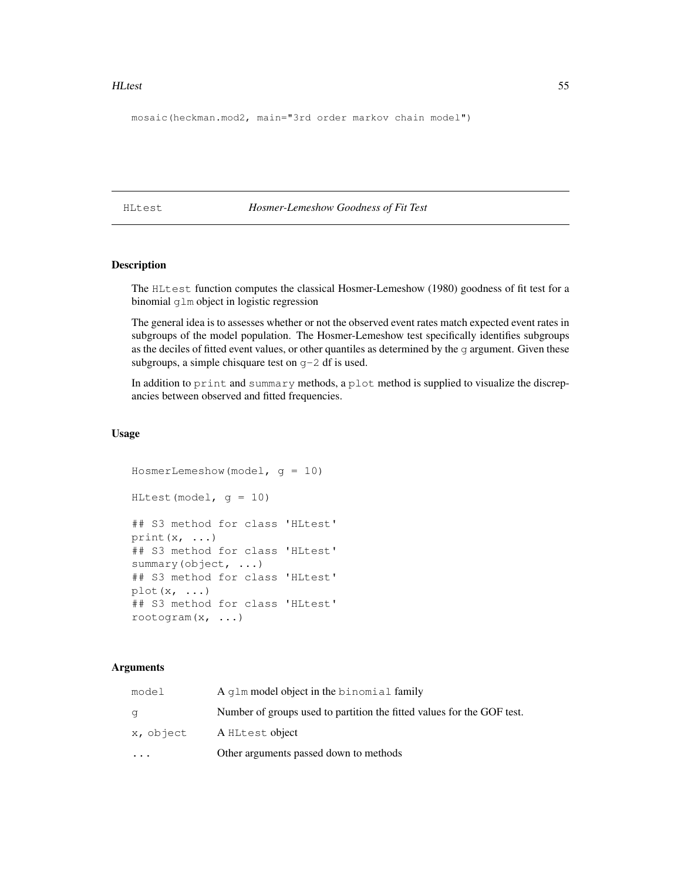```
mosaic(heckman.mod2, main="3rd order markov chain model")
```

## HLtest — *Hosmer-Lemeshow Goodness of Fit Test*

### Description

The `HLtest` function computes the classical Hosmer-Lemeshow (1980) goodness of fit test for a binomial `glm` object in logistic regression

The general idea is to assesses whether or not the observed event rates match expected event rates in subgroups of the model population. The Hosmer-Lemeshow test specifically identifies subgroups as the deciles of fitted event values, or other quantiles as determined by the `g` argument. Given these subgroups, a simple chisquare test on `g-2` df is used.

In addition to `print` and `summary` methods, a `plot` method is supplied to visualize the discrepancies between observed and fitted frequencies.

### Usage

```
HosmerLemeshow(model, g = 10)

HLtest(model, g = 10)

## S3 method for class 'HLtest'
print(x, ...)
## S3 method for class 'HLtest'
summary(object, ...)
## S3 method for class 'HLtest'
plot(x, ...)
## S3 method for class 'HLtest'
rootogram(x, ...)
```

### Arguments

| | |
|---|---|
| `model` | A `glm` model object in the `binomial` family |
| `g` | Number of groups used to partition the fitted values for the GOF test. |
| `x, object` | A `HLtest` object |
| `...` | Other arguments passed down to methods |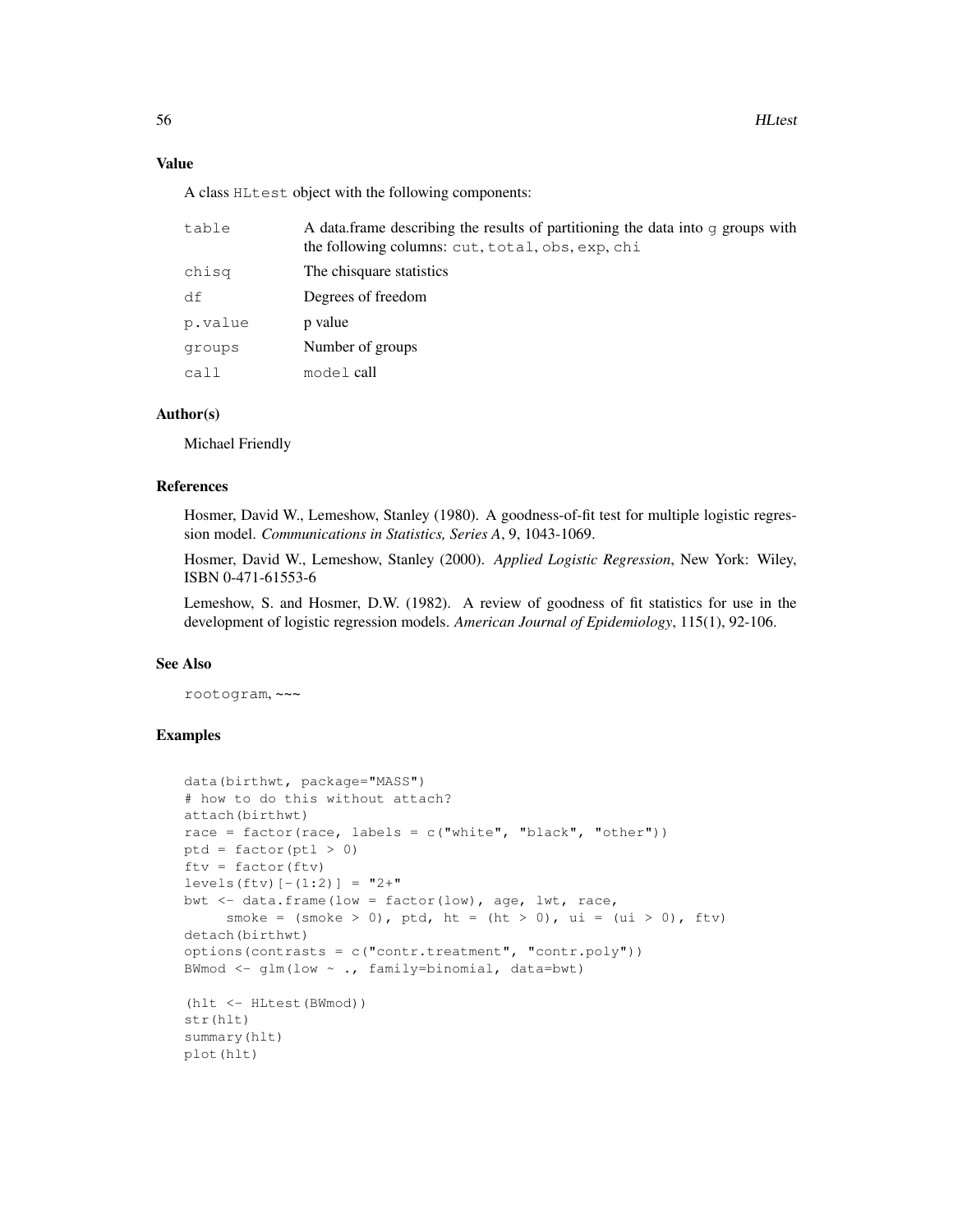## Value

A class `HLtest` object with the following components:

| | |
|---|---|
| `table` | A data.frame describing the results of partitioning the data into `g` groups with the following columns: `cut`, `total`, `obs`, `exp`, `chi` |
| `chisq` | The chisquare statistics |
| `df` | Degrees of freedom |
| `p.value` | p value |
| `groups` | Number of groups |
| `call` | `model` call |

## Author(s)

Michael Friendly

## References

Hosmer, David W., Lemeshow, Stanley (1980). A goodness-of-fit test for multiple logistic regression model. *Communications in Statistics, Series A*, 9, 1043-1069.

Hosmer, David W., Lemeshow, Stanley (2000). *Applied Logistic Regression*, New York: Wiley, ISBN 0-471-61553-6

Lemeshow, S. and Hosmer, D.W. (1982). A review of goodness of fit statistics for use in the development of logistic regression models. *American Journal of Epidemiology*, 115(1), 92-106.

## See Also

`rootogram`, ~~~

## Examples

```
data(birthwt, package="MASS")
# how to do this without attach?
attach(birthwt)
race = factor(race, labels = c("white", "black", "other"))
ptd = factor(ptl > 0)
ftv = factor(ftv)
levels(ftv)[-(1:2)] = "2+"
bwt <- data.frame(low = factor(low), age, lwt, race,
     smoke = (smoke > 0), ptd, ht = (ht > 0), ui = (ui > 0), ftv)
detach(birthwt)
options(contrasts = c("contr.treatment", "contr.poly"))
BWmod <- glm(low ~ ., family=binomial, data=bwt)

(hlt <- HLtest(BWmod))
str(hlt)
summary(hlt)
plot(hlt)
```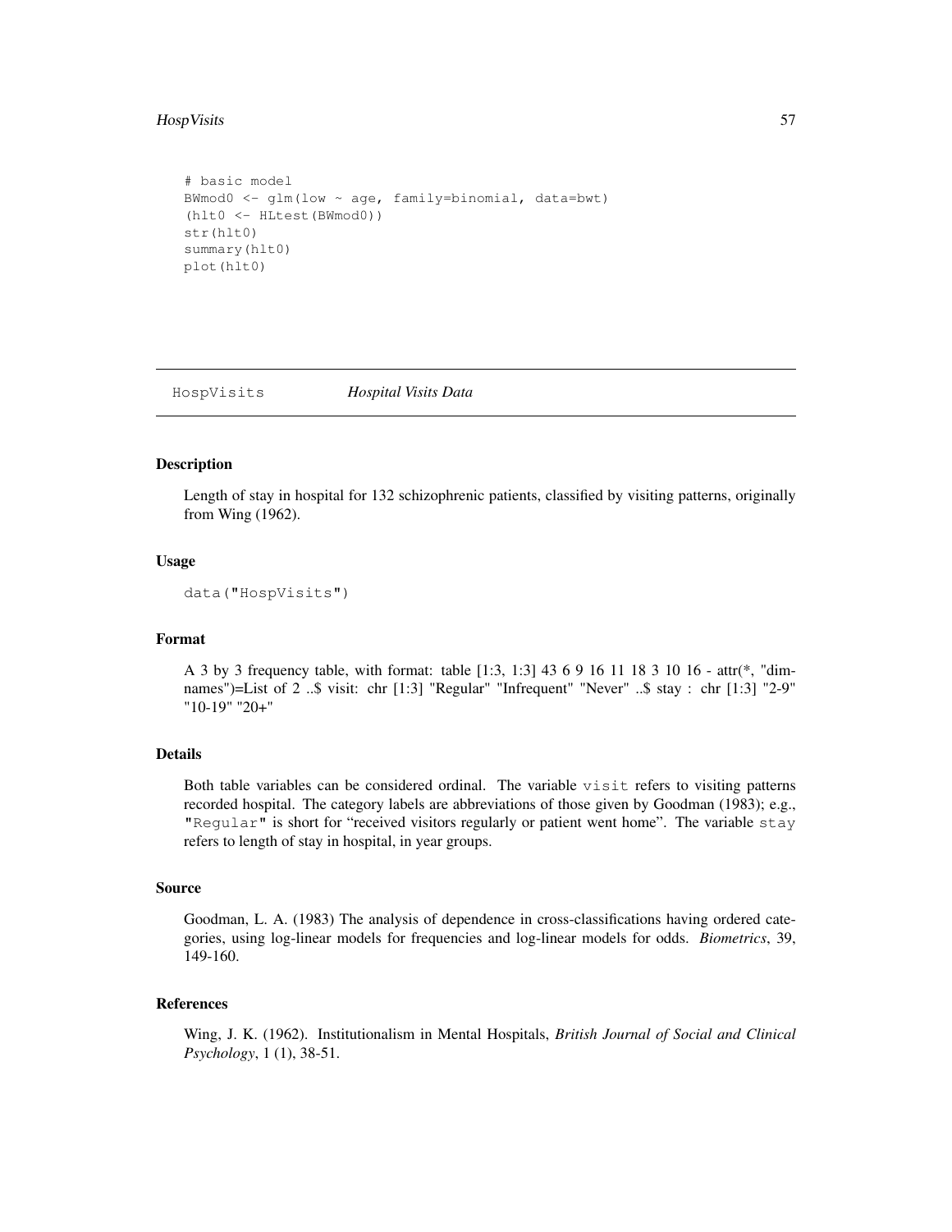```
# basic model
BWmod0 <- glm(low ~ age, family=binomial, data=bwt)
(hlt0 <- HLtest(BWmod0))
str(hlt0)
summary(hlt0)
plot(hlt0)
```

---

`HospVisits` *Hospital Visits Data*

---

## Description

Length of stay in hospital for 132 schizophrenic patients, classified by visiting patterns, originally from Wing (1962).

## Usage

```
data("HospVisits")
```

## Format

A 3 by 3 frequency table, with format: table [1:3, 1:3] 43 6 9 16 11 18 3 10 16 - attr(*, "dimnames")=List of 2 ..$ visit: chr [1:3] "Regular" "Infrequent" "Never" ..$ stay : chr [1:3] "2-9" "10-19" "20+"

## Details

Both table variables can be considered ordinal. The variable `visit` refers to visiting patterns recorded hospital. The category labels are abbreviations of those given by Goodman (1983); e.g., `"Regular"` is short for "received visitors regularly or patient went home". The variable `stay` refers to length of stay in hospital, in year groups.

## Source

Goodman, L. A. (1983) The analysis of dependence in cross-classifications having ordered categories, using log-linear models for frequencies and log-linear models for odds. *Biometrics*, 39, 149-160.

## References

Wing, J. K. (1962). Institutionalism in Mental Hospitals, *British Journal of Social and Clinical Psychology*, 1 (1), 38-51.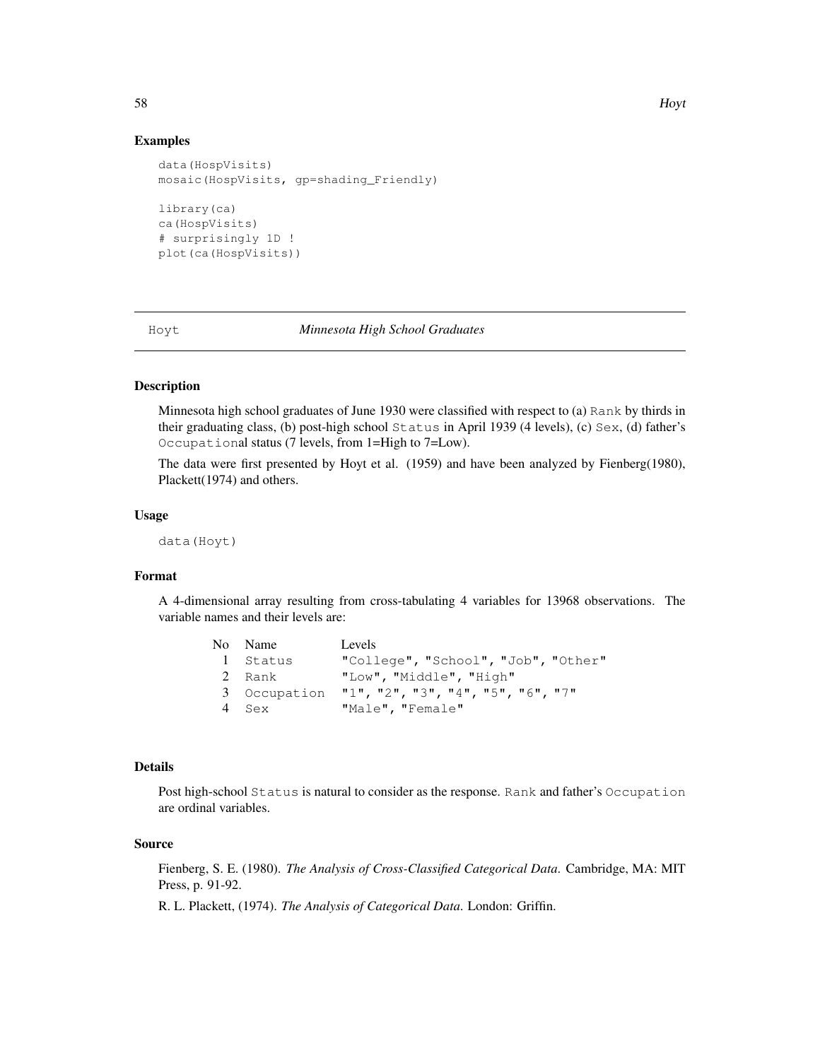## Examples

```
data(HospVisits)
mosaic(HospVisits, gp=shading_Friendly)

library(ca)
ca(HospVisits)
# surprisingly 1D !
plot(ca(HospVisits))
```

---

# Hoyt *Minnesota High School Graduates*

---

### Description

Minnesota high school graduates of June 1930 were classified with respect to (a) `Rank` by thirds in their graduating class, (b) post-high school `Status` in April 1939 (4 levels), (c) `Sex`, (d) father's `Occupation`al status (7 levels, from 1=High to 7=Low).

The data were first presented by Hoyt et al. (1959) and have been analyzed by Fienberg(1980), Plackett(1974) and others.

### Usage

```
data(Hoyt)
```

### Format

A 4-dimensional array resulting from cross-tabulating 4 variables for 13968 observations. The variable names and their levels are:

| No | Name | Levels |
|---|---|---|
| 1 | `Status` | `"College", "School", "Job", "Other"` |
| 2 | `Rank` | `"Low", "Middle", "High"` |
| 3 | `Occupation` | `"1", "2", "3", "4", "5", "6", "7"` |
| 4 | `Sex` | `"Male", "Female"` |

### Details

Post high-school `Status` is natural to consider as the response. `Rank` and father's `Occupation` are ordinal variables.

### Source

Fienberg, S. E. (1980). *The Analysis of Cross-Classified Categorical Data.* Cambridge, MA: MIT Press, p. 91-92.

R. L. Plackett, (1974). *The Analysis of Categorical Data.* London: Griffin.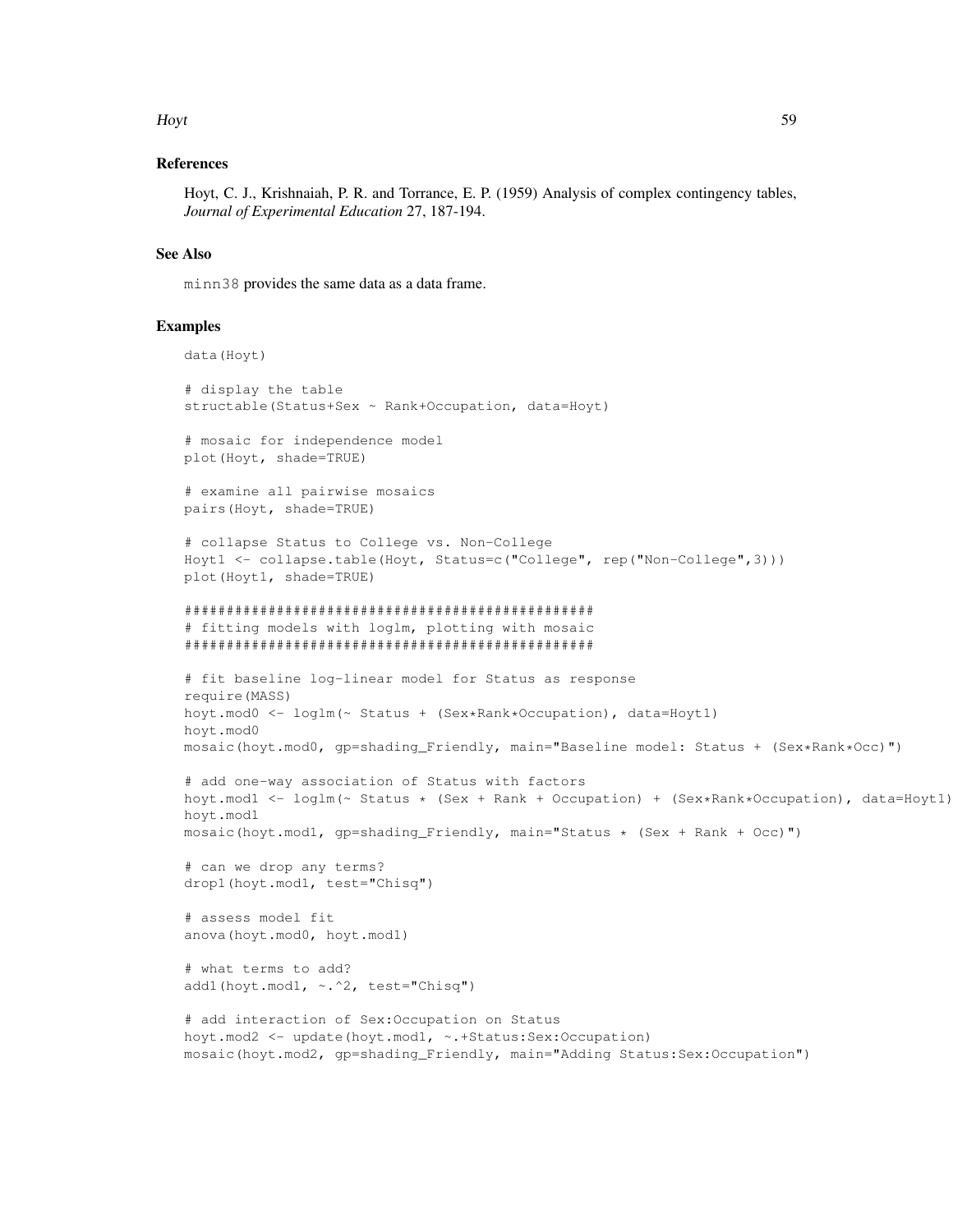## References

Hoyt, C. J., Krishnaiah, P. R. and Torrance, E. P. (1959) Analysis of complex contingency tables, *Journal of Experimental Education* 27, 187-194.

## See Also

minn38 provides the same data as a data frame.

## Examples

```
data(Hoyt)

# display the table
structable(Status+Sex ~ Rank+Occupation, data=Hoyt)

# mosaic for independence model
plot(Hoyt, shade=TRUE)

# examine all pairwise mosaics
pairs(Hoyt, shade=TRUE)

# collapse Status to College vs. Non-College
Hoyt1 <- collapse.table(Hoyt, Status=c("College", rep("Non-College",3)))
plot(Hoyt1, shade=TRUE)

#################################################
# fitting models with loglm, plotting with mosaic
#################################################

# fit baseline log-linear model for Status as response
require(MASS)
hoyt.mod0 <- loglm(~ Status + (Sex*Rank*Occupation), data=Hoyt1)
hoyt.mod0
mosaic(hoyt.mod0, gp=shading_Friendly, main="Baseline model: Status + (Sex*Rank*Occ)")

# add one-way association of Status with factors
hoyt.mod1 <- loglm(~ Status * (Sex + Rank + Occupation) + (Sex*Rank*Occupation), data=Hoyt1)
hoyt.mod1
mosaic(hoyt.mod1, gp=shading_Friendly, main="Status * (Sex + Rank + Occ)")

# can we drop any terms?
drop1(hoyt.mod1, test="Chisq")

# assess model fit
anova(hoyt.mod0, hoyt.mod1)

# what terms to add?
add1(hoyt.mod1, ~.^2, test="Chisq")

# add interaction of Sex:Occupation on Status
hoyt.mod2 <- update(hoyt.mod1, ~.+Status:Sex:Occupation)
mosaic(hoyt.mod2, gp=shading_Friendly, main="Adding Status:Sex:Occupation")
```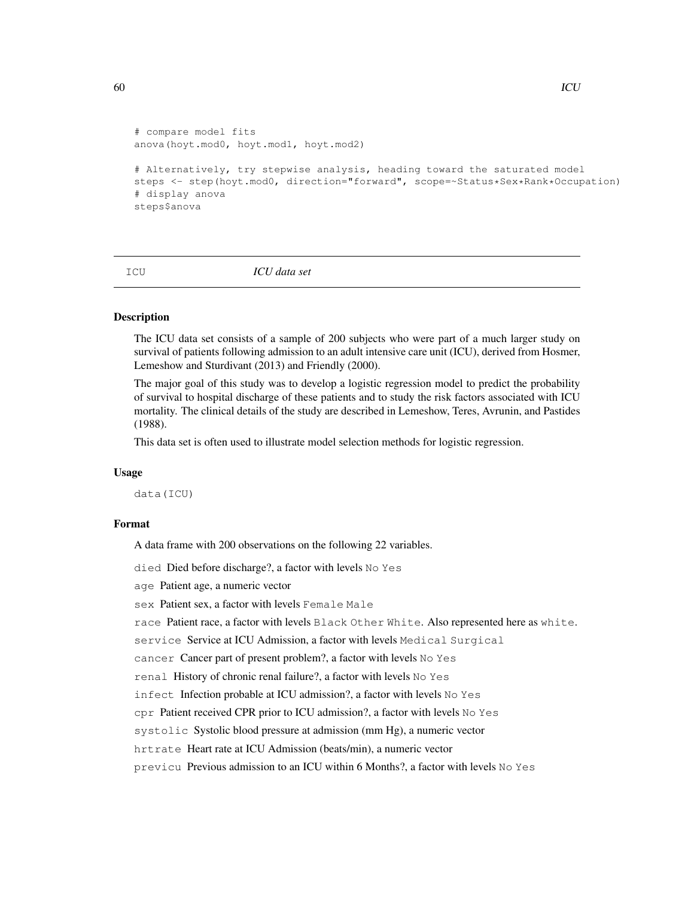```
# compare model fits
anova(hoyt.mod0, hoyt.mod1, hoyt.mod2)

# Alternatively, try stepwise analysis, heading toward the saturated model
steps <- step(hoyt.mod0, direction="forward", scope=~Status*Sex*Rank*Occupation)
# display anova
steps$anova
```

---

## ICU — *ICU data set*

---

### Description

The ICU data set consists of a sample of 200 subjects who were part of a much larger study on survival of patients following admission to an adult intensive care unit (ICU), derived from Hosmer, Lemeshow and Sturdivant (2013) and Friendly (2000).

The major goal of this study was to develop a logistic regression model to predict the probability of survival to hospital discharge of these patients and to study the risk factors associated with ICU mortality. The clinical details of the study are described in Lemeshow, Teres, Avrunin, and Pastides (1988).

This data set is often used to illustrate model selection methods for logistic regression.

### Usage

```
data(ICU)
```

### Format

A data frame with 200 observations on the following 22 variables.

- `died` Died before discharge?, a factor with levels `No` `Yes`
- `age` Patient age, a numeric vector
- `sex` Patient sex, a factor with levels `Female` `Male`
- `race` Patient race, a factor with levels `Black` `Other` `White`. Also represented here as `white`.
- `service` Service at ICU Admission, a factor with levels `Medical` `Surgical`
- `cancer` Cancer part of present problem?, a factor with levels `No` `Yes`
- `renal` History of chronic renal failure?, a factor with levels `No` `Yes`
- `infect` Infection probable at ICU admission?, a factor with levels `No` `Yes`
- `cpr` Patient received CPR prior to ICU admission?, a factor with levels `No` `Yes`
- `systolic` Systolic blood pressure at admission (mm Hg), a numeric vector
- `hrtrate` Heart rate at ICU Admission (beats/min), a numeric vector
- `previcu` Previous admission to an ICU within 6 Months?, a factor with levels `No` `Yes`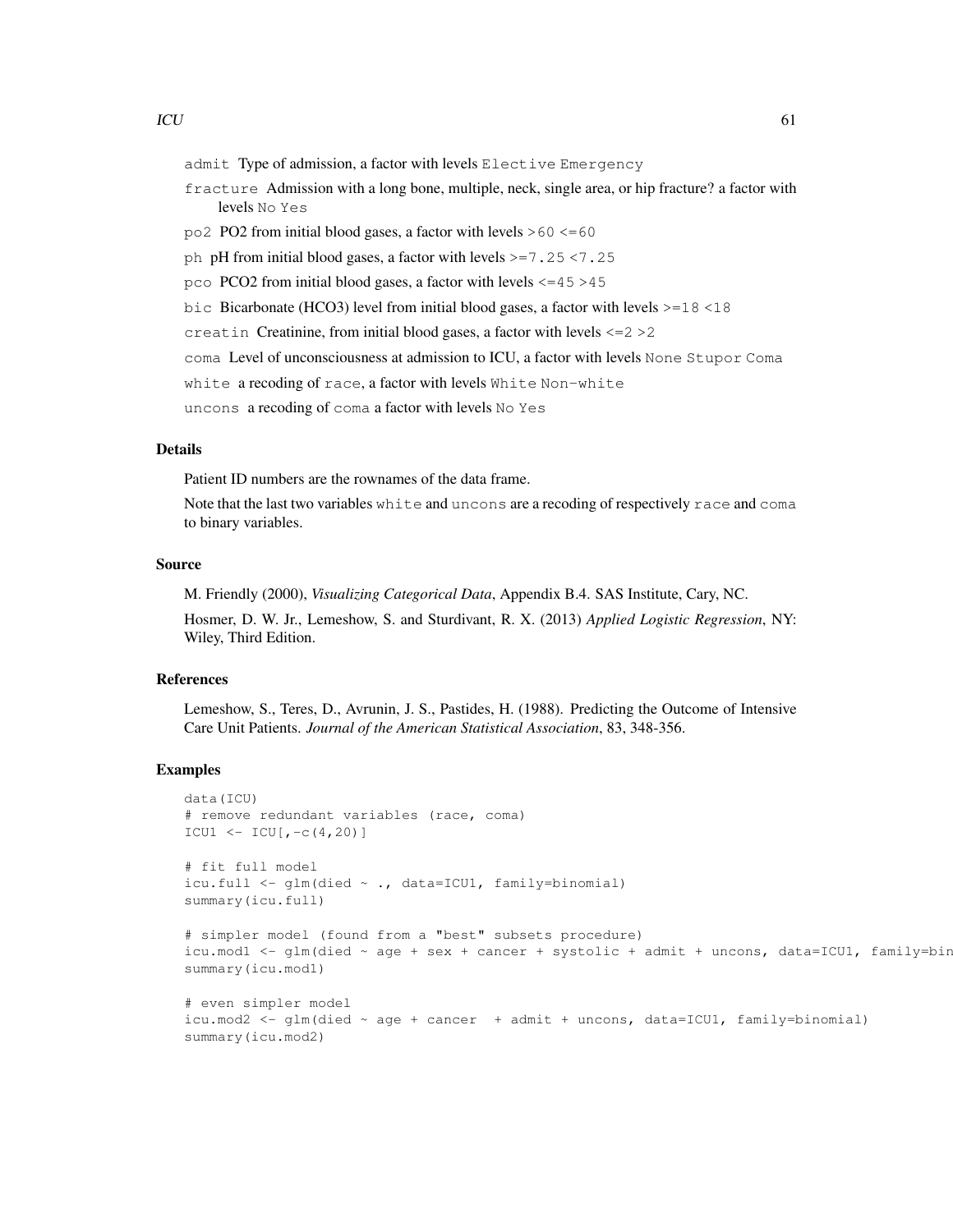admit Type of admission, a factor with levels Elective Emergency

fracture Admission with a long bone, multiple, neck, single area, or hip fracture? a factor with levels No Yes

po2 PO2 from initial blood gases, a factor with levels >60 <=60

ph pH from initial blood gases, a factor with levels >=7.25 <7.25

pco PCO2 from initial blood gases, a factor with levels <=45 >45

bic Bicarbonate (HCO3) level from initial blood gases, a factor with levels >=18 <18

creatin Creatinine, from initial blood gases, a factor with levels <=2 >2

coma Level of unconsciousness at admission to ICU, a factor with levels None Stupor Coma

white a recoding of race, a factor with levels White Non-white

uncons a recoding of coma a factor with levels No Yes

## Details

Patient ID numbers are the rownames of the data frame.

Note that the last two variables white and uncons are a recoding of respectively race and coma to binary variables.

## Source

M. Friendly (2000), *Visualizing Categorical Data*, Appendix B.4. SAS Institute, Cary, NC.

Hosmer, D. W. Jr., Lemeshow, S. and Sturdivant, R. X. (2013) *Applied Logistic Regression*, NY: Wiley, Third Edition.

## References

Lemeshow, S., Teres, D., Avrunin, J. S., Pastides, H. (1988). Predicting the Outcome of Intensive Care Unit Patients. *Journal of the American Statistical Association*, 83, 348-356.

## Examples

```
data(ICU)
# remove redundant variables (race, coma)
ICU1 <- ICU[,-c(4,20)]

# fit full model
icu.full <- glm(died ~ ., data=ICU1, family=binomial)
summary(icu.full)

# simpler model (found from a "best" subsets procedure)
icu.mod1 <- glm(died ~ age + sex + cancer + systolic + admit + uncons, data=ICU1, family=bin
summary(icu.mod1)

# even simpler model
icu.mod2 <- glm(died ~ age + cancer  + admit + uncons, data=ICU1, family=binomial)
summary(icu.mod2)
```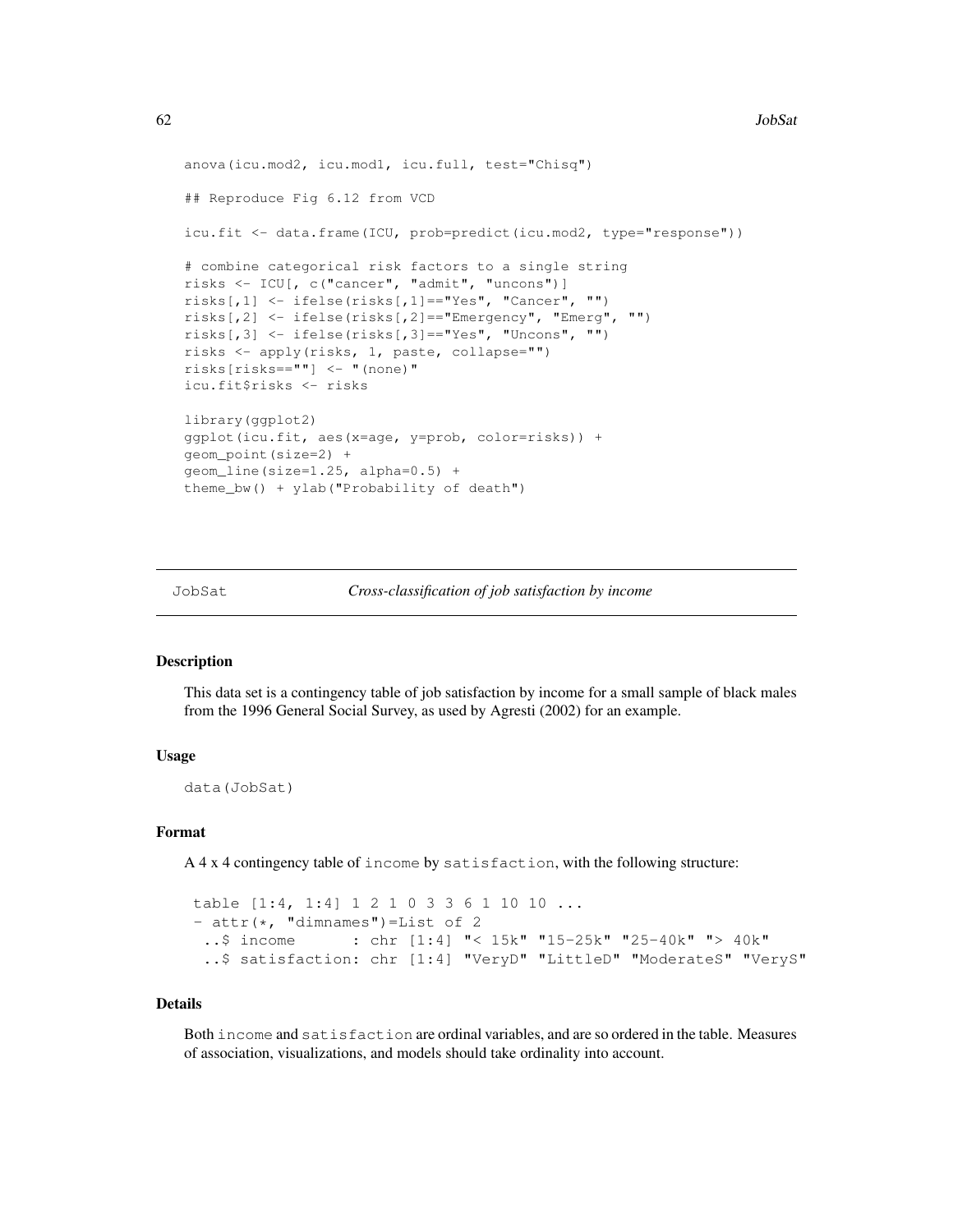```
anova(icu.mod2, icu.mod1, icu.full, test="Chisq")

## Reproduce Fig 6.12 from VCD

icu.fit <- data.frame(ICU, prob=predict(icu.mod2, type="response"))

# combine categorical risk factors to a single string
risks <- ICU[, c("cancer", "admit", "uncons")]
risks[,1] <- ifelse(risks[,1]=="Yes", "Cancer", "")
risks[,2] <- ifelse(risks[,2]=="Emergency", "Emerg", "")
risks[,3] <- ifelse(risks[,3]=="Yes", "Uncons", "")
risks <- apply(risks, 1, paste, collapse="")
risks[risks==""] <- "(none)"
icu.fit$risks <- risks

library(ggplot2)
ggplot(icu.fit, aes(x=age, y=prob, color=risks)) +
geom_point(size=2) +
geom_line(size=1.25, alpha=0.5) +
theme_bw() + ylab("Probability of death")
```

---

## JobSat — *Cross-classification of job satisfaction by income*

### Description

This data set is a contingency table of job satisfaction by income for a small sample of black males from the 1996 General Social Survey, as used by Agresti (2002) for an example.

### Usage

```
data(JobSat)
```

### Format

A 4 x 4 contingency table of `income` by `satisfaction`, with the following structure:

```
 table [1:4, 1:4] 1 2 1 0 3 3 6 1 10 10 ...
 - attr(*, "dimnames")=List of 2
  ..$ income      : chr [1:4] "< 15k" "15-25k" "25-40k" "> 40k"
  ..$ satisfaction: chr [1:4] "VeryD" "LittleD" "ModerateS" "VeryS"
```

### Details

Both `income` and `satisfaction` are ordinal variables, and are so ordered in the table. Measures of association, visualizations, and models should take ordinality into account.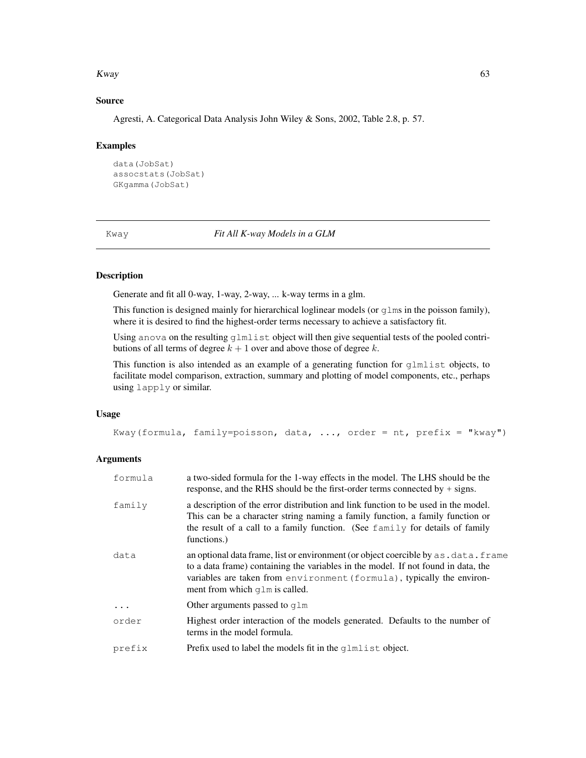## Source

Agresti, A. Categorical Data Analysis John Wiley & Sons, 2002, Table 2.8, p. 57.

## Examples

```
data(JobSat)
assocstats(JobSat)
GKgamma(JobSat)
```

---

# Kway — *Fit All K-way Models in a GLM*

## Description

Generate and fit all 0-way, 1-way, 2-way, ... k-way terms in a glm.

This function is designed mainly for hierarchical loglinear models (or `glm`s in the poisson family), where it is desired to find the highest-order terms necessary to achieve a satisfactory fit.

Using `anova` on the resulting `glmlist` object will then give sequential tests of the pooled contributions of all terms of degree $k + 1$ over and above those of degree $k$.

This function is also intended as an example of a generating function for `glmlist` objects, to facilitate model comparison, extraction, summary and plotting of model components, etc., perhaps using `lapply` or similar.

## Usage

```
Kway(formula, family=poisson, data, ..., order = nt, prefix = "kway")
```

## Arguments

| | |
|---|---|
| `formula` | a two-sided formula for the 1-way effects in the model. The LHS should be the response, and the RHS should be the first-order terms connected by + signs. |
| `family` | a description of the error distribution and link function to be used in the model. This can be a character string naming a family function, a family function or the result of a call to a family function. (See `family` for details of family functions.) |
| `data` | an optional data frame, list or environment (or object coercible by `as.data.frame` to a data frame) containing the variables in the model. If not found in data, the variables are taken from `environment(formula)`, typically the environment from which `glm` is called. |
| `...` | Other arguments passed to `glm` |
| `order` | Highest order interaction of the models generated. Defaults to the number of terms in the model formula. |
| `prefix` | Prefix used to label the models fit in the `glmlist` object. |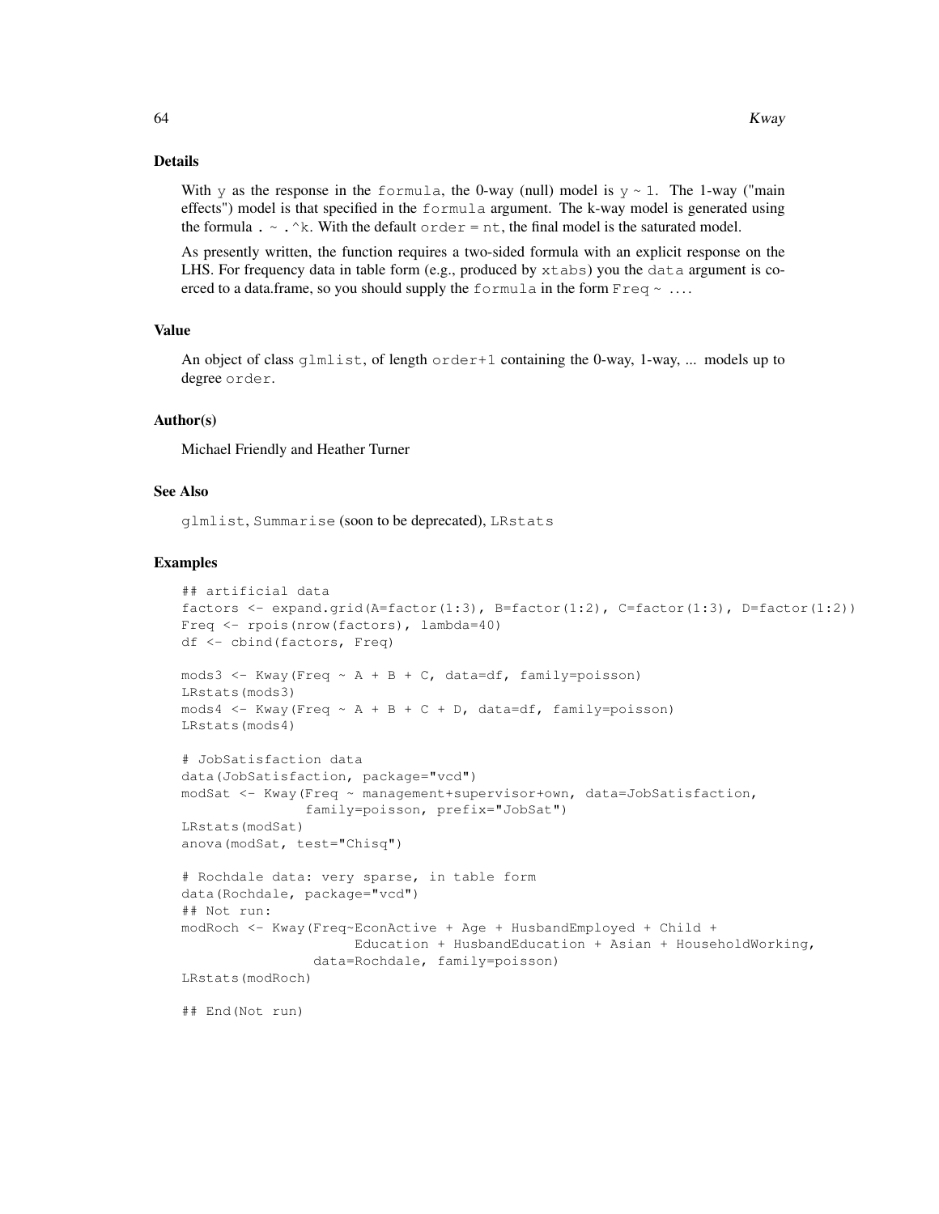## Details

With `y` as the response in the `formula`, the 0-way (null) model is `y ~ 1`. The 1-way ("main effects") model is that specified in the `formula` argument. The k-way model is generated using the formula `. ~ .^k`. With the default `order = nt`, the final model is the saturated model.

As presently written, the function requires a two-sided formula with an explicit response on the LHS. For frequency data in table form (e.g., produced by `xtabs`) you the `data` argument is coerced to a data.frame, so you should supply the `formula` in the form `Freq ~ ...`.

## Value

An object of class `glmlist`, of length `order+1` containing the 0-way, 1-way, ... models up to degree `order`.

## Author(s)

Michael Friendly and Heather Turner

## See Also

`glmlist`, `Summarise` (soon to be deprecated), `LRstats`

## Examples

```
## artificial data
factors <- expand.grid(A=factor(1:3), B=factor(1:2), C=factor(1:3), D=factor(1:2))
Freq <- rpois(nrow(factors), lambda=40)
df <- cbind(factors, Freq)

mods3 <- Kway(Freq ~ A + B + C, data=df, family=poisson)
LRstats(mods3)
mods4 <- Kway(Freq ~ A + B + C + D, data=df, family=poisson)
LRstats(mods4)

# JobSatisfaction data
data(JobSatisfaction, package="vcd")
modSat <- Kway(Freq ~ management+supervisor+own, data=JobSatisfaction,
               family=poisson, prefix="JobSat")
LRstats(modSat)
anova(modSat, test="Chisq")

# Rochdale data: very sparse, in table form
data(Rochdale, package="vcd")
## Not run:
modRoch <- Kway(Freq~EconActive + Age + HusbandEmployed + Child +
                     Education + HusbandEducation + Asian + HouseholdWorking,
                data=Rochdale, family=poisson)
LRstats(modRoch)

## End(Not run)
```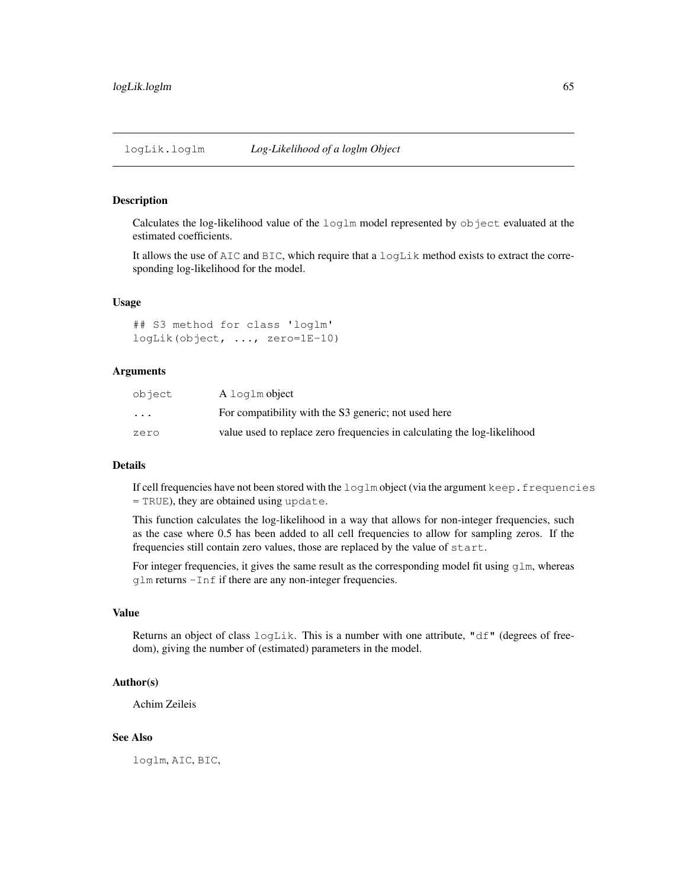# logLik.loglm *Log-Likelihood of a loglm Object*

## Description

Calculates the log-likelihood value of the `loglm` model represented by `object` evaluated at the estimated coefficients.

It allows the use of `AIC` and `BIC`, which require that a `logLik` method exists to extract the corresponding log-likelihood for the model.

## Usage

```
## S3 method for class 'loglm'
logLik(object, ..., zero=1E-10)
```

## Arguments

| | |
|---|---|
| `object` | A `loglm` object |
| `...` | For compatibility with the S3 generic; not used here |
| `zero` | value used to replace zero frequencies in calculating the log-likelihood |

## Details

If cell frequencies have not been stored with the `loglm` object (via the argument `keep.frequencies = TRUE`), they are obtained using `update`.

This function calculates the log-likelihood in a way that allows for non-integer frequencies, such as the case where 0.5 has been added to all cell frequencies to allow for sampling zeros. If the frequencies still contain zero values, those are replaced by the value of `start`.

For integer frequencies, it gives the same result as the corresponding model fit using `glm`, whereas `glm` returns `-Inf` if there are any non-integer frequencies.

## Value

Returns an object of class `logLik`. This is a number with one attribute, `"df"` (degrees of freedom), giving the number of (estimated) parameters in the model.

## Author(s)

Achim Zeileis

## See Also

`loglm`, `AIC`, `BIC`,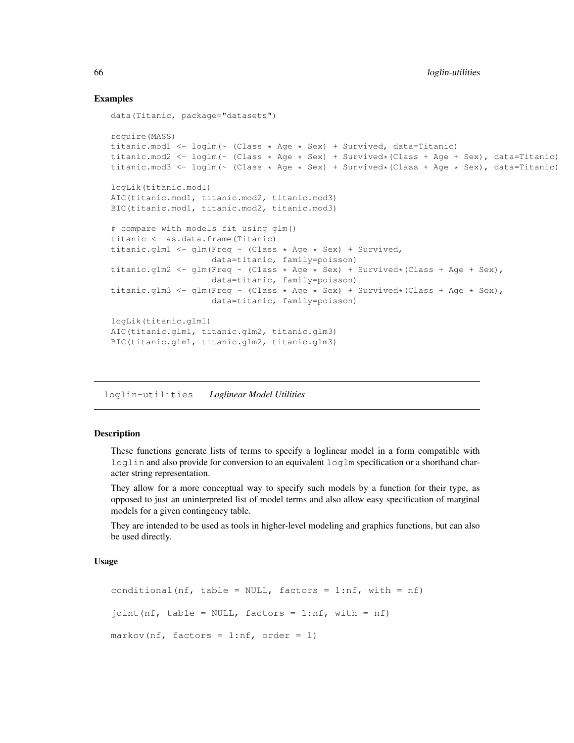### Examples

```
data(Titanic, package="datasets")

require(MASS)
titanic.mod1 <- loglm(~ (Class * Age * Sex) + Survived, data=Titanic)
titanic.mod2 <- loglm(~ (Class * Age * Sex) + Survived*(Class + Age + Sex), data=Titanic)
titanic.mod3 <- loglm(~ (Class * Age * Sex) + Survived*(Class + Age * Sex), data=Titanic)

logLik(titanic.mod1)
AIC(titanic.mod1, titanic.mod2, titanic.mod3)
BIC(titanic.mod1, titanic.mod2, titanic.mod3)

# compare with models fit using glm()
titanic <- as.data.frame(Titanic)
titanic.glm1 <- glm(Freq ~ (Class * Age * Sex) + Survived,
                    data=titanic, family=poisson)
titanic.glm2 <- glm(Freq ~ (Class * Age * Sex) + Survived*(Class + Age + Sex),
                    data=titanic, family=poisson)
titanic.glm3 <- glm(Freq ~ (Class * Age * Sex) + Survived*(Class + Age * Sex),
                    data=titanic, family=poisson)

logLik(titanic.glm1)
AIC(titanic.glm1, titanic.glm2, titanic.glm3)
BIC(titanic.glm1, titanic.glm2, titanic.glm3)
```

---

## loglin-utilities *Loglinear Model Utilities*

---

### Description

These functions generate lists of terms to specify a loglinear model in a form compatible with `loglin` and also provide for conversion to an equivalent `loglm` specification or a shorthand character string representation.

They allow for a more conceptual way to specify such models by a function for their type, as opposed to just an uninterpreted list of model terms and also allow easy specification of marginal models for a given contingency table.

They are intended to be used as tools in higher-level modeling and graphics functions, but can also be used directly.

### Usage

```
conditional(nf, table = NULL, factors = 1:nf, with = nf)

joint(nf, table = NULL, factors = 1:nf, with = nf)

markov(nf, factors = 1:nf, order = 1)
```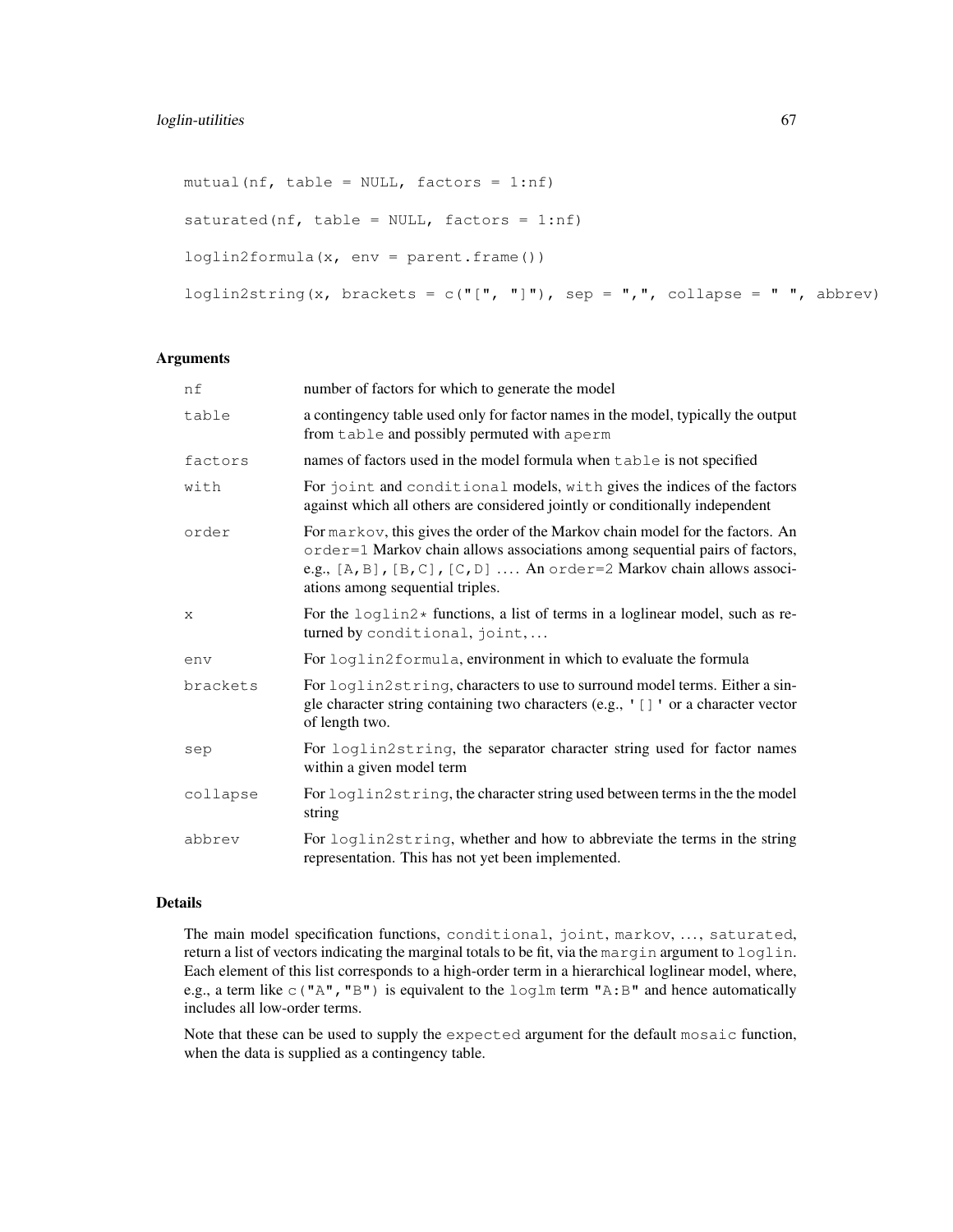```
mutual(nf, table = NULL, factors = 1:nf)

saturated(nf, table = NULL, factors = 1:nf)

loglin2formula(x, env = parent.frame())

loglin2string(x, brackets = c("[", "]"), sep = ",", collapse = " ", abbrev)
```

## Arguments

| | |
|---|---|
| `nf` | number of factors for which to generate the model |
| `table` | a contingency table used only for factor names in the model, typically the output from `table` and possibly permuted with `aperm` |
| `factors` | names of factors used in the model formula when `table` is not specified |
| `with` | For `joint` and `conditional` models, `with` gives the indices of the factors against which all others are considered jointly or conditionally independent |
| `order` | For `markov`, this gives the order of the Markov chain model for the factors. An `order=1` Markov chain allows associations among sequential pairs of factors, e.g., `[A,B]`, `[B,C]`, `[C,D]` .... An `order=2` Markov chain allows associations among sequential triples. |
| `x` | For the `loglin2*` functions, a list of terms in a loglinear model, such as returned by `conditional`, `joint`, ... |
| `env` | For `loglin2formula`, environment in which to evaluate the formula |
| `brackets` | For `loglin2string`, characters to use to surround model terms. Either a single character string containing two characters (e.g., `'[]'` or a character vector of length two. |
| `sep` | For `loglin2string`, the separator character string used for factor names within a given model term |
| `collapse` | For `loglin2string`, the character string used between terms in the the model string |
| `abbrev` | For `loglin2string`, whether and how to abbreviate the terms in the string representation. This has not yet been implemented. |

## Details

The main model specification functions, `conditional`, `joint`, `markov`, ..., `saturated`, return a list of vectors indicating the marginal totals to be fit, via the `margin` argument to `loglin`. Each element of this list corresponds to a high-order term in a hierarchical loglinear model, where, e.g., a term like `c("A","B")` is equivalent to the `loglm` term `"A:B"` and hence automatically includes all low-order terms.

Note that these can be used to supply the `expected` argument for the default `mosaic` function, when the data is supplied as a contingency table.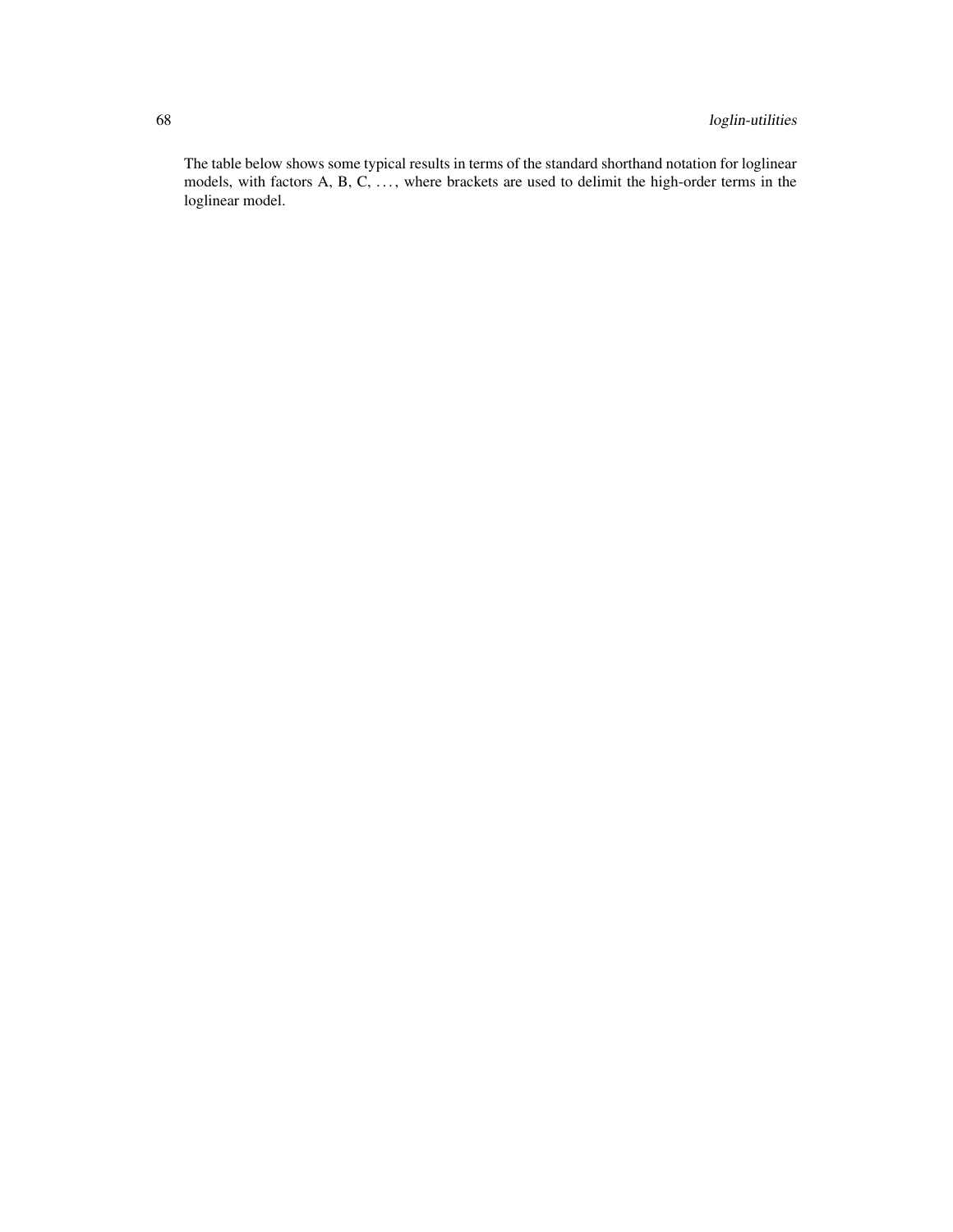The table below shows some typical results in terms of the standard shorthand notation for loglinear models, with factors A, B, C, ..., where brackets are used to delimit the high-order terms in the loglinear model.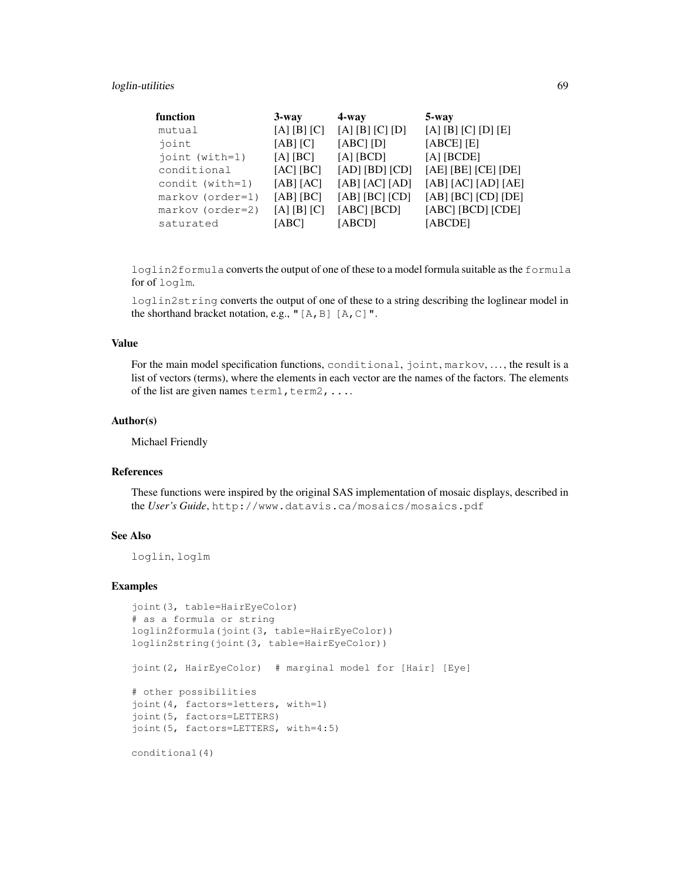| function | 3-way | 4-way | 5-way |
|---|---|---|---|
| `mutual` | [A] [B] [C] | [A] [B] [C] [D] | [A] [B] [C] [D] [E] |
| `joint` | [AB] [C] | [ABC] [D] | [ABCE] [E] |
| `joint (with=1)` | [A] [BC] | [A] [BCD] | [A] [BCDE] |
| `conditional` | [AC] [BC] | [AD] [BD] [CD] | [AE] [BE] [CE] [DE] |
| `condit (with=1)` | [AB] [AC] | [AB] [AC] [AD] | [AB] [AC] [AD] [AE] |
| `markov (order=1)` | [AB] [BC] | [AB] [BC] [CD] | [AB] [BC] [CD] [DE] |
| `markov (order=2)` | [A] [B] [C] | [ABC] [BCD] | [ABC] [BCD] [CDE] |
| `saturated` | [ABC] | [ABCD] | [ABCDE] |

`loglin2formula` converts the output of one of these to a model formula suitable as the `formula` for of `loglm`.

`loglin2string` converts the output of one of these to a string describing the loglinear model in the shorthand bracket notation, e.g., `"[A,B] [A,C]"`.

### Value

For the main model specification functions, `conditional`, `joint`, `markov`, ..., the result is a list of vectors (terms), where the elements in each vector are the names of the factors. The elements of the list are given names `term1,term2,...`.

### Author(s)

Michael Friendly

### References

These functions were inspired by the original SAS implementation of mosaic displays, described in the *User's Guide*, `http://www.datavis.ca/mosaics/mosaics.pdf`

### See Also

`loglin`, `loglm`

### Examples

```
joint(3, table=HairEyeColor)
# as a formula or string
loglin2formula(joint(3, table=HairEyeColor))
loglin2string(joint(3, table=HairEyeColor))

joint(2, HairEyeColor)  # marginal model for [Hair] [Eye]

# other possibilities
joint(4, factors=letters, with=1)
joint(5, factors=LETTERS)
joint(5, factors=LETTERS, with=4:5)

conditional(4)
```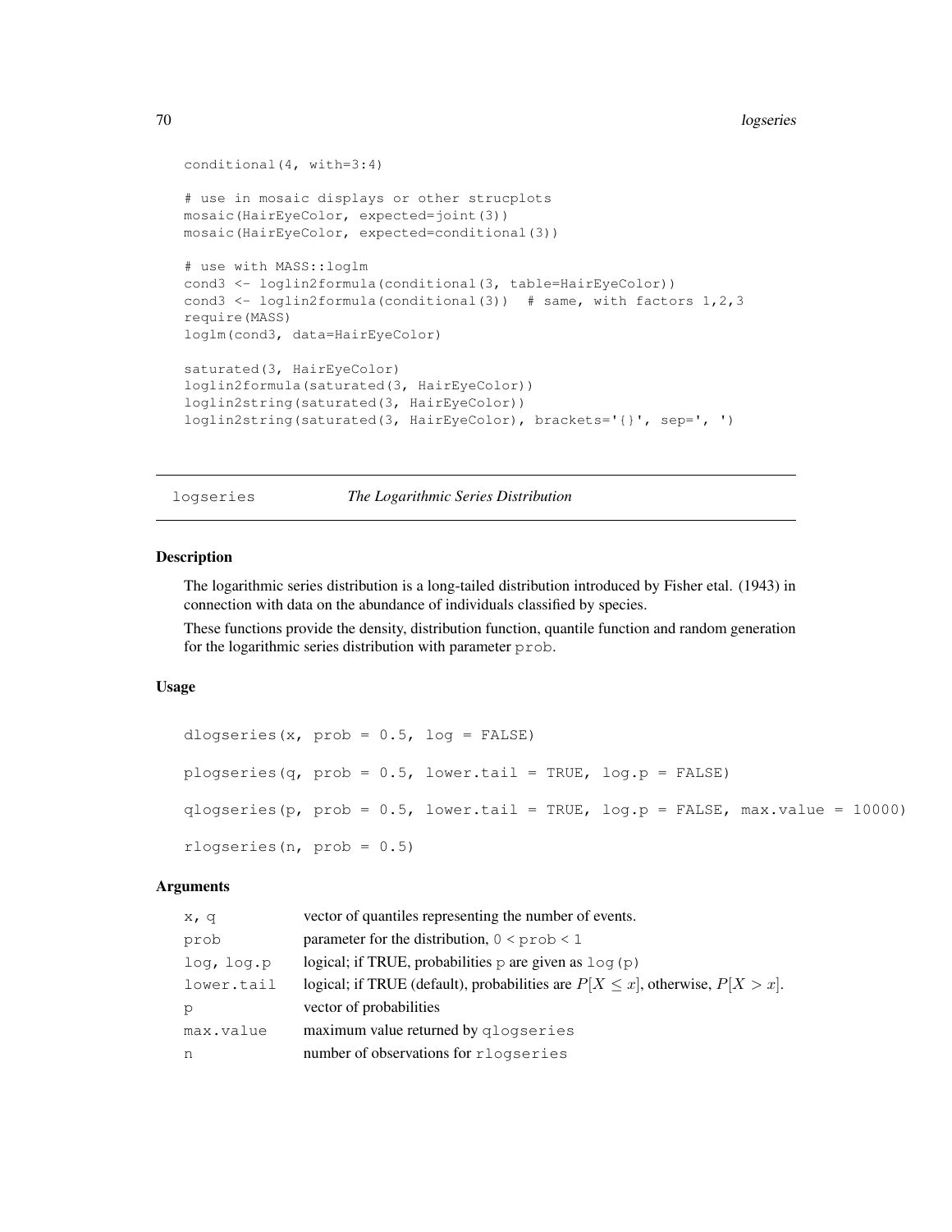```
conditional(4, with=3:4)

# use in mosaic displays or other strucplots
mosaic(HairEyeColor, expected=joint(3))
mosaic(HairEyeColor, expected=conditional(3))

# use with MASS::loglm
cond3 <- loglin2formula(conditional(3, table=HairEyeColor))
cond3 <- loglin2formula(conditional(3))  # same, with factors 1,2,3
require(MASS)
loglm(cond3, data=HairEyeColor)

saturated(3, HairEyeColor)
loglin2formula(saturated(3, HairEyeColor))
loglin2string(saturated(3, HairEyeColor))
loglin2string(saturated(3, HairEyeColor), brackets='{}', sep=', ')
```

---

## logseries    *The Logarithmic Series Distribution*

---

### Description

The logarithmic series distribution is a long-tailed distribution introduced by Fisher etal. (1943) in connection with data on the abundance of individuals classified by species.

These functions provide the density, distribution function, quantile function and random generation for the logarithmic series distribution with parameter `prob`.

### Usage

```
dlogseries(x, prob = 0.5, log = FALSE)

plogseries(q, prob = 0.5, lower.tail = TRUE, log.p = FALSE)

qlogseries(p, prob = 0.5, lower.tail = TRUE, log.p = FALSE, max.value = 10000)

rlogseries(n, prob = 0.5)
```

### Arguments

| | |
|---|---|
| `x, q` | vector of quantiles representing the number of events. |
| `prob` | parameter for the distribution, `0 < prob < 1` |
| `log, log.p` | logical; if TRUE, probabilities `p` are given as `log(p)` |
| `lower.tail` | logical; if TRUE (default), probabilities are $P[X \leq x]$, otherwise, $P[X > x]$. |
| `p` | vector of probabilities |
| `max.value` | maximum value returned by `qlogseries` |
| `n` | number of observations for `rlogseries` |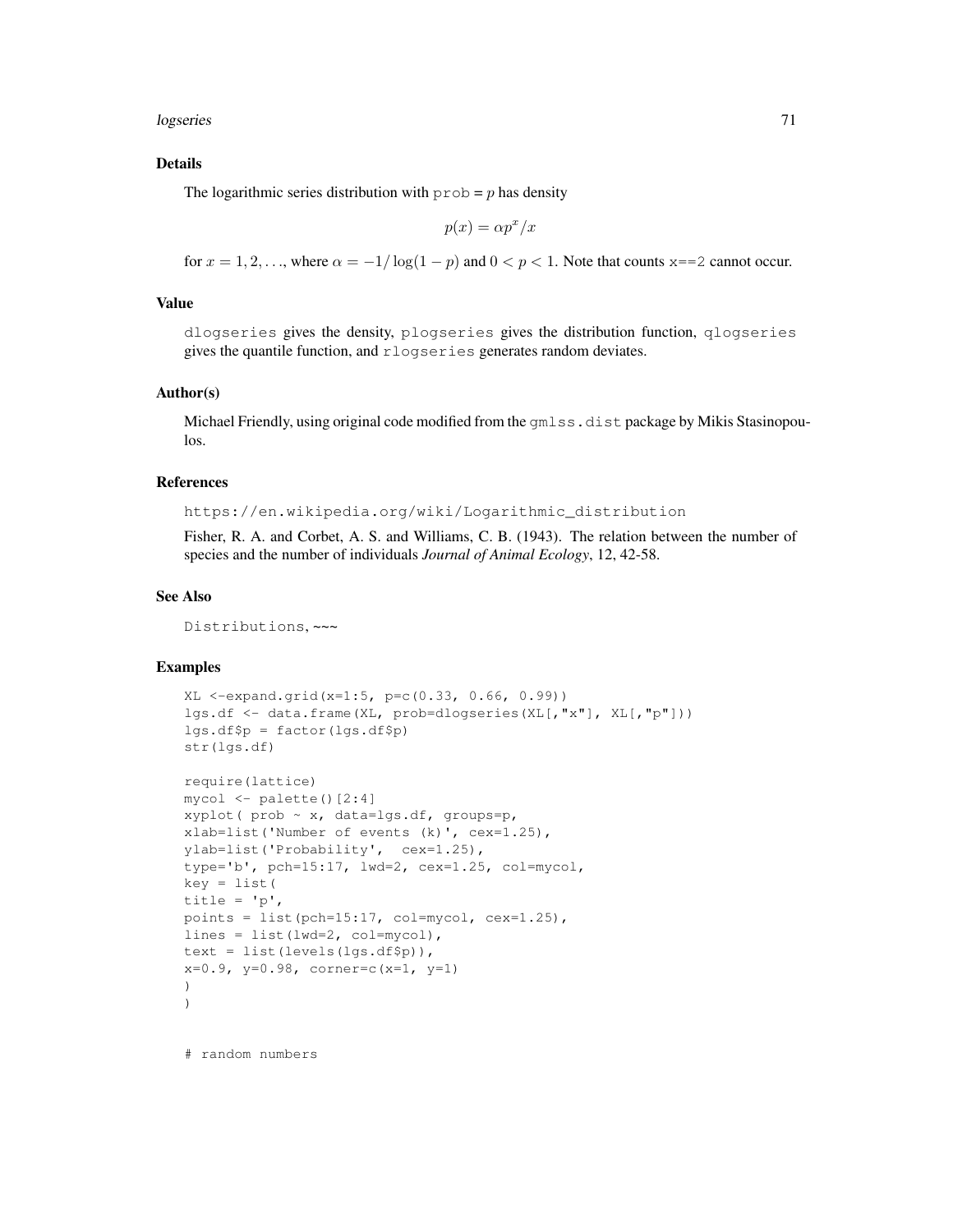## Details

The logarithmic series distribution with `prob` = $p$ has density

$$p(x) = \alpha p^x / x$$

for $x = 1, 2, \ldots$, where $\alpha = -1/\log(1-p)$ and $0 < p < 1$. Note that counts `x==2` cannot occur.

## Value

`dlogseries` gives the density, `plogseries` gives the distribution function, `qlogseries` gives the quantile function, and `rlogseries` generates random deviates.

## Author(s)

Michael Friendly, using original code modified from the `gmlss.dist` package by Mikis Stasinopoulos.

## References

`https://en.wikipedia.org/wiki/Logarithmic_distribution`

Fisher, R. A. and Corbet, A. S. and Williams, C. B. (1943). The relation between the number of species and the number of individuals *Journal of Animal Ecology*, 12, 42-58.

## See Also

`Distributions`, ~~~

## Examples

```
XL <-expand.grid(x=1:5, p=c(0.33, 0.66, 0.99))
lgs.df <- data.frame(XL, prob=dlogseries(XL[,"x"], XL[,"p"]))
lgs.df$p = factor(lgs.df$p)
str(lgs.df)

require(lattice)
mycol <- palette()[2:4]
xyplot( prob ~ x, data=lgs.df, groups=p,
xlab=list('Number of events (k)', cex=1.25),
ylab=list('Probability',  cex=1.25),
type='b', pch=15:17, lwd=2, cex=1.25, col=mycol,
key = list(
title = 'p',
points = list(pch=15:17, col=mycol, cex=1.25),
lines = list(lwd=2, col=mycol),
text = list(levels(lgs.df$p)),
x=0.9, y=0.98, corner=c(x=1, y=1)
)
)


# random numbers
```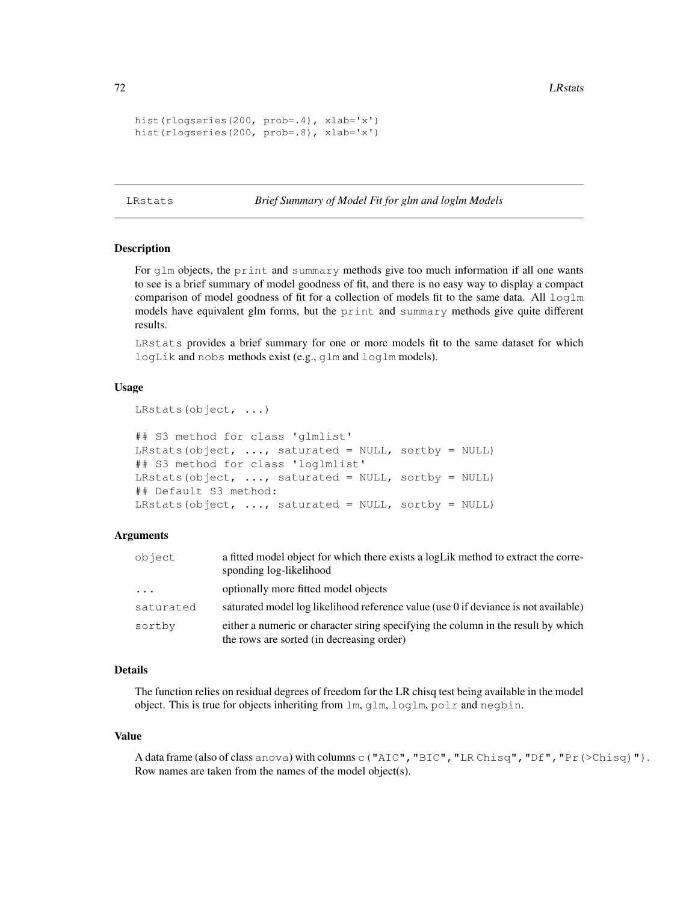```
hist(rlogseries(200, prob=.4), xlab='x')
hist(rlogseries(200, prob=.8), xlab='x')
```

---

## LRstats — *Brief Summary of Model Fit for glm and loglm Models*

---

### Description

For `glm` objects, the `print` and `summary` methods give too much information if all one wants to see is a brief summary of model goodness of fit, and there is no easy way to display a compact comparison of model goodness of fit for a collection of models fit to the same data. All `loglm` models have equivalent glm forms, but the `print` and `summary` methods give quite different results.

`LRstats` provides a brief summary for one or more models fit to the same dataset for which `logLik` and `nobs` methods exist (e.g., `glm` and `loglm` models).

### Usage

```
LRstats(object, ...)

## S3 method for class 'glmlist'
LRstats(object, ..., saturated = NULL, sortby = NULL)
## S3 method for class 'loglmlist'
LRstats(object, ..., saturated = NULL, sortby = NULL)
## Default S3 method:
LRstats(object, ..., saturated = NULL, sortby = NULL)
```

### Arguments

| | |
|---|---|
| `object` | a fitted model object for which there exists a logLik method to extract the corresponding log-likelihood |
| `...` | optionally more fitted model objects |
| `saturated` | saturated model log likelihood reference value (use 0 if deviance is not available) |
| `sortby` | either a numeric or character string specifying the column in the result by which the rows are sorted (in decreasing order) |

### Details

The function relies on residual degrees of freedom for the LR chisq test being available in the model object. This is true for objects inheriting from `lm`, `glm`, `loglm`, `polr` and `negbin`.

### Value

A data frame (also of class `anova`) with columns `c("AIC","BIC","LR Chisq","Df","Pr(>Chisq)")`. Row names are taken from the names of the model object(s).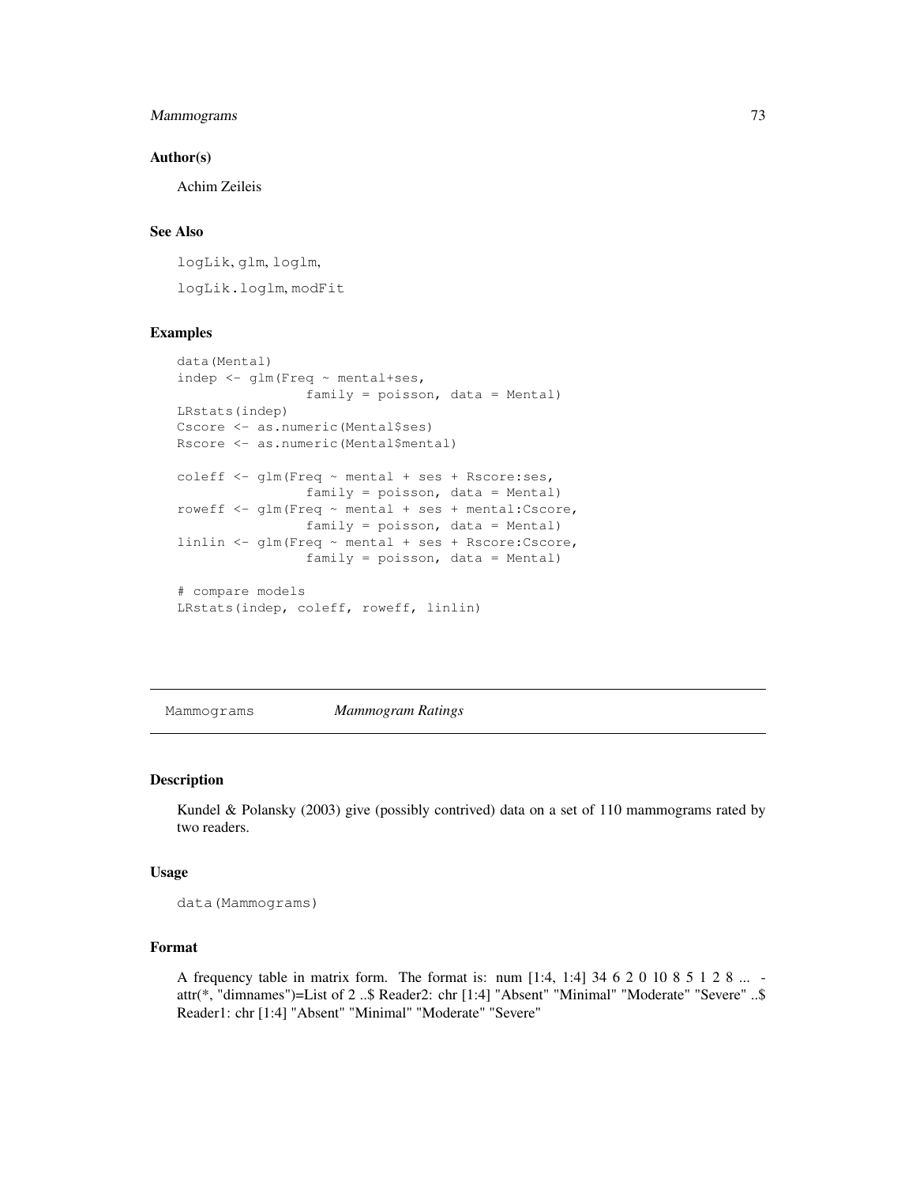### Author(s)

Achim Zeileis

### See Also

logLik, glm, loglm,

logLik.loglm, modFit

### Examples

```
data(Mental)
indep <- glm(Freq ~ mental+ses,
                family = poisson, data = Mental)
LRstats(indep)
Cscore <- as.numeric(Mental$ses)
Rscore <- as.numeric(Mental$mental)

coleff <- glm(Freq ~ mental + ses + Rscore:ses,
                family = poisson, data = Mental)
roweff <- glm(Freq ~ mental + ses + mental:Cscore,
                family = poisson, data = Mental)
linlin <- glm(Freq ~ mental + ses + Rscore:Cscore,
                family = poisson, data = Mental)

# compare models
LRstats(indep, coleff, roweff, linlin)
```

---

## Mammograms *Mammogram Ratings*

### Description

Kundel & Polansky (2003) give (possibly contrived) data on a set of 110 mammograms rated by two readers.

### Usage

```
data(Mammograms)
```

### Format

A frequency table in matrix form. The format is: num [1:4, 1:4] 34 6 2 0 10 8 5 1 2 8 ... - attr(*, "dimnames")=List of 2 ..$ Reader2: chr [1:4] "Absent" "Minimal" "Moderate" "Severe" ..$ Reader1: chr [1:4] "Absent" "Minimal" "Moderate" "Severe"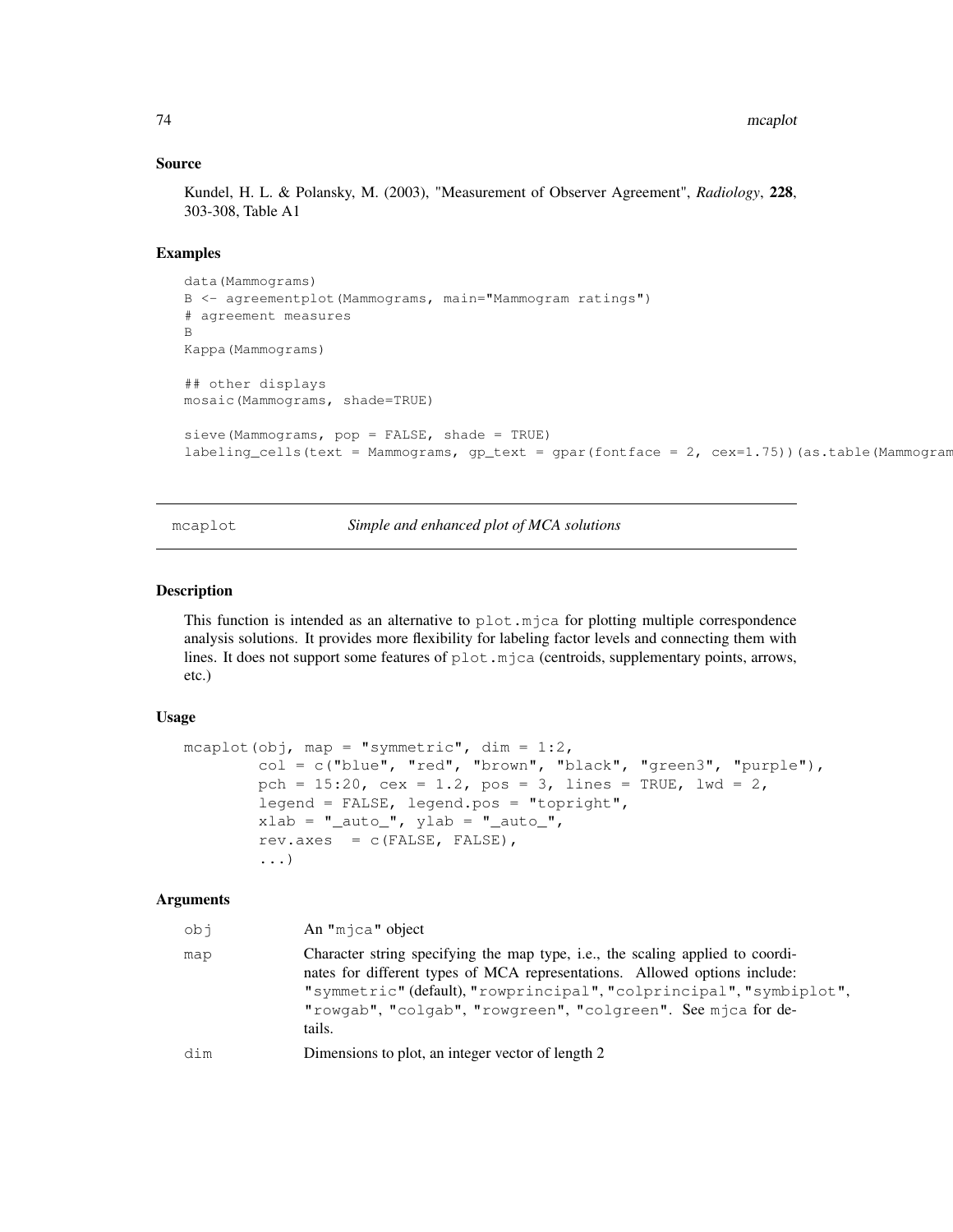### Source

Kundel, H. L. & Polansky, M. (2003), "Measurement of Observer Agreement", *Radiology*, **228**, 303-308, Table A1

### Examples

```
data(Mammograms)
B <- agreementplot(Mammograms, main="Mammogram ratings")
# agreement measures
B
Kappa(Mammograms)

## other displays
mosaic(Mammograms, shade=TRUE)

sieve(Mammograms, pop = FALSE, shade = TRUE)
labeling_cells(text = Mammograms, gp_text = gpar(fontface = 2, cex=1.75))(as.table(Mammogram
```

---

## mcaplot — *Simple and enhanced plot of MCA solutions*

### Description

This function is intended as an alternative to `plot.mjca` for plotting multiple correspondence analysis solutions. It provides more flexibility for labeling factor levels and connecting them with lines. It does not support some features of `plot.mjca` (centroids, supplementary points, arrows, etc.)

### Usage

```
mcaplot(obj, map = "symmetric", dim = 1:2,
        col = c("blue", "red", "brown", "black", "green3", "purple"),
        pch = 15:20, cex = 1.2, pos = 3, lines = TRUE, lwd = 2,
        legend = FALSE, legend.pos = "topright",
        xlab = "_auto_", ylab = "_auto_",
        rev.axes  = c(FALSE, FALSE),
        ...)
```

### Arguments

| | |
|---|---|
| `obj` | An `"mjca"` object |
| `map` | Character string specifying the map type, i.e., the scaling applied to coordinates for different types of MCA representations. Allowed options include: `"symmetric"` (default), `"rowprincipal"`, `"colprincipal"`, `"symbiplot"`, `"rowgab"`, `"colgab"`, `"rowgreen"`, `"colgreen"`. See `mjca` for details. |
| `dim` | Dimensions to plot, an integer vector of length 2 |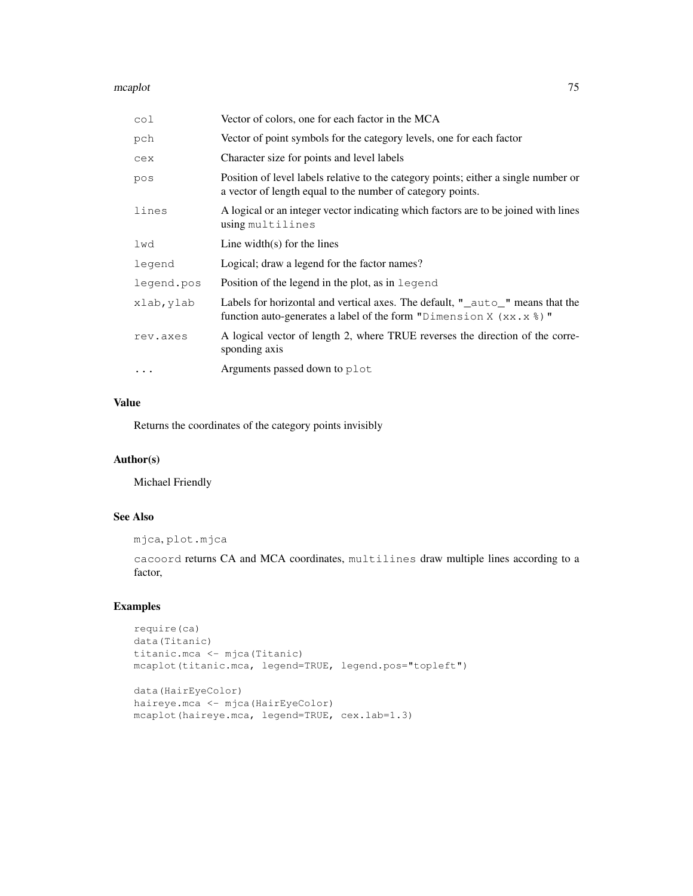| | |
|---|---|
| `col` | Vector of colors, one for each factor in the MCA |
| `pch` | Vector of point symbols for the category levels, one for each factor |
| `cex` | Character size for points and level labels |
| `pos` | Position of level labels relative to the category points; either a single number or a vector of length equal to the number of category points. |
| `lines` | A logical or an integer vector indicating which factors are to be joined with lines using `multilines` |
| `lwd` | Line width(s) for the lines |
| `legend` | Logical; draw a legend for the factor names? |
| `legend.pos` | Position of the legend in the plot, as in `legend` |
| `xlab, ylab` | Labels for horizontal and vertical axes. The default, `"_auto_"` means that the function auto-generates a label of the form `"Dimension X (xx.x %)"` |
| `rev.axes` | A logical vector of length 2, where TRUE reverses the direction of the corresponding axis |
| `...` | Arguments passed down to `plot` |

## Value

Returns the coordinates of the category points invisibly

## Author(s)

Michael Friendly

## See Also

`mjca`, `plot.mjca`

`cacoord` returns CA and MCA coordinates, `multilines` draw multiple lines according to a factor,

## Examples

```
require(ca)
data(Titanic)
titanic.mca <- mjca(Titanic)
mcaplot(titanic.mca, legend=TRUE, legend.pos="topleft")

data(HairEyeColor)
haireye.mca <- mjca(HairEyeColor)
mcaplot(haireye.mca, legend=TRUE, cex.lab=1.3)
```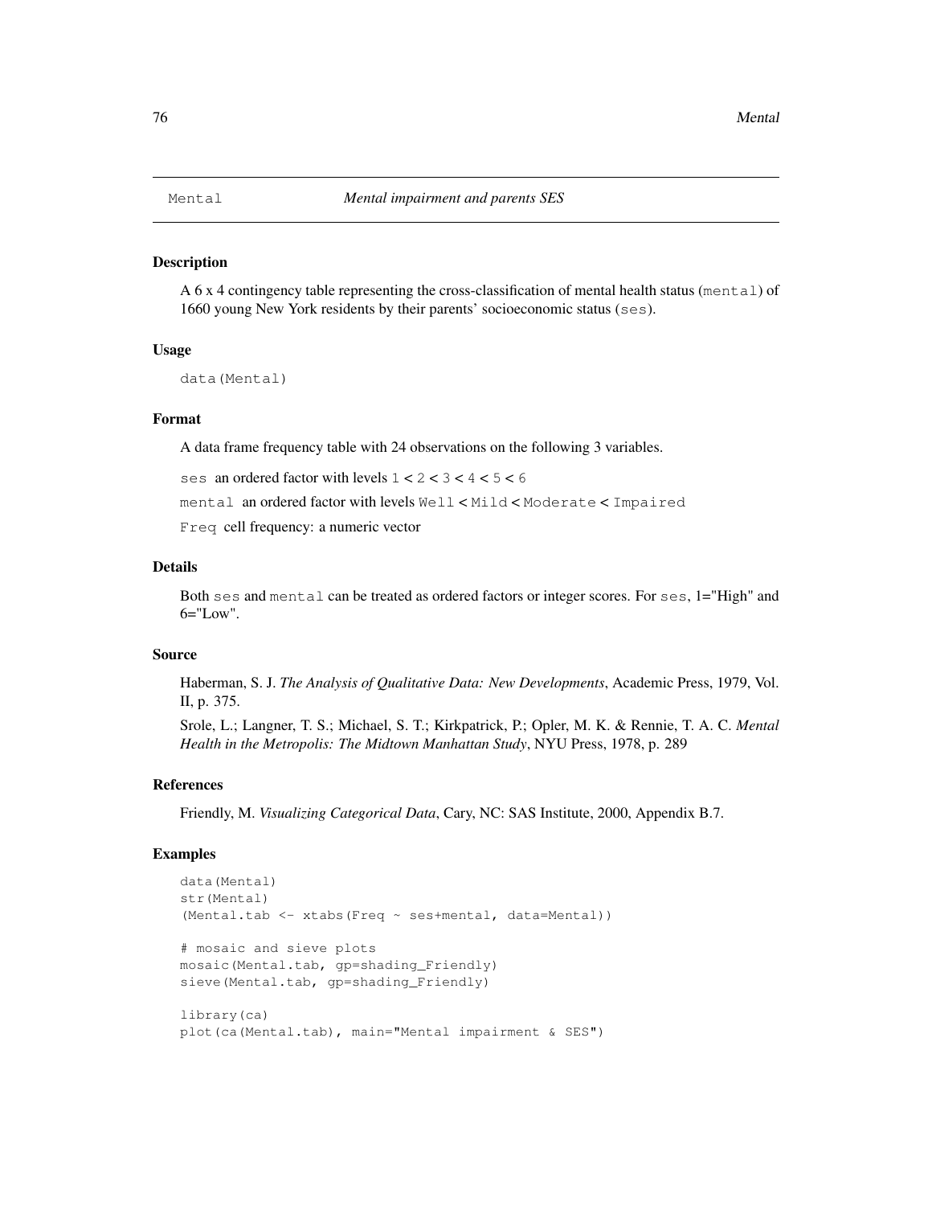Mental *Mental impairment and parents SES*

## Description

A 6 x 4 contingency table representing the cross-classification of mental health status (`mental`) of 1660 young New York residents by their parents' socioeconomic status (`ses`).

## Usage

```
data(Mental)
```

## Format

A data frame frequency table with 24 observations on the following 3 variables.

`ses` an ordered factor with levels `1` < `2` < `3` < `4` < `5` < `6`

`mental` an ordered factor with levels `Well` < `Mild` < `Moderate` < `Impaired`

`Freq` cell frequency: a numeric vector

## Details

Both `ses` and `mental` can be treated as ordered factors or integer scores. For `ses`, 1="High" and 6="Low".

## Source

Haberman, S. J. *The Analysis of Qualitative Data: New Developments*, Academic Press, 1979, Vol. II, p. 375.

Srole, L.; Langner, T. S.; Michael, S. T.; Kirkpatrick, P.; Opler, M. K. & Rennie, T. A. C. *Mental Health in the Metropolis: The Midtown Manhattan Study*, NYU Press, 1978, p. 289

## References

Friendly, M. *Visualizing Categorical Data*, Cary, NC: SAS Institute, 2000, Appendix B.7.

## Examples

```
data(Mental)
str(Mental)
(Mental.tab <- xtabs(Freq ~ ses+mental, data=Mental))

# mosaic and sieve plots
mosaic(Mental.tab, gp=shading_Friendly)
sieve(Mental.tab, gp=shading_Friendly)

library(ca)
plot(ca(Mental.tab), main="Mental impairment & SES")
```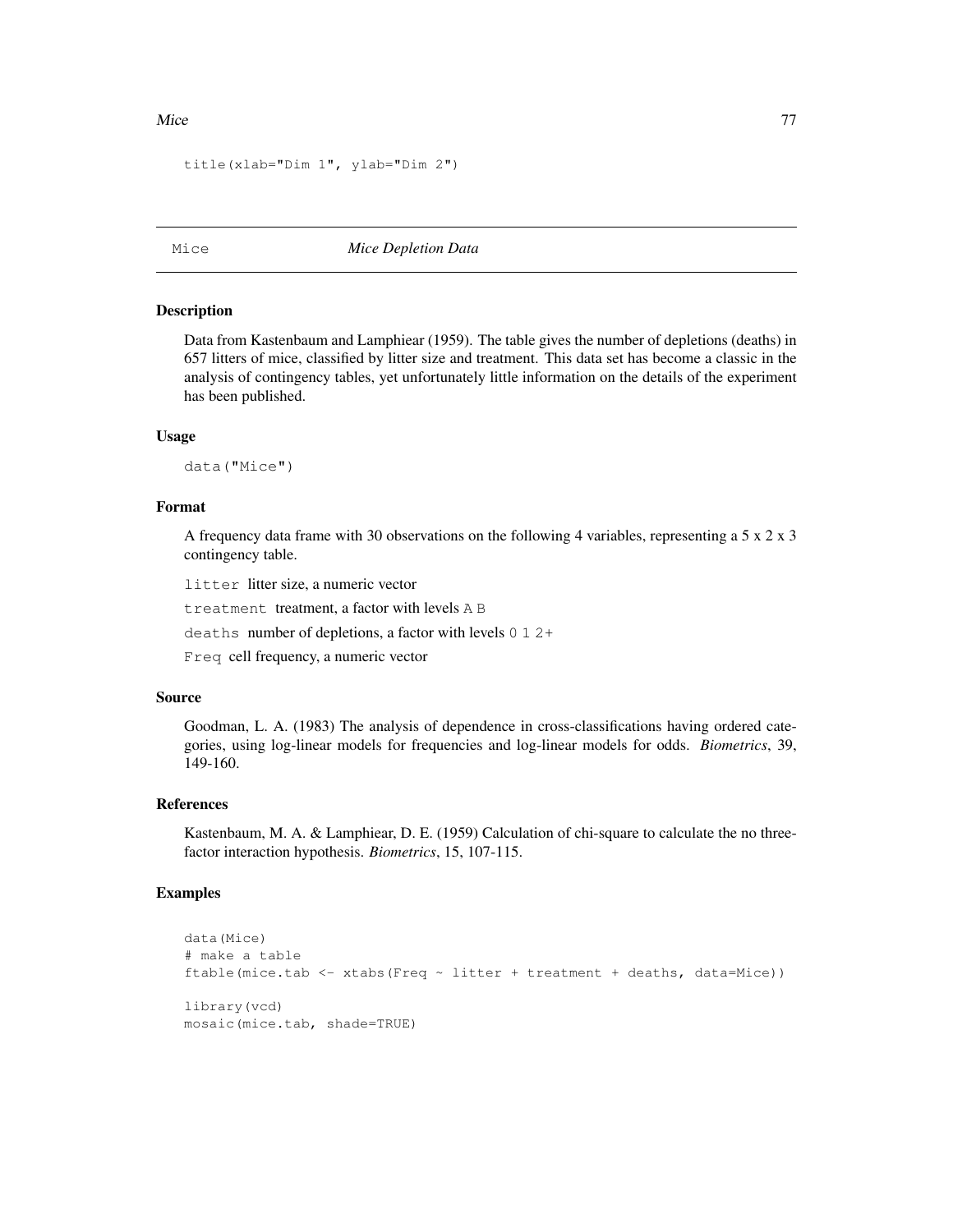```
title(xlab="Dim 1", ylab="Dim 2")
```

---

## Mice — *Mice Depletion Data*

---

### Description

Data from Kastenbaum and Lamphiear (1959). The table gives the number of depletions (deaths) in 657 litters of mice, classified by litter size and treatment. This data set has become a classic in the analysis of contingency tables, yet unfortunately little information on the details of the experiment has been published.

### Usage

```
data("Mice")
```

### Format

A frequency data frame with 30 observations on the following 4 variables, representing a 5 x 2 x 3 contingency table.

`litter` litter size, a numeric vector

`treatment` treatment, a factor with levels `A` `B`

`deaths` number of depletions, a factor with levels `0` `1` `2+`

`Freq` cell frequency, a numeric vector

### Source

Goodman, L. A. (1983) The analysis of dependence in cross-classifications having ordered categories, using log-linear models for frequencies and log-linear models for odds. *Biometrics*, 39, 149-160.

### References

Kastenbaum, M. A. & Lamphiear, D. E. (1959) Calculation of chi-square to calculate the no three-factor interaction hypothesis. *Biometrics*, 15, 107-115.

### Examples

```
data(Mice)
# make a table
ftable(mice.tab <- xtabs(Freq ~ litter + treatment + deaths, data=Mice))

library(vcd)
mosaic(mice.tab, shade=TRUE)
```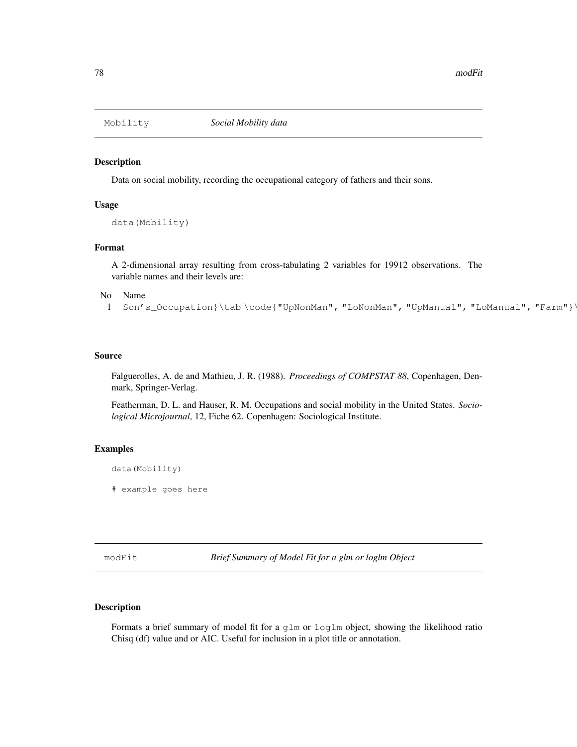## Mobility — *Social Mobility data*

### Description

Data on social mobility, recording the occupational category of fathers and their sons.

### Usage

```
data(Mobility)
```

### Format

A 2-dimensional array resulting from cross-tabulating 2 variables for 19912 observations. The variable names and their levels are:

| No | Name |
|---|---|
| 1 | Son's_Occupation}\tab \code{"UpNonMan", "LoNonMan", "UpManual", "LoManual", "Farm"}\ |

### Source

Falguerolles, A. de and Mathieu, J. R. (1988). *Proceedings of COMPSTAT 88*, Copenhagen, Denmark, Springer-Verlag.

Featherman, D. L. and Hauser, R. M. Occupations and social mobility in the United States. *Sociological Microjournal*, 12, Fiche 62. Copenhagen: Sociological Institute.

### Examples

```
data(Mobility)

# example goes here
```

## modFit — *Brief Summary of Model Fit for a glm or loglm Object*

### Description

Formats a brief summary of model fit for a `glm` or `loglm` object, showing the likelihood ratio Chisq (df) value and or AIC. Useful for inclusion in a plot title or annotation.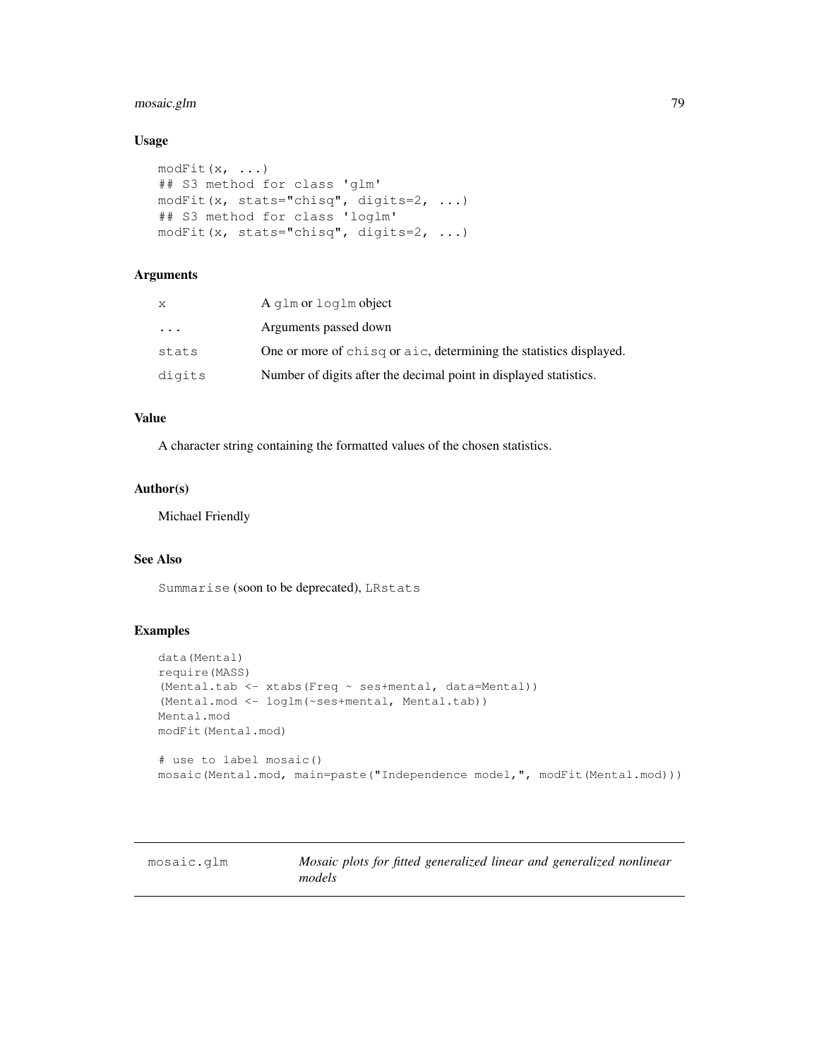### Usage

```
modFit(x, ...)
## S3 method for class 'glm'
modFit(x, stats="chisq", digits=2, ...)
## S3 method for class 'loglm'
modFit(x, stats="chisq", digits=2, ...)
```

### Arguments

| | |
|---|---|
| `x` | A `glm` or `loglm` object |
| `...` | Arguments passed down |
| `stats` | One or more of `chisq` or `aic`, determining the statistics displayed. |
| `digits` | Number of digits after the decimal point in displayed statistics. |

### Value

A character string containing the formatted values of the chosen statistics.

### Author(s)

Michael Friendly

### See Also

`Summarise` (soon to be deprecated), `LRstats`

### Examples

```
data(Mental)
require(MASS)
(Mental.tab <- xtabs(Freq ~ ses+mental, data=Mental))
(Mental.mod <- loglm(~ses+mental, Mental.tab))
Mental.mod
modFit(Mental.mod)

# use to label mosaic()
mosaic(Mental.mod, main=paste("Independence model,", modFit(Mental.mod)))
```

---

## mosaic.glm — *Mosaic plots for fitted generalized linear and generalized nonlinear models*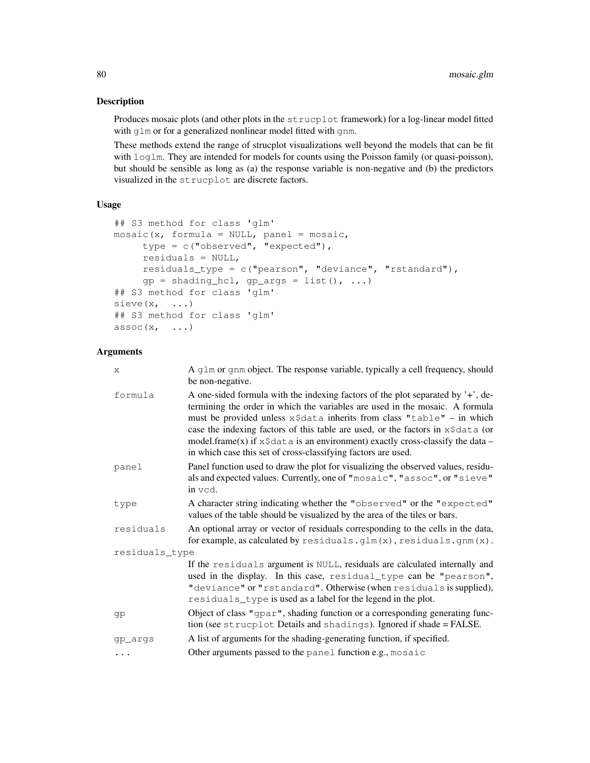## Description

Produces mosaic plots (and other plots in the strucplot framework) for a log-linear model fitted with glm or for a generalized nonlinear model fitted with gnm.

These methods extend the range of strucplot visualizations well beyond the models that can be fit with loglm. They are intended for models for counts using the Poisson family (or quasi-poisson), but should be sensible as long as (a) the response variable is non-negative and (b) the predictors visualized in the strucplot are discrete factors.

## Usage

```
## S3 method for class 'glm'
mosaic(x, formula = NULL, panel = mosaic,
     type = c("observed", "expected"),
     residuals = NULL,
     residuals_type = c("pearson", "deviance", "rstandard"),
     gp = shading_hcl, gp_args = list(), ...)
## S3 method for class 'glm'
sieve(x,  ...)
## S3 method for class 'glm'
assoc(x,  ...)
```

## Arguments

| Argument | Description |
|---|---|
| x | A glm or gnm object. The response variable, typically a cell frequency, should be non-negative. |
| formula | A one-sided formula with the indexing factors of the plot separated by '+', determining the order in which the variables are used in the mosaic. A formula must be provided unless x$data inherits from class "table" – in which case the indexing factors of this table are used, or the factors in x$data (or model.frame(x) if x$data is an environment) exactly cross-classify the data – in which case this set of cross-classifying factors are used. |
| panel | Panel function used to draw the plot for visualizing the observed values, residuals and expected values. Currently, one of "mosaic", "assoc", or "sieve" in vcd. |
| type | A character string indicating whether the "observed" or the "expected" values of the table should be visualized by the area of the tiles or bars. |
| residuals | An optional array or vector of residuals corresponding to the cells in the data, for example, as calculated by residuals.glm(x), residuals.gnm(x). |
| residuals_type | If the residuals argument is NULL, residuals are calculated internally and used in the display. In this case, residual_type can be "pearson", "deviance" or "rstandard". Otherwise (when residuals is supplied), residuals_type is used as a label for the legend in the plot. |
| gp | Object of class "gpar", shading function or a corresponding generating function (see strucplot Details and shadings). Ignored if shade = FALSE. |
| gp_args | A list of arguments for the shading-generating function, if specified. |
| ... | Other arguments passed to the panel function e.g., mosaic |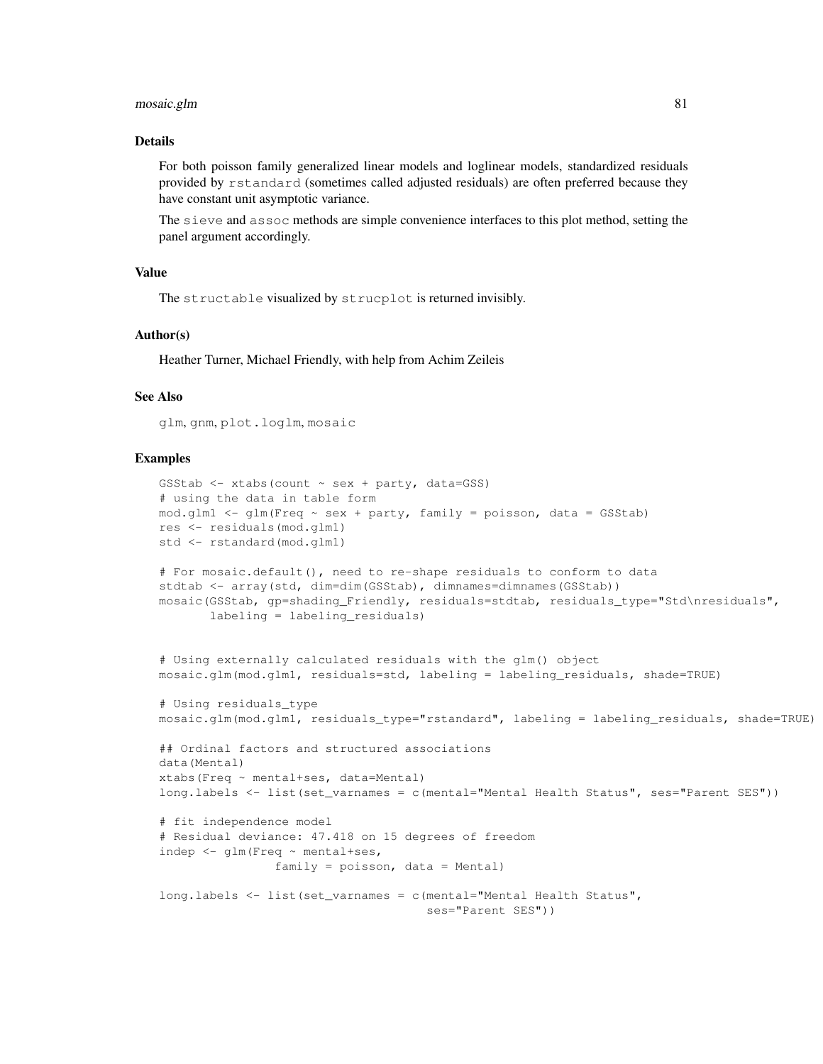## Details

For both poisson family generalized linear models and loglinear models, standardized residuals provided by `rstandard` (sometimes called adjusted residuals) are often preferred because they have constant unit asymptotic variance.

The `sieve` and `assoc` methods are simple convenience interfaces to this plot method, setting the panel argument accordingly.

## Value

The `structable` visualized by `strucplot` is returned invisibly.

## Author(s)

Heather Turner, Michael Friendly, with help from Achim Zeileis

## See Also

`glm`, `gnm`, `plot.loglm`, `mosaic`

## Examples

```
GSStab <- xtabs(count ~ sex + party, data=GSS)
# using the data in table form
mod.glm1 <- glm(Freq ~ sex + party, family = poisson, data = GSStab)
res <- residuals(mod.glm1)
std <- rstandard(mod.glm1)

# For mosaic.default(), need to re-shape residuals to conform to data
stdtab <- array(std, dim=dim(GSStab), dimnames=dimnames(GSStab))
mosaic(GSStab, gp=shading_Friendly, residuals=stdtab, residuals_type="Std\nresiduals",
       labeling = labeling_residuals)


# Using externally calculated residuals with the glm() object
mosaic.glm(mod.glm1, residuals=std, labeling = labeling_residuals, shade=TRUE)

# Using residuals_type
mosaic.glm(mod.glm1, residuals_type="rstandard", labeling = labeling_residuals, shade=TRUE)

## Ordinal factors and structured associations
data(Mental)
xtabs(Freq ~ mental+ses, data=Mental)
long.labels <- list(set_varnames = c(mental="Mental Health Status", ses="Parent SES"))

# fit independence model
# Residual deviance: 47.418 on 15 degrees of freedom
indep <- glm(Freq ~ mental+ses,
                family = poisson, data = Mental)

long.labels <- list(set_varnames = c(mental="Mental Health Status",
                                     ses="Parent SES"))
```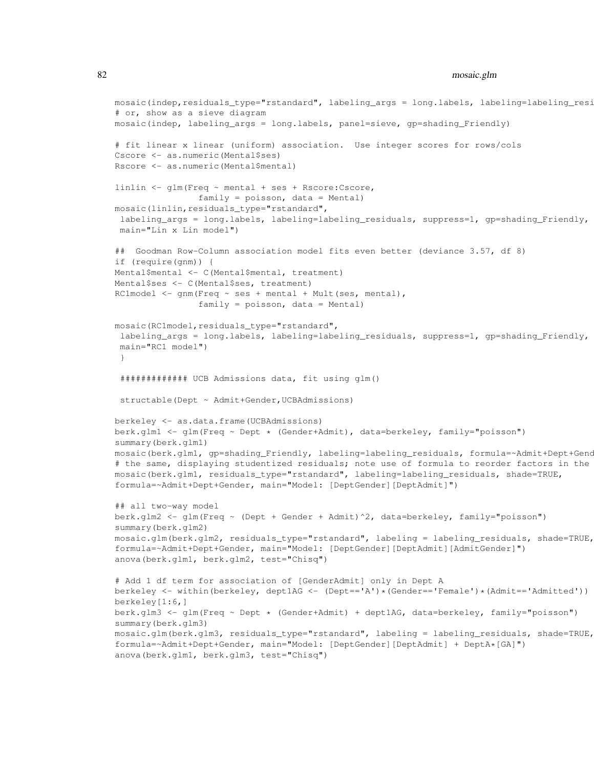```
mosaic(indep,residuals_type="rstandard", labeling_args = long.labels, labeling=labeling_resi
# or, show as a sieve diagram
mosaic(indep, labeling_args = long.labels, panel=sieve, gp=shading_Friendly)

# fit linear x linear (uniform) association.  Use integer scores for rows/cols
Cscore <- as.numeric(Mental$ses)
Rscore <- as.numeric(Mental$mental)

linlin <- glm(Freq ~ mental + ses + Rscore:Cscore,
                family = poisson, data = Mental)
mosaic(linlin,residuals_type="rstandard",
 labeling_args = long.labels, labeling=labeling_residuals, suppress=1, gp=shading_Friendly,
 main="Lin x Lin model")

##  Goodman Row-Column association model fits even better (deviance 3.57, df 8)
if (require(gnm)) {
Mental$mental <- C(Mental$mental, treatment)
Mental$ses <- C(Mental$ses, treatment)
RC1model <- gnm(Freq ~ ses + mental + Mult(ses, mental),
                family = poisson, data = Mental)

mosaic(RC1model,residuals_type="rstandard",
 labeling_args = long.labels, labeling=labeling_residuals, suppress=1, gp=shading_Friendly,
 main="RC1 model")
 }

 ############ UCB Admissions data, fit using glm()

 structable(Dept ~ Admit+Gender,UCBAdmissions)

berkeley <- as.data.frame(UCBAdmissions)
berk.glm1 <- glm(Freq ~ Dept * (Gender+Admit), data=berkeley, family="poisson")
summary(berk.glm1)
mosaic(berk.glm1, gp=shading_Friendly, labeling=labeling_residuals, formula=~Admit+Dept+Gend
# the same, displaying studentized residuals; note use of formula to reorder factors in the
mosaic(berk.glm1, residuals_type="rstandard", labeling=labeling_residuals, shade=TRUE,
formula=~Admit+Dept+Gender, main="Model: [DeptGender][DeptAdmit]")

## all two-way model
berk.glm2 <- glm(Freq ~ (Dept + Gender + Admit)^2, data=berkeley, family="poisson")
summary(berk.glm2)
mosaic.glm(berk.glm2, residuals_type="rstandard", labeling = labeling_residuals, shade=TRUE,
formula=~Admit+Dept+Gender, main="Model: [DeptGender][DeptAdmit][AdmitGender]")
anova(berk.glm1, berk.glm2, test="Chisq")

# Add 1 df term for association of [GenderAdmit] only in Dept A
berkeley <- within(berkeley, dept1AG <- (Dept=='A')*(Gender=='Female')*(Admit=='Admitted'))
berkeley[1:6,]
berk.glm3 <- glm(Freq ~ Dept * (Gender+Admit) + dept1AG, data=berkeley, family="poisson")
summary(berk.glm3)
mosaic.glm(berk.glm3, residuals_type="rstandard", labeling = labeling_residuals, shade=TRUE,
formula=~Admit+Dept+Gender, main="Model: [DeptGender][DeptAdmit] + DeptA*[GA]")
anova(berk.glm1, berk.glm3, test="Chisq")
```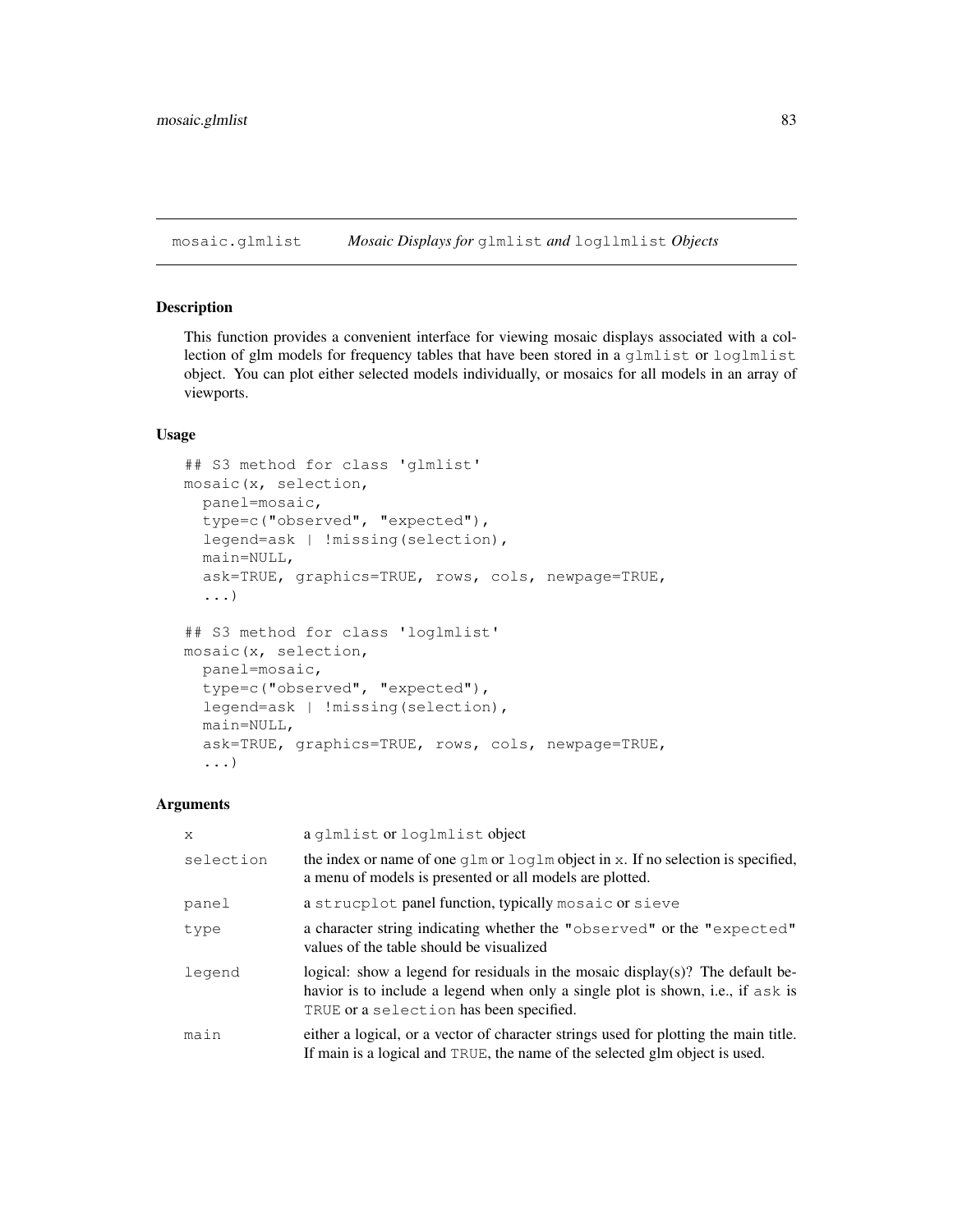mosaic.glmlist *Mosaic Displays for* glmlist *and* logllmlist *Objects*

## Description

This function provides a convenient interface for viewing mosaic displays associated with a collection of glm models for frequency tables that have been stored in a glmlist or loglmlist object. You can plot either selected models individually, or mosaics for all models in an array of viewports.

## Usage

```
## S3 method for class 'glmlist'
mosaic(x, selection,
  panel=mosaic,
  type=c("observed", "expected"),
  legend=ask | !missing(selection),
  main=NULL,
  ask=TRUE, graphics=TRUE, rows, cols, newpage=TRUE,
  ...)

## S3 method for class 'loglmlist'
mosaic(x, selection,
  panel=mosaic,
  type=c("observed", "expected"),
  legend=ask | !missing(selection),
  main=NULL,
  ask=TRUE, graphics=TRUE, rows, cols, newpage=TRUE,
  ...)
```

## Arguments

| | |
|---|---|
| x | a glmlist or loglmlist object |
| selection | the index or name of one glm or loglm object in x. If no selection is specified, a menu of models is presented or all models are plotted. |
| panel | a strucplot panel function, typically mosaic or sieve |
| type | a character string indicating whether the "observed" or the "expected" values of the table should be visualized |
| legend | logical: show a legend for residuals in the mosaic display(s)? The default behavior is to include a legend when only a single plot is shown, i.e., if ask is TRUE or a selection has been specified. |
| main | either a logical, or a vector of character strings used for plotting the main title. If main is a logical and TRUE, the name of the selected glm object is used. |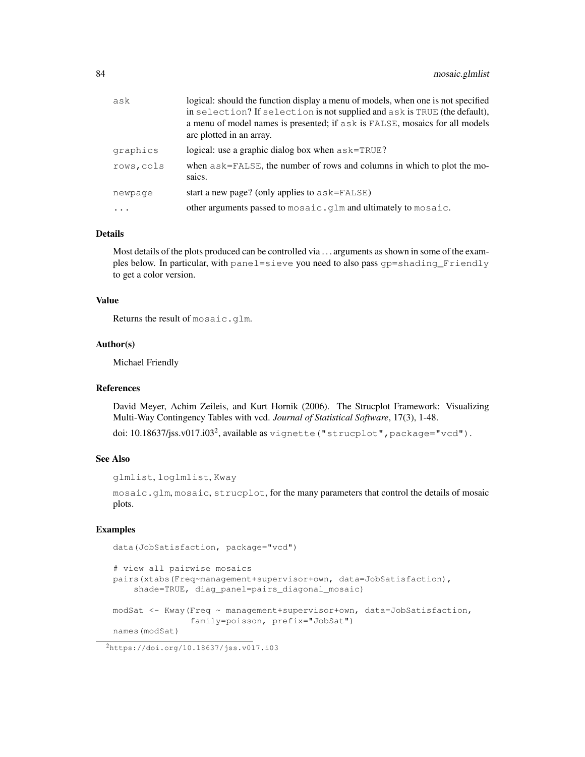| | |
|---|---|
| ask | logical: should the function display a menu of models, when one is not specified in selection? If selection is not supplied and ask is TRUE (the default), a menu of model names is presented; if ask is FALSE, mosaics for all models are plotted in an array. |
| graphics | logical: use a graphic dialog box when ask=TRUE? |
| rows,cols | when ask=FALSE, the number of rows and columns in which to plot the mosaics. |
| newpage | start a new page? (only applies to ask=FALSE) |
| ... | other arguments passed to mosaic.glm and ultimately to mosaic. |

### Details

Most details of the plots produced can be controlled via ... arguments as shown in some of the examples below. In particular, with panel=sieve you need to also pass gp=shading_Friendly to get a color version.

### Value

Returns the result of mosaic.glm.

### Author(s)

Michael Friendly

### References

David Meyer, Achim Zeileis, and Kurt Hornik (2006). The Strucplot Framework: Visualizing Multi-Way Contingency Tables with vcd. *Journal of Statistical Software*, 17(3), 1-48.

doi: 10.18637/jss.v017.i03[2], available as vignette("strucplot",package="vcd").

### See Also

glmlist, loglmlist, Kway

mosaic.glm, mosaic, strucplot, for the many parameters that control the details of mosaic plots.

### Examples

```
data(JobSatisfaction, package="vcd")

# view all pairwise mosaics
pairs(xtabs(Freq~management+supervisor+own, data=JobSatisfaction),
    shade=TRUE, diag_panel=pairs_diagonal_mosaic)

modSat <- Kway(Freq ~ management+supervisor+own, data=JobSatisfaction,
               family=poisson, prefix="JobSat")
names(modSat)
```

[2] https://doi.org/10.18637/jss.v017.i03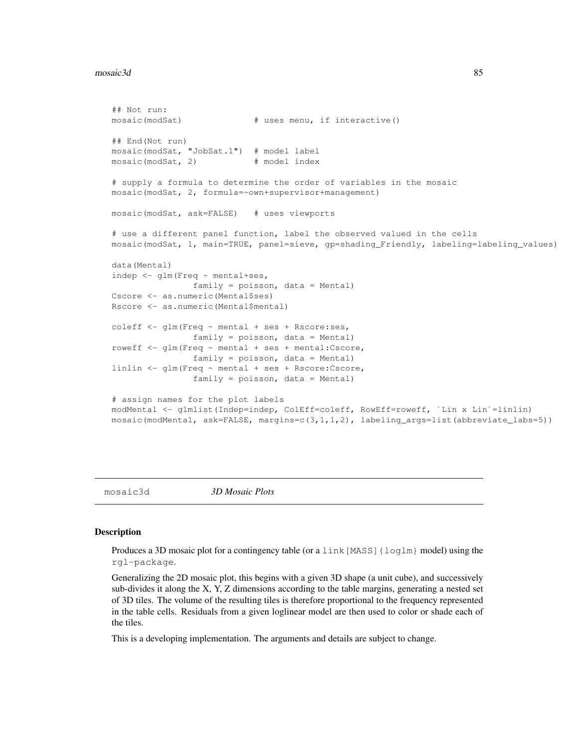```
## Not run:
mosaic(modSat)              # uses menu, if interactive()

## End(Not run)
mosaic(modSat, "JobSat.1")  # model label
mosaic(modSat, 2)           # model index

# supply a formula to determine the order of variables in the mosaic
mosaic(modSat, 2, formula=~own+supervisor+management)

mosaic(modSat, ask=FALSE)   # uses viewports

# use a different panel function, label the observed valued in the cells
mosaic(modSat, 1, main=TRUE, panel=sieve, gp=shading_Friendly, labeling=labeling_values)

data(Mental)
indep <- glm(Freq ~ mental+ses,
                family = poisson, data = Mental)
Cscore <- as.numeric(Mental$ses)
Rscore <- as.numeric(Mental$mental)

coleff <- glm(Freq ~ mental + ses + Rscore:ses,
                family = poisson, data = Mental)
roweff <- glm(Freq ~ mental + ses + mental:Cscore,
                family = poisson, data = Mental)
linlin <- glm(Freq ~ mental + ses + Rscore:Cscore,
                family = poisson, data = Mental)

# assign names for the plot labels
modMental <- glmlist(Indep=indep, ColEff=coleff, RowEff=roweff, `Lin x Lin`=linlin)
mosaic(modMental, ask=FALSE, margins=c(3,1,1,2), labeling_args=list(abbreviate_labs=5))
```

---

mosaic3d *3D Mosaic Plots*

---

### Description

Produces a 3D mosaic plot for a contingency table (or a `link[MASS]{loglm}` model) using the `rgl-package`.

Generalizing the 2D mosaic plot, this begins with a given 3D shape (a unit cube), and successively sub-divides it along the X, Y, Z dimensions according to the table margins, generating a nested set of 3D tiles. The volume of the resulting tiles is therefore proportional to the frequency represented in the table cells. Residuals from a given loglinear model are then used to color or shade each of the tiles.

This is a developing implementation. The arguments and details are subject to change.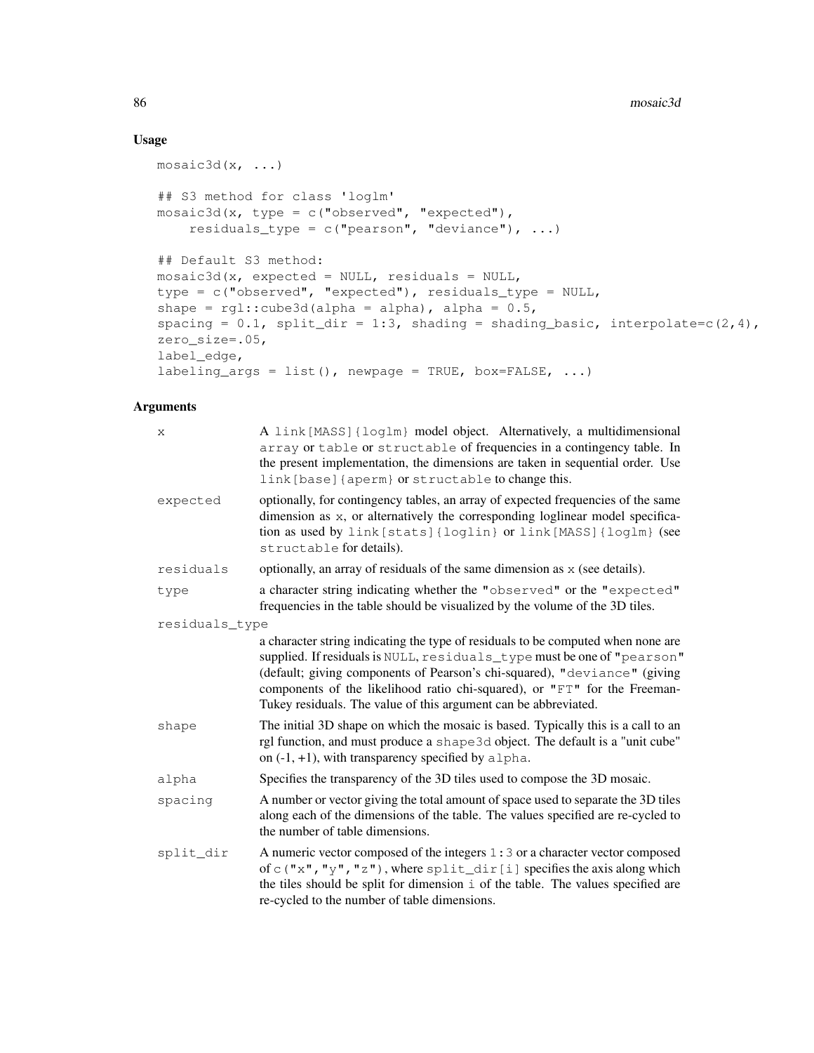## Usage

```
mosaic3d(x, ...)

## S3 method for class 'loglm'
mosaic3d(x, type = c("observed", "expected"),
    residuals_type = c("pearson", "deviance"), ...)

## Default S3 method:
mosaic3d(x, expected = NULL, residuals = NULL,
type = c("observed", "expected"), residuals_type = NULL,
shape = rgl::cube3d(alpha = alpha), alpha = 0.5,
spacing = 0.1, split_dir = 1:3, shading = shading_basic, interpolate=c(2,4),
zero_size=.05,
label_edge,
labeling_args = list(), newpage = TRUE, box=FALSE, ...)
```

## Arguments

- `x` — A `link[MASS]{loglm}` model object. Alternatively, a multidimensional `array` or `table` or `structable` of frequencies in a contingency table. In the present implementation, the dimensions are taken in sequential order. Use `link[base]{aperm}` or `structable` to change this.
- `expected` — optionally, for contingency tables, an array of expected frequencies of the same dimension as `x`, or alternatively the corresponding loglinear model specification as used by `link[stats]{loglin}` or `link[MASS]{loglm}` (see `structable` for details).
- `residuals` — optionally, an array of residuals of the same dimension as `x` (see details).
- `type` — a character string indicating whether the `"observed"` or the `"expected"` frequencies in the table should be visualized by the volume of the 3D tiles.
- `residuals_type` — a character string indicating the type of residuals to be computed when none are supplied. If residuals is `NULL`, `residuals_type` must be one of `"pearson"` (default; giving components of Pearson's chi-squared), `"deviance"` (giving components of the likelihood ratio chi-squared), or `"FT"` for the Freeman-Tukey residuals. The value of this argument can be abbreviated.
- `shape` — The initial 3D shape on which the mosaic is based. Typically this is a call to an rgl function, and must produce a `shape3d` object. The default is a "unit cube" on (-1, +1), with transparency specified by `alpha`.
- `alpha` — Specifies the transparency of the 3D tiles used to compose the 3D mosaic.
- `spacing` — A number or vector giving the total amount of space used to separate the 3D tiles along each of the dimensions of the table. The values specified are re-cycled to the number of table dimensions.
- `split_dir` — A numeric vector composed of the integers `1:3` or a character vector composed of `c("x","y","z")`, where `split_dir[i]` specifies the axis along which the tiles should be split for dimension `i` of the table. The values specified are re-cycled to the number of table dimensions.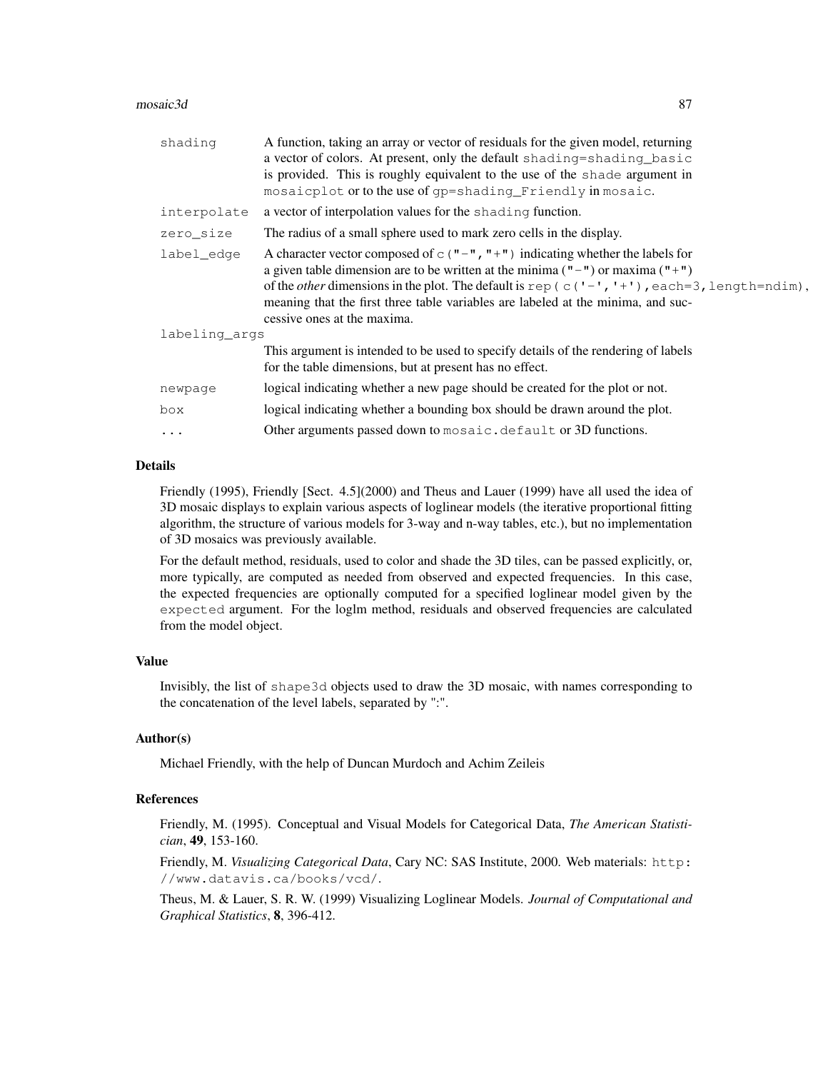| | |
|---|---|
| `shading` | A function, taking an array or vector of residuals for the given model, returning a vector of colors. At present, only the default `shading=shading_basic` is provided. This is roughly equivalent to the use of the `shade` argument in `mosaicplot` or to the use of `gp=shading_Friendly` in `mosaic`. |
| `interpolate` | a vector of interpolation values for the `shading` function. |
| `zero_size` | The radius of a small sphere used to mark zero cells in the display. |
| `label_edge` | A character vector composed of `c("-","+")` indicating whether the labels for a given table dimension are to be written at the minima (`"-"`) or maxima (`"+"`) of the *other* dimensions in the plot. The default is `rep( c('-', '+'), each=3, length=ndim)`, meaning that the first three table variables are labeled at the minima, and successive ones at the maxima. |
| `labeling_args` | This argument is intended to be used to specify details of the rendering of labels for the table dimensions, but at present has no effect. |
| `newpage` | logical indicating whether a new page should be created for the plot or not. |
| `box` | logical indicating whether a bounding box should be drawn around the plot. |
| `...` | Other arguments passed down to `mosaic.default` or 3D functions. |

## Details

Friendly (1995), Friendly [Sect. 4.5](2000) and Theus and Lauer (1999) have all used the idea of 3D mosaic displays to explain various aspects of loglinear models (the iterative proportional fitting algorithm, the structure of various models for 3-way and n-way tables, etc.), but no implementation of 3D mosaics was previously available.

For the default method, residuals, used to color and shade the 3D tiles, can be passed explicitly, or, more typically, are computed as needed from observed and expected frequencies. In this case, the expected frequencies are optionally computed for a specified loglinear model given by the `expected` argument. For the loglm method, residuals and observed frequencies are calculated from the model object.

## Value

Invisibly, the list of `shape3d` objects used to draw the 3D mosaic, with names corresponding to the concatenation of the level labels, separated by ":".

## Author(s)

Michael Friendly, with the help of Duncan Murdoch and Achim Zeileis

## References

Friendly, M. (1995). Conceptual and Visual Models for Categorical Data, *The American Statistician*, **49**, 153-160.

Friendly, M. *Visualizing Categorical Data*, Cary NC: SAS Institute, 2000. Web materials: `http://www.datavis.ca/books/vcd/`.

Theus, M. & Lauer, S. R. W. (1999) Visualizing Loglinear Models. *Journal of Computational and Graphical Statistics*, **8**, 396-412.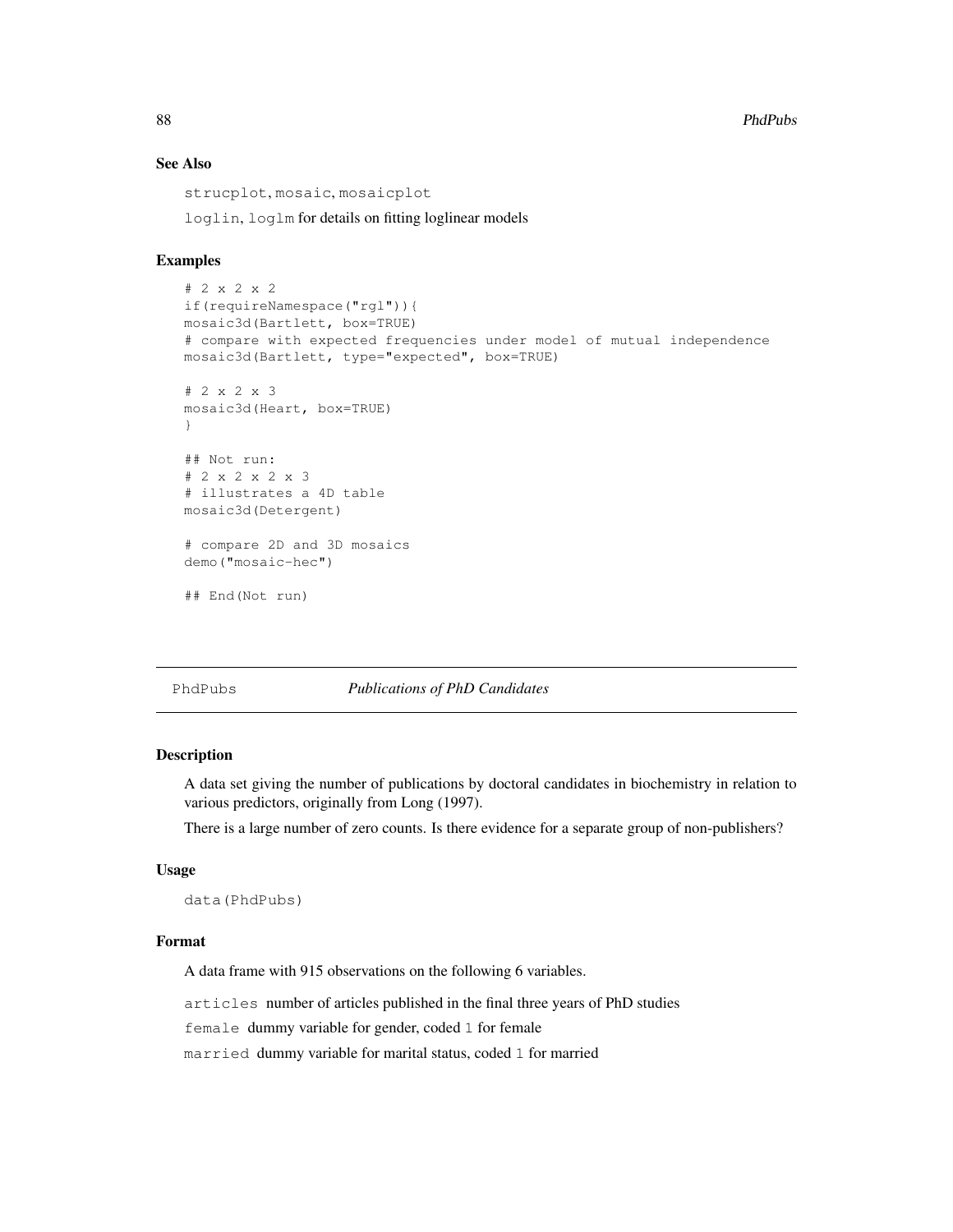### See Also

`strucplot`, `mosaic`, `mosaicplot`

`loglin`, `loglm` for details on fitting loglinear models

### Examples

```
# 2 x 2 x 2
if(requireNamespace("rgl")){
mosaic3d(Bartlett, box=TRUE)
# compare with expected frequencies under model of mutual independence
mosaic3d(Bartlett, type="expected", box=TRUE)

# 2 x 2 x 3
mosaic3d(Heart, box=TRUE)
}

## Not run:
# 2 x 2 x 2 x 3
# illustrates a 4D table
mosaic3d(Detergent)

# compare 2D and 3D mosaics
demo("mosaic-hec")

## End(Not run)
```

---

## PhdPubs *Publications of PhD Candidates*

---

### Description

A data set giving the number of publications by doctoral candidates in biochemistry in relation to various predictors, originally from Long (1997).

There is a large number of zero counts. Is there evidence for a separate group of non-publishers?

### Usage

```
data(PhdPubs)
```

### Format

A data frame with 915 observations on the following 6 variables.

`articles` number of articles published in the final three years of PhD studies

`female` dummy variable for gender, coded `1` for female

`married` dummy variable for marital status, coded `1` for married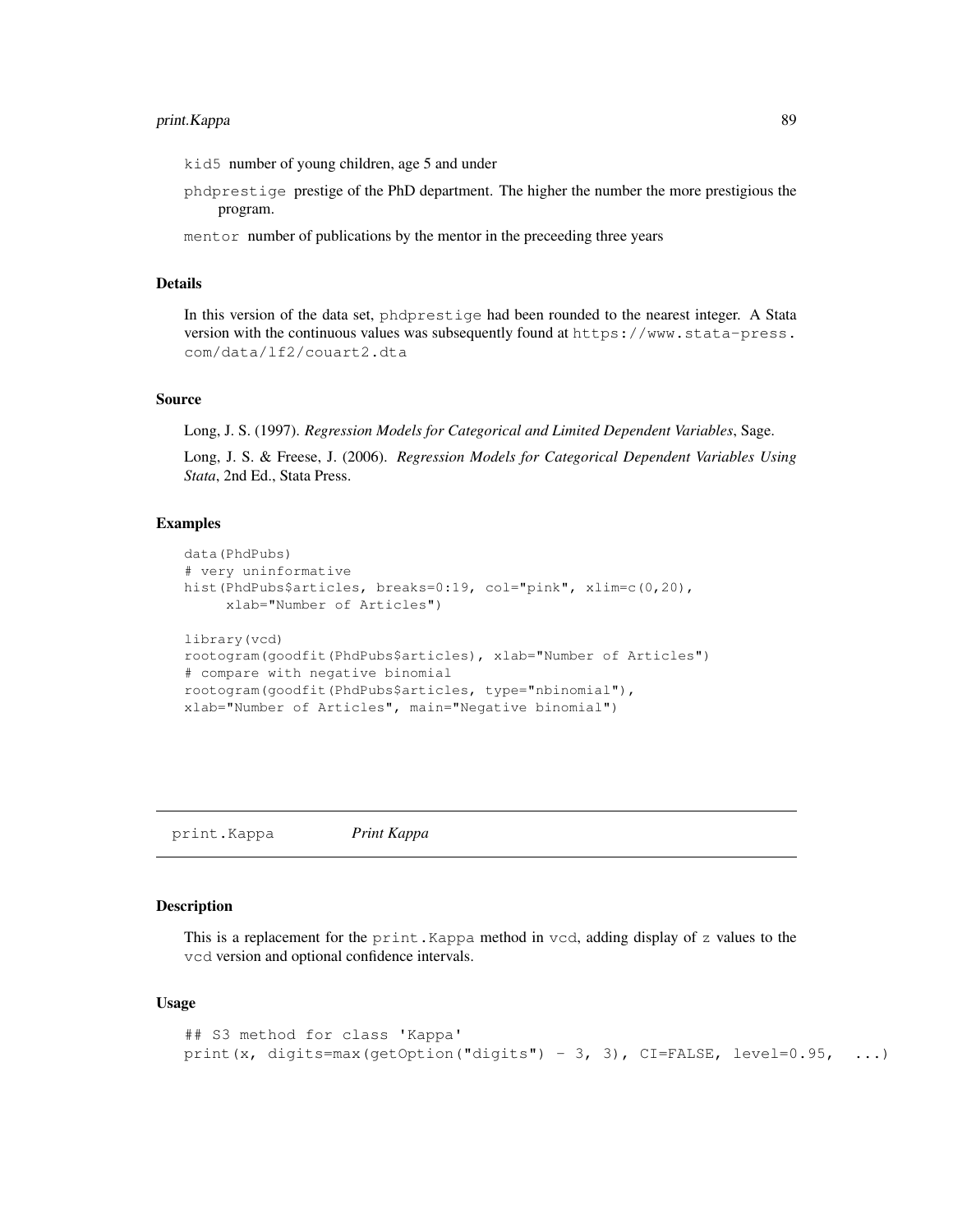kid5 number of young children, age 5 and under

phdprestige prestige of the PhD department. The higher the number the more prestigious the program.

mentor number of publications by the mentor in the preceeding three years

### Details

In this version of the data set, phdprestige had been rounded to the nearest integer. A Stata version with the continuous values was subsequently found at https://www.stata-press.com/data/lf2/couart2.dta

### Source

Long, J. S. (1997). *Regression Models for Categorical and Limited Dependent Variables*, Sage.

Long, J. S. & Freese, J. (2006). *Regression Models for Categorical Dependent Variables Using Stata*, 2nd Ed., Stata Press.

### Examples

```
data(PhdPubs)
# very uninformative
hist(PhdPubs$articles, breaks=0:19, col="pink", xlim=c(0,20),
     xlab="Number of Articles")

library(vcd)
rootogram(goodfit(PhdPubs$articles), xlab="Number of Articles")
# compare with negative binomial
rootogram(goodfit(PhdPubs$articles, type="nbinomial"),
xlab="Number of Articles", main="Negative binomial")
```

## print.Kappa *Print Kappa*

### Description

This is a replacement for the print.Kappa method in vcd, adding display of z values to the vcd version and optional confidence intervals.

### Usage

```
## S3 method for class 'Kappa'
print(x, digits=max(getOption("digits") - 3, 3), CI=FALSE, level=0.95,  ...)
```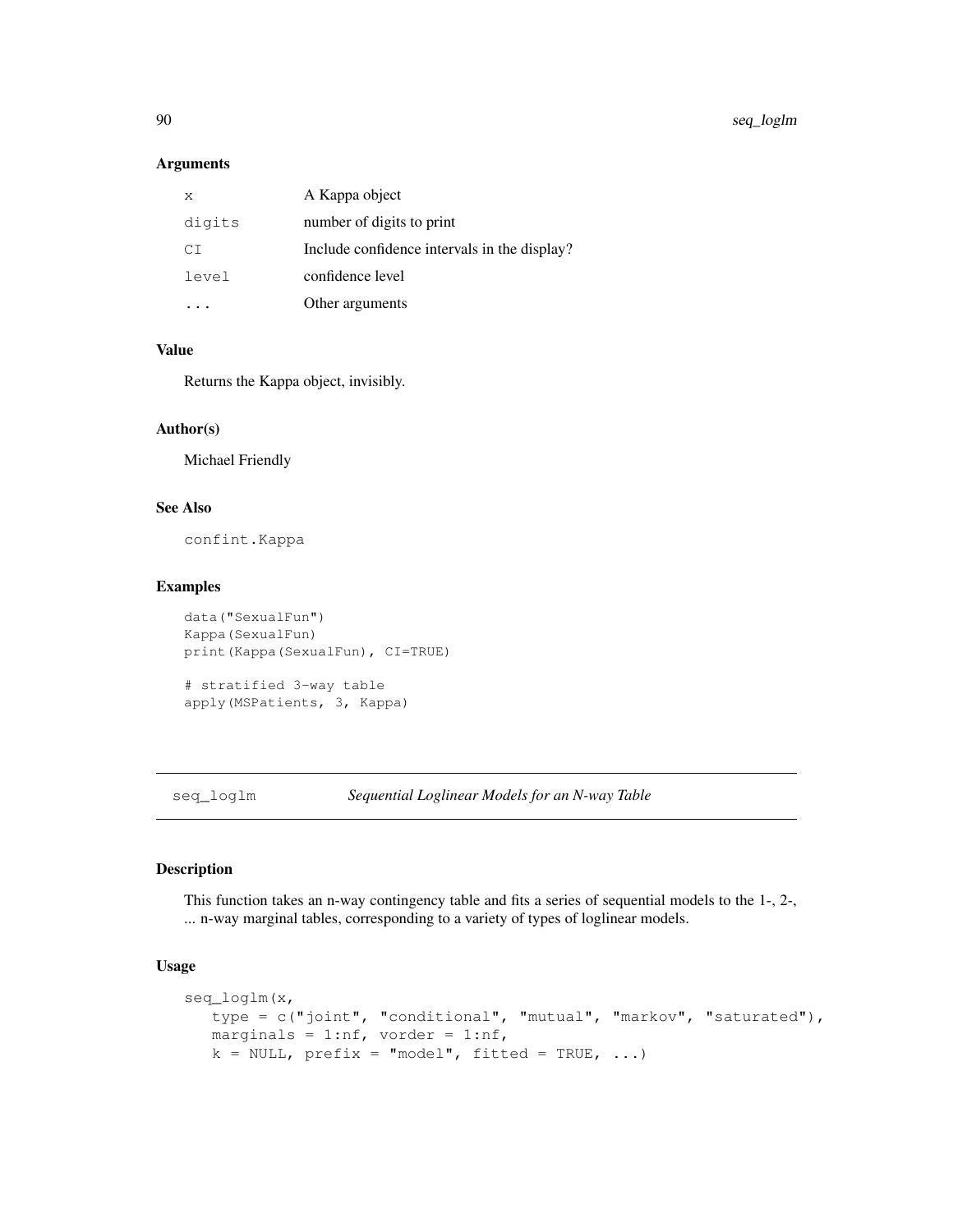### Arguments

| | |
|---|---|
| `x` | A Kappa object |
| `digits` | number of digits to print |
| `CI` | Include confidence intervals in the display? |
| `level` | confidence level |
| `...` | Other arguments |

### Value

Returns the Kappa object, invisibly.

### Author(s)

Michael Friendly

### See Also

`confint.Kappa`

### Examples

```
data("SexualFun")
Kappa(SexualFun)
print(Kappa(SexualFun), CI=TRUE)

# stratified 3-way table
apply(MSPatients, 3, Kappa)
```

---

## seq_loglm &nbsp;&nbsp;&nbsp;&nbsp; *Sequential Loglinear Models for an N-way Table*

---

### Description

This function takes an n-way contingency table and fits a series of sequential models to the 1-, 2-, ... n-way marginal tables, corresponding to a variety of types of loglinear models.

### Usage

```
seq_loglm(x,
   type = c("joint", "conditional", "mutual", "markov", "saturated"),
   marginals = 1:nf, vorder = 1:nf,
   k = NULL, prefix = "model", fitted = TRUE, ...)
```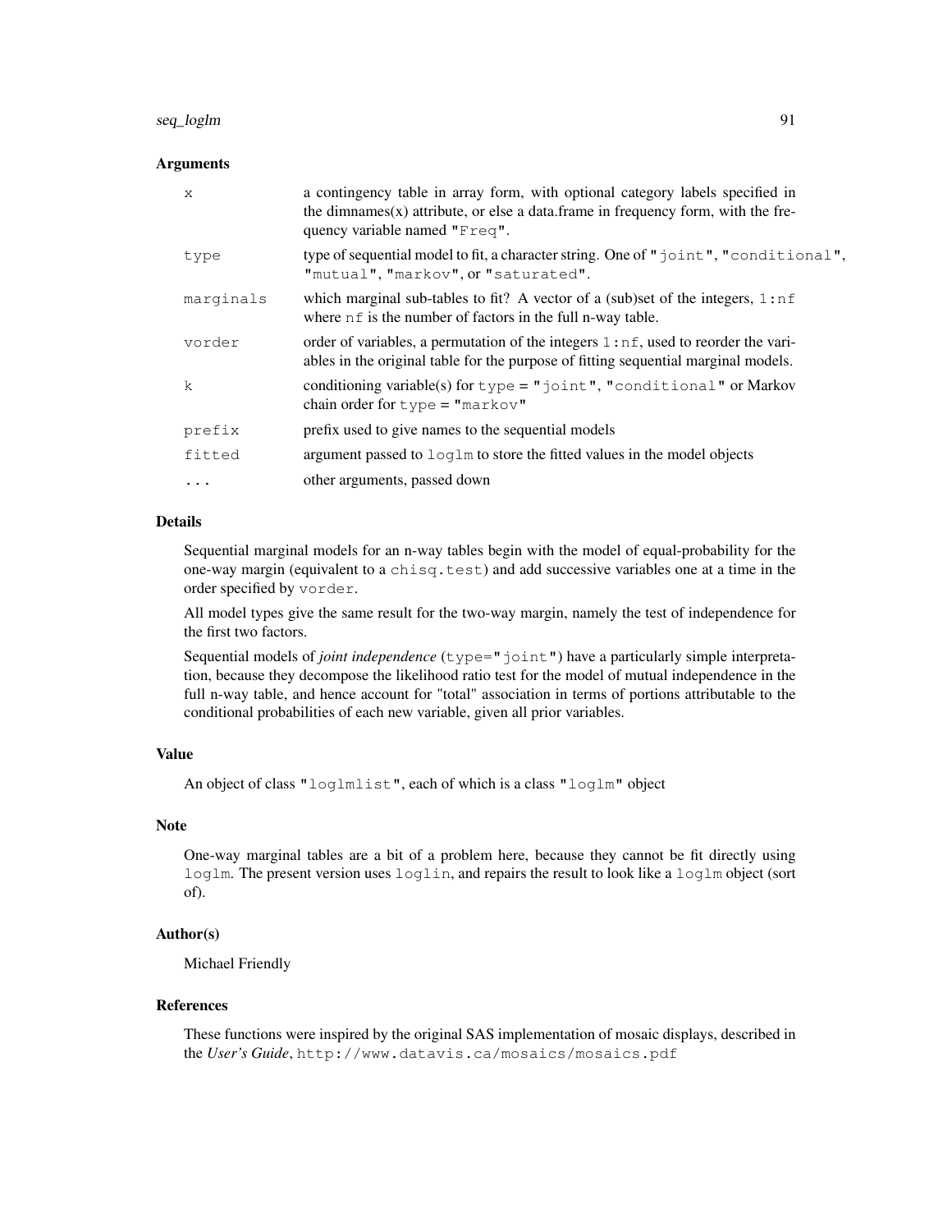### Arguments

| | |
|---|---|
| `x` | a contingency table in array form, with optional category labels specified in the dimnames(x) attribute, or else a data.frame in frequency form, with the frequency variable named `"Freq"`. |
| `type` | type of sequential model to fit, a character string. One of `"joint"`, `"conditional"`, `"mutual"`, `"markov"`, or `"saturated"`. |
| `marginals` | which marginal sub-tables to fit? A vector of a (sub)set of the integers, `1:nf` where `nf` is the number of factors in the full n-way table. |
| `vorder` | order of variables, a permutation of the integers `1:nf`, used to reorder the variables in the original table for the purpose of fitting sequential marginal models. |
| `k` | conditioning variable(s) for `type = "joint"`, `"conditional"` or Markov chain order for `type = "markov"` |
| `prefix` | prefix used to give names to the sequential models |
| `fitted` | argument passed to `loglm` to store the fitted values in the model objects |
| `...` | other arguments, passed down |

### Details

Sequential marginal models for an n-way tables begin with the model of equal-probability for the one-way margin (equivalent to a `chisq.test`) and add successive variables one at a time in the order specified by `vorder`.

All model types give the same result for the two-way margin, namely the test of independence for the first two factors.

Sequential models of *joint independence* (`type="joint"`) have a particularly simple interpretation, because they decompose the likelihood ratio test for the model of mutual independence in the full n-way table, and hence account for "total" association in terms of portions attributable to the conditional probabilities of each new variable, given all prior variables.

### Value

An object of class `"loglmlist"`, each of which is a class `"loglm"` object

### Note

One-way marginal tables are a bit of a problem here, because they cannot be fit directly using `loglm`. The present version uses `loglin`, and repairs the result to look like a `loglm` object (sort of).

### Author(s)

Michael Friendly

### References

These functions were inspired by the original SAS implementation of mosaic displays, described in the *User's Guide*, `http://www.datavis.ca/mosaics/mosaics.pdf`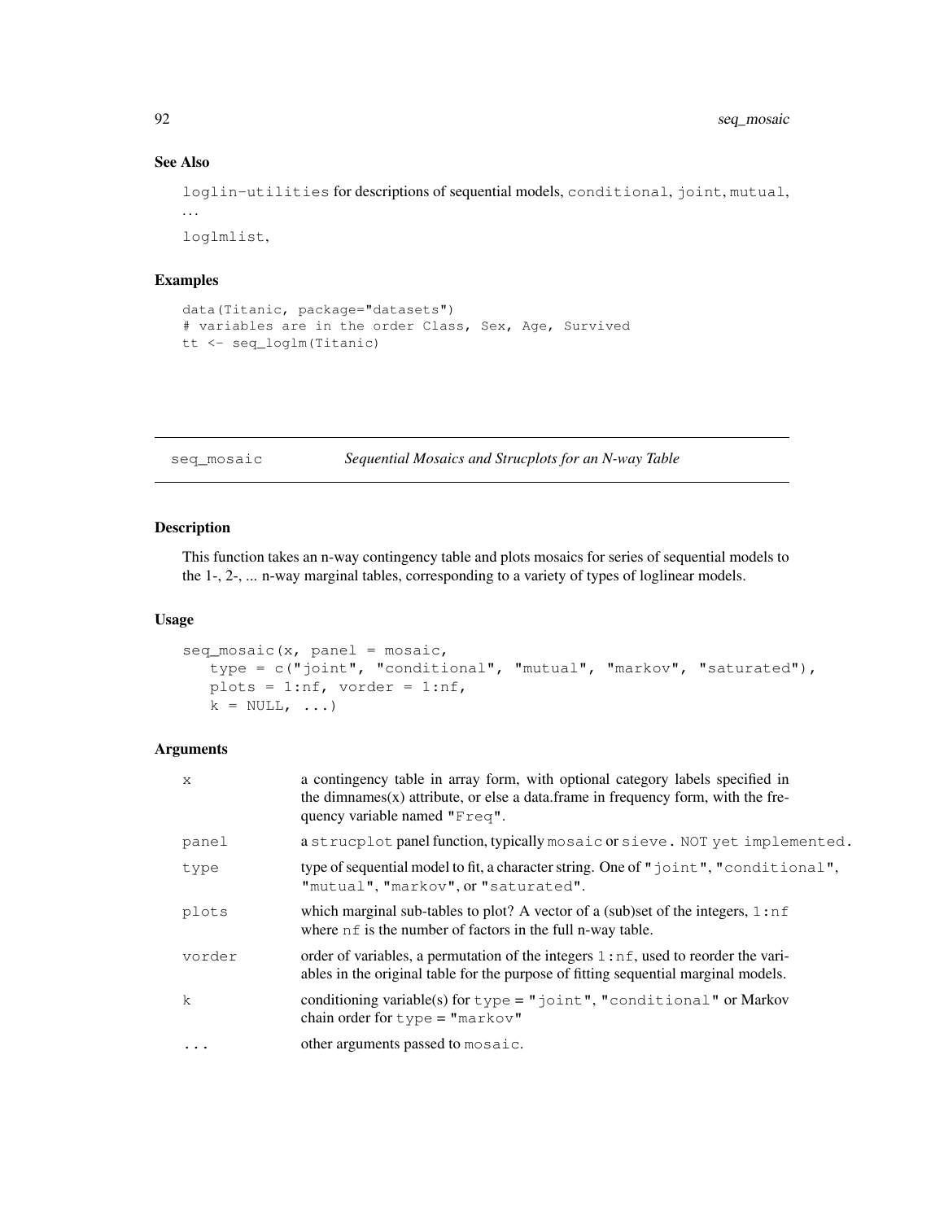### See Also

`loglin-utilities` for descriptions of sequential models, `conditional`, `joint`, `mutual`, ...

`loglmlist`,

### Examples

```
data(Titanic, package="datasets")
# variables are in the order Class, Sex, Age, Survived
tt <- seq_loglm(Titanic)
```

---

## seq_mosaic — *Sequential Mosaics and Strucplots for an N-way Table*

---

### Description

This function takes an n-way contingency table and plots mosaics for series of sequential models to the 1-, 2-, ... n-way marginal tables, corresponding to a variety of types of loglinear models.

### Usage

```
seq_mosaic(x, panel = mosaic,
   type = c("joint", "conditional", "mutual", "markov", "saturated"),
   plots = 1:nf, vorder = 1:nf,
   k = NULL, ...)
```

### Arguments

| | |
|---|---|
| `x` | a contingency table in array form, with optional category labels specified in the dimnames(x) attribute, or else a data.frame in frequency form, with the frequency variable named `"Freq"`. |
| `panel` | a `strucplot` panel function, typically `mosaic` or `sieve`. `NOT yet implemented.` |
| `type` | type of sequential model to fit, a character string. One of `"joint"`, `"conditional"`, `"mutual"`, `"markov"`, or `"saturated"`. |
| `plots` | which marginal sub-tables to plot? A vector of a (sub)set of the integers, `1:nf` where `nf` is the number of factors in the full n-way table. |
| `vorder` | order of variables, a permutation of the integers `1:nf`, used to reorder the variables in the original table for the purpose of fitting sequential marginal models. |
| `k` | conditioning variable(s) for `type = "joint"`, `"conditional"` or Markov chain order for `type = "markov"` |
| `...` | other arguments passed to `mosaic`. |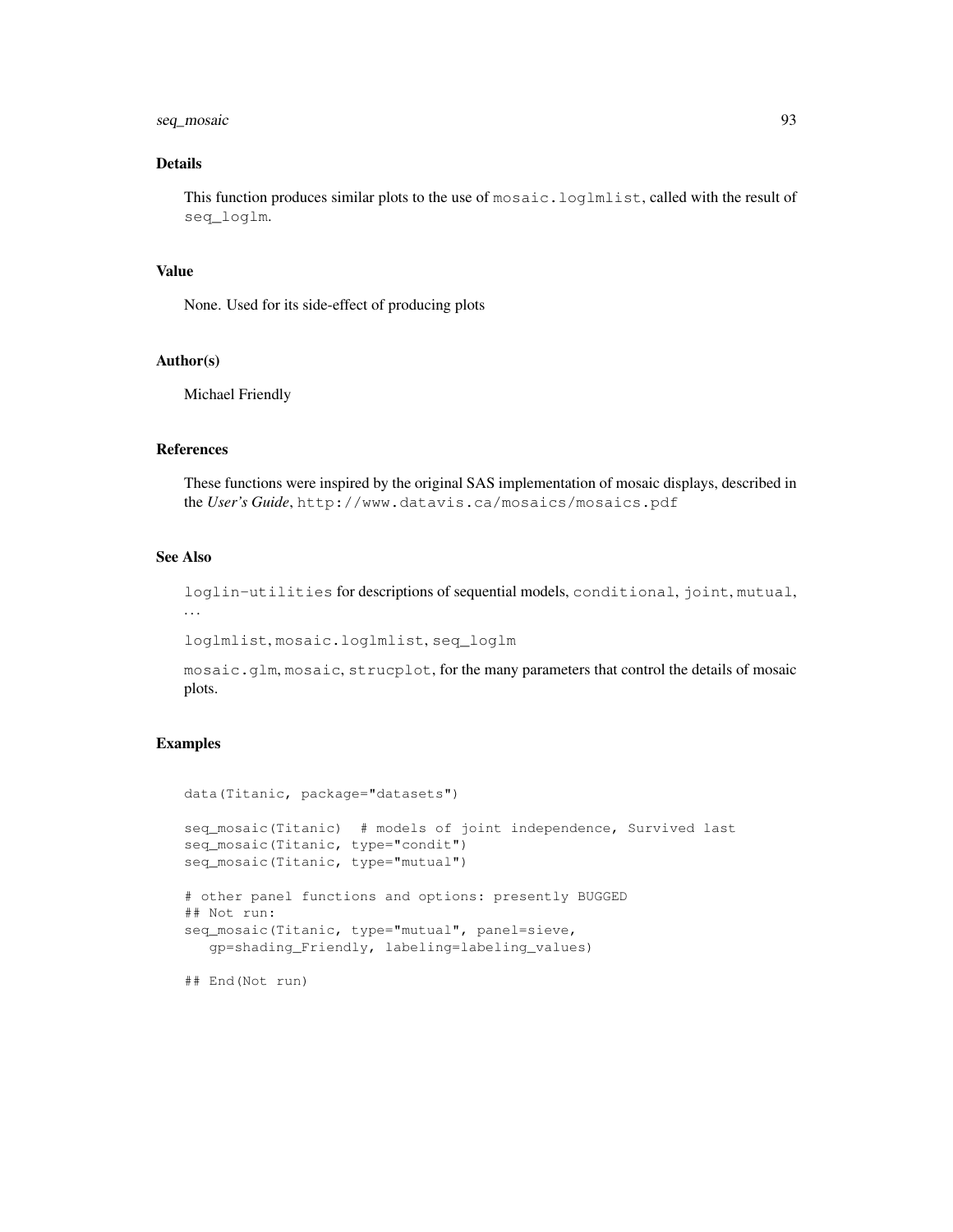### Details

This function produces similar plots to the use of `mosaic.loglmlist`, called with the result of `seq_loglm`.

### Value

None. Used for its side-effect of producing plots

### Author(s)

Michael Friendly

### References

These functions were inspired by the original SAS implementation of mosaic displays, described in the *User's Guide*, `http://www.datavis.ca/mosaics/mosaics.pdf`

### See Also

`loglin-utilities` for descriptions of sequential models, `conditional`, `joint`, `mutual`, ...

`loglmlist`, `mosaic.loglmlist`, `seq_loglm`

`mosaic.glm`, `mosaic`, `strucplot`, for the many parameters that control the details of mosaic plots.

### Examples

```
data(Titanic, package="datasets")

seq_mosaic(Titanic)  # models of joint independence, Survived last
seq_mosaic(Titanic, type="condit")
seq_mosaic(Titanic, type="mutual")

# other panel functions and options: presently BUGGED
## Not run:
seq_mosaic(Titanic, type="mutual", panel=sieve,
   gp=shading_Friendly, labeling=labeling_values)

## End(Not run)
```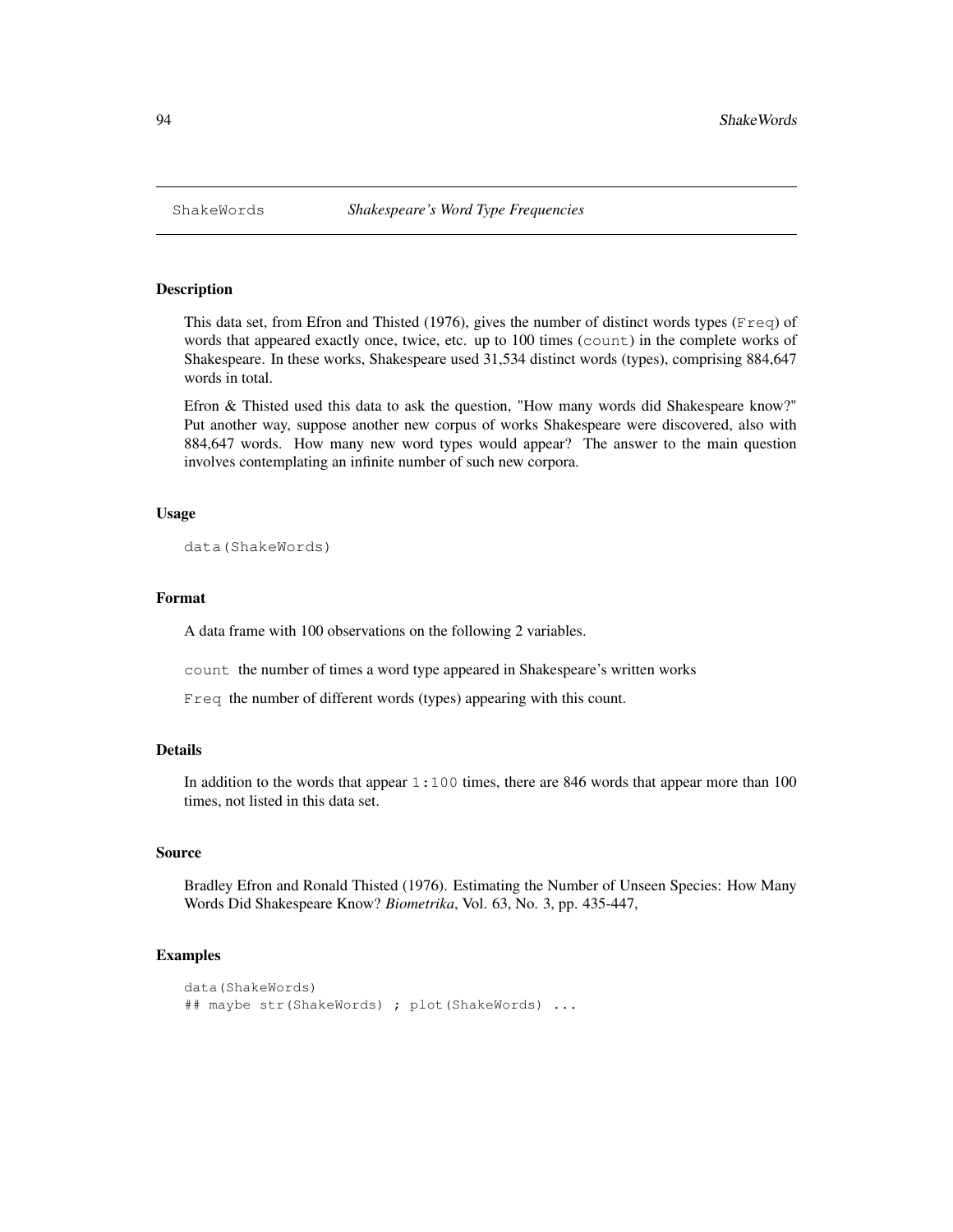## ShakeWords *Shakespeare's Word Type Frequencies*

### Description

This data set, from Efron and Thisted (1976), gives the number of distinct words types (`Freq`) of words that appeared exactly once, twice, etc. up to 100 times (`count`) in the complete works of Shakespeare. In these works, Shakespeare used 31,534 distinct words (types), comprising 884,647 words in total.

Efron & Thisted used this data to ask the question, "How many words did Shakespeare know?" Put another way, suppose another new corpus of works Shakespeare were discovered, also with 884,647 words. How many new word types would appear? The answer to the main question involves contemplating an infinite number of such new corpora.

### Usage

```
data(ShakeWords)
```

### Format

A data frame with 100 observations on the following 2 variables.

`count` the number of times a word type appeared in Shakespeare's written works

`Freq` the number of different words (types) appearing with this count.

### Details

In addition to the words that appear `1:100` times, there are 846 words that appear more than 100 times, not listed in this data set.

### Source

Bradley Efron and Ronald Thisted (1976). Estimating the Number of Unseen Species: How Many Words Did Shakespeare Know? *Biometrika*, Vol. 63, No. 3, pp. 435-447,

### Examples

```
data(ShakeWords)
## maybe str(ShakeWords) ; plot(ShakeWords) ...
```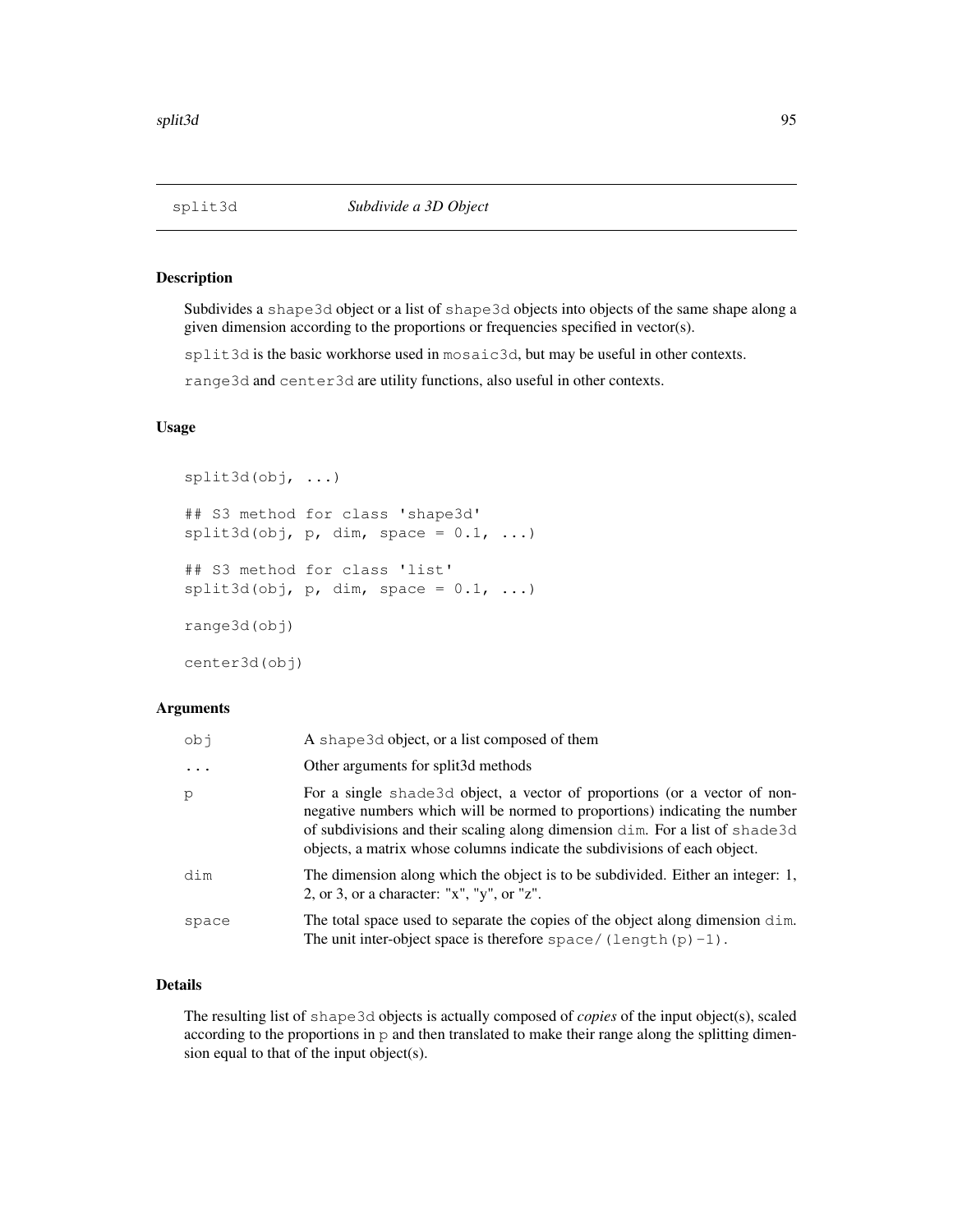## split3d — *Subdivide a 3D Object*

### Description

Subdivides a `shape3d` object or a list of `shape3d` objects into objects of the same shape along a given dimension according to the proportions or frequencies specified in vector(s).

`split3d` is the basic workhorse used in `mosaic3d`, but may be useful in other contexts.

`range3d` and `center3d` are utility functions, also useful in other contexts.

### Usage

```
split3d(obj, ...)

## S3 method for class 'shape3d'
split3d(obj, p, dim, space = 0.1, ...)

## S3 method for class 'list'
split3d(obj, p, dim, space = 0.1, ...)

range3d(obj)

center3d(obj)
```

### Arguments

| | |
|---|---|
| `obj` | A `shape3d` object, or a list composed of them |
| `...` | Other arguments for split3d methods |
| `p` | For a single `shade3d` object, a vector of proportions (or a vector of non-negative numbers which will be normed to proportions) indicating the number of subdivisions and their scaling along dimension `dim`. For a list of `shade3d` objects, a matrix whose columns indicate the subdivisions of each object. |
| `dim` | The dimension along which the object is to be subdivided. Either an integer: 1, 2, or 3, or a character: "x", "y", or "z". |
| `space` | The total space used to separate the copies of the object along dimension `dim`. The unit inter-object space is therefore `space/(length(p)-1)`. |

### Details

The resulting list of `shape3d` objects is actually composed of *copies* of the input object(s), scaled according to the proportions in `p` and then translated to make their range along the splitting dimension equal to that of the input object(s).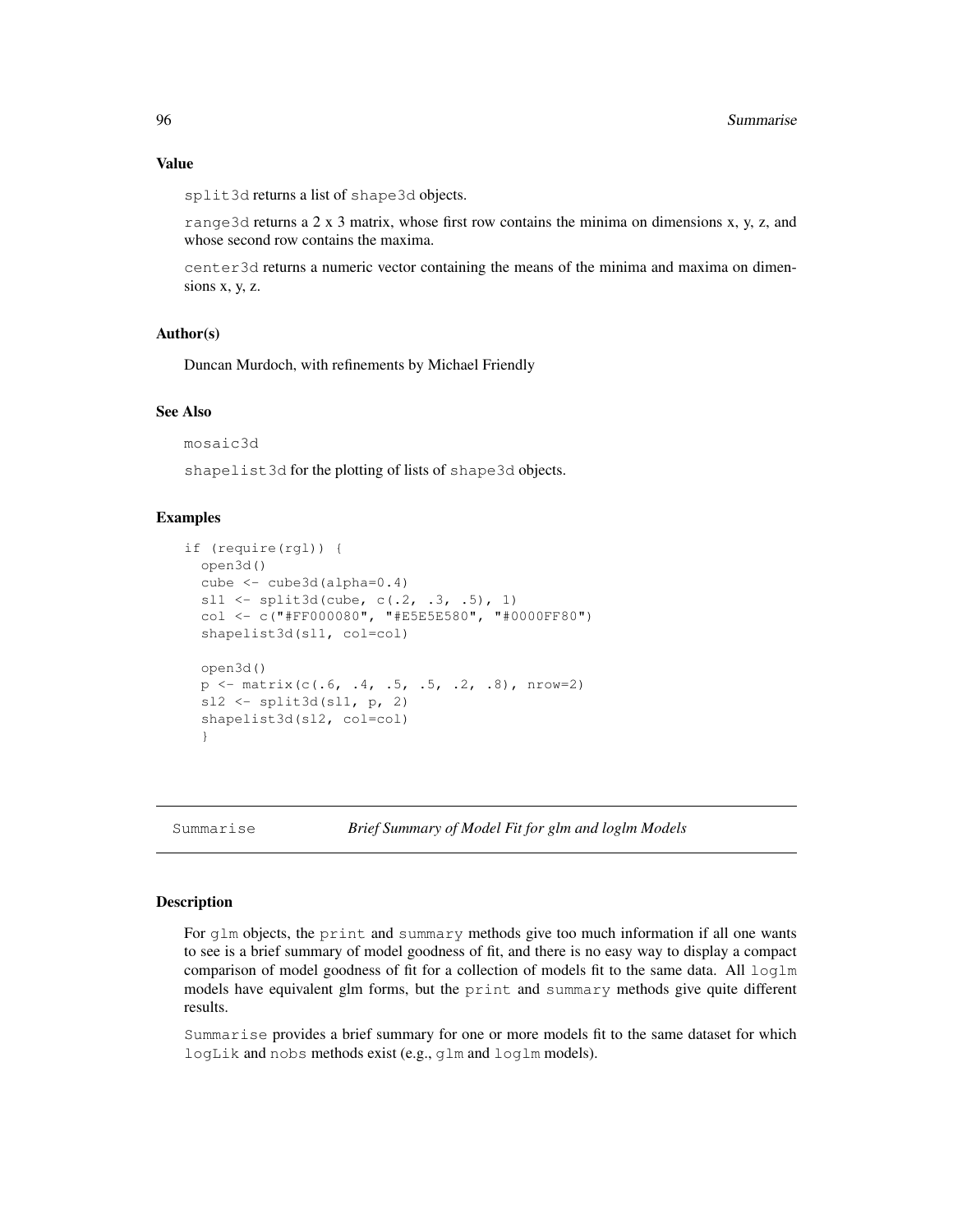### Value

split3d returns a list of shape3d objects.

range3d returns a 2 x 3 matrix, whose first row contains the minima on dimensions x, y, z, and whose second row contains the maxima.

center3d returns a numeric vector containing the means of the minima and maxima on dimensions x, y, z.

### Author(s)

Duncan Murdoch, with refinements by Michael Friendly

### See Also

mosaic3d

shapelist3d for the plotting of lists of shape3d objects.

### Examples

```
if (require(rgl)) {
  open3d()
  cube <- cube3d(alpha=0.4)
  sl1 <- split3d(cube, c(.2, .3, .5), 1)
  col <- c("#FF000080", "#E5E5E580", "#0000FF80")
  shapelist3d(sl1, col=col)

  open3d()
  p <- matrix(c(.6, .4, .5, .5, .2, .8), nrow=2)
  sl2 <- split3d(sl1, p, 2)
  shapelist3d(sl2, col=col)
  }
```

---

## Summarise — *Brief Summary of Model Fit for glm and loglm Models*

---

### Description

For glm objects, the print and summary methods give too much information if all one wants to see is a brief summary of model goodness of fit, and there is no easy way to display a compact comparison of model goodness of fit for a collection of models fit to the same data. All loglm models have equivalent glm forms, but the print and summary methods give quite different results.

Summarise provides a brief summary for one or more models fit to the same dataset for which logLik and nobs methods exist (e.g., glm and loglm models).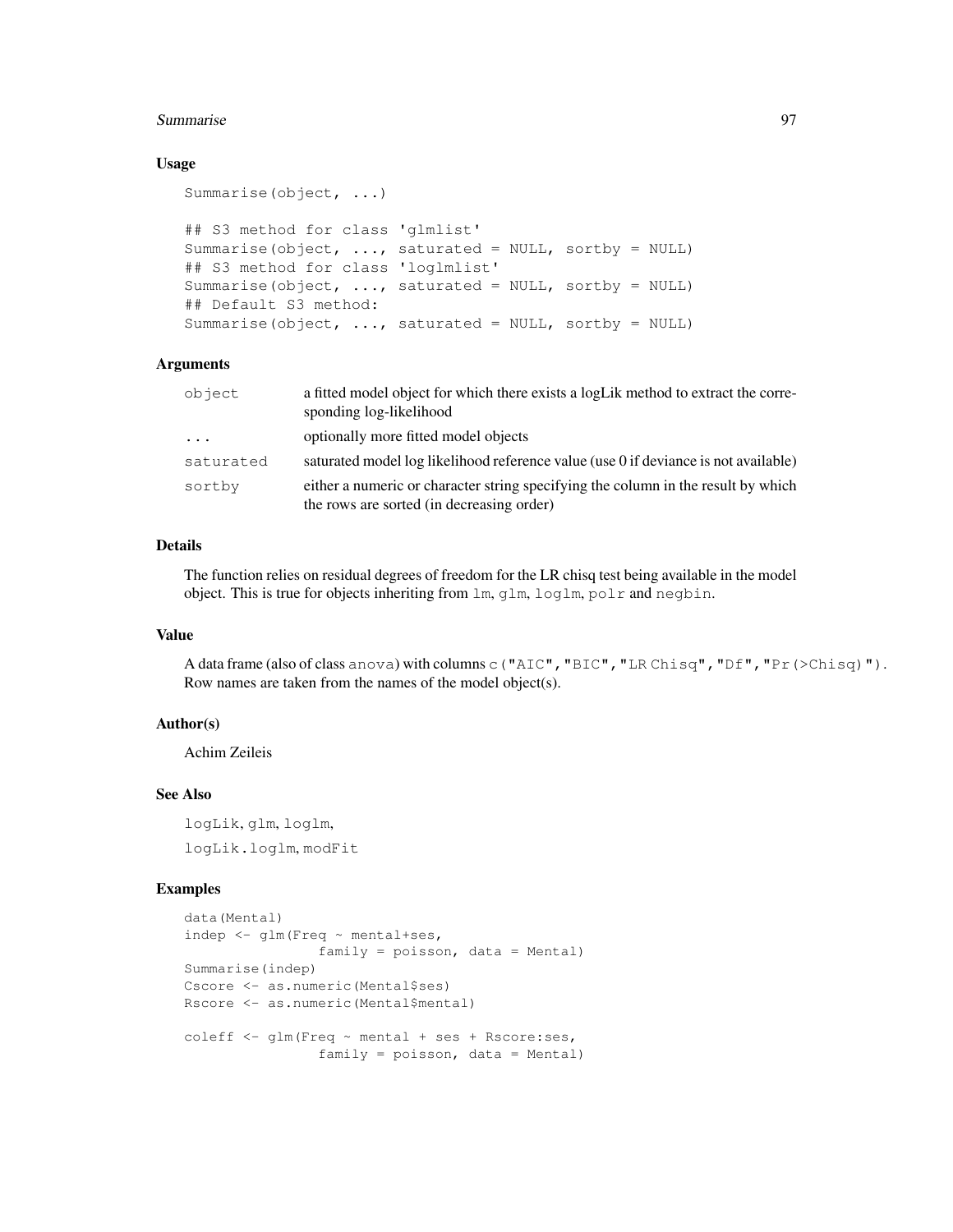### Usage

```
Summarise(object, ...)

## S3 method for class 'glmlist'
Summarise(object, ..., saturated = NULL, sortby = NULL)
## S3 method for class 'loglmlist'
Summarise(object, ..., saturated = NULL, sortby = NULL)
## Default S3 method:
Summarise(object, ..., saturated = NULL, sortby = NULL)
```

### Arguments

| | |
|---|---|
| `object` | a fitted model object for which there exists a logLik method to extract the corresponding log-likelihood |
| `...` | optionally more fitted model objects |
| `saturated` | saturated model log likelihood reference value (use 0 if deviance is not available) |
| `sortby` | either a numeric or character string specifying the column in the result by which the rows are sorted (in decreasing order) |

### Details

The function relies on residual degrees of freedom for the LR chisq test being available in the model object. This is true for objects inheriting from `lm`, `glm`, `loglm`, `polr` and `negbin`.

### Value

A data frame (also of class `anova`) with columns `c("AIC","BIC","LR Chisq","Df","Pr(>Chisq)")`. Row names are taken from the names of the model object(s).

### Author(s)

Achim Zeileis

### See Also

`logLik`, `glm`, `loglm`,

`logLik.loglm`, `modFit`

### Examples

```
data(Mental)
indep <- glm(Freq ~ mental+ses,
                family = poisson, data = Mental)
Summarise(indep)
Cscore <- as.numeric(Mental$ses)
Rscore <- as.numeric(Mental$mental)

coleff <- glm(Freq ~ mental + ses + Rscore:ses,
                family = poisson, data = Mental)
```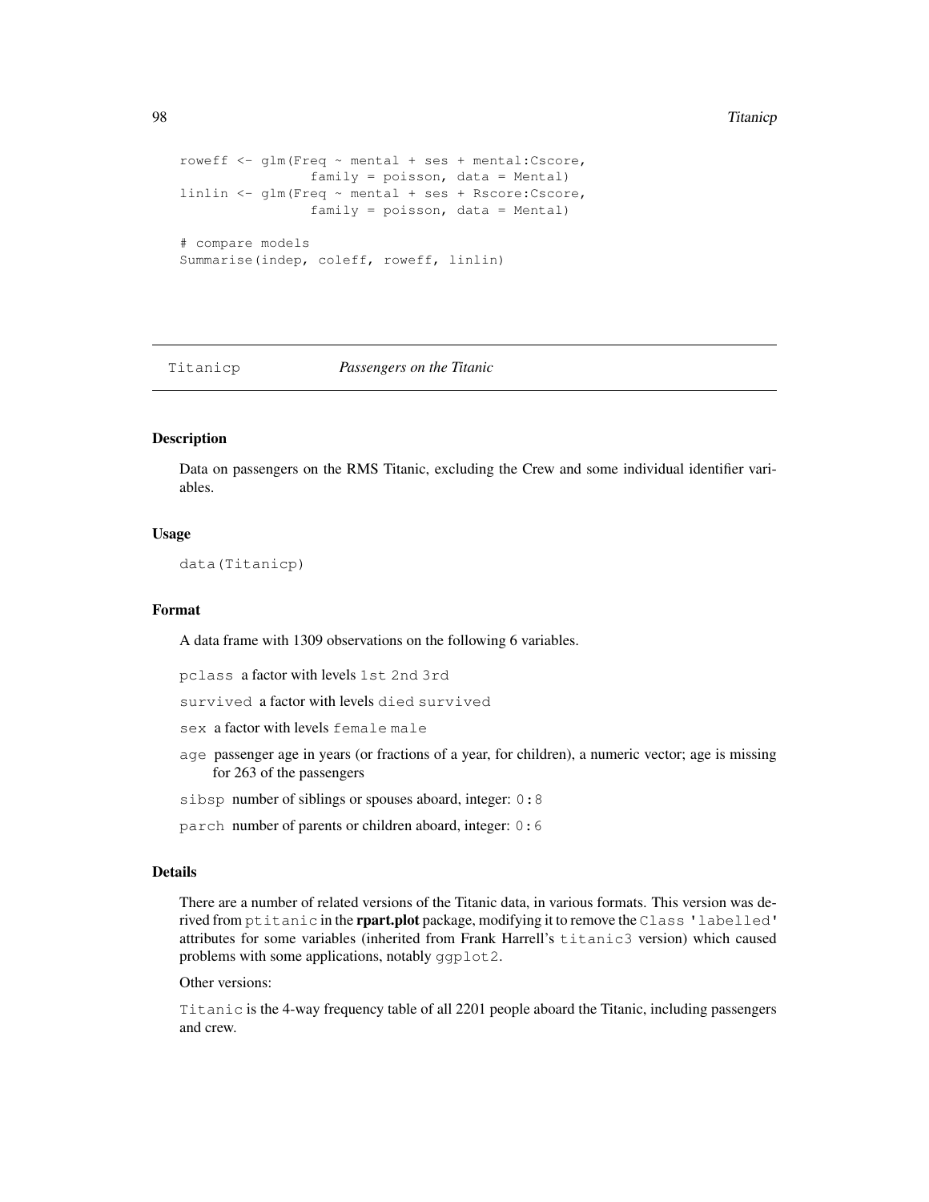```
roweff <- glm(Freq ~ mental + ses + mental:Cscore,
                family = poisson, data = Mental)
linlin <- glm(Freq ~ mental + ses + Rscore:Cscore,
                family = poisson, data = Mental)

# compare models
Summarise(indep, coleff, roweff, linlin)
```

## Titanicp — *Passengers on the Titanic*

### Description

Data on passengers on the RMS Titanic, excluding the Crew and some individual identifier variables.

### Usage

```
data(Titanicp)
```

### Format

A data frame with 1309 observations on the following 6 variables.

- `pclass` a factor with levels `1st` `2nd` `3rd`
- `survived` a factor with levels `died` `survived`
- `sex` a factor with levels `female` `male`
- `age` passenger age in years (or fractions of a year, for children), a numeric vector; age is missing for 263 of the passengers
- `sibsp` number of siblings or spouses aboard, integer: `0:8`
- `parch` number of parents or children aboard, integer: `0:6`

### Details

There are a number of related versions of the Titanic data, in various formats. This version was derived from `ptitanic` in the **rpart.plot** package, modifying it to remove the `Class 'labelled'` attributes for some variables (inherited from Frank Harrell's `titanic3` version) which caused problems with some applications, notably `ggplot2`.

Other versions:

`Titanic` is the 4-way frequency table of all 2201 people aboard the Titanic, including passengers and crew.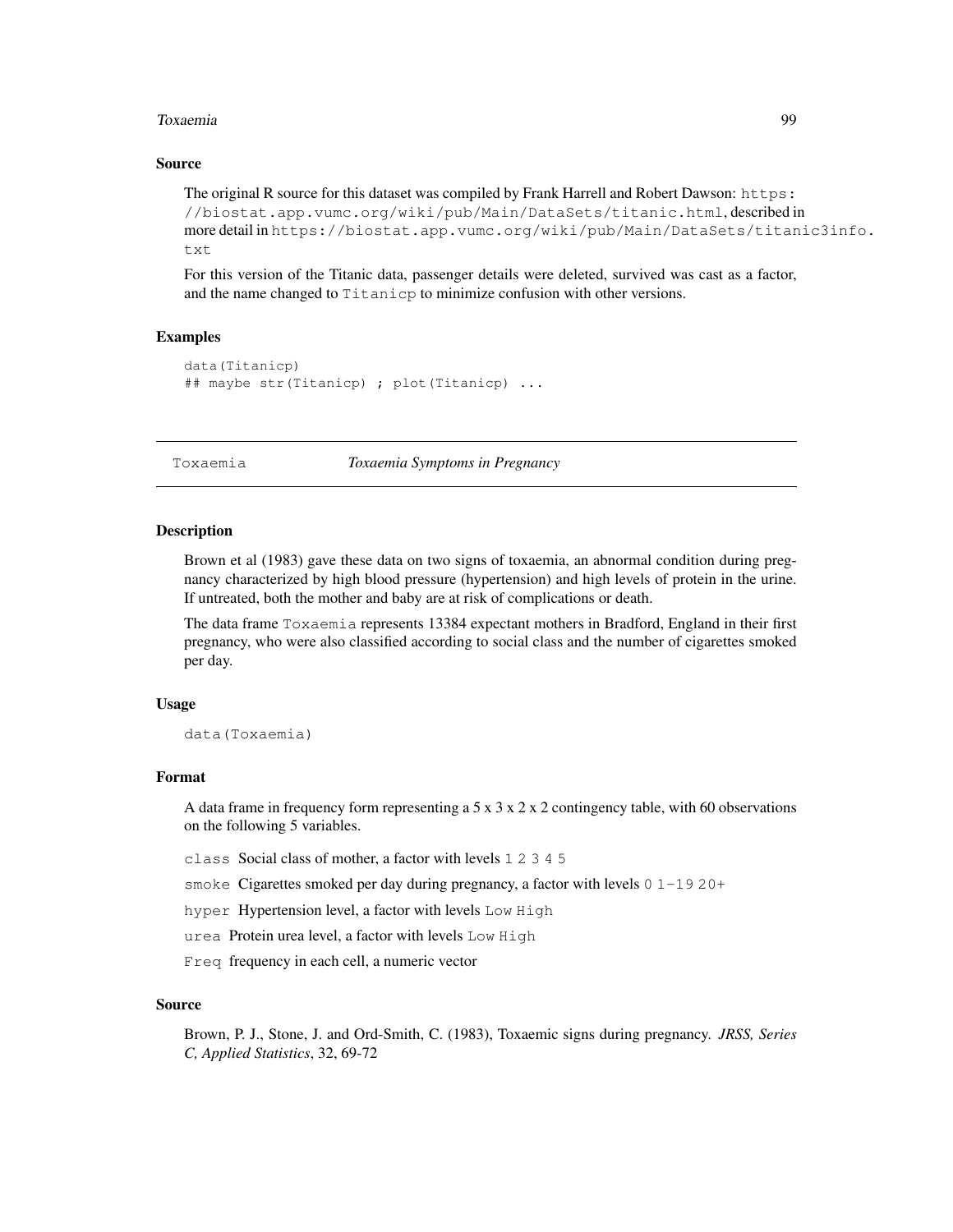### Source

The original R source for this dataset was compiled by Frank Harrell and Robert Dawson: https://biostat.app.vumc.org/wiki/pub/Main/DataSets/titanic.html, described in more detail in https://biostat.app.vumc.org/wiki/pub/Main/DataSets/titanic3info.txt

For this version of the Titanic data, passenger details were deleted, survived was cast as a factor, and the name changed to `Titanicp` to minimize confusion with other versions.

### Examples

```
data(Titanicp)
## maybe str(Titanicp) ; plot(Titanicp) ...
```

---

## Toxaemia — *Toxaemia Symptoms in Pregnancy*

---

### Description

Brown et al (1983) gave these data on two signs of toxaemia, an abnormal condition during pregnancy characterized by high blood pressure (hypertension) and high levels of protein in the urine. If untreated, both the mother and baby are at risk of complications or death.

The data frame `Toxaemia` represents 13384 expectant mothers in Bradford, England in their first pregnancy, who were also classified according to social class and the number of cigarettes smoked per day.

### Usage

```
data(Toxaemia)
```

### Format

A data frame in frequency form representing a 5 x 3 x 2 x 2 contingency table, with 60 observations on the following 5 variables.

- `class` Social class of mother, a factor with levels `1 2 3 4 5`
- `smoke` Cigarettes smoked per day during pregnancy, a factor with levels `0 1-19 20+`
- `hyper` Hypertension level, a factor with levels `Low High`
- `urea` Protein urea level, a factor with levels `Low High`
- `Freq` frequency in each cell, a numeric vector

### Source

Brown, P. J., Stone, J. and Ord-Smith, C. (1983), Toxaemic signs during pregnancy. *JRSS, Series C, Applied Statistics*, 32, 69-72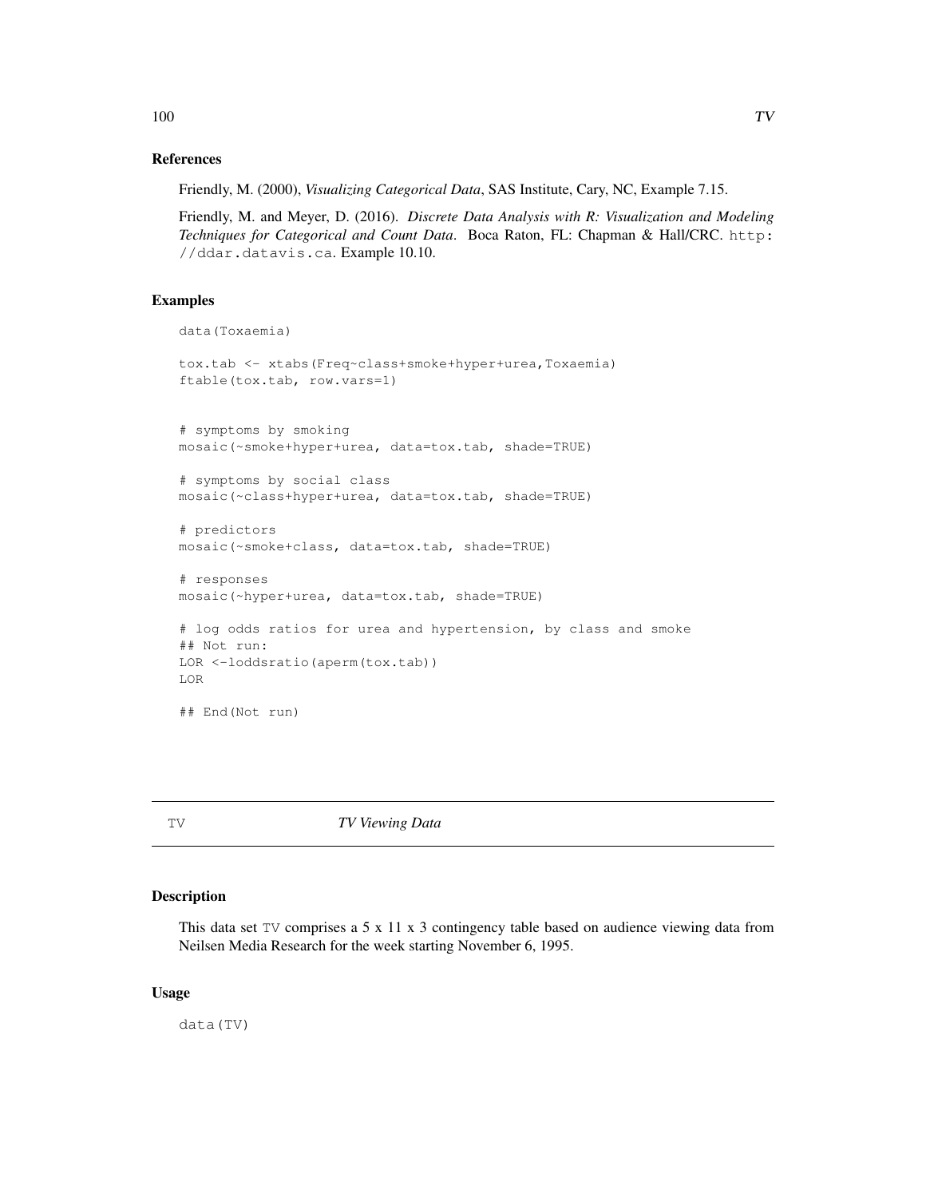### References

Friendly, M. (2000), *Visualizing Categorical Data*, SAS Institute, Cary, NC, Example 7.15.

Friendly, M. and Meyer, D. (2016). *Discrete Data Analysis with R: Visualization and Modeling Techniques for Categorical and Count Data*. Boca Raton, FL: Chapman & Hall/CRC. `http://ddar.datavis.ca`. Example 10.10.

### Examples

```
data(Toxaemia)

tox.tab <- xtabs(Freq~class+smoke+hyper+urea,Toxaemia)
ftable(tox.tab, row.vars=1)


# symptoms by smoking
mosaic(~smoke+hyper+urea, data=tox.tab, shade=TRUE)

# symptoms by social class
mosaic(~class+hyper+urea, data=tox.tab, shade=TRUE)

# predictors
mosaic(~smoke+class, data=tox.tab, shade=TRUE)

# responses
mosaic(~hyper+urea, data=tox.tab, shade=TRUE)

# log odds ratios for urea and hypertension, by class and smoke
## Not run:
LOR <-loddsratio(aperm(tox.tab))
LOR

## End(Not run)
```

---

## TV    *TV Viewing Data*

---

### Description

This data set `TV` comprises a 5 x 11 x 3 contingency table based on audience viewing data from Neilsen Media Research for the week starting November 6, 1995.

### Usage

```
data(TV)
```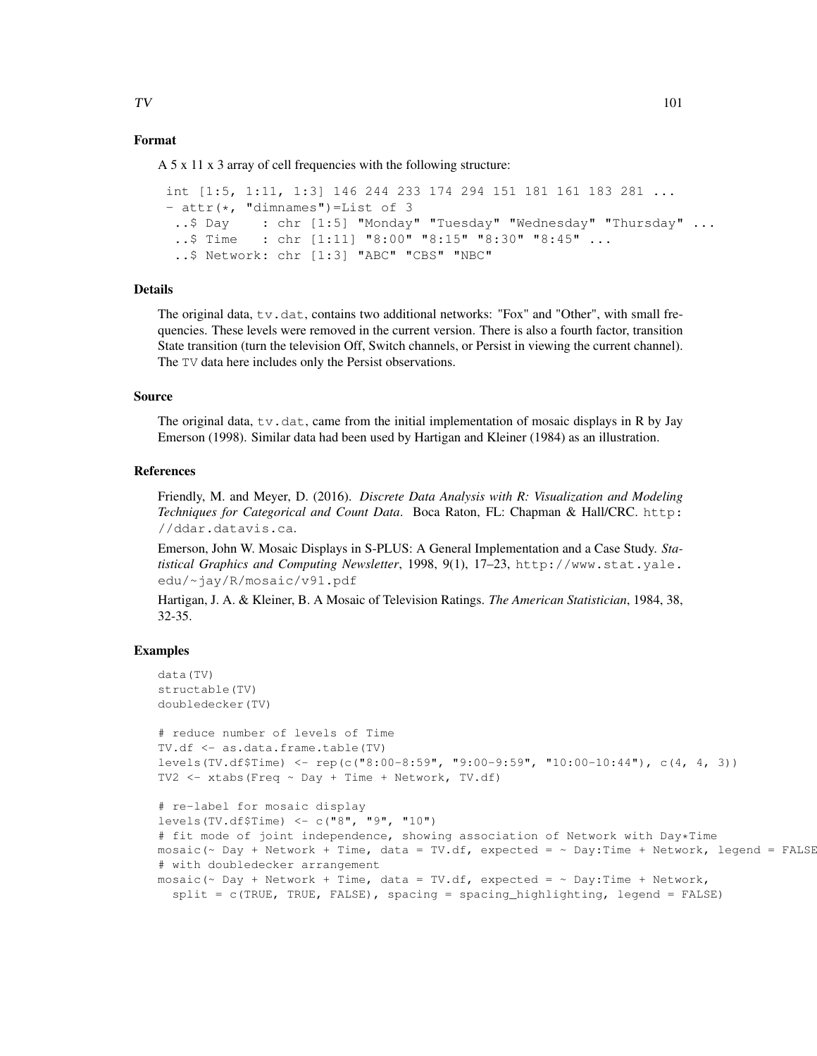### Format

A 5 x 11 x 3 array of cell frequencies with the following structure:

```
int [1:5, 1:11, 1:3] 146 244 233 174 294 151 181 161 183 281 ...
 - attr(*, "dimnames")=List of 3
  ..$ Day    : chr [1:5] "Monday" "Tuesday" "Wednesday" "Thursday" ...
  ..$ Time   : chr [1:11] "8:00" "8:15" "8:30" "8:45" ...
  ..$ Network: chr [1:3] "ABC" "CBS" "NBC"
```

### Details

The original data, `tv.dat`, contains two additional networks: "Fox" and "Other", with small frequencies. These levels were removed in the current version. There is also a fourth factor, transition State transition (turn the television Off, Switch channels, or Persist in viewing the current channel). The `TV` data here includes only the Persist observations.

### Source

The original data, `tv.dat`, came from the initial implementation of mosaic displays in R by Jay Emerson (1998). Similar data had been used by Hartigan and Kleiner (1984) as an illustration.

### References

Friendly, M. and Meyer, D. (2016). *Discrete Data Analysis with R: Visualization and Modeling Techniques for Categorical and Count Data*. Boca Raton, FL: Chapman & Hall/CRC. http://ddar.datavis.ca.

Emerson, John W. Mosaic Displays in S-PLUS: A General Implementation and a Case Study. *Statistical Graphics and Computing Newsletter*, 1998, 9(1), 17–23, http://www.stat.yale.edu/~jay/R/mosaic/v91.pdf

Hartigan, J. A. & Kleiner, B. A Mosaic of Television Ratings. *The American Statistician*, 1984, 38, 32-35.

### Examples

```
data(TV)
structable(TV)
doubledecker(TV)

# reduce number of levels of Time
TV.df <- as.data.frame.table(TV)
levels(TV.df$Time) <- rep(c("8:00-8:59", "9:00-9:59", "10:00-10:44"), c(4, 4, 3))
TV2 <- xtabs(Freq ~ Day + Time + Network, TV.df)

# re-label for mosaic display
levels(TV.df$Time) <- c("8", "9", "10")
# fit mode of joint independence, showing association of Network with Day*Time
mosaic(~ Day + Network + Time, data = TV.df, expected = ~ Day:Time + Network, legend = FALSE
# with doubledecker arrangement
mosaic(~ Day + Network + Time, data = TV.df, expected = ~ Day:Time + Network,
  split = c(TRUE, TRUE, FALSE), spacing = spacing_highlighting, legend = FALSE)
```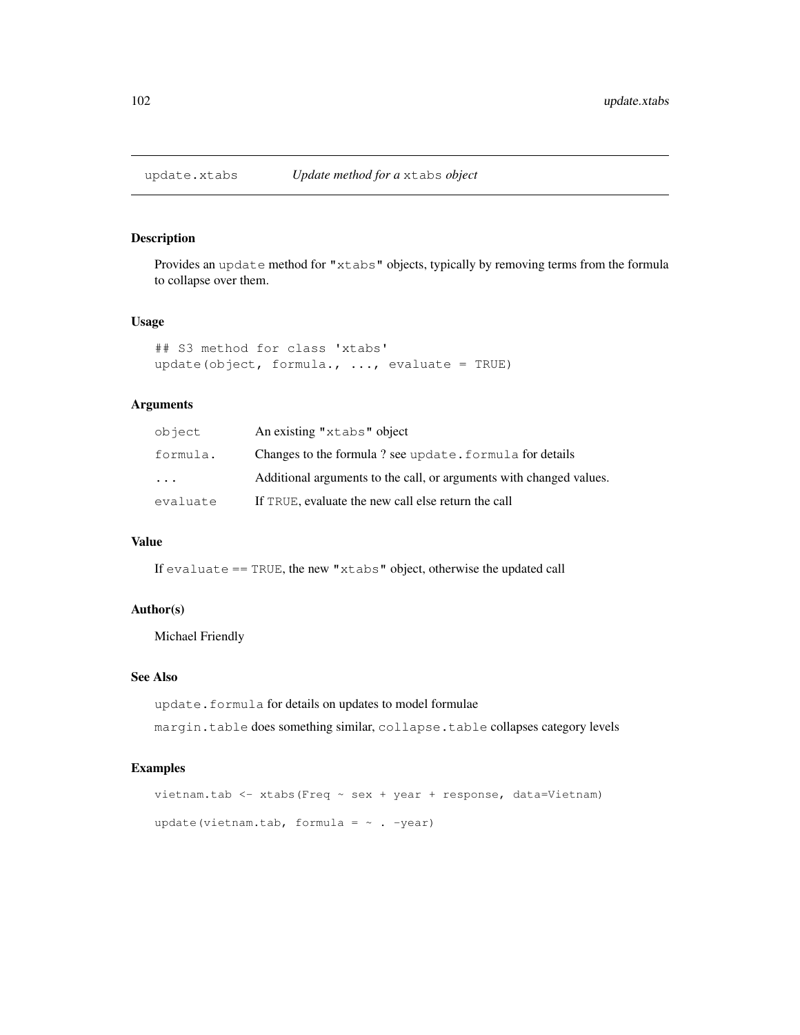# update.xtabs — *Update method for a xtabs object*

### Description

Provides an `update` method for `"xtabs"` objects, typically by removing terms from the formula to collapse over them.

### Usage

```
## S3 method for class 'xtabs'
update(object, formula., ..., evaluate = TRUE)
```

### Arguments

| | |
|---|---|
| `object` | An existing `"xtabs"` object |
| `formula.` | Changes to the formula ? see `update.formula` for details |
| `...` | Additional arguments to the call, or arguments with changed values. |
| `evaluate` | If `TRUE`, evaluate the new call else return the call |

### Value

If `evaluate == TRUE`, the new `"xtabs"` object, otherwise the updated call

### Author(s)

Michael Friendly

### See Also

`update.formula` for details on updates to model formulae

`margin.table` does something similar, `collapse.table` collapses category levels

### Examples

```
vietnam.tab <- xtabs(Freq ~ sex + year + response, data=Vietnam)

update(vietnam.tab, formula = ~ . -year)
```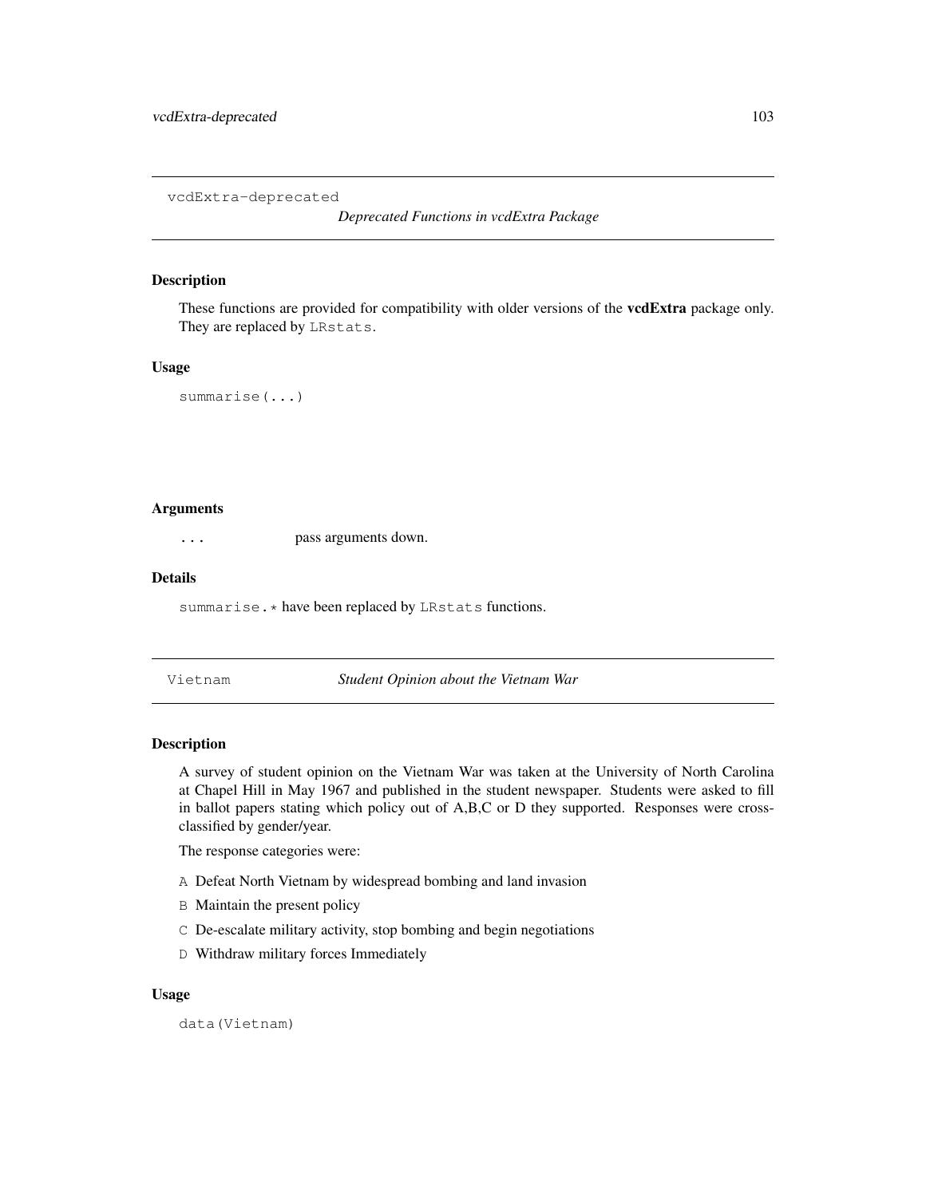## vcdExtra-deprecated *Deprecated Functions in vcdExtra Package*

### Description

These functions are provided for compatibility with older versions of the **vcdExtra** package only. They are replaced by `LRstats`.

### Usage

```
summarise(...)
```

### Arguments

| | |
|---|---|
| `...` | pass arguments down. |

### Details

`summarise.*` have been replaced by `LRstats` functions.

## Vietnam *Student Opinion about the Vietnam War*

### Description

A survey of student opinion on the Vietnam War was taken at the University of North Carolina at Chapel Hill in May 1967 and published in the student newspaper. Students were asked to fill in ballot papers stating which policy out of A,B,C or D they supported. Responses were cross-classified by gender/year.

The response categories were:

- `A` Defeat North Vietnam by widespread bombing and land invasion
- `B` Maintain the present policy
- `C` De-escalate military activity, stop bombing and begin negotiations
- `D` Withdraw military forces Immediately

### Usage

```
data(Vietnam)
```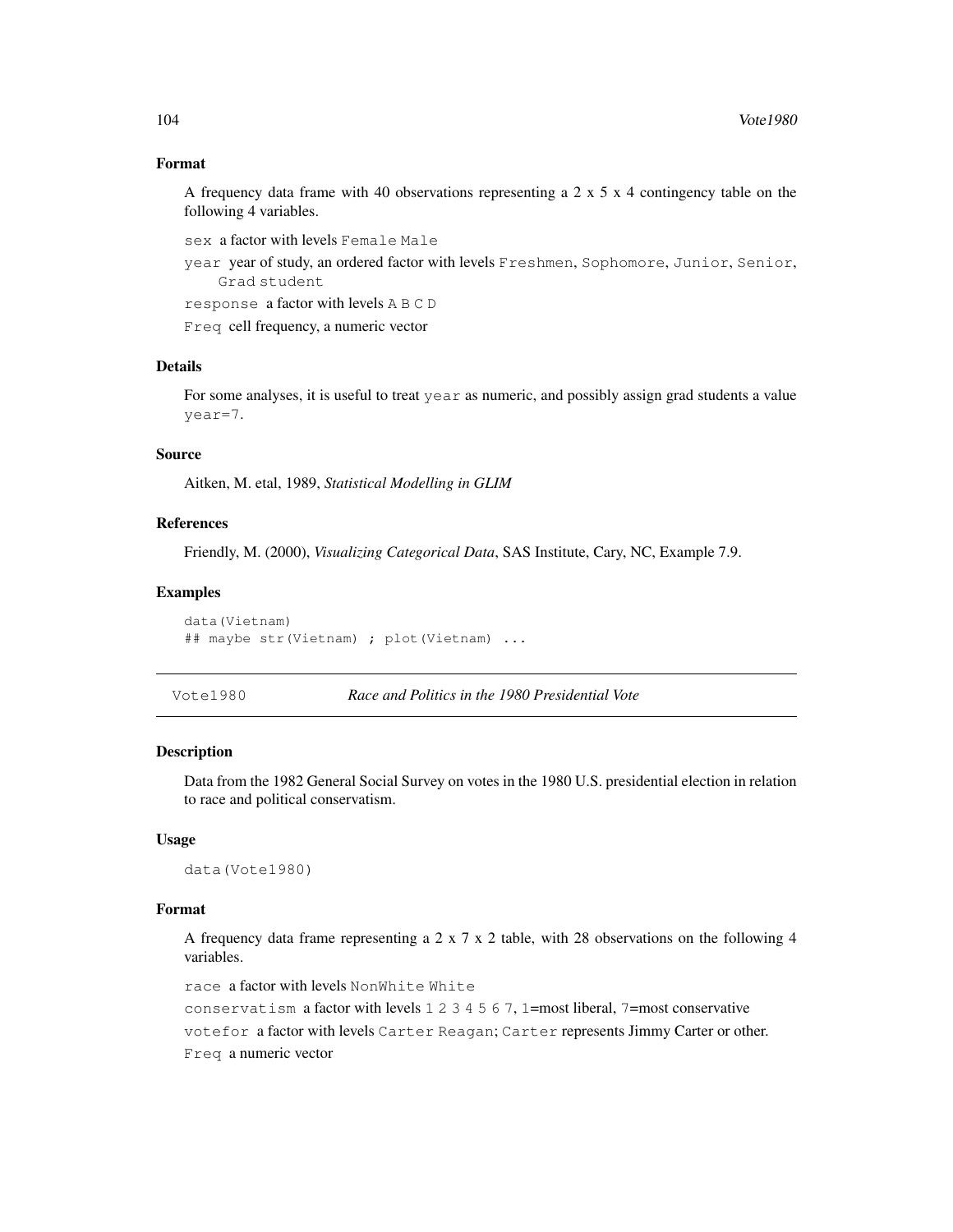### Format

A frequency data frame with 40 observations representing a 2 x 5 x 4 contingency table on the following 4 variables.

`sex` a factor with levels `Female` `Male`

`year` year of study, an ordered factor with levels `Freshmen`, `Sophomore`, `Junior`, `Senior`, `Grad student`

`response` a factor with levels `A` `B` `C` `D`

`Freq` cell frequency, a numeric vector

### Details

For some analyses, it is useful to treat `year` as numeric, and possibly assign grad students a value `year=7`.

### Source

Aitken, M. etal, 1989, *Statistical Modelling in GLIM*

### References

Friendly, M. (2000), *Visualizing Categorical Data*, SAS Institute, Cary, NC, Example 7.9.

### Examples

```
data(Vietnam)
## maybe str(Vietnam) ; plot(Vietnam) ...
```

---

## Vote1980 — *Race and Politics in the 1980 Presidential Vote*

### Description

Data from the 1982 General Social Survey on votes in the 1980 U.S. presidential election in relation to race and political conservatism.

### Usage

```
data(Vote1980)
```

### Format

A frequency data frame representing a 2 x 7 x 2 table, with 28 observations on the following 4 variables.

`race` a factor with levels `NonWhite` `White`

`conservatism` a factor with levels `1` `2` `3` `4` `5` `6` `7`, `1`=most liberal, `7`=most conservative

`votefor` a factor with levels `Carter` `Reagan`; `Carter` represents Jimmy Carter or other.

`Freq` a numeric vector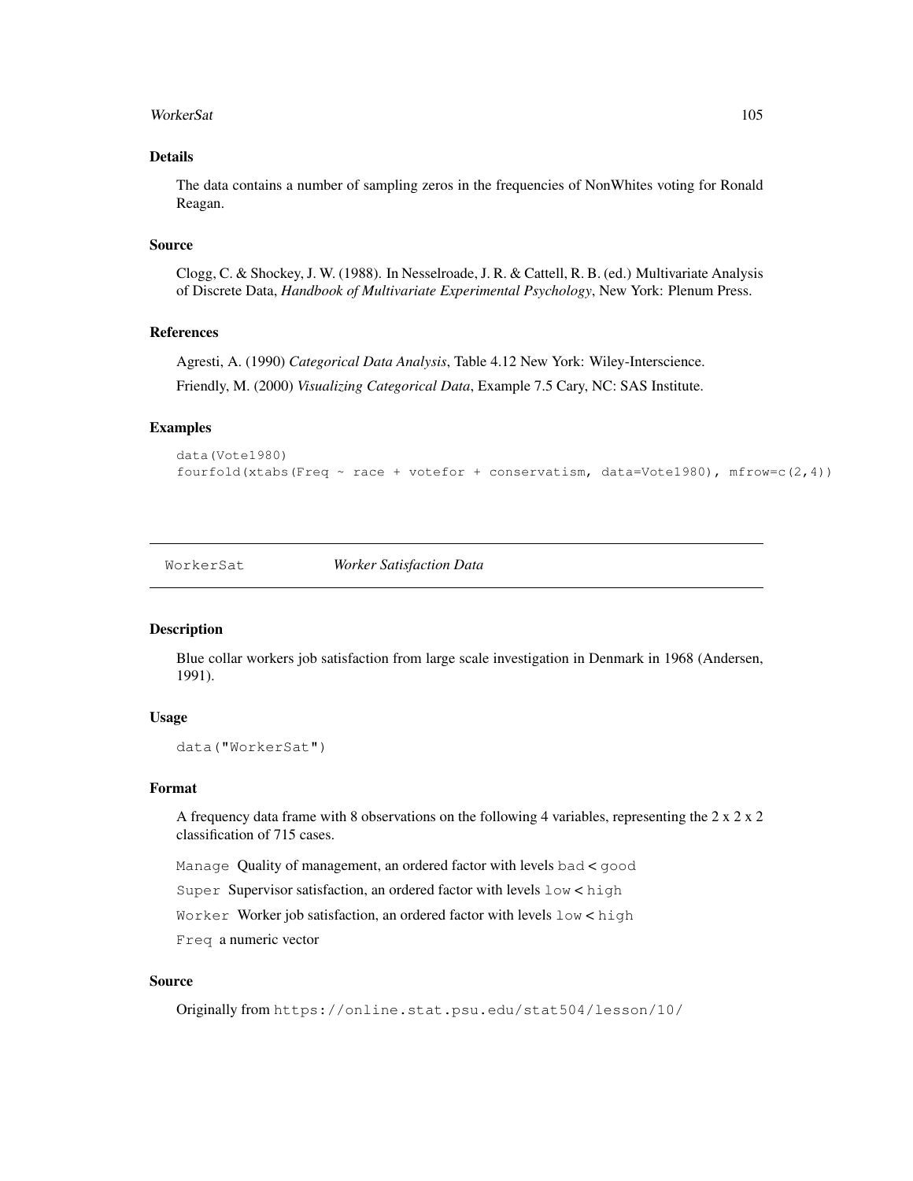### Details

The data contains a number of sampling zeros in the frequencies of NonWhites voting for Ronald Reagan.

### Source

Clogg, C. & Shockey, J. W. (1988). In Nesselroade, J. R. & Cattell, R. B. (ed.) Multivariate Analysis of Discrete Data, *Handbook of Multivariate Experimental Psychology*, New York: Plenum Press.

### References

Agresti, A. (1990) *Categorical Data Analysis*, Table 4.12 New York: Wiley-Interscience.

Friendly, M. (2000) *Visualizing Categorical Data*, Example 7.5 Cary, NC: SAS Institute.

### Examples

```
data(Vote1980)
fourfold(xtabs(Freq ~ race + votefor + conservatism, data=Vote1980), mfrow=c(2,4))
```

---

## WorkerSat *Worker Satisfaction Data*

---

### Description

Blue collar workers job satisfaction from large scale investigation in Denmark in 1968 (Andersen, 1991).

### Usage

```
data("WorkerSat")
```

### Format

A frequency data frame with 8 observations on the following 4 variables, representing the 2 x 2 x 2 classification of 715 cases.

`Manage` Quality of management, an ordered factor with levels `bad` < `good`

`Super` Supervisor satisfaction, an ordered factor with levels `low` < `high`

`Worker` Worker job satisfaction, an ordered factor with levels `low` < `high`

`Freq` a numeric vector

### Source

Originally from `https://online.stat.psu.edu/stat504/lesson/10/`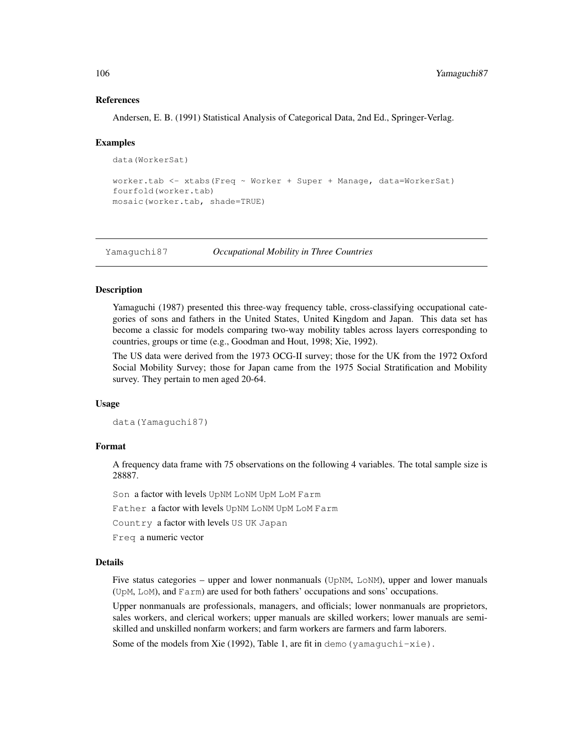### References

Andersen, E. B. (1991) Statistical Analysis of Categorical Data, 2nd Ed., Springer-Verlag.

### Examples

```
data(WorkerSat)

worker.tab <- xtabs(Freq ~ Worker + Super + Manage, data=WorkerSat)
fourfold(worker.tab)
mosaic(worker.tab, shade=TRUE)
```

---

## Yamaguchi87 *Occupational Mobility in Three Countries*

---

### Description

Yamaguchi (1987) presented this three-way frequency table, cross-classifying occupational categories of sons and fathers in the United States, United Kingdom and Japan. This data set has become a classic for models comparing two-way mobility tables across layers corresponding to countries, groups or time (e.g., Goodman and Hout, 1998; Xie, 1992).

The US data were derived from the 1973 OCG-II survey; those for the UK from the 1972 Oxford Social Mobility Survey; those for Japan came from the 1975 Social Stratification and Mobility survey. They pertain to men aged 20-64.

### Usage

```
data(Yamaguchi87)
```

### Format

A frequency data frame with 75 observations on the following 4 variables. The total sample size is 28887.

`Son` a factor with levels `UpNM` `LoNM` `UpM` `LoM` `Farm`

`Father` a factor with levels `UpNM` `LoNM` `UpM` `LoM` `Farm`

`Country` a factor with levels `US` `UK` `Japan`

`Freq` a numeric vector

### Details

Five status categories – upper and lower nonmanuals (`UpNM`, `LoNM`), upper and lower manuals (`UpM`, `LoM`), and `Farm`) are used for both fathers' occupations and sons' occupations.

Upper nonmanuals are professionals, managers, and officials; lower nonmanuals are proprietors, sales workers, and clerical workers; upper manuals are skilled workers; lower manuals are semi-skilled and unskilled nonfarm workers; and farm workers are farmers and farm laborers.

Some of the models from Xie (1992), Table 1, are fit in `demo(yamaguchi-xie)`.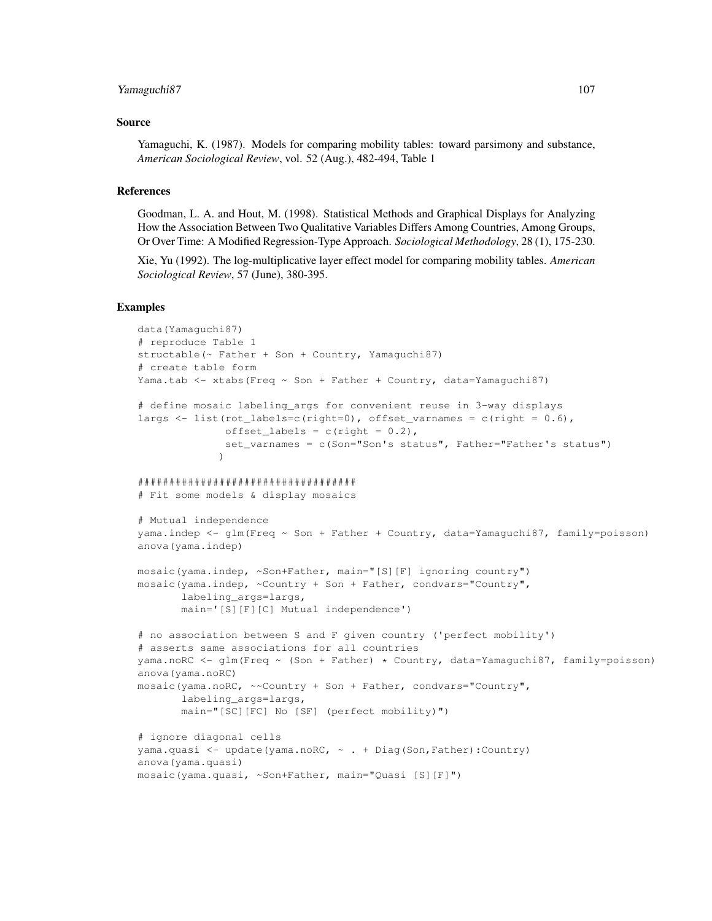## Source

Yamaguchi, K. (1987). Models for comparing mobility tables: toward parsimony and substance, *American Sociological Review*, vol. 52 (Aug.), 482-494, Table 1

## References

Goodman, L. A. and Hout, M. (1998). Statistical Methods and Graphical Displays for Analyzing How the Association Between Two Qualitative Variables Differs Among Countries, Among Groups, Or Over Time: A Modified Regression-Type Approach. *Sociological Methodology*, 28 (1), 175-230.

Xie, Yu (1992). The log-multiplicative layer effect model for comparing mobility tables. *American Sociological Review*, 57 (June), 380-395.

## Examples

```
data(Yamaguchi87)
# reproduce Table 1
structable(~ Father + Son + Country, Yamaguchi87)
# create table form
Yama.tab <- xtabs(Freq ~ Son + Father + Country, data=Yamaguchi87)

# define mosaic labeling_args for convenient reuse in 3-way displays
largs <- list(rot_labels=c(right=0), offset_varnames = c(right = 0.6),
              offset_labels = c(right = 0.2),
              set_varnames = c(Son="Son's status", Father="Father's status")
             )

###################################
# Fit some models & display mosaics

# Mutual independence
yama.indep <- glm(Freq ~ Son + Father + Country, data=Yamaguchi87, family=poisson)
anova(yama.indep)

mosaic(yama.indep, ~Son+Father, main="[S][F] ignoring country")
mosaic(yama.indep, ~Country + Son + Father, condvars="Country",
       labeling_args=largs,
       main='[S][F][C] Mutual independence')

# no association between S and F given country ('perfect mobility')
# asserts same associations for all countries
yama.noRC <- glm(Freq ~ (Son + Father) * Country, data=Yamaguchi87, family=poisson)
anova(yama.noRC)
mosaic(yama.noRC, ~~Country + Son + Father, condvars="Country",
       labeling_args=largs,
       main="[SC][FC] No [SF] (perfect mobility)")

# ignore diagonal cells
yama.quasi <- update(yama.noRC, ~ . + Diag(Son,Father):Country)
anova(yama.quasi)
mosaic(yama.quasi, ~Son+Father, main="Quasi [S][F]")
```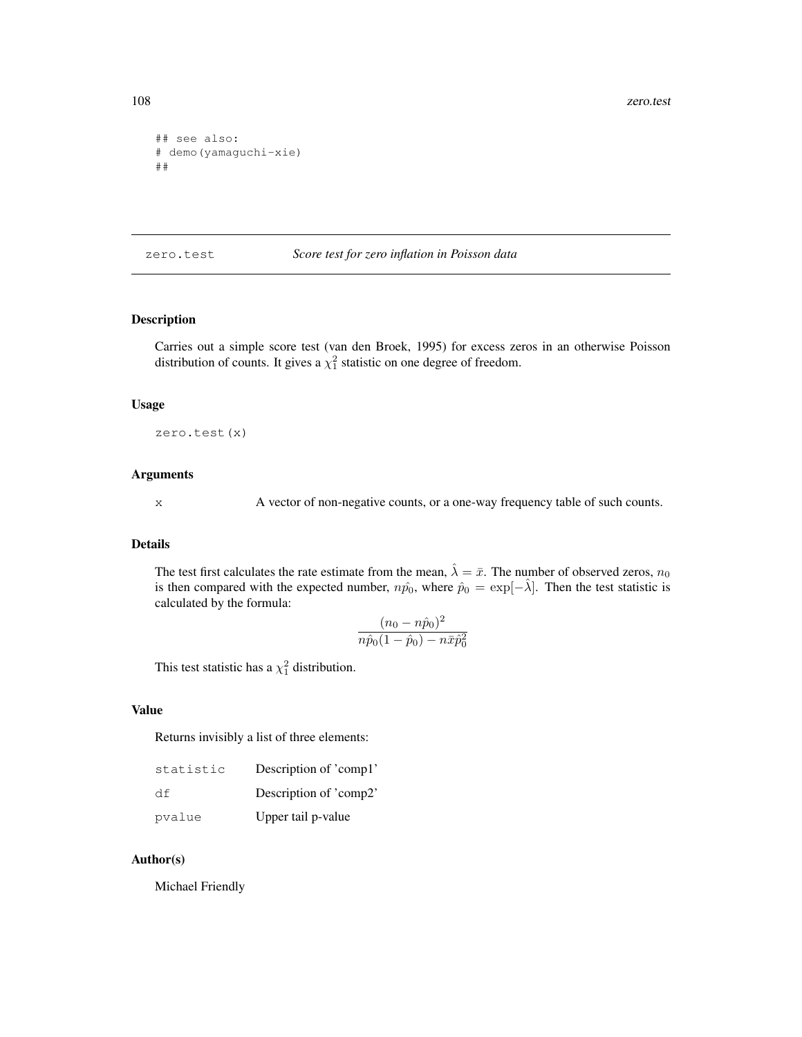```
## see also:
# demo(yamaguchi-xie)
##
```

---

## zero.test — *Score test for zero inflation in Poisson data*

---

### Description

Carries out a simple score test (van den Broek, 1995) for excess zeros in an otherwise Poisson distribution of counts. It gives a $\chi^2_1$ statistic on one degree of freedom.

### Usage

```
zero.test(x)
```

### Arguments

| | |
|---|---|
| `x` | A vector of non-negative counts, or a one-way frequency table of such counts. |

### Details

The test first calculates the rate estimate from the mean, $\hat{\lambda} = \bar{x}$. The number of observed zeros, $n_0$ is then compared with the expected number, $n\hat{p_0}$, where $\hat{p}_0 = \exp[-\hat{\lambda}]$. Then the test statistic is calculated by the formula:

$$\frac{(n_0 - n\hat{p}_0)^2}{n\hat{p}_0(1 - \hat{p}_0) - n\bar{x}\hat{p}_0^2}$$

This test statistic has a $\chi^2_1$ distribution.

### Value

Returns invisibly a list of three elements:

| | |
|---|---|
| `statistic` | Description of 'comp1' |
| `df` | Description of 'comp2' |
| `pvalue` | Upper tail p-value |

### Author(s)

Michael Friendly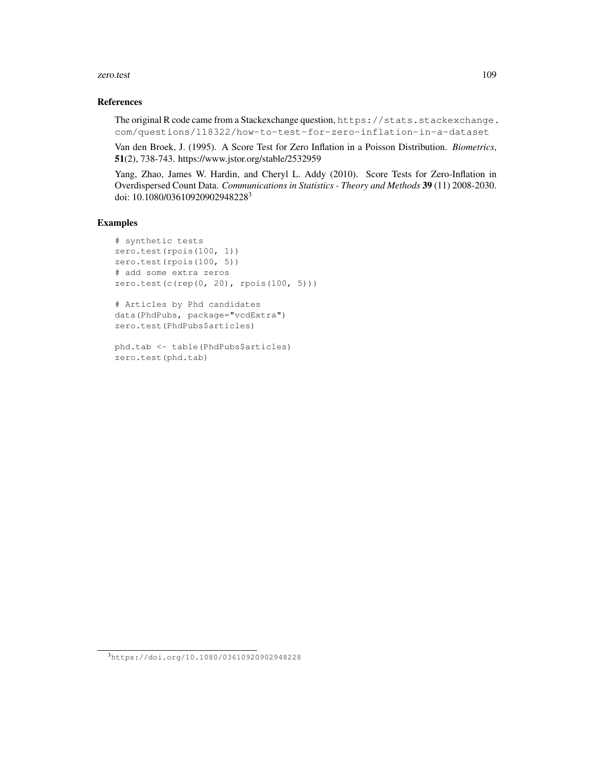## References

The original R code came from a Stackexchange question, `https://stats.stackexchange.com/questions/118322/how-to-test-for-zero-inflation-in-a-dataset`

Van den Broek, J. (1995). A Score Test for Zero Inflation in a Poisson Distribution. *Biometrics*, **51**(2), 738-743. https://www.jstor.org/stable/2532959

Yang, Zhao, James W. Hardin, and Cheryl L. Addy (2010). Score Tests for Zero-Inflation in Overdispersed Count Data. *Communications in Statistics - Theory and Methods* **39** (11) 2008-2030. doi: 10.1080/03610920902948228[3]

## Examples

```
# synthetic tests
zero.test(rpois(100, 1))
zero.test(rpois(100, 5))
# add some extra zeros
zero.test(c(rep(0, 20), rpois(100, 5)))

# Articles by Phd candidates
data(PhdPubs, package="vcdExtra")
zero.test(PhdPubs$articles)

phd.tab <- table(PhdPubs$articles)
zero.test(phd.tab)
```

[3] `https://doi.org/10.1080/03610920902948228`